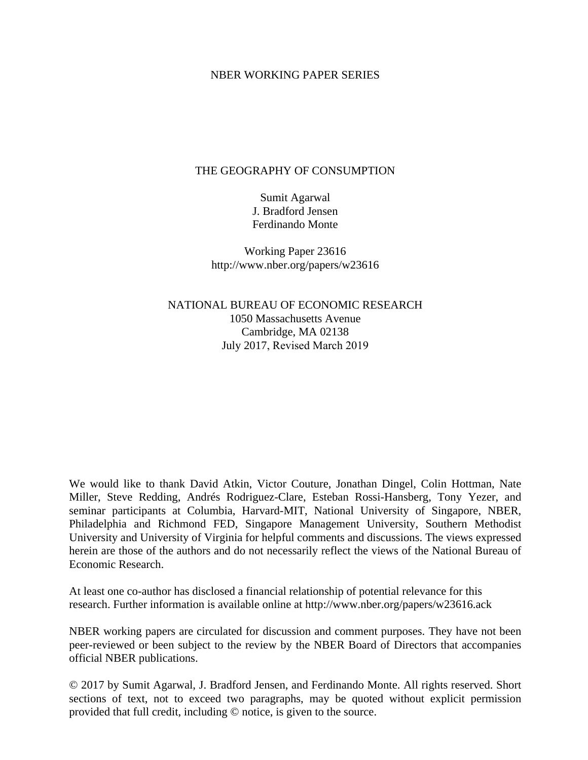NBER WORKING PAPER SERIES

# THE GEOGRAPHY OF CONSUMPTION

Sumit Agarwal
J. Bradford Jensen
Ferdinando Monte

Working Paper 23616
http://www.nber.org/papers/w23616

NATIONAL BUREAU OF ECONOMIC RESEARCH
1050 Massachusetts Avenue
Cambridge, MA 02138
July 2017, Revised March 2019

We would like to thank David Atkin, Victor Couture, Jonathan Dingel, Colin Hottman, Nate Miller, Steve Redding, Andrés Rodriguez-Clare, Esteban Rossi-Hansberg, Tony Yezer, and seminar participants at Columbia, Harvard-MIT, National University of Singapore, NBER, Philadelphia and Richmond FED, Singapore Management University, Southern Methodist University and University of Virginia for helpful comments and discussions. The views expressed herein are those of the authors and do not necessarily reflect the views of the National Bureau of Economic Research.

At least one co-author has disclosed a financial relationship of potential relevance for this research. Further information is available online at http://www.nber.org/papers/w23616.ack

NBER working papers are circulated for discussion and comment purposes. They have not been peer-reviewed or been subject to the review by the NBER Board of Directors that accompanies official NBER publications.

© 2017 by Sumit Agarwal, J. Bradford Jensen, and Ferdinando Monte. All rights reserved. Short sections of text, not to exceed two paragraphs, may be quoted without explicit permission provided that full credit, including © notice, is given to the source.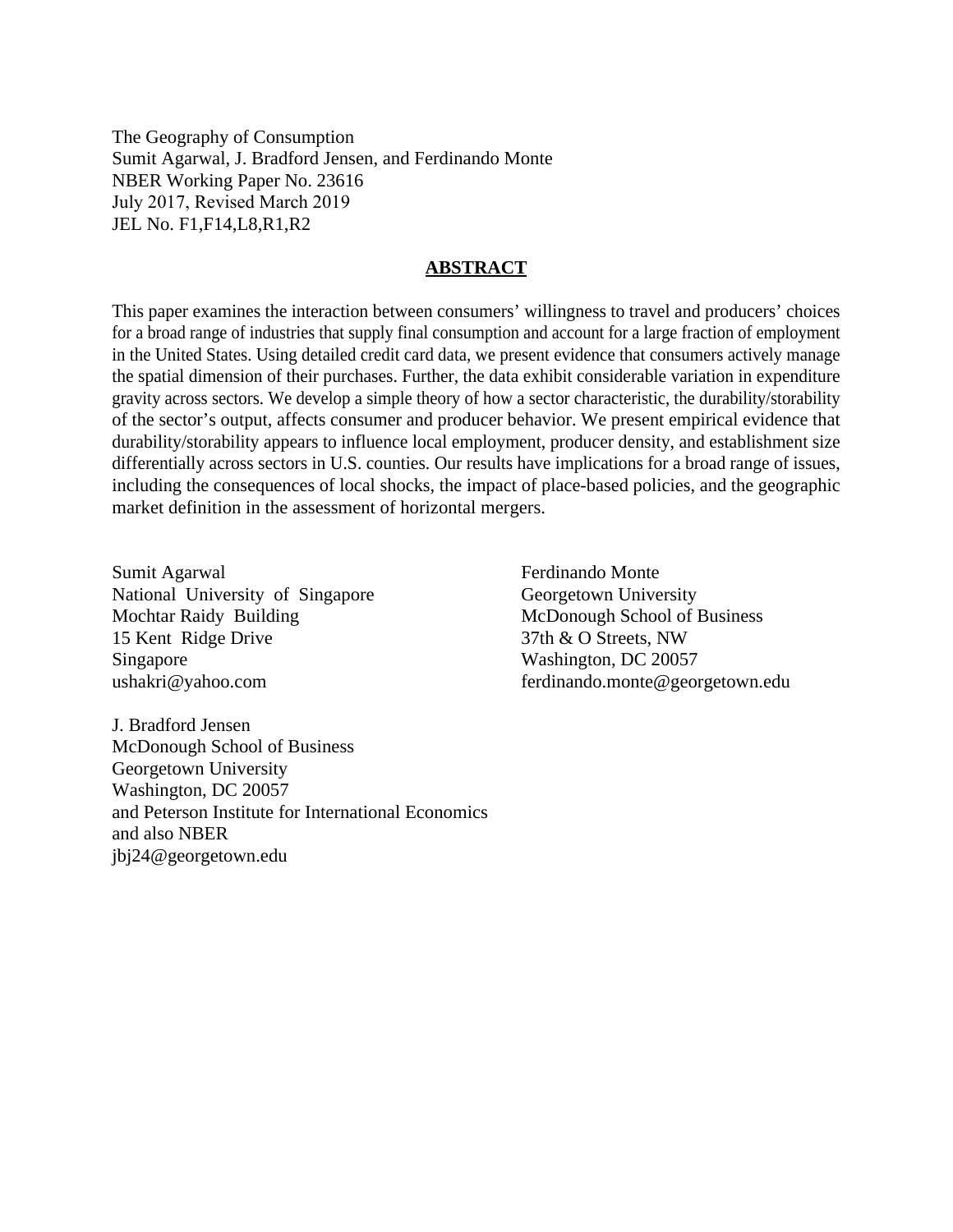The Geography of Consumption
Sumit Agarwal, J. Bradford Jensen, and Ferdinando Monte
NBER Working Paper No. 23616
July 2017, Revised March 2019
JEL No. F1,F14,L8,R1,R2

## ABSTRACT

This paper examines the interaction between consumers' willingness to travel and producers' choices for a broad range of industries that supply final consumption and account for a large fraction of employment in the United States. Using detailed credit card data, we present evidence that consumers actively manage the spatial dimension of their purchases. Further, the data exhibit considerable variation in expenditure gravity across sectors. We develop a simple theory of how a sector characteristic, the durability/storability of the sector's output, affects consumer and producer behavior. We present empirical evidence that durability/storability appears to influence local employment, producer density, and establishment size differentially across sectors in U.S. counties. Our results have implications for a broad range of issues, including the consequences of local shocks, the impact of place-based policies, and the geographic market definition in the assessment of horizontal mergers.

Sumit Agarwal
National University of Singapore
Mochtar Raidy Building
15 Kent Ridge Drive
Singapore
ushakri@yahoo.com

J. Bradford Jensen
McDonough School of Business
Georgetown University
Washington, DC 20057
and Peterson Institute for International Economics
and also NBER
jbj24@georgetown.edu

Ferdinando Monte
Georgetown University
McDonough School of Business
37th & O Streets, NW
Washington, DC 20057
ferdinando.monte@georgetown.edu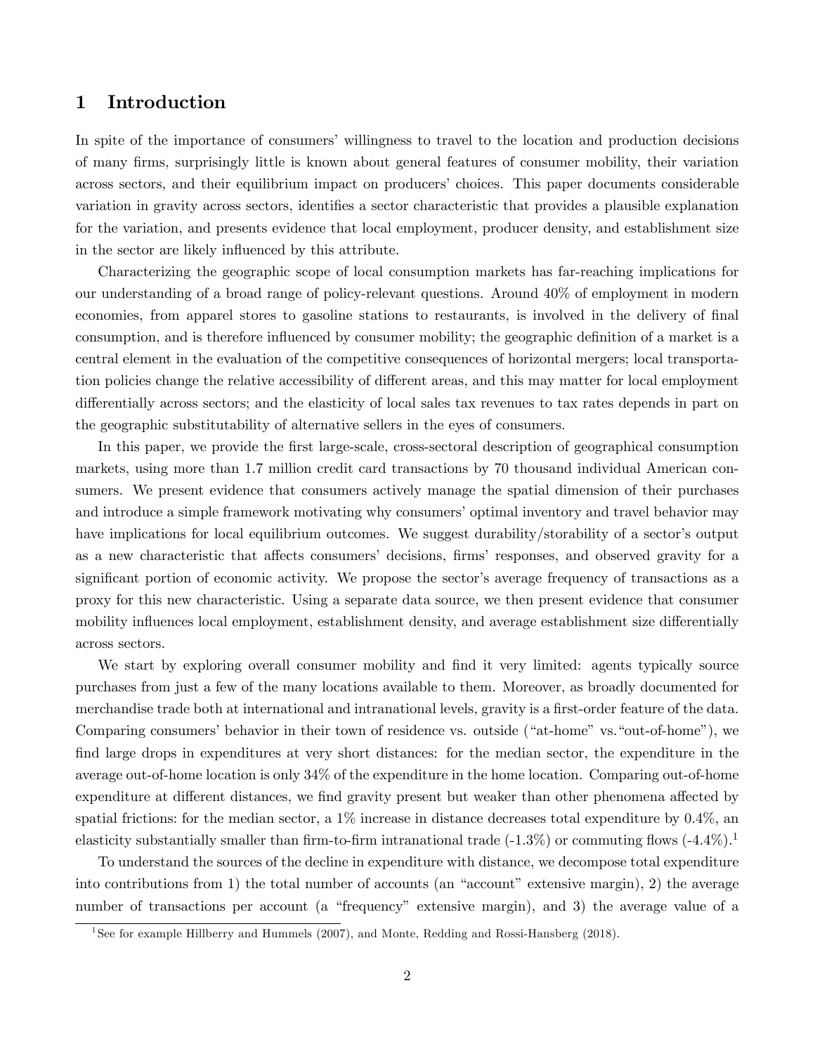# 1 Introduction

In spite of the importance of consumers' willingness to travel to the location and production decisions of many firms, surprisingly little is known about general features of consumer mobility, their variation across sectors, and their equilibrium impact on producers' choices. This paper documents considerable variation in gravity across sectors, identifies a sector characteristic that provides a plausible explanation for the variation, and presents evidence that local employment, producer density, and establishment size in the sector are likely influenced by this attribute.

Characterizing the geographic scope of local consumption markets has far-reaching implications for our understanding of a broad range of policy-relevant questions. Around 40% of employment in modern economies, from apparel stores to gasoline stations to restaurants, is involved in the delivery of final consumption, and is therefore influenced by consumer mobility; the geographic definition of a market is a central element in the evaluation of the competitive consequences of horizontal mergers; local transportation policies change the relative accessibility of different areas, and this may matter for local employment differentially across sectors; and the elasticity of local sales tax revenues to tax rates depends in part on the geographic substitutability of alternative sellers in the eyes of consumers.

In this paper, we provide the first large-scale, cross-sectoral description of geographical consumption markets, using more than 1.7 million credit card transactions by 70 thousand individual American consumers. We present evidence that consumers actively manage the spatial dimension of their purchases and introduce a simple framework motivating why consumers' optimal inventory and travel behavior may have implications for local equilibrium outcomes. We suggest durability/storability of a sector's output as a new characteristic that affects consumers' decisions, firms' responses, and observed gravity for a significant portion of economic activity. We propose the sector's average frequency of transactions as a proxy for this new characteristic. Using a separate data source, we then present evidence that consumer mobility influences local employment, establishment density, and average establishment size differentially across sectors.

We start by exploring overall consumer mobility and find it very limited: agents typically source purchases from just a few of the many locations available to them. Moreover, as broadly documented for merchandise trade both at international and intranational levels, gravity is a first-order feature of the data. Comparing consumers' behavior in their town of residence vs. outside ("at-home" vs."out-of-home"), we find large drops in expenditures at very short distances: for the median sector, the expenditure in the average out-of-home location is only 34% of the expenditure in the home location. Comparing out-of-home expenditure at different distances, we find gravity present but weaker than other phenomena affected by spatial frictions: for the median sector, a 1% increase in distance decreases total expenditure by 0.4%, an elasticity substantially smaller than firm-to-firm intranational trade (-1.3%) or commuting flows (-4.4%).[1]

To understand the sources of the decline in expenditure with distance, we decompose total expenditure into contributions from 1) the total number of accounts (an "account" extensive margin), 2) the average number of transactions per account (a "frequency" extensive margin), and 3) the average value of a

[1] See for example Hillberry and Hummels (2007), and Monte, Redding and Rossi-Hansberg (2018).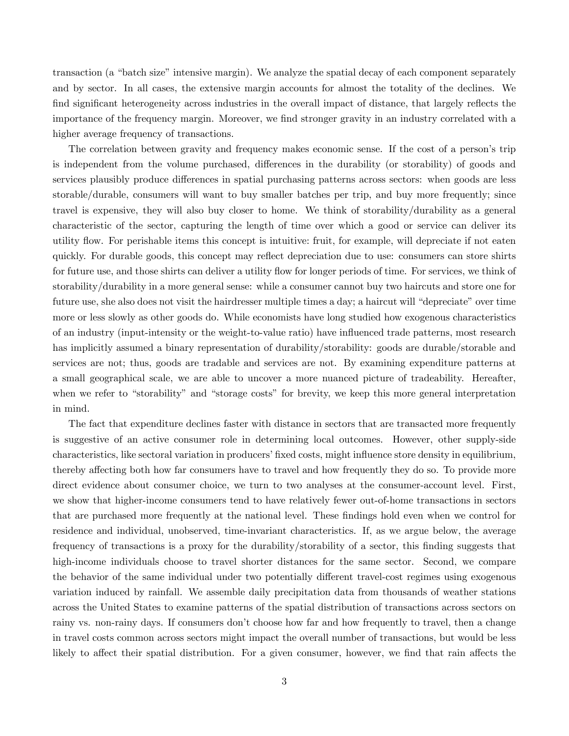transaction (a "batch size" intensive margin). We analyze the spatial decay of each component separately and by sector. In all cases, the extensive margin accounts for almost the totality of the declines. We find significant heterogeneity across industries in the overall impact of distance, that largely reflects the importance of the frequency margin. Moreover, we find stronger gravity in an industry correlated with a higher average frequency of transactions.

The correlation between gravity and frequency makes economic sense. If the cost of a person's trip is independent from the volume purchased, differences in the durability (or storability) of goods and services plausibly produce differences in spatial purchasing patterns across sectors: when goods are less storable/durable, consumers will want to buy smaller batches per trip, and buy more frequently; since travel is expensive, they will also buy closer to home. We think of storability/durability as a general characteristic of the sector, capturing the length of time over which a good or service can deliver its utility flow. For perishable items this concept is intuitive: fruit, for example, will depreciate if not eaten quickly. For durable goods, this concept may reflect depreciation due to use: consumers can store shirts for future use, and those shirts can deliver a utility flow for longer periods of time. For services, we think of storability/durability in a more general sense: while a consumer cannot buy two haircuts and store one for future use, she also does not visit the hairdresser multiple times a day; a haircut will "depreciate" over time more or less slowly as other goods do. While economists have long studied how exogenous characteristics of an industry (input-intensity or the weight-to-value ratio) have influenced trade patterns, most research has implicitly assumed a binary representation of durability/storability: goods are durable/storable and services are not; thus, goods are tradable and services are not. By examining expenditure patterns at a small geographical scale, we are able to uncover a more nuanced picture of tradeability. Hereafter, when we refer to "storability" and "storage costs" for brevity, we keep this more general interpretation in mind.

The fact that expenditure declines faster with distance in sectors that are transacted more frequently is suggestive of an active consumer role in determining local outcomes. However, other supply-side characteristics, like sectoral variation in producers' fixed costs, might influence store density in equilibrium, thereby affecting both how far consumers have to travel and how frequently they do so. To provide more direct evidence about consumer choice, we turn to two analyses at the consumer-account level. First, we show that higher-income consumers tend to have relatively fewer out-of-home transactions in sectors that are purchased more frequently at the national level. These findings hold even when we control for residence and individual, unobserved, time-invariant characteristics. If, as we argue below, the average frequency of transactions is a proxy for the durability/storability of a sector, this finding suggests that high-income individuals choose to travel shorter distances for the same sector. Second, we compare the behavior of the same individual under two potentially different travel-cost regimes using exogenous variation induced by rainfall. We assemble daily precipitation data from thousands of weather stations across the United States to examine patterns of the spatial distribution of transactions across sectors on rainy vs. non-rainy days. If consumers don't choose how far and how frequently to travel, then a change in travel costs common across sectors might impact the overall number of transactions, but would be less likely to affect their spatial distribution. For a given consumer, however, we find that rain affects the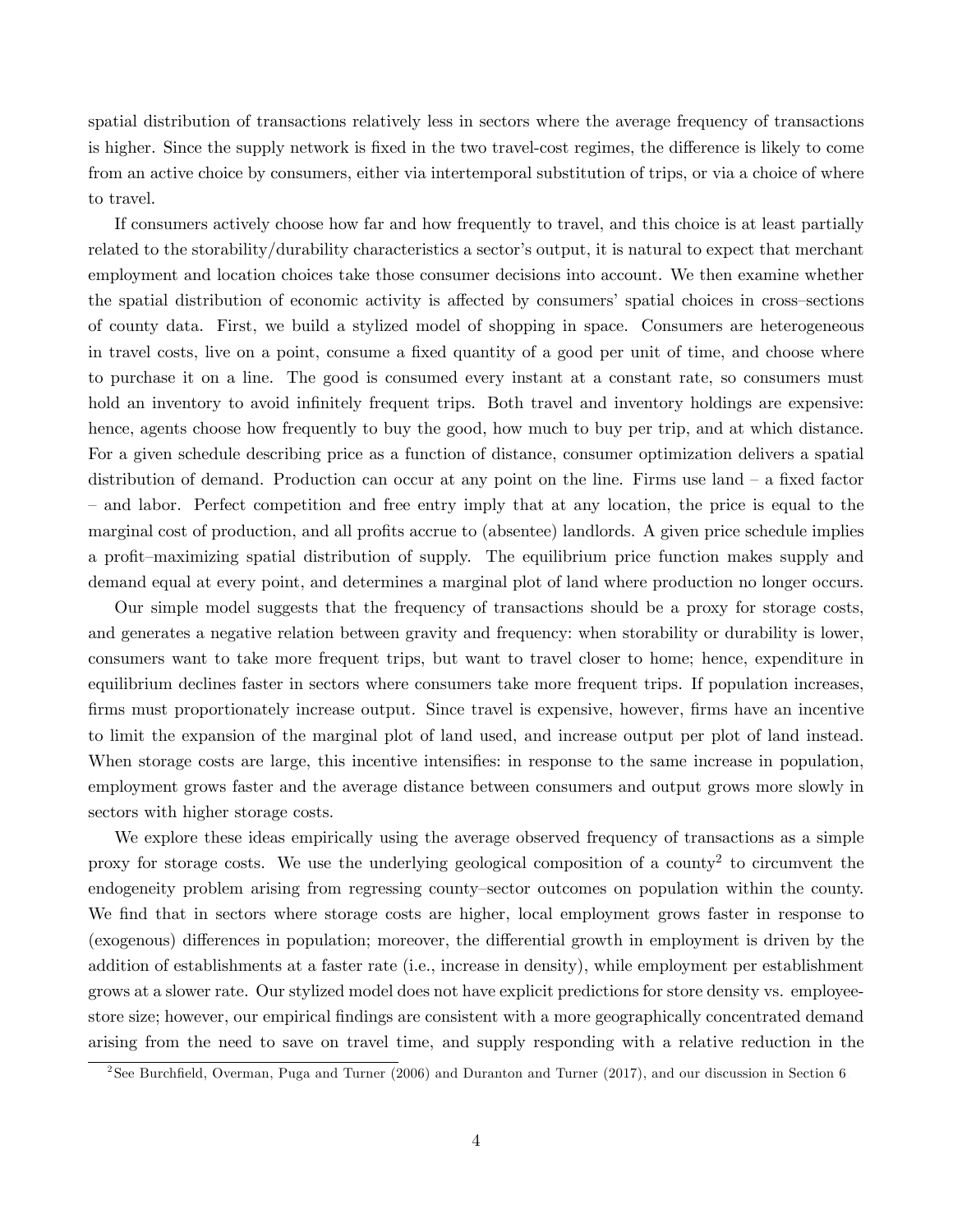spatial distribution of transactions relatively less in sectors where the average frequency of transactions is higher. Since the supply network is fixed in the two travel-cost regimes, the difference is likely to come from an active choice by consumers, either via intertemporal substitution of trips, or via a choice of where to travel.

If consumers actively choose how far and how frequently to travel, and this choice is at least partially related to the storability/durability characteristics a sector's output, it is natural to expect that merchant employment and location choices take those consumer decisions into account. We then examine whether the spatial distribution of economic activity is affected by consumers' spatial choices in cross–sections of county data. First, we build a stylized model of shopping in space. Consumers are heterogeneous in travel costs, live on a point, consume a fixed quantity of a good per unit of time, and choose where to purchase it on a line. The good is consumed every instant at a constant rate, so consumers must hold an inventory to avoid infinitely frequent trips. Both travel and inventory holdings are expensive: hence, agents choose how frequently to buy the good, how much to buy per trip, and at which distance. For a given schedule describing price as a function of distance, consumer optimization delivers a spatial distribution of demand. Production can occur at any point on the line. Firms use land – a fixed factor – and labor. Perfect competition and free entry imply that at any location, the price is equal to the marginal cost of production, and all profits accrue to (absentee) landlords. A given price schedule implies a profit–maximizing spatial distribution of supply. The equilibrium price function makes supply and demand equal at every point, and determines a marginal plot of land where production no longer occurs.

Our simple model suggests that the frequency of transactions should be a proxy for storage costs, and generates a negative relation between gravity and frequency: when storability or durability is lower, consumers want to take more frequent trips, but want to travel closer to home; hence, expenditure in equilibrium declines faster in sectors where consumers take more frequent trips. If population increases, firms must proportionately increase output. Since travel is expensive, however, firms have an incentive to limit the expansion of the marginal plot of land used, and increase output per plot of land instead. When storage costs are large, this incentive intensifies: in response to the same increase in population, employment grows faster and the average distance between consumers and output grows more slowly in sectors with higher storage costs.

We explore these ideas empirically using the average observed frequency of transactions as a simple proxy for storage costs. We use the underlying geological composition of a county[2] to circumvent the endogeneity problem arising from regressing county–sector outcomes on population within the county. We find that in sectors where storage costs are higher, local employment grows faster in response to (exogenous) differences in population; moreover, the differential growth in employment is driven by the addition of establishments at a faster rate (i.e., increase in density), while employment per establishment grows at a slower rate. Our stylized model does not have explicit predictions for store density vs. employee-store size; however, our empirical findings are consistent with a more geographically concentrated demand arising from the need to save on travel time, and supply responding with a relative reduction in the

[2]See Burchfield, Overman, Puga and Turner (2006) and Duranton and Turner (2017), and our discussion in Section 6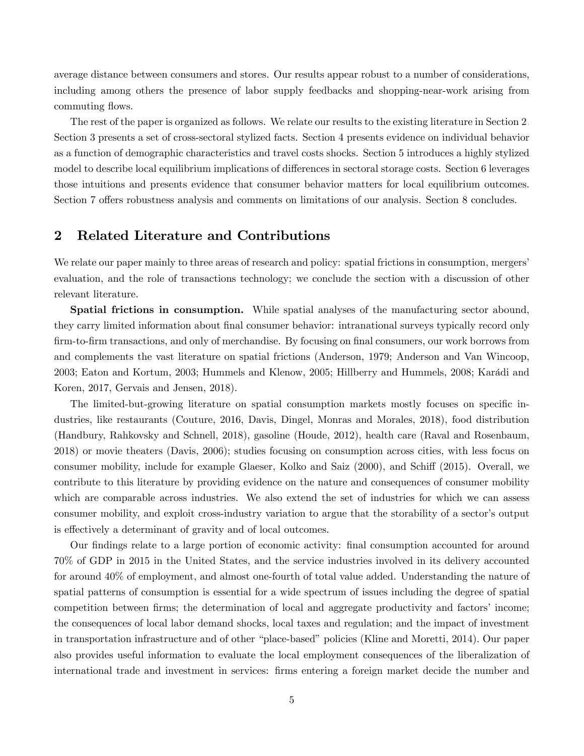average distance between consumers and stores. Our results appear robust to a number of considerations, including among others the presence of labor supply feedbacks and shopping-near-work arising from commuting flows.

The rest of the paper is organized as follows. We relate our results to the existing literature in Section 2. Section 3 presents a set of cross-sectoral stylized facts. Section 4 presents evidence on individual behavior as a function of demographic characteristics and travel costs shocks. Section 5 introduces a highly stylized model to describe local equilibrium implications of differences in sectoral storage costs. Section 6 leverages those intuitions and presents evidence that consumer behavior matters for local equilibrium outcomes. Section 7 offers robustness analysis and comments on limitations of our analysis. Section 8 concludes.

## 2 Related Literature and Contributions

We relate our paper mainly to three areas of research and policy: spatial frictions in consumption, mergers' evaluation, and the role of transactions technology; we conclude the section with a discussion of other relevant literature.

**Spatial frictions in consumption.** While spatial analyses of the manufacturing sector abound, they carry limited information about final consumer behavior: intranational surveys typically record only firm-to-firm transactions, and only of merchandise. By focusing on final consumers, our work borrows from and complements the vast literature on spatial frictions (Anderson, 1979; Anderson and Van Wincoop, 2003; Eaton and Kortum, 2003; Hummels and Klenow, 2005; Hillberry and Hummels, 2008; Karádi and Koren, 2017, Gervais and Jensen, 2018).

The limited-but-growing literature on spatial consumption markets mostly focuses on specific industries, like restaurants (Couture, 2016, Davis, Dingel, Monras and Morales, 2018), food distribution (Handbury, Rahkovsky and Schnell, 2018), gasoline (Houde, 2012), health care (Raval and Rosenbaum, 2018) or movie theaters (Davis, 2006); studies focusing on consumption across cities, with less focus on consumer mobility, include for example Glaeser, Kolko and Saiz (2000), and Schiff (2015). Overall, we contribute to this literature by providing evidence on the nature and consequences of consumer mobility which are comparable across industries. We also extend the set of industries for which we can assess consumer mobility, and exploit cross-industry variation to argue that the storability of a sector's output is effectively a determinant of gravity and of local outcomes.

Our findings relate to a large portion of economic activity: final consumption accounted for around 70% of GDP in 2015 in the United States, and the service industries involved in its delivery accounted for around 40% of employment, and almost one-fourth of total value added. Understanding the nature of spatial patterns of consumption is essential for a wide spectrum of issues including the degree of spatial competition between firms; the determination of local and aggregate productivity and factors' income; the consequences of local labor demand shocks, local taxes and regulation; and the impact of investment in transportation infrastructure and of other "place-based" policies (Kline and Moretti, 2014). Our paper also provides useful information to evaluate the local employment consequences of the liberalization of international trade and investment in services: firms entering a foreign market decide the number and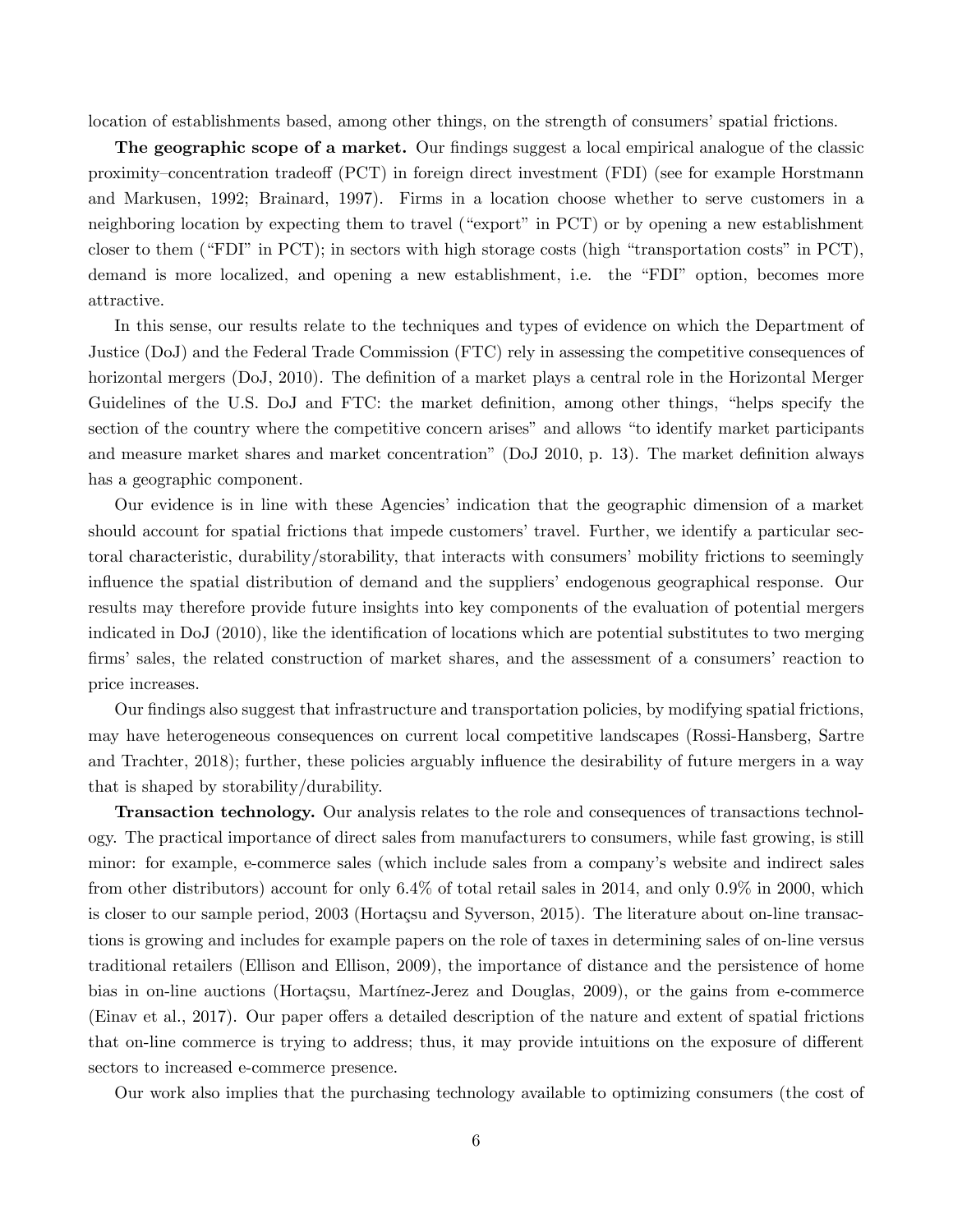location of establishments based, among other things, on the strength of consumers' spatial frictions.

**The geographic scope of a market.** Our findings suggest a local empirical analogue of the classic proximity–concentration tradeoff (PCT) in foreign direct investment (FDI) (see for example Horstmann and Markusen, 1992; Brainard, 1997). Firms in a location choose whether to serve customers in a neighboring location by expecting them to travel ("export" in PCT) or by opening a new establishment closer to them ("FDI" in PCT); in sectors with high storage costs (high "transportation costs" in PCT), demand is more localized, and opening a new establishment, i.e. the "FDI" option, becomes more attractive.

In this sense, our results relate to the techniques and types of evidence on which the Department of Justice (DoJ) and the Federal Trade Commission (FTC) rely in assessing the competitive consequences of horizontal mergers (DoJ, 2010). The definition of a market plays a central role in the Horizontal Merger Guidelines of the U.S. DoJ and FTC: the market definition, among other things, "helps specify the section of the country where the competitive concern arises" and allows "to identify market participants and measure market shares and market concentration" (DoJ 2010, p. 13). The market definition always has a geographic component.

Our evidence is in line with these Agencies' indication that the geographic dimension of a market should account for spatial frictions that impede customers' travel. Further, we identify a particular sectoral characteristic, durability/storability, that interacts with consumers' mobility frictions to seemingly influence the spatial distribution of demand and the suppliers' endogenous geographical response. Our results may therefore provide future insights into key components of the evaluation of potential mergers indicated in DoJ (2010), like the identification of locations which are potential substitutes to two merging firms' sales, the related construction of market shares, and the assessment of a consumers' reaction to price increases.

Our findings also suggest that infrastructure and transportation policies, by modifying spatial frictions, may have heterogeneous consequences on current local competitive landscapes (Rossi-Hansberg, Sartre and Trachter, 2018); further, these policies arguably influence the desirability of future mergers in a way that is shaped by storability/durability.

**Transaction technology.** Our analysis relates to the role and consequences of transactions technology. The practical importance of direct sales from manufacturers to consumers, while fast growing, is still minor: for example, e-commerce sales (which include sales from a company's website and indirect sales from other distributors) account for only 6.4% of total retail sales in 2014, and only 0.9% in 2000, which is closer to our sample period, 2003 (Hortaçsu and Syverson, 2015). The literature about on-line transactions is growing and includes for example papers on the role of taxes in determining sales of on-line versus traditional retailers (Ellison and Ellison, 2009), the importance of distance and the persistence of home bias in on-line auctions (Hortaçsu, Martínez-Jerez and Douglas, 2009), or the gains from e-commerce (Einav et al., 2017). Our paper offers a detailed description of the nature and extent of spatial frictions that on-line commerce is trying to address; thus, it may provide intuitions on the exposure of different sectors to increased e-commerce presence.

Our work also implies that the purchasing technology available to optimizing consumers (the cost of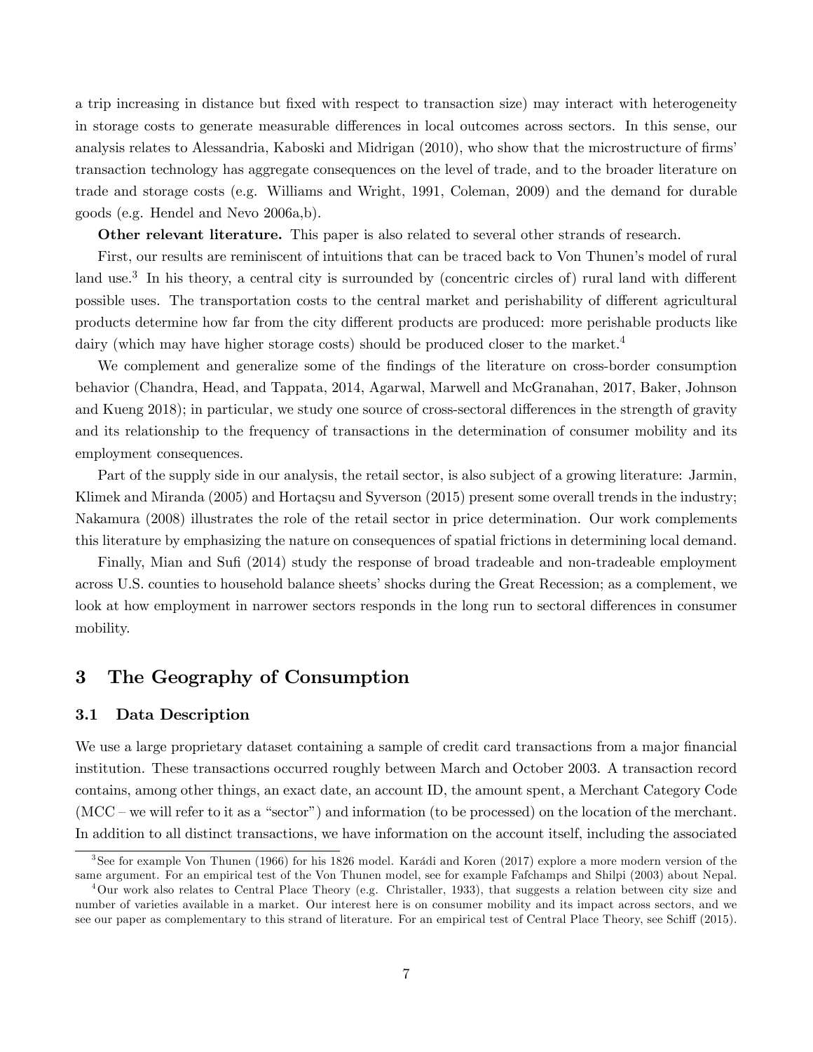a trip increasing in distance but fixed with respect to transaction size) may interact with heterogeneity in storage costs to generate measurable differences in local outcomes across sectors. In this sense, our analysis relates to Alessandria, Kaboski and Midrigan (2010), who show that the microstructure of firms' transaction technology has aggregate consequences on the level of trade, and to the broader literature on trade and storage costs (e.g. Williams and Wright, 1991, Coleman, 2009) and the demand for durable goods (e.g. Hendel and Nevo 2006a,b).

**Other relevant literature.** This paper is also related to several other strands of research.

First, our results are reminiscent of intuitions that can be traced back to Von Thunen's model of rural land use.[3] In his theory, a central city is surrounded by (concentric circles of) rural land with different possible uses. The transportation costs to the central market and perishability of different agricultural products determine how far from the city different products are produced: more perishable products like dairy (which may have higher storage costs) should be produced closer to the market.[4]

We complement and generalize some of the findings of the literature on cross-border consumption behavior (Chandra, Head, and Tappata, 2014, Agarwal, Marwell and McGranahan, 2017, Baker, Johnson and Kueng 2018); in particular, we study one source of cross-sectoral differences in the strength of gravity and its relationship to the frequency of transactions in the determination of consumer mobility and its employment consequences.

Part of the supply side in our analysis, the retail sector, is also subject of a growing literature: Jarmin, Klimek and Miranda (2005) and Hortaçsu and Syverson (2015) present some overall trends in the industry; Nakamura (2008) illustrates the role of the retail sector in price determination. Our work complements this literature by emphasizing the nature on consequences of spatial frictions in determining local demand.

Finally, Mian and Sufi (2014) study the response of broad tradeable and non-tradeable employment across U.S. counties to household balance sheets' shocks during the Great Recession; as a complement, we look at how employment in narrower sectors responds in the long run to sectoral differences in consumer mobility.

# 3 The Geography of Consumption

## 3.1 Data Description

We use a large proprietary dataset containing a sample of credit card transactions from a major financial institution. These transactions occurred roughly between March and October 2003. A transaction record contains, among other things, an exact date, an account ID, the amount spent, a Merchant Category Code (MCC – we will refer to it as a "sector") and information (to be processed) on the location of the merchant. In addition to all distinct transactions, we have information on the account itself, including the associated

[3] See for example Von Thunen (1966) for his 1826 model. Karádi and Koren (2017) explore a more modern version of the same argument. For an empirical test of the Von Thunen model, see for example Fafchamps and Shilpi (2003) about Nepal.

[4] Our work also relates to Central Place Theory (e.g. Christaller, 1933), that suggests a relation between city size and number of varieties available in a market. Our interest here is on consumer mobility and its impact across sectors, and we see our paper as complementary to this strand of literature. For an empirical test of Central Place Theory, see Schiff (2015).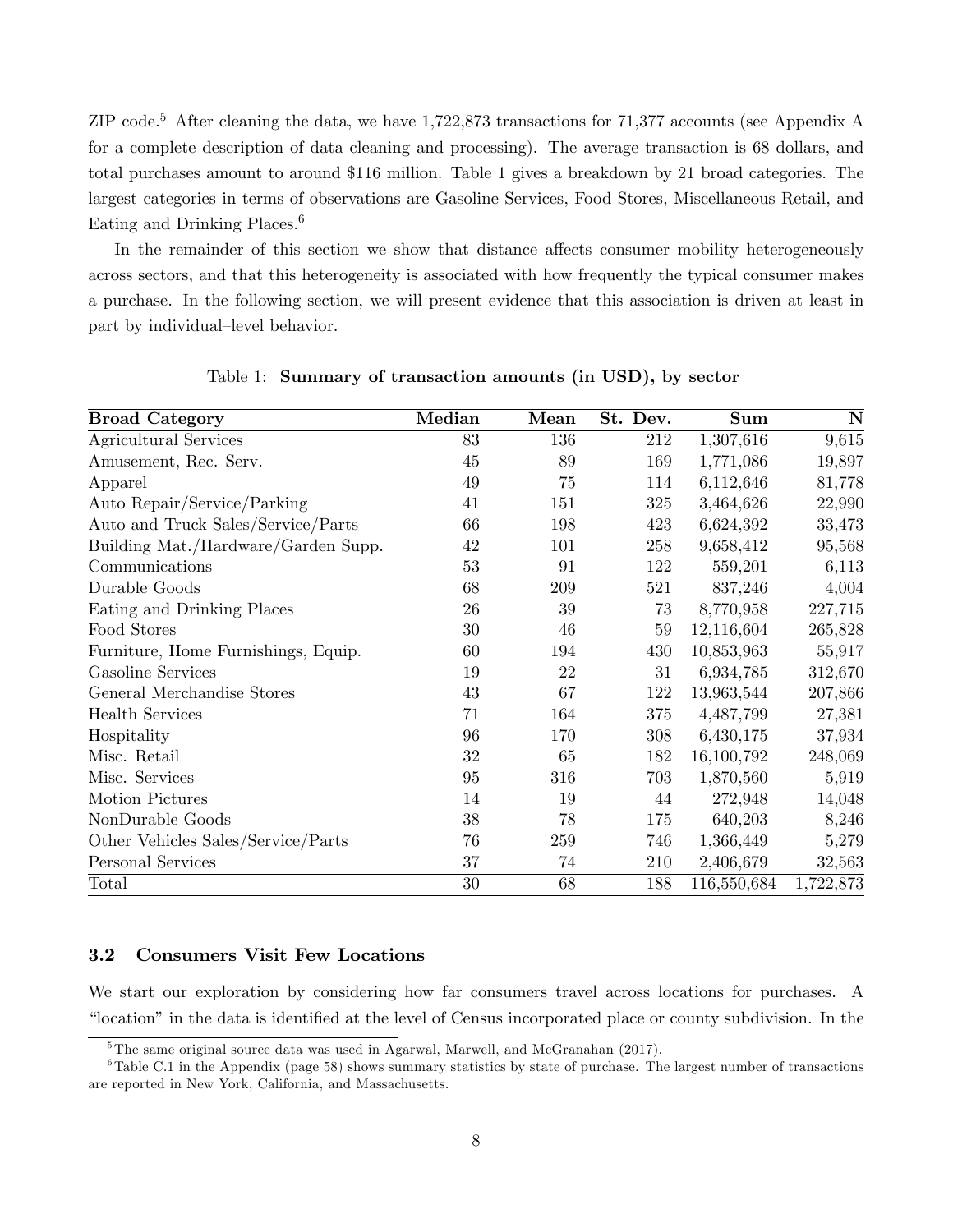ZIP code.[5] After cleaning the data, we have 1,722,873 transactions for 71,377 accounts (see Appendix A for a complete description of data cleaning and processing). The average transaction is 68 dollars, and total purchases amount to around $116 million. Table 1 gives a breakdown by 21 broad categories. The largest categories in terms of observations are Gasoline Services, Food Stores, Miscellaneous Retail, and Eating and Drinking Places.[6]

In the remainder of this section we show that distance affects consumer mobility heterogeneously across sectors, and that this heterogeneity is associated with how frequently the typical consumer makes a purchase. In the following section, we will present evidence that this association is driven at least in part by individual–level behavior.

Table 1: **Summary of transaction amounts (in USD), by sector**

| Broad Category | Median | Mean | St. Dev. | Sum | N |
|---|---|---|---|---|---|
| Agricultural Services | 83 | 136 | 212 | 1,307,616 | 9,615 |
| Amusement, Rec. Serv. | 45 | 89 | 169 | 1,771,086 | 19,897 |
| Apparel | 49 | 75 | 114 | 6,112,646 | 81,778 |
| Auto Repair/Service/Parking | 41 | 151 | 325 | 3,464,626 | 22,990 |
| Auto and Truck Sales/Service/Parts | 66 | 198 | 423 | 6,624,392 | 33,473 |
| Building Mat./Hardware/Garden Supp. | 42 | 101 | 258 | 9,658,412 | 95,568 |
| Communications | 53 | 91 | 122 | 559,201 | 6,113 |
| Durable Goods | 68 | 209 | 521 | 837,246 | 4,004 |
| Eating and Drinking Places | 26 | 39 | 73 | 8,770,958 | 227,715 |
| Food Stores | 30 | 46 | 59 | 12,116,604 | 265,828 |
| Furniture, Home Furnishings, Equip. | 60 | 194 | 430 | 10,853,963 | 55,917 |
| Gasoline Services | 19 | 22 | 31 | 6,934,785 | 312,670 |
| General Merchandise Stores | 43 | 67 | 122 | 13,963,544 | 207,866 |
| Health Services | 71 | 164 | 375 | 4,487,799 | 27,381 |
| Hospitality | 96 | 170 | 308 | 6,430,175 | 37,934 |
| Misc. Retail | 32 | 65 | 182 | 16,100,792 | 248,069 |
| Misc. Services | 95 | 316 | 703 | 1,870,560 | 5,919 |
| Motion Pictures | 14 | 19 | 44 | 272,948 | 14,048 |
| NonDurable Goods | 38 | 78 | 175 | 640,203 | 8,246 |
| Other Vehicles Sales/Service/Parts | 76 | 259 | 746 | 1,366,449 | 5,279 |
| Personal Services | 37 | 74 | 210 | 2,406,679 | 32,563 |
| Total | 30 | 68 | 188 | 116,550,684 | 1,722,873 |

### 3.2 Consumers Visit Few Locations

We start our exploration by considering how far consumers travel across locations for purchases. A "location" in the data is identified at the level of Census incorporated place or county subdivision. In the

[5] The same original source data was used in Agarwal, Marwell, and McGranahan (2017).

[6] Table C.1 in the Appendix (page 58) shows summary statistics by state of purchase. The largest number of transactions are reported in New York, California, and Massachusetts.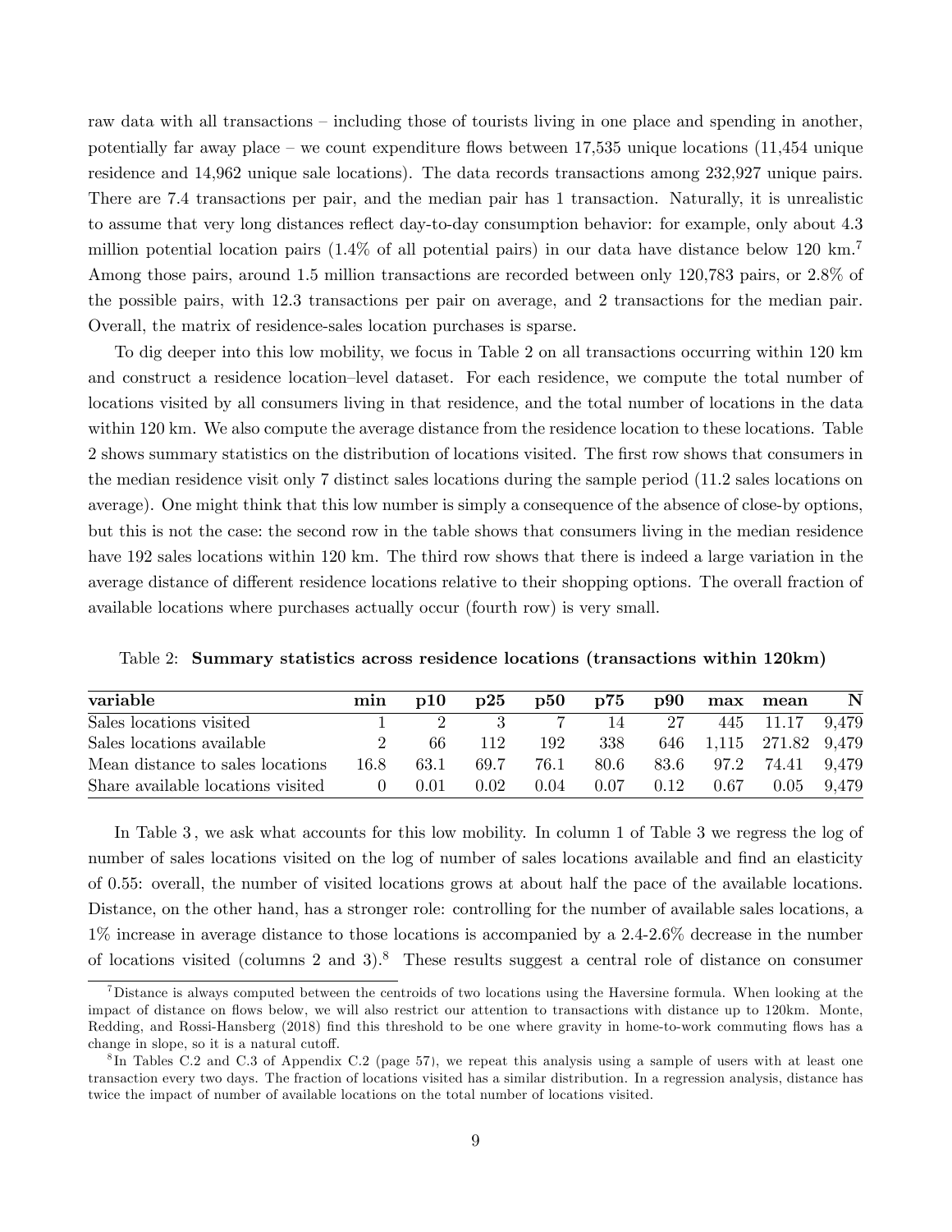raw data with all transactions – including those of tourists living in one place and spending in another, potentially far away place – we count expenditure flows between 17,535 unique locations (11,454 unique residence and 14,962 unique sale locations). The data records transactions among 232,927 unique pairs. There are 7.4 transactions per pair, and the median pair has 1 transaction. Naturally, it is unrealistic to assume that very long distances reflect day-to-day consumption behavior: for example, only about 4.3 million potential location pairs (1.4% of all potential pairs) in our data have distance below 120 km.[7] Among those pairs, around 1.5 million transactions are recorded between only 120,783 pairs, or 2.8% of the possible pairs, with 12.3 transactions per pair on average, and 2 transactions for the median pair. Overall, the matrix of residence-sales location purchases is sparse.

To dig deeper into this low mobility, we focus in Table 2 on all transactions occurring within 120 km and construct a residence location–level dataset. For each residence, we compute the total number of locations visited by all consumers living in that residence, and the total number of locations in the data within 120 km. We also compute the average distance from the residence location to these locations. Table 2 shows summary statistics on the distribution of locations visited. The first row shows that consumers in the median residence visit only 7 distinct sales locations during the sample period (11.2 sales locations on average). One might think that this low number is simply a consequence of the absence of close-by options, but this is not the case: the second row in the table shows that consumers living in the median residence have 192 sales locations within 120 km. The third row shows that there is indeed a large variation in the average distance of different residence locations relative to their shopping options. The overall fraction of available locations where purchases actually occur (fourth row) is very small.

Table 2: **Summary statistics across residence locations (transactions within 120km)**

| variable | min | p10 | p25 | p50 | p75 | p90 | max | mean | N |
|---|---|---|---|---|---|---|---|---|---|
| Sales locations visited | 1 | 2 | 3 | 7 | 14 | 27 | 445 | 11.17 | 9,479 |
| Sales locations available | 2 | 66 | 112 | 192 | 338 | 646 | 1,115 | 271.82 | 9,479 |
| Mean distance to sales locations | 16.8 | 63.1 | 69.7 | 76.1 | 80.6 | 83.6 | 97.2 | 74.41 | 9,479 |
| Share available locations visited | 0 | 0.01 | 0.02 | 0.04 | 0.07 | 0.12 | 0.67 | 0.05 | 9,479 |

In Table 3 , we ask what accounts for this low mobility. In column 1 of Table 3 we regress the log of number of sales locations visited on the log of number of sales locations available and find an elasticity of 0.55: overall, the number of visited locations grows at about half the pace of the available locations. Distance, on the other hand, has a stronger role: controlling for the number of available sales locations, a 1% increase in average distance to those locations is accompanied by a 2.4-2.6% decrease in the number of locations visited (columns 2 and 3).[8] These results suggest a central role of distance on consumer

[7] Distance is always computed between the centroids of two locations using the Haversine formula. When looking at the impact of distance on flows below, we will also restrict our attention to transactions with distance up to 120km. Monte, Redding, and Rossi-Hansberg (2018) find this threshold to be one where gravity in home-to-work commuting flows has a change in slope, so it is a natural cutoff.

[8] In Tables C.2 and C.3 of Appendix C.2 (page 57), we repeat this analysis using a sample of users with at least one transaction every two days. The fraction of locations visited has a similar distribution. In a regression analysis, distance has twice the impact of number of available locations on the total number of locations visited.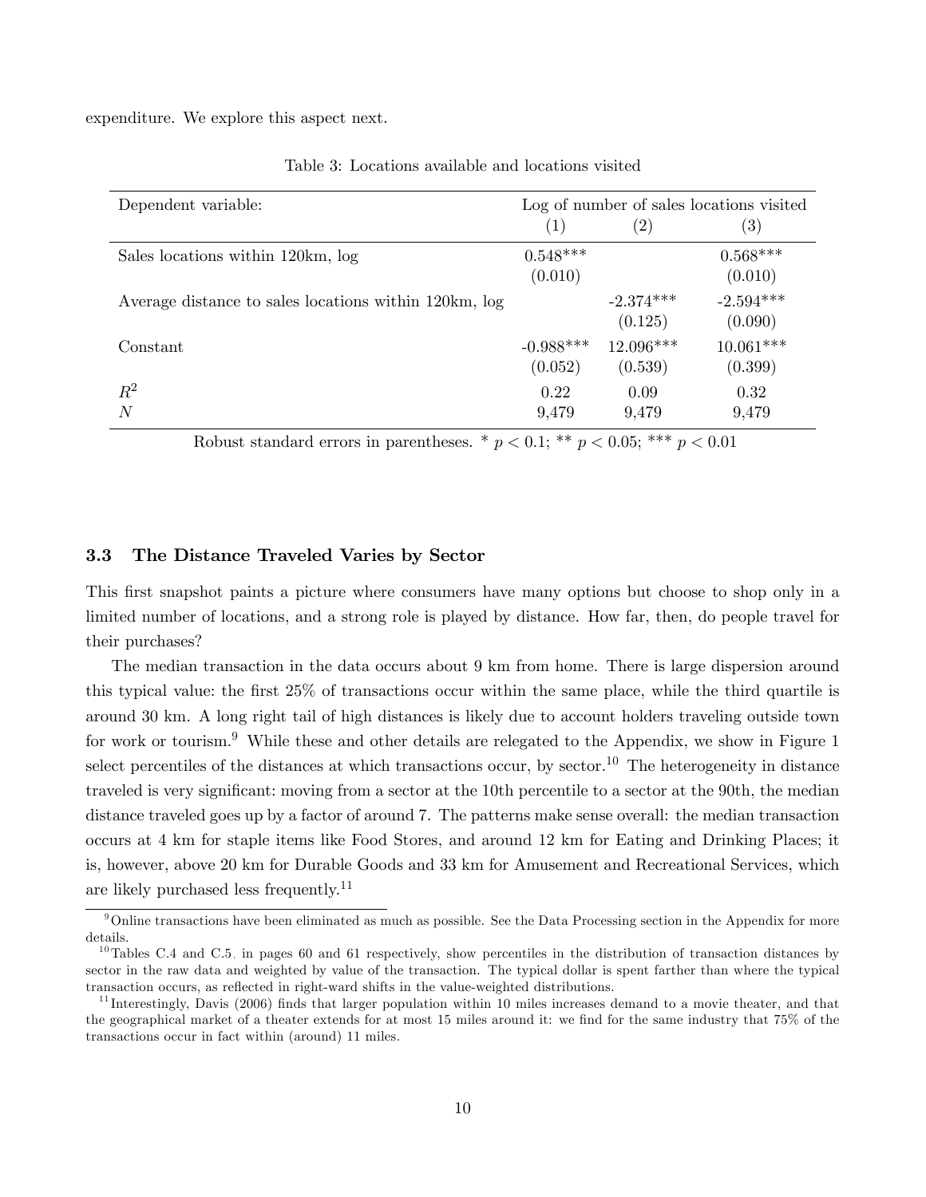expenditure. We explore this aspect next.

Table 3: Locations available and locations visited

| Dependent variable: | Log of number of sales locations visited | | |
|---|---|---|---|
| | (1) | (2) | (3) |
| Sales locations within 120km, log | 0.548*** | | 0.568*** |
| | (0.010) | | (0.010) |
| Average distance to sales locations within 120km, log | | -2.374*** | -2.594*** |
| | | (0.125) | (0.090) |
| Constant | -0.988*** | 12.096*** | 10.061*** |
| | (0.052) | (0.539) | (0.399) |
| $R^2$ | 0.22 | 0.09 | 0.32 |
| $N$ | 9,479 | 9,479 | 9,479 |

Robust standard errors in parentheses. * $p < 0.1$; ** $p < 0.05$; *** $p < 0.01$

### 3.3 The Distance Traveled Varies by Sector

This first snapshot paints a picture where consumers have many options but choose to shop only in a limited number of locations, and a strong role is played by distance. How far, then, do people travel for their purchases?

The median transaction in the data occurs about 9 km from home. There is large dispersion around this typical value: the first 25% of transactions occur within the same place, while the third quartile is around 30 km. A long right tail of high distances is likely due to account holders traveling outside town for work or tourism.[9] While these and other details are relegated to the Appendix, we show in Figure 1 select percentiles of the distances at which transactions occur, by sector.[10] The heterogeneity in distance traveled is very significant: moving from a sector at the 10th percentile to a sector at the 90th, the median distance traveled goes up by a factor of around 7. The patterns make sense overall: the median transaction occurs at 4 km for staple items like Food Stores, and around 12 km for Eating and Drinking Places; it is, however, above 20 km for Durable Goods and 33 km for Amusement and Recreational Services, which are likely purchased less frequently.[11]

[9] Online transactions have been eliminated as much as possible. See the Data Processing section in the Appendix for more details.

[10] Tables C.4 and C.5, in pages 60 and 61 respectively, show percentiles in the distribution of transaction distances by sector in the raw data and weighted by value of the transaction. The typical dollar is spent farther than where the typical transaction occurs, as reflected in right-ward shifts in the value-weighted distributions.

[11] Interestingly, Davis (2006) finds that larger population within 10 miles increases demand to a movie theater, and that the geographical market of a theater extends for at most 15 miles around it: we find for the same industry that 75% of the transactions occur in fact within (around) 11 miles.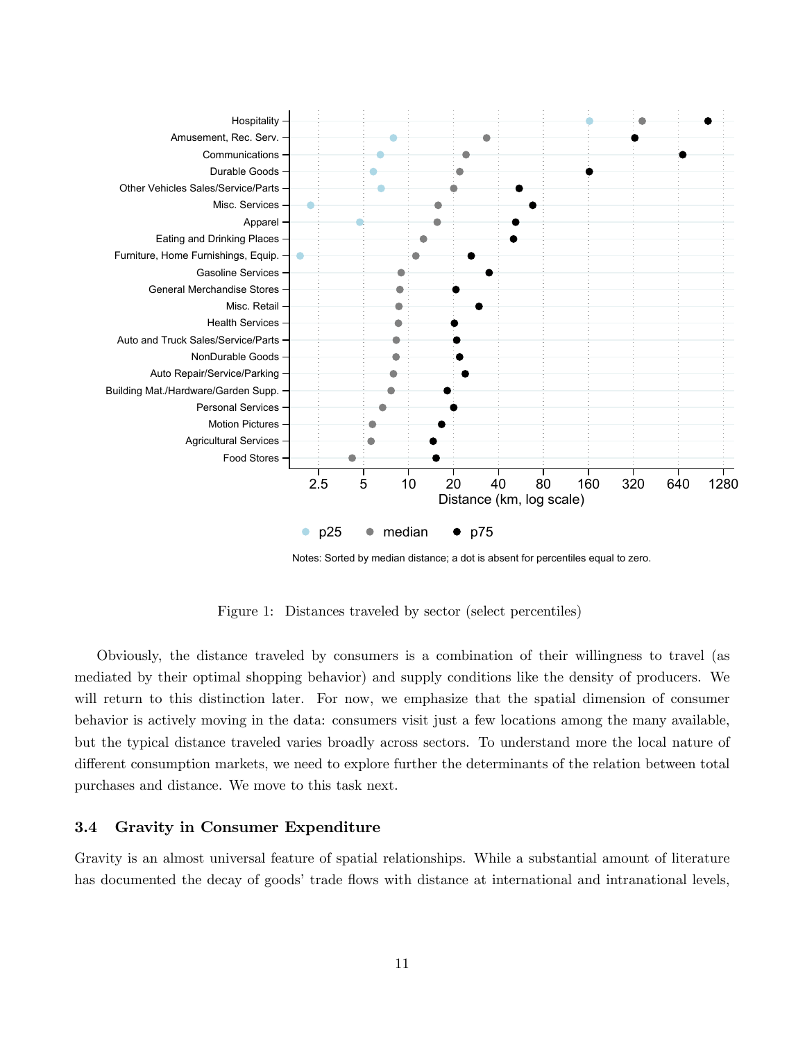Notes: Sorted by median distance; a dot is absent for percentiles equal to zero.

Figure 1: Distances traveled by sector (select percentiles)

Obviously, the distance traveled by consumers is a combination of their willingness to travel (as mediated by their optimal shopping behavior) and supply conditions like the density of producers. We will return to this distinction later. For now, we emphasize that the spatial dimension of consumer behavior is actively moving in the data: consumers visit just a few locations among the many available, but the typical distance traveled varies broadly across sectors. To understand more the local nature of different consumption markets, we need to explore further the determinants of the relation between total purchases and distance. We move to this task next.

### 3.4 Gravity in Consumer Expenditure

Gravity is an almost universal feature of spatial relationships. While a substantial amount of literature has documented the decay of goods' trade flows with distance at international and intranational levels,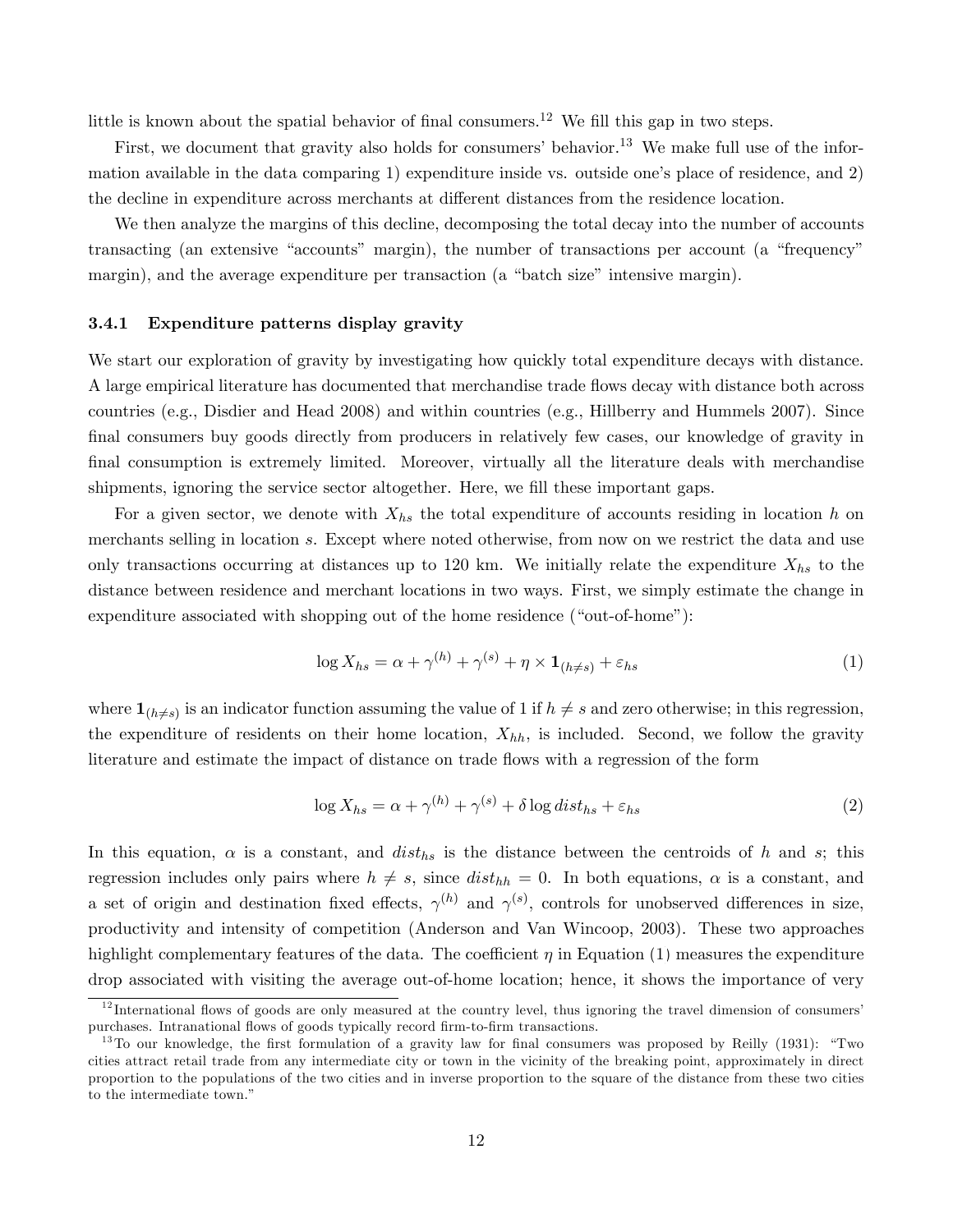little is known about the spatial behavior of final consumers.[12] We fill this gap in two steps.

First, we document that gravity also holds for consumers' behavior.[13] We make full use of the information available in the data comparing 1) expenditure inside vs. outside one's place of residence, and 2) the decline in expenditure across merchants at different distances from the residence location.

We then analyze the margins of this decline, decomposing the total decay into the number of accounts transacting (an extensive "accounts" margin), the number of transactions per account (a "frequency" margin), and the average expenditure per transaction (a "batch size" intensive margin).

### 3.4.1 Expenditure patterns display gravity

We start our exploration of gravity by investigating how quickly total expenditure decays with distance. A large empirical literature has documented that merchandise trade flows decay with distance both across countries (e.g., Disdier and Head 2008) and within countries (e.g., Hillberry and Hummels 2007). Since final consumers buy goods directly from producers in relatively few cases, our knowledge of gravity in final consumption is extremely limited. Moreover, virtually all the literature deals with merchandise shipments, ignoring the service sector altogether. Here, we fill these important gaps.

For a given sector, we denote with $X_{hs}$ the total expenditure of accounts residing in location $h$ on merchants selling in location $s$. Except where noted otherwise, from now on we restrict the data and use only transactions occurring at distances up to 120 km. We initially relate the expenditure $X_{hs}$ to the distance between residence and merchant locations in two ways. First, we simply estimate the change in expenditure associated with shopping out of the home residence ("out-of-home"):

$$\log X_{hs} = \alpha + \gamma^{(h)} + \gamma^{(s)} + \eta \times \mathbf{1}_{(h \neq s)} + \varepsilon_{hs} \tag{1}$$

where $\mathbf{1}_{(h \neq s)}$ is an indicator function assuming the value of 1 if $h \neq s$ and zero otherwise; in this regression, the expenditure of residents on their home location, $X_{hh}$, is included. Second, we follow the gravity literature and estimate the impact of distance on trade flows with a regression of the form

$$\log X_{hs} = \alpha + \gamma^{(h)} + \gamma^{(s)} + \delta \log dist_{hs} + \varepsilon_{hs} \tag{2}$$

In this equation, $\alpha$ is a constant, and $dist_{hs}$ is the distance between the centroids of $h$ and $s$; this regression includes only pairs where $h \neq s$, since $dist_{hh} = 0$. In both equations, $\alpha$ is a constant, and a set of origin and destination fixed effects, $\gamma^{(h)}$ and $\gamma^{(s)}$, controls for unobserved differences in size, productivity and intensity of competition (Anderson and Van Wincoop, 2003). These two approaches highlight complementary features of the data. The coefficient $\eta$ in Equation (1) measures the expenditure drop associated with visiting the average out-of-home location; hence, it shows the importance of very

[12] International flows of goods are only measured at the country level, thus ignoring the travel dimension of consumers' purchases. Intranational flows of goods typically record firm-to-firm transactions.

[13] To our knowledge, the first formulation of a gravity law for final consumers was proposed by Reilly (1931): "Two cities attract retail trade from any intermediate city or town in the vicinity of the breaking point, approximately in direct proportion to the populations of the two cities and in inverse proportion to the square of the distance from these two cities to the intermediate town."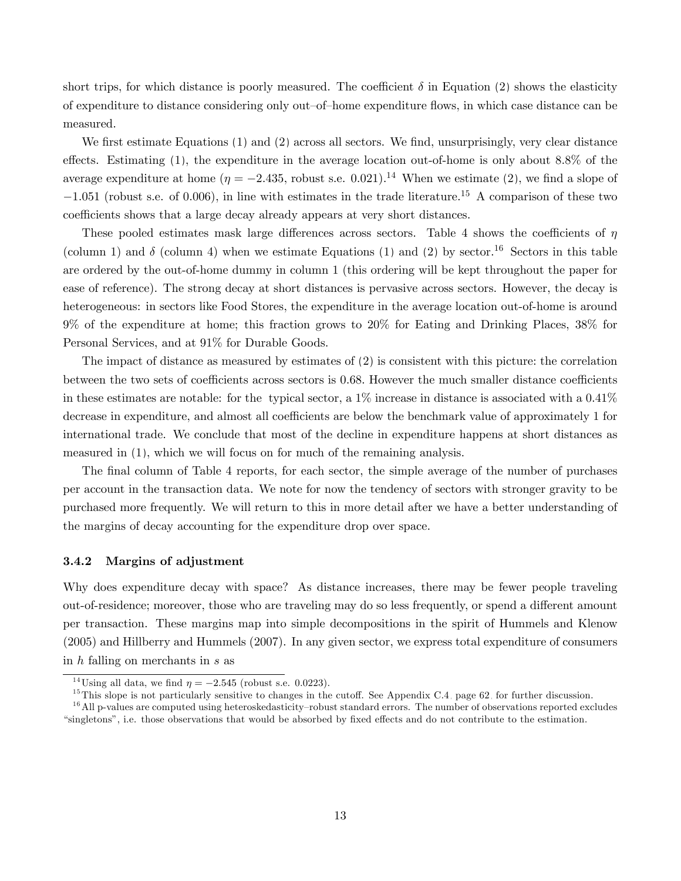short trips, for which distance is poorly measured. The coefficient $\delta$ in Equation (2) shows the elasticity of expenditure to distance considering only out–of–home expenditure flows, in which case distance can be measured.

We first estimate Equations (1) and (2) across all sectors. We find, unsurprisingly, very clear distance effects. Estimating (1), the expenditure in the average location out-of-home is only about 8.8% of the average expenditure at home ($\eta = -2.435$, robust s.e. 0.021).[14] When we estimate (2), we find a slope of $-1.051$ (robust s.e. of 0.006), in line with estimates in the trade literature.[15] A comparison of these two coefficients shows that a large decay already appears at very short distances.

These pooled estimates mask large differences across sectors. Table 4 shows the coefficients of $\eta$ (column 1) and $\delta$ (column 4) when we estimate Equations (1) and (2) by sector.[16] Sectors in this table are ordered by the out-of-home dummy in column 1 (this ordering will be kept throughout the paper for ease of reference). The strong decay at short distances is pervasive across sectors. However, the decay is heterogeneous: in sectors like Food Stores, the expenditure in the average location out-of-home is around 9% of the expenditure at home; this fraction grows to 20% for Eating and Drinking Places, 38% for Personal Services, and at 91% for Durable Goods.

The impact of distance as measured by estimates of (2) is consistent with this picture: the correlation between the two sets of coefficients across sectors is 0.68. However the much smaller distance coefficients in these estimates are notable: for the typical sector, a 1% increase in distance is associated with a 0.41% decrease in expenditure, and almost all coefficients are below the benchmark value of approximately 1 for international trade. We conclude that most of the decline in expenditure happens at short distances as measured in (1), which we will focus on for much of the remaining analysis.

The final column of Table 4 reports, for each sector, the simple average of the number of purchases per account in the transaction data. We note for now the tendency of sectors with stronger gravity to be purchased more frequently. We will return to this in more detail after we have a better understanding of the margins of decay accounting for the expenditure drop over space.

### 3.4.2 Margins of adjustment

Why does expenditure decay with space? As distance increases, there may be fewer people traveling out-of-residence; moreover, those who are traveling may do so less frequently, or spend a different amount per transaction. These margins map into simple decompositions in the spirit of Hummels and Klenow (2005) and Hillberry and Hummels (2007). In any given sector, we express total expenditure of consumers in $h$ falling on merchants in $s$ as

[14] Using all data, we find $\eta = -2.545$ (robust s.e. 0.0223).

[15] This slope is not particularly sensitive to changes in the cutoff. See Appendix C.4, page 62, for further discussion.

[16] All p-values are computed using heteroskedasticity–robust standard errors. The number of observations reported excludes "singletons", i.e. those observations that would be absorbed by fixed effects and do not contribute to the estimation.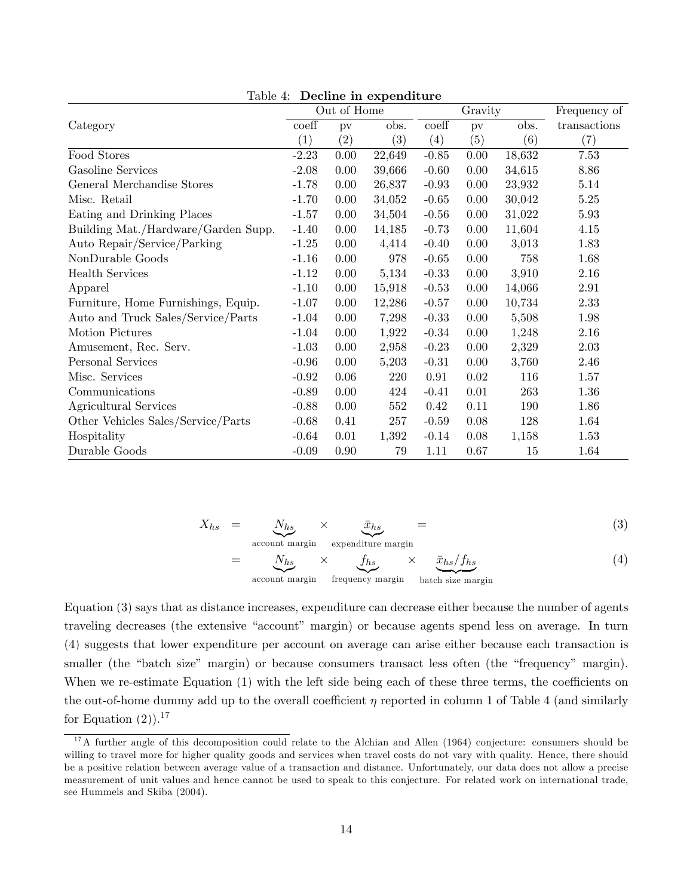Table 4: **Decline in expenditure**

| Category | Out of Home | | | Gravity | | | Frequency of |
|---|---|---|---|---|---|---|---|
| | coeff | pv | obs. | coeff | pv | obs. | transactions |
| | (1) | (2) | (3) | (4) | (5) | (6) | (7) |
| Food Stores | -2.23 | 0.00 | 22,649 | -0.85 | 0.00 | 18,632 | 7.53 |
| Gasoline Services | -2.08 | 0.00 | 39,666 | -0.60 | 0.00 | 34,615 | 8.86 |
| General Merchandise Stores | -1.78 | 0.00 | 26,837 | -0.93 | 0.00 | 23,932 | 5.14 |
| Misc. Retail | -1.70 | 0.00 | 34,052 | -0.65 | 0.00 | 30,042 | 5.25 |
| Eating and Drinking Places | -1.57 | 0.00 | 34,504 | -0.56 | 0.00 | 31,022 | 5.93 |
| Building Mat./Hardware/Garden Supp. | -1.40 | 0.00 | 14,185 | -0.73 | 0.00 | 11,604 | 4.15 |
| Auto Repair/Service/Parking | -1.25 | 0.00 | 4,414 | -0.40 | 0.00 | 3,013 | 1.83 |
| NonDurable Goods | -1.16 | 0.00 | 978 | -0.65 | 0.00 | 758 | 1.68 |
| Health Services | -1.12 | 0.00 | 5,134 | -0.33 | 0.00 | 3,910 | 2.16 |
| Apparel | -1.10 | 0.00 | 15,918 | -0.53 | 0.00 | 14,066 | 2.91 |
| Furniture, Home Furnishings, Equip. | -1.07 | 0.00 | 12,286 | -0.57 | 0.00 | 10,734 | 2.33 |
| Auto and Truck Sales/Service/Parts | -1.04 | 0.00 | 7,298 | -0.33 | 0.00 | 5,508 | 1.98 |
| Motion Pictures | -1.04 | 0.00 | 1,922 | -0.34 | 0.00 | 1,248 | 2.16 |
| Amusement, Rec. Serv. | -1.03 | 0.00 | 2,958 | -0.23 | 0.00 | 2,329 | 2.03 |
| Personal Services | -0.96 | 0.00 | 5,203 | -0.31 | 0.00 | 3,760 | 2.46 |
| Misc. Services | -0.92 | 0.06 | 220 | 0.91 | 0.02 | 116 | 1.57 |
| Communications | -0.89 | 0.00 | 424 | -0.41 | 0.01 | 263 | 1.36 |
| Agricultural Services | -0.88 | 0.00 | 552 | 0.42 | 0.11 | 190 | 1.86 |
| Other Vehicles Sales/Service/Parts | -0.68 | 0.41 | 257 | -0.59 | 0.08 | 128 | 1.64 |
| Hospitality | -0.64 | 0.01 | 1,392 | -0.14 | 0.08 | 1,158 | 1.53 |
| Durable Goods | -0.09 | 0.90 | 79 | 1.11 | 0.67 | 15 | 1.64 |

$$X_{hs} = \underbrace{N_{hs}}_{\text{account margin}} \times \underbrace{\bar{x}_{hs}}_{\text{expenditure margin}} = \tag{3}$$

$$= \underbrace{N_{hs}}_{\text{account margin}} \times \underbrace{f_{hs}}_{\text{frequency margin}} \times \underbrace{\bar{x}_{hs}/f_{hs}}_{\text{batch size margin}} \tag{4}$$

Equation (3) says that as distance increases, expenditure can decrease either because the number of agents traveling decreases (the extensive "account" margin) or because agents spend less on average. In turn (4) suggests that lower expenditure per account on average can arise either because each transaction is smaller (the "batch size" margin) or because consumers transact less often (the "frequency" margin). When we re-estimate Equation (1) with the left side being each of these three terms, the coefficients on the out-of-home dummy add up to the overall coefficient $\eta$ reported in column 1 of Table 4 (and similarly for Equation (2)).[17]

[17] A further angle of this decomposition could relate to the Alchian and Allen (1964) conjecture: consumers should be willing to travel more for higher quality goods and services when travel costs do not vary with quality. Hence, there should be a positive relation between average value of a transaction and distance. Unfortunately, our data does not allow a precise measurement of unit values and hence cannot be used to speak to this conjecture. For related work on international trade, see Hummels and Skiba (2004).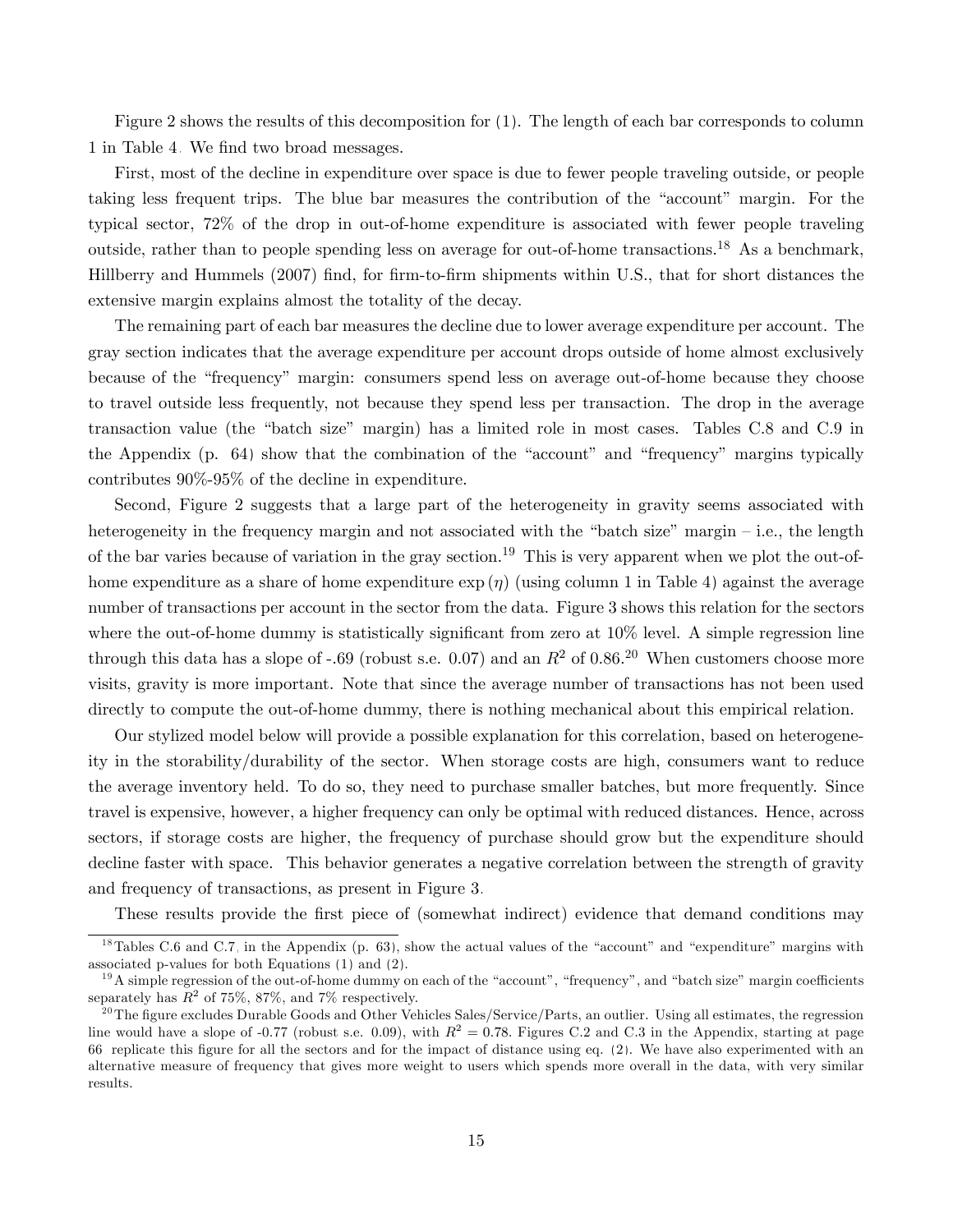Figure 2 shows the results of this decomposition for (1). The length of each bar corresponds to column 1 in Table 4. We find two broad messages.

First, most of the decline in expenditure over space is due to fewer people traveling outside, or people taking less frequent trips. The blue bar measures the contribution of the "account" margin. For the typical sector, 72% of the drop in out-of-home expenditure is associated with fewer people traveling outside, rather than to people spending less on average for out-of-home transactions.[18] As a benchmark, Hillberry and Hummels (2007) find, for firm-to-firm shipments within U.S., that for short distances the extensive margin explains almost the totality of the decay.

The remaining part of each bar measures the decline due to lower average expenditure per account. The gray section indicates that the average expenditure per account drops outside of home almost exclusively because of the "frequency" margin: consumers spend less on average out-of-home because they choose to travel outside less frequently, not because they spend less per transaction. The drop in the average transaction value (the "batch size" margin) has a limited role in most cases. Tables C.8 and C.9 in the Appendix (p. 64) show that the combination of the "account" and "frequency" margins typically contributes 90%-95% of the decline in expenditure.

Second, Figure 2 suggests that a large part of the heterogeneity in gravity seems associated with heterogeneity in the frequency margin and not associated with the "batch size" margin – i.e., the length of the bar varies because of variation in the gray section.[19] This is very apparent when we plot the out-of-home expenditure as a share of home expenditure $\exp(\eta)$ (using column 1 in Table 4) against the average number of transactions per account in the sector from the data. Figure 3 shows this relation for the sectors where the out-of-home dummy is statistically significant from zero at 10% level. A simple regression line through this data has a slope of -.69 (robust s.e. 0.07) and an $R^2$ of 0.86.[20] When customers choose more visits, gravity is more important. Note that since the average number of transactions has not been used directly to compute the out-of-home dummy, there is nothing mechanical about this empirical relation.

Our stylized model below will provide a possible explanation for this correlation, based on heterogeneity in the storability/durability of the sector. When storage costs are high, consumers want to reduce the average inventory held. To do so, they need to purchase smaller batches, but more frequently. Since travel is expensive, however, a higher frequency can only be optimal with reduced distances. Hence, across sectors, if storage costs are higher, the frequency of purchase should grow but the expenditure should decline faster with space. This behavior generates a negative correlation between the strength of gravity and frequency of transactions, as present in Figure 3.

These results provide the first piece of (somewhat indirect) evidence that demand conditions may

[18] Tables C.6 and C.7, in the Appendix (p. 63), show the actual values of the "account" and "expenditure" margins with associated p-values for both Equations (1) and (2).

[19] A simple regression of the out-of-home dummy on each of the "account", "frequency", and "batch size" margin coefficients separately has $R^2$ of 75%, 87%, and 7% respectively.

[20] The figure excludes Durable Goods and Other Vehicles Sales/Service/Parts, an outlier. Using all estimates, the regression line would have a slope of -0.77 (robust s.e. 0.09), with $R^2 = 0.78$. Figures C.2 and C.3 in the Appendix, starting at page 66 replicate this figure for all the sectors and for the impact of distance using eq. (2). We have also experimented with an alternative measure of frequency that gives more weight to users which spends more overall in the data, with very similar results.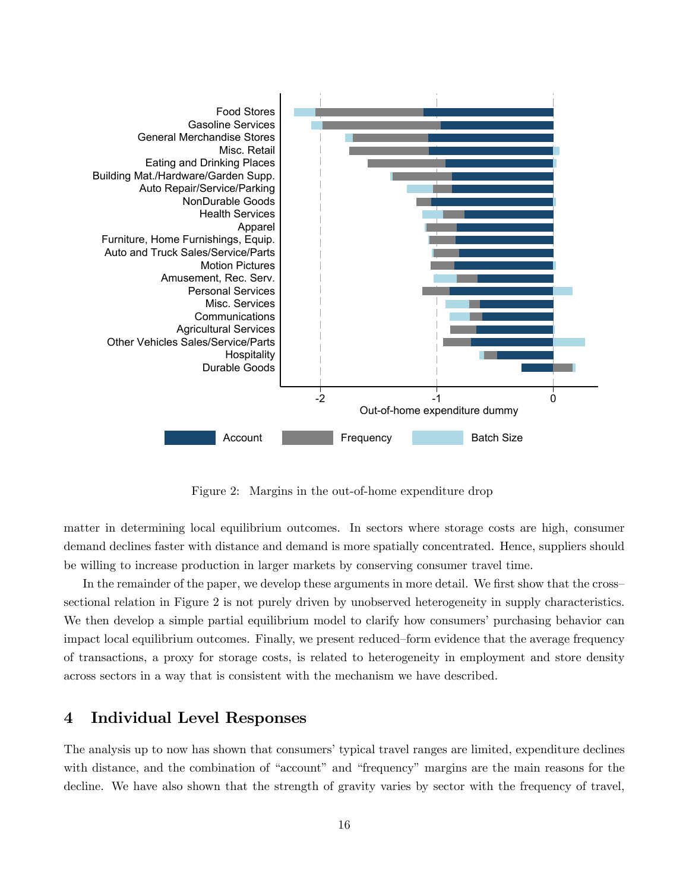Figure 2: Margins in the out-of-home expenditure drop

matter in determining local equilibrium outcomes. In sectors where storage costs are high, consumer demand declines faster with distance and demand is more spatially concentrated. Hence, suppliers should be willing to increase production in larger markets by conserving consumer travel time.

In the remainder of the paper, we develop these arguments in more detail. We first show that the cross–sectional relation in Figure 2 is not purely driven by unobserved heterogeneity in supply characteristics. We then develop a simple partial equilibrium model to clarify how consumers' purchasing behavior can impact local equilibrium outcomes. Finally, we present reduced–form evidence that the average frequency of transactions, a proxy for storage costs, is related to heterogeneity in employment and store density across sectors in a way that is consistent with the mechanism we have described.

## 4 Individual Level Responses

The analysis up to now has shown that consumers' typical travel ranges are limited, expenditure declines with distance, and the combination of "account" and "frequency" margins are the main reasons for the decline. We have also shown that the strength of gravity varies by sector with the frequency of travel,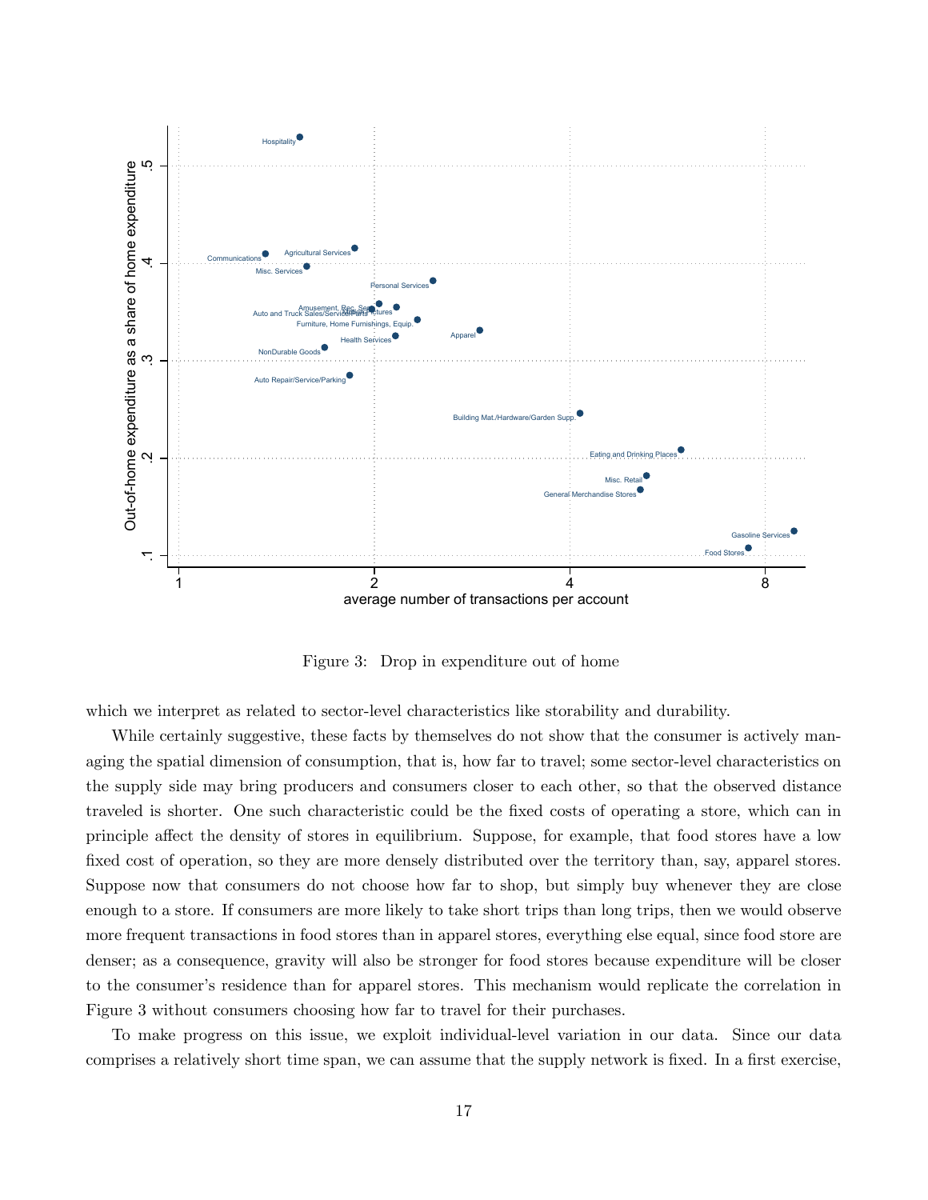Figure 3: Drop in expenditure out of home

which we interpret as related to sector-level characteristics like storability and durability.

While certainly suggestive, these facts by themselves do not show that the consumer is actively managing the spatial dimension of consumption, that is, how far to travel; some sector-level characteristics on the supply side may bring producers and consumers closer to each other, so that the observed distance traveled is shorter. One such characteristic could be the fixed costs of operating a store, which can in principle affect the density of stores in equilibrium. Suppose, for example, that food stores have a low fixed cost of operation, so they are more densely distributed over the territory than, say, apparel stores. Suppose now that consumers do not choose how far to shop, but simply buy whenever they are close enough to a store. If consumers are more likely to take short trips than long trips, then we would observe more frequent transactions in food stores than in apparel stores, everything else equal, since food store are denser; as a consequence, gravity will also be stronger for food stores because expenditure will be closer to the consumer's residence than for apparel stores. This mechanism would replicate the correlation in Figure 3 without consumers choosing how far to travel for their purchases.

To make progress on this issue, we exploit individual-level variation in our data. Since our data comprises a relatively short time span, we can assume that the supply network is fixed. In a first exercise,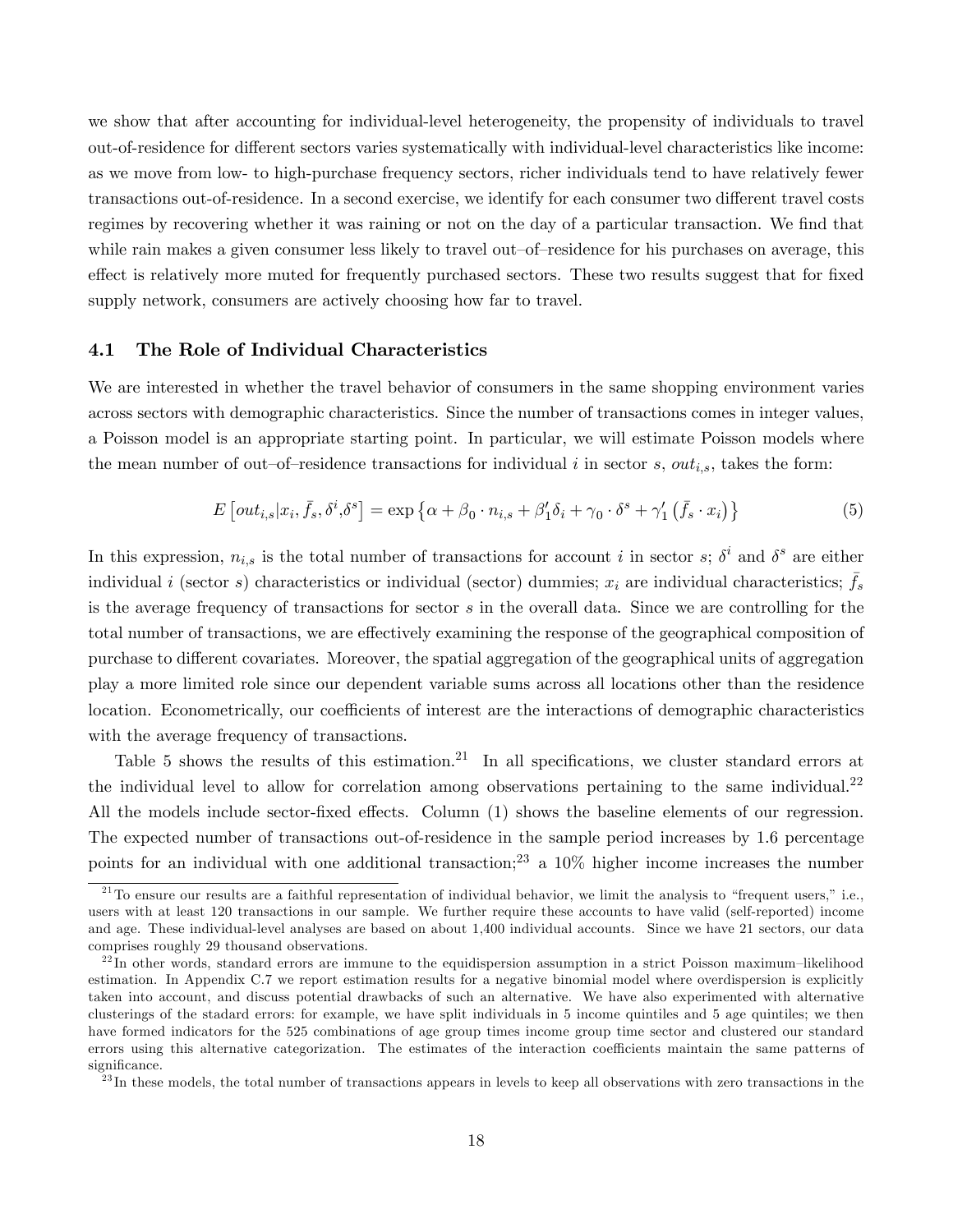we show that after accounting for individual-level heterogeneity, the propensity of individuals to travel out-of-residence for different sectors varies systematically with individual-level characteristics like income: as we move from low- to high-purchase frequency sectors, richer individuals tend to have relatively fewer transactions out-of-residence. In a second exercise, we identify for each consumer two different travel costs regimes by recovering whether it was raining or not on the day of a particular transaction. We find that while rain makes a given consumer less likely to travel out–of–residence for his purchases on average, this effect is relatively more muted for frequently purchased sectors. These two results suggest that for fixed supply network, consumers are actively choosing how far to travel.

### 4.1 The Role of Individual Characteristics

We are interested in whether the travel behavior of consumers in the same shopping environment varies across sectors with demographic characteristics. Since the number of transactions comes in integer values, a Poisson model is an appropriate starting point. In particular, we will estimate Poisson models where the mean number of out–of–residence transactions for individual $i$ in sector $s$, $out_{i,s}$, takes the form:

$$E\left[out_{i,s}|x_i, \bar{f}_s, \delta^i, \delta^s\right] = \exp\left\{\alpha + \beta_0 \cdot n_{i,s} + \beta_1' \delta_i + \gamma_0 \cdot \delta^s + \gamma_1' \left(\bar{f}_s \cdot x_i\right)\right\} \tag{5}$$

In this expression, $n_{i,s}$ is the total number of transactions for account $i$ in sector $s$; $\delta^i$ and $\delta^s$ are either individual $i$ (sector $s$) characteristics or individual (sector) dummies; $x_i$ are individual characteristics; $\bar{f}_s$ is the average frequency of transactions for sector $s$ in the overall data. Since we are controlling for the total number of transactions, we are effectively examining the response of the geographical composition of purchase to different covariates. Moreover, the spatial aggregation of the geographical units of aggregation play a more limited role since our dependent variable sums across all locations other than the residence location. Econometrically, our coefficients of interest are the interactions of demographic characteristics with the average frequency of transactions.

Table 5 shows the results of this estimation.[21] In all specifications, we cluster standard errors at the individual level to allow for correlation among observations pertaining to the same individual.[22] All the models include sector-fixed effects. Column (1) shows the baseline elements of our regression. The expected number of transactions out-of-residence in the sample period increases by 1.6 percentage points for an individual with one additional transaction;[23] a 10% higher income increases the number

[21] To ensure our results are a faithful representation of individual behavior, we limit the analysis to "frequent users," i.e., users with at least 120 transactions in our sample. We further require these accounts to have valid (self-reported) income and age. These individual-level analyses are based on about 1,400 individual accounts. Since we have 21 sectors, our data comprises roughly 29 thousand observations.

[22] In other words, standard errors are immune to the equidispersion assumption in a strict Poisson maximum–likelihood estimation. In Appendix C.7 we report estimation results for a negative binomial model where overdispersion is explicitly taken into account, and discuss potential drawbacks of such an alternative. We have also experimented with alternative clusterings of the stadard errors: for example, we have split individuals in 5 income quintiles and 5 age quintiles; we then have formed indicators for the 525 combinations of age group times income group time sector and clustered our standard errors using this alternative categorization. The estimates of the interaction coefficients maintain the same patterns of significance.

[23] In these models, the total number of transactions appears in levels to keep all observations with zero transactions in the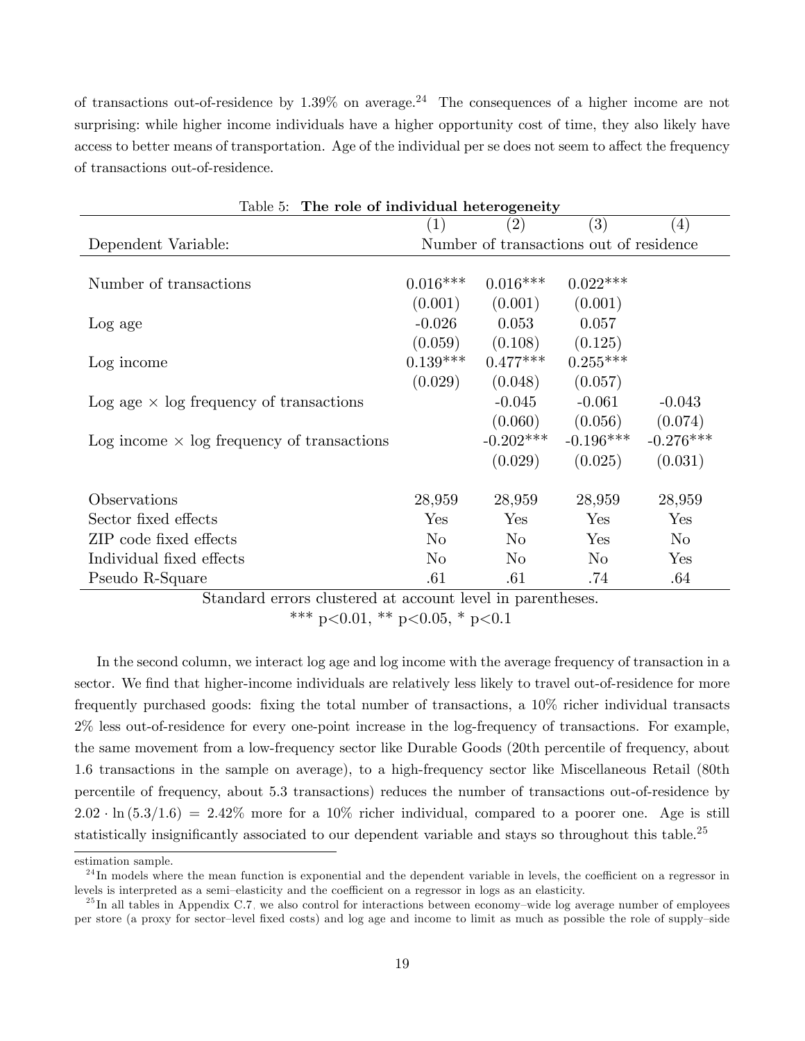of transactions out-of-residence by 1.39% on average.[24] The consequences of a higher income are not surprising: while higher income individuals have a higher opportunity cost of time, they also likely have access to better means of transportation. Age of the individual per se does not seem to affect the frequency of transactions out-of-residence.

Table 5: **The role of individual heterogeneity**

| | (1) | (2) | (3) | (4) |
|---|---|---|---|---|
| Dependent Variable: | Number of transactions out of residence | | | |
| Number of transactions | 0.016*** | 0.016*** | 0.022*** | |
| | (0.001) | (0.001) | (0.001) | |
| Log age | -0.026 | 0.053 | 0.057 | |
| | (0.059) | (0.108) | (0.125) | |
| Log income | 0.139*** | 0.477*** | 0.255*** | |
| | (0.029) | (0.048) | (0.057) | |
| Log age × log frequency of transactions | | -0.045 | -0.061 | -0.043 |
| | | (0.060) | (0.056) | (0.074) |
| Log income × log frequency of transactions | | -0.202*** | -0.196*** | -0.276*** |
| | | (0.029) | (0.025) | (0.031) |
| Observations | 28,959 | 28,959 | 28,959 | 28,959 |
| Sector fixed effects | Yes | Yes | Yes | Yes |
| ZIP code fixed effects | No | No | Yes | No |
| Individual fixed effects | No | No | No | Yes |
| Pseudo R-Square | .61 | .61 | .74 | .64 |

Standard errors clustered at account level in parentheses.
*** p<0.01, ** p<0.05, * p<0.1

In the second column, we interact log age and log income with the average frequency of transaction in a sector. We find that higher-income individuals are relatively less likely to travel out-of-residence for more frequently purchased goods: fixing the total number of transactions, a 10% richer individual transacts 2% less out-of-residence for every one-point increase in the log-frequency of transactions. For example, the same movement from a low-frequency sector like Durable Goods (20th percentile of frequency, about 1.6 transactions in the sample on average), to a high-frequency sector like Miscellaneous Retail (80th percentile of frequency, about 5.3 transactions) reduces the number of transactions out-of-residence by $2.02 \cdot \ln(5.3/1.6) = 2.42\%$ more for a 10% richer individual, compared to a poorer one. Age is still statistically insignificantly associated to our dependent variable and stays so throughout this table.[25]

estimation sample.

[24] In models where the mean function is exponential and the dependent variable in levels, the coefficient on a regressor in levels is interpreted as a semi–elasticity and the coefficient on a regressor in logs as an elasticity.

[25] In all tables in Appendix C.7, we also control for interactions between economy–wide log average number of employees per store (a proxy for sector–level fixed costs) and log age and income to limit as much as possible the role of supply–side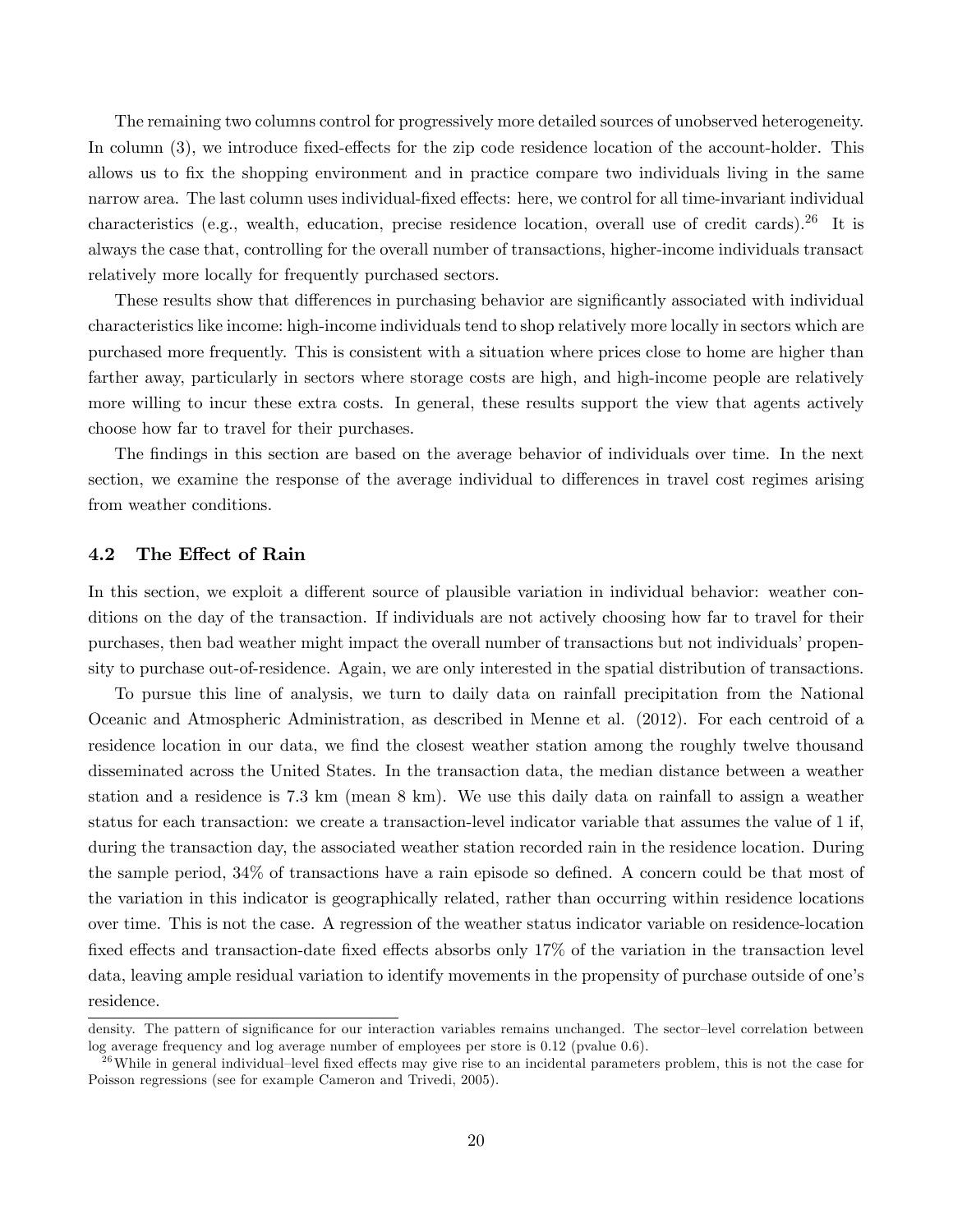The remaining two columns control for progressively more detailed sources of unobserved heterogeneity. In column (3), we introduce fixed-effects for the zip code residence location of the account-holder. This allows us to fix the shopping environment and in practice compare two individuals living in the same narrow area. The last column uses individual-fixed effects: here, we control for all time-invariant individual characteristics (e.g., wealth, education, precise residence location, overall use of credit cards).[26] It is always the case that, controlling for the overall number of transactions, higher-income individuals transact relatively more locally for frequently purchased sectors.

These results show that differences in purchasing behavior are significantly associated with individual characteristics like income: high-income individuals tend to shop relatively more locally in sectors which are purchased more frequently. This is consistent with a situation where prices close to home are higher than farther away, particularly in sectors where storage costs are high, and high-income people are relatively more willing to incur these extra costs. In general, these results support the view that agents actively choose how far to travel for their purchases.

The findings in this section are based on the average behavior of individuals over time. In the next section, we examine the response of the average individual to differences in travel cost regimes arising from weather conditions.

### 4.2 The Effect of Rain

In this section, we exploit a different source of plausible variation in individual behavior: weather conditions on the day of the transaction. If individuals are not actively choosing how far to travel for their purchases, then bad weather might impact the overall number of transactions but not individuals' propensity to purchase out-of-residence. Again, we are only interested in the spatial distribution of transactions.

To pursue this line of analysis, we turn to daily data on rainfall precipitation from the National Oceanic and Atmospheric Administration, as described in Menne et al. (2012). For each centroid of a residence location in our data, we find the closest weather station among the roughly twelve thousand disseminated across the United States. In the transaction data, the median distance between a weather station and a residence is 7.3 km (mean 8 km). We use this daily data on rainfall to assign a weather status for each transaction: we create a transaction-level indicator variable that assumes the value of 1 if, during the transaction day, the associated weather station recorded rain in the residence location. During the sample period, 34% of transactions have a rain episode so defined. A concern could be that most of the variation in this indicator is geographically related, rather than occurring within residence locations over time. This is not the case. A regression of the weather status indicator variable on residence-location fixed effects and transaction-date fixed effects absorbs only 17% of the variation in the transaction level data, leaving ample residual variation to identify movements in the propensity of purchase outside of one's residence.

---

density. The pattern of significance for our interaction variables remains unchanged. The sector–level correlation between log average frequency and log average number of employees per store is 0.12 (pvalue 0.6).

[26] While in general individual–level fixed effects may give rise to an incidental parameters problem, this is not the case for Poisson regressions (see for example Cameron and Trivedi, 2005).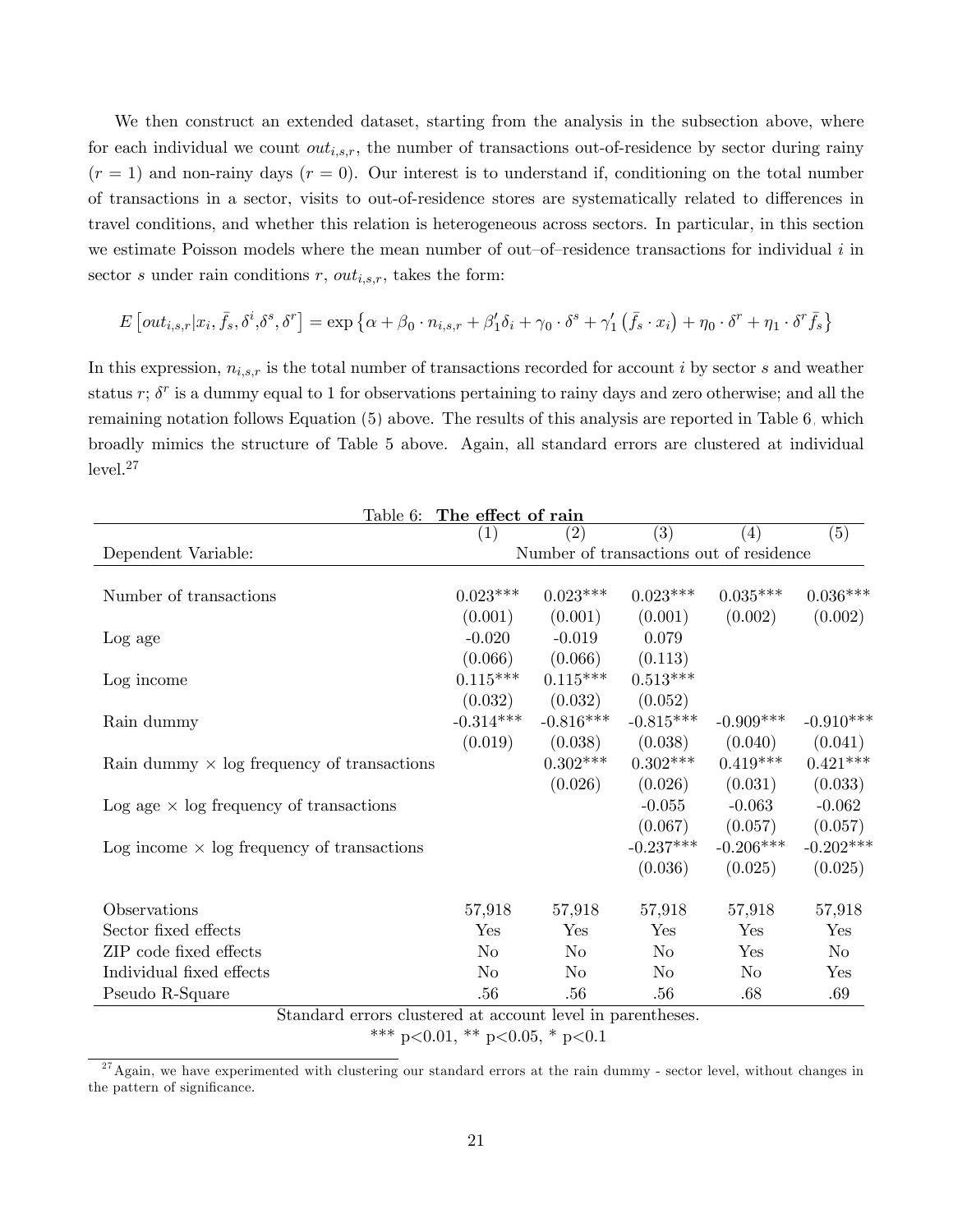We then construct an extended dataset, starting from the analysis in the subsection above, where for each individual we count $out_{i,s,r}$, the number of transactions out-of-residence by sector during rainy ($r = 1$) and non-rainy days ($r = 0$). Our interest is to understand if, conditioning on the total number of transactions in a sector, visits to out-of-residence stores are systematically related to differences in travel conditions, and whether this relation is heterogeneous across sectors. In particular, in this section we estimate Poisson models where the mean number of out–of–residence transactions for individual $i$ in sector $s$ under rain conditions $r$, $out_{i,s,r}$, takes the form:

$$E\left[out_{i,s,r}|x_i, \bar{f}_s, \delta^i, \delta^s, \delta^r\right] = \exp\left\{\alpha + \beta_0 \cdot n_{i,s,r} + \beta_1' \delta_i + \gamma_0 \cdot \delta^s + \gamma_1'\left(\bar{f}_s \cdot x_i\right) + \eta_0 \cdot \delta^r + \eta_1 \cdot \delta^r \bar{f}_s\right\}$$

In this expression, $n_{i,s,r}$ is the total number of transactions recorded for account $i$ by sector $s$ and weather status $r$; $\delta^r$ is a dummy equal to 1 for observations pertaining to rainy days and zero otherwise; and all the remaining notation follows Equation (5) above. The results of this analysis are reported in Table 6, which broadly mimics the structure of Table 5 above. Again, all standard errors are clustered at individual level.[27]

Table 6: **The effect of rain**

| | (1) | (2) | (3) | (4) | (5) |
|---|---|---|---|---|---|
| Dependent Variable: | Number of transactions out of residence | | | | |
| Number of transactions | 0.023*** | 0.023*** | 0.023*** | 0.035*** | 0.036*** |
| | (0.001) | (0.001) | (0.001) | (0.002) | (0.002) |
| Log age | -0.020 | -0.019 | 0.079 | | |
| | (0.066) | (0.066) | (0.113) | | |
| Log income | 0.115*** | 0.115*** | 0.513*** | | |
| | (0.032) | (0.032) | (0.052) | | |
| Rain dummy | -0.314*** | -0.816*** | -0.815*** | -0.909*** | -0.910*** |
| | (0.019) | (0.038) | (0.038) | (0.040) | (0.041) |
| Rain dummy × log frequency of transactions | | 0.302*** | 0.302*** | 0.419*** | 0.421*** |
| | | (0.026) | (0.026) | (0.031) | (0.033) |
| Log age × log frequency of transactions | | | -0.055 | -0.063 | -0.062 |
| | | | (0.067) | (0.057) | (0.057) |
| Log income × log frequency of transactions | | | -0.237*** | -0.206*** | -0.202*** |
| | | | (0.036) | (0.025) | (0.025) |
| Observations | 57,918 | 57,918 | 57,918 | 57,918 | 57,918 |
| Sector fixed effects | Yes | Yes | Yes | Yes | Yes |
| ZIP code fixed effects | No | No | No | Yes | No |
| Individual fixed effects | No | No | No | No | Yes |
| Pseudo R-Square | .56 | .56 | .56 | .68 | .69 |

Standard errors clustered at account level in parentheses.
*** p<0.01, ** p<0.05, * p<0.1

[27] Again, we have experimented with clustering our standard errors at the rain dummy - sector level, without changes in the pattern of significance.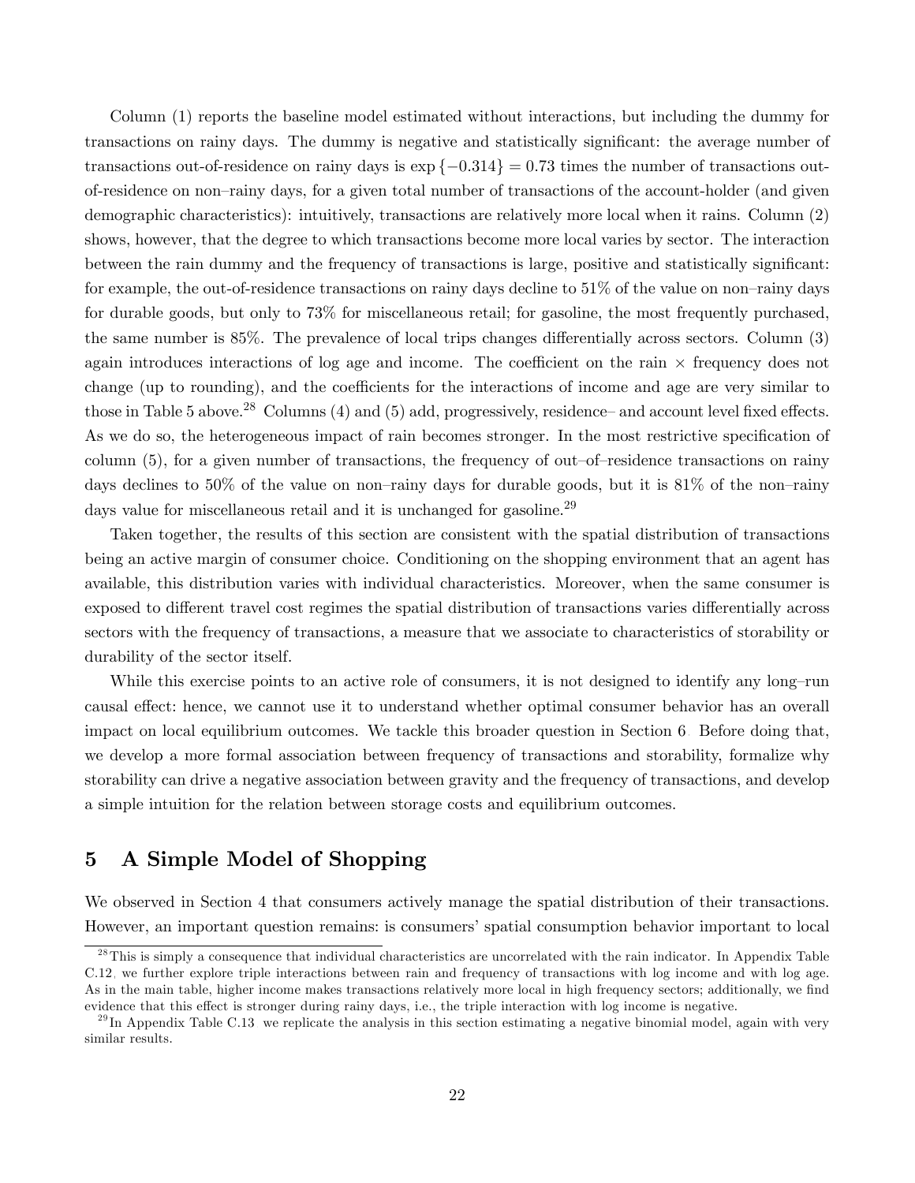Column (1) reports the baseline model estimated without interactions, but including the dummy for transactions on rainy days. The dummy is negative and statistically significant: the average number of transactions out-of-residence on rainy days is $\exp\{-0.314\} = 0.73$ times the number of transactions out-of-residence on non–rainy days, for a given total number of transactions of the account-holder (and given demographic characteristics): intuitively, transactions are relatively more local when it rains. Column (2) shows, however, that the degree to which transactions become more local varies by sector. The interaction between the rain dummy and the frequency of transactions is large, positive and statistically significant: for example, the out-of-residence transactions on rainy days decline to 51% of the value on non–rainy days for durable goods, but only to 73% for miscellaneous retail; for gasoline, the most frequently purchased, the same number is 85%. The prevalence of local trips changes differentially across sectors. Column (3) again introduces interactions of log age and income. The coefficient on the rain × frequency does not change (up to rounding), and the coefficients for the interactions of income and age are very similar to those in Table 5 above.[28] Columns (4) and (5) add, progressively, residence– and account level fixed effects. As we do so, the heterogeneous impact of rain becomes stronger. In the most restrictive specification of column (5), for a given number of transactions, the frequency of out–of–residence transactions on rainy days declines to 50% of the value on non–rainy days for durable goods, but it is 81% of the non–rainy days value for miscellaneous retail and it is unchanged for gasoline.[29]

Taken together, the results of this section are consistent with the spatial distribution of transactions being an active margin of consumer choice. Conditioning on the shopping environment that an agent has available, this distribution varies with individual characteristics. Moreover, when the same consumer is exposed to different travel cost regimes the spatial distribution of transactions varies differentially across sectors with the frequency of transactions, a measure that we associate to characteristics of storability or durability of the sector itself.

While this exercise points to an active role of consumers, it is not designed to identify any long–run causal effect: hence, we cannot use it to understand whether optimal consumer behavior has an overall impact on local equilibrium outcomes. We tackle this broader question in Section 6. Before doing that, we develop a more formal association between frequency of transactions and storability, formalize why storability can drive a negative association between gravity and the frequency of transactions, and develop a simple intuition for the relation between storage costs and equilibrium outcomes.

# 5 A Simple Model of Shopping

We observed in Section 4 that consumers actively manage the spatial distribution of their transactions. However, an important question remains: is consumers' spatial consumption behavior important to local

[28] This is simply a consequence that individual characteristics are uncorrelated with the rain indicator. In Appendix Table C.12, we further explore triple interactions between rain and frequency of transactions with log income and with log age. As in the main table, higher income makes transactions relatively more local in high frequency sectors; additionally, we find evidence that this effect is stronger during rainy days, i.e., the triple interaction with log income is negative.

[29] In Appendix Table C.13 we replicate the analysis in this section estimating a negative binomial model, again with very similar results.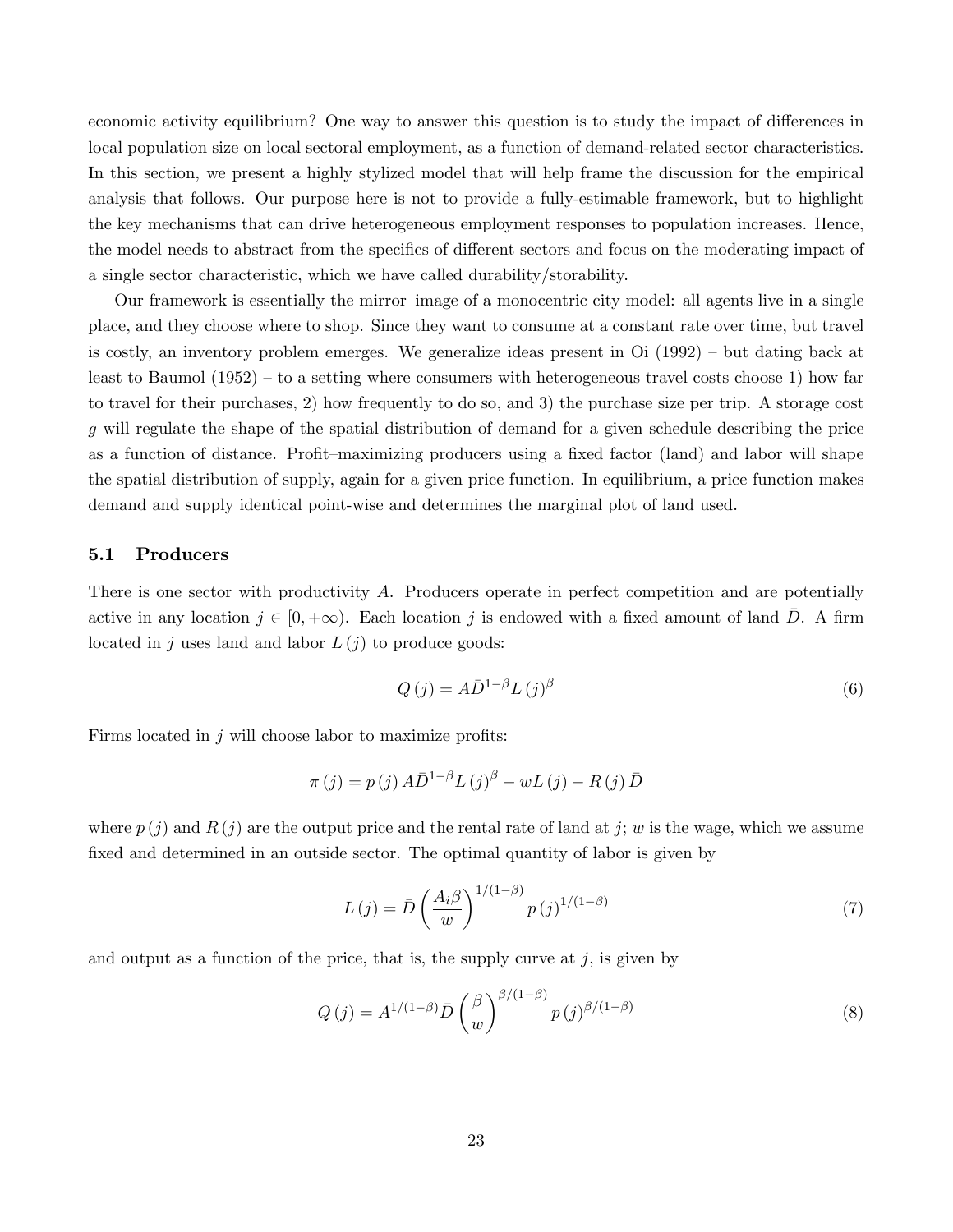economic activity equilibrium? One way to answer this question is to study the impact of differences in local population size on local sectoral employment, as a function of demand-related sector characteristics. In this section, we present a highly stylized model that will help frame the discussion for the empirical analysis that follows. Our purpose here is not to provide a fully-estimable framework, but to highlight the key mechanisms that can drive heterogeneous employment responses to population increases. Hence, the model needs to abstract from the specifics of different sectors and focus on the moderating impact of a single sector characteristic, which we have called durability/storability.

Our framework is essentially the mirror–image of a monocentric city model: all agents live in a single place, and they choose where to shop. Since they want to consume at a constant rate over time, but travel is costly, an inventory problem emerges. We generalize ideas present in Oi (1992) – but dating back at least to Baumol (1952) – to a setting where consumers with heterogeneous travel costs choose 1) how far to travel for their purchases, 2) how frequently to do so, and 3) the purchase size per trip. A storage cost $g$ will regulate the shape of the spatial distribution of demand for a given schedule describing the price as a function of distance. Profit–maximizing producers using a fixed factor (land) and labor will shape the spatial distribution of supply, again for a given price function. In equilibrium, a price function makes demand and supply identical point-wise and determines the marginal plot of land used.

### 5.1 Producers

There is one sector with productivity $A$. Producers operate in perfect competition and are potentially active in any location $j \in [0, +\infty)$. Each location $j$ is endowed with a fixed amount of land $\bar{D}$. A firm located in $j$ uses land and labor $L(j)$ to produce goods:

$$Q(j) = A\bar{D}^{1-\beta}L(j)^{\beta} \tag{6}$$

Firms located in $j$ will choose labor to maximize profits:

$$\pi(j) = p(j)\,A\bar{D}^{1-\beta}L(j)^{\beta} - wL(j) - R(j)\,\bar{D}$$

where $p(j)$ and $R(j)$ are the output price and the rental rate of land at $j$; $w$ is the wage, which we assume fixed and determined in an outside sector. The optimal quantity of labor is given by

$$L(j) = \bar{D}\left(\frac{A_i\beta}{w}\right)^{1/(1-\beta)} p(j)^{1/(1-\beta)} \tag{7}$$

and output as a function of the price, that is, the supply curve at $j$, is given by

$$Q(j) = A^{1/(1-\beta)}\bar{D}\left(\frac{\beta}{w}\right)^{\beta/(1-\beta)} p(j)^{\beta/(1-\beta)} \tag{8}$$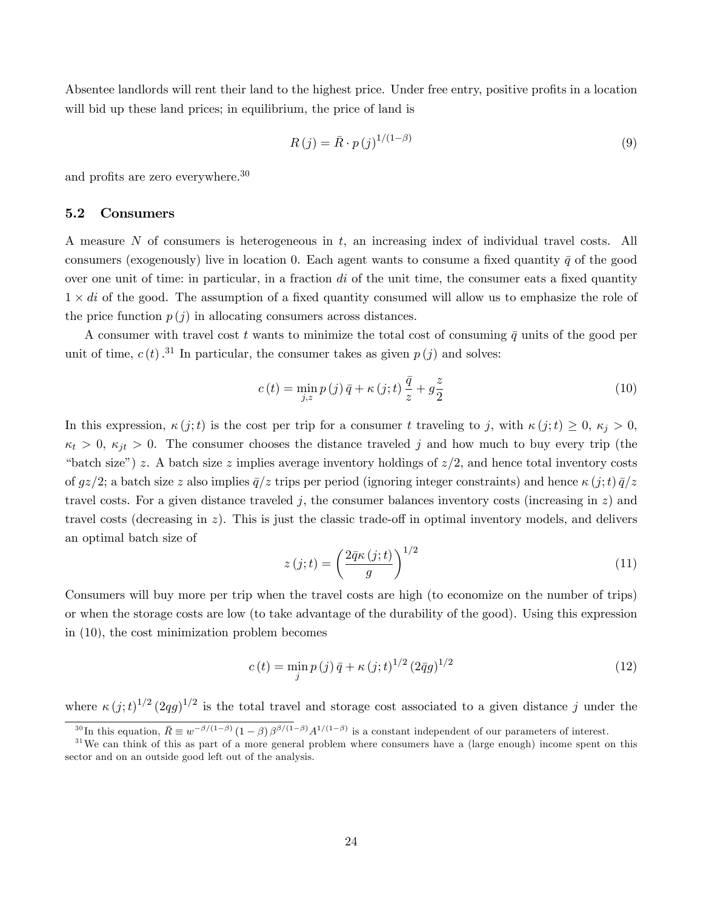Absentee landlords will rent their land to the highest price. Under free entry, positive profits in a location will bid up these land prices; in equilibrium, the price of land is

$$R(j) = \bar{R} \cdot p(j)^{1/(1-\beta)} \tag{9}$$

and profits are zero everywhere.[30]

## 5.2 Consumers

A measure $N$ of consumers is heterogeneous in $t$, an increasing index of individual travel costs. All consumers (exogenously) live in location 0. Each agent wants to consume a fixed quantity $\bar{q}$ of the good over one unit of time: in particular, in a fraction $di$ of the unit time, the consumer eats a fixed quantity $1 \times di$ of the good. The assumption of a fixed quantity consumed will allow us to emphasize the role of the price function $p(j)$ in allocating consumers across distances.

A consumer with travel cost $t$ wants to minimize the total cost of consuming $\bar{q}$ units of the good per unit of time, $c(t)$.[31] In particular, the consumer takes as given $p(j)$ and solves:

$$c(t) = \min_{j,z} p(j)\,\bar{q} + \kappa(j;t)\,\frac{\bar{q}}{z} + g\frac{z}{2} \tag{10}$$

In this expression, $\kappa(j;t)$ is the cost per trip for a consumer $t$ traveling to $j$, with $\kappa(j;t) \geq 0$, $\kappa_j > 0$, $\kappa_t > 0$, $\kappa_{jt} > 0$. The consumer chooses the distance traveled $j$ and how much to buy every trip (the "batch size") $z$. A batch size $z$ implies average inventory holdings of $z/2$, and hence total inventory costs of $gz/2$; a batch size $z$ also implies $\bar{q}/z$ trips per period (ignoring integer constraints) and hence $\kappa(j;t)\,\bar{q}/z$ travel costs. For a given distance traveled $j$, the consumer balances inventory costs (increasing in $z$) and travel costs (decreasing in $z$). This is just the classic trade-off in optimal inventory models, and delivers an optimal batch size of

$$z(j;t) = \left(\frac{2\bar{q}\kappa(j;t)}{g}\right)^{1/2} \tag{11}$$

Consumers will buy more per trip when the travel costs are high (to economize on the number of trips) or when the storage costs are low (to take advantage of the durability of the good). Using this expression in (10), the cost minimization problem becomes

$$c(t) = \min_{j} p(j)\,\bar{q} + \kappa(j;t)^{1/2}\,(2\bar{q}g)^{1/2} \tag{12}$$

where $\kappa(j;t)^{1/2}\,(2qg)^{1/2}$ is the total travel and storage cost associated to a given distance $j$ under the

[30] In this equation, $\bar{R} \equiv w^{-\beta/(1-\beta)}\,(1-\beta)\,\beta^{\beta/(1-\beta)} A^{1/(1-\beta)}$ is a constant independent of our parameters of interest.

[31] We can think of this as part of a more general problem where consumers have a (large enough) income spent on this sector and on an outside good left out of the analysis.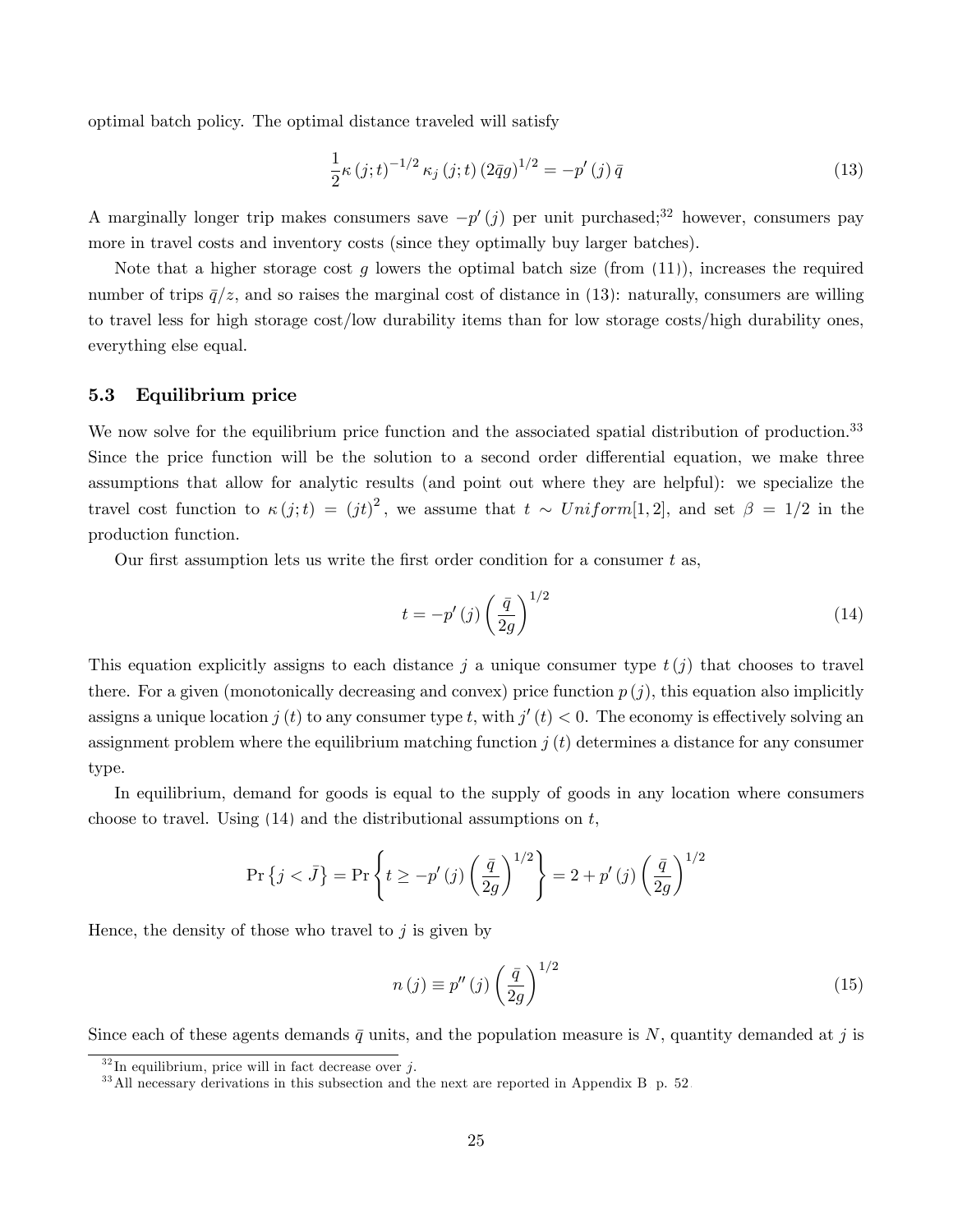optimal batch policy. The optimal distance traveled will satisfy

$$\frac{1}{2}\kappa(j;t)^{-1/2}\kappa_j(j;t)(2\bar{q}g)^{1/2} = -p'(j)\bar{q} \tag{13}$$

A marginally longer trip makes consumers save $-p'(j)$ per unit purchased;[32] however, consumers pay more in travel costs and inventory costs (since they optimally buy larger batches).

Note that a higher storage cost $g$ lowers the optimal batch size (from (11)), increases the required number of trips $\bar{q}/z$, and so raises the marginal cost of distance in (13): naturally, consumers are willing to travel less for high storage cost/low durability items than for low storage costs/high durability ones, everything else equal.

### 5.3 Equilibrium price

We now solve for the equilibrium price function and the associated spatial distribution of production.[33] Since the price function will be the solution to a second order differential equation, we make three assumptions that allow for analytic results (and point out where they are helpful): we specialize the travel cost function to $\kappa(j;t) = (jt)^2$, we assume that $t \sim Uniform[1,2]$, and set $\beta = 1/2$ in the production function.

Our first assumption lets us write the first order condition for a consumer $t$ as,

$$t = -p'(j)\left(\frac{\bar{q}}{2g}\right)^{1/2} \tag{14}$$

This equation explicitly assigns to each distance $j$ a unique consumer type $t(j)$ that chooses to travel there. For a given (monotonically decreasing and convex) price function $p(j)$, this equation also implicitly assigns a unique location $j(t)$ to any consumer type $t$, with $j'(t) < 0$. The economy is effectively solving an assignment problem where the equilibrium matching function $j(t)$ determines a distance for any consumer type.

In equilibrium, demand for goods is equal to the supply of goods in any location where consumers choose to travel. Using (14) and the distributional assumptions on $t$,

$$\Pr\left\{j < \bar{J}\right\} = \Pr\left\{t \geq -p'(j)\left(\frac{\bar{q}}{2g}\right)^{1/2}\right\} = 2 + p'(j)\left(\frac{\bar{q}}{2g}\right)^{1/2}$$

Hence, the density of those who travel to $j$ is given by

$$n(j) \equiv p''(j)\left(\frac{\bar{q}}{2g}\right)^{1/2} \tag{15}$$

Since each of these agents demands $\bar{q}$ units, and the population measure is $N$, quantity demanded at $j$ is

[32] In equilibrium, price will in fact decrease over $j$.

[33] All necessary derivations in this subsection and the next are reported in Appendix B p. 52.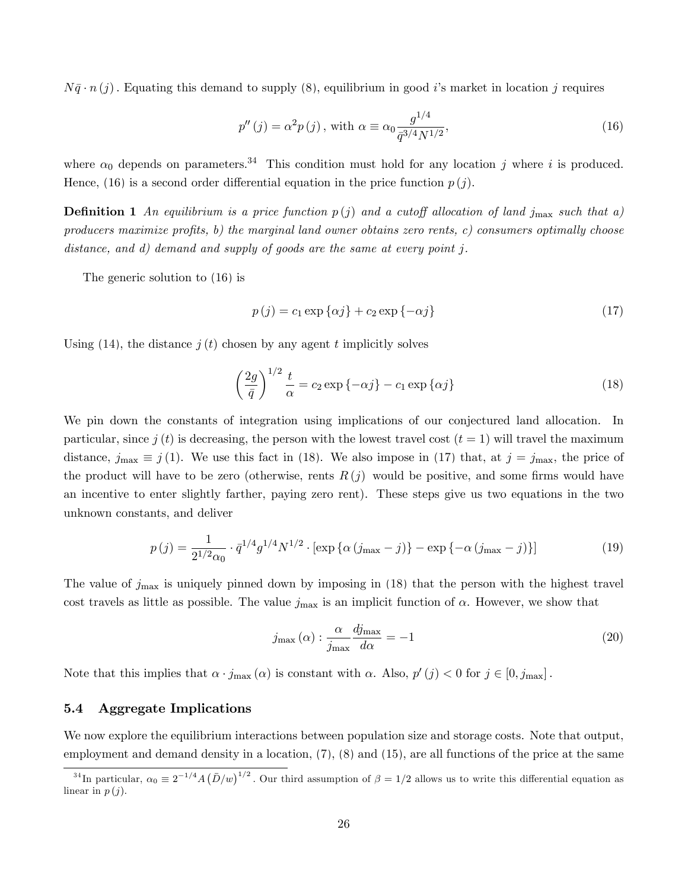$N\bar{q} \cdot n(j)$. Equating this demand to supply (8), equilibrium in good $i$'s market in location $j$ requires

$$p''(j) = \alpha^2 p(j), \text{ with } \alpha \equiv \alpha_0 \frac{g^{1/4}}{\bar{q}^{3/4} N^{1/2}}, \tag{16}$$

where $\alpha_0$ depends on parameters.[34] This condition must hold for any location $j$ where $i$ is produced. Hence, (16) is a second order differential equation in the price function $p(j)$.

**Definition 1** *An equilibrium is a price function $p(j)$ and a cutoff allocation of land $j_{\max}$ such that a) producers maximize profits, b) the marginal land owner obtains zero rents, c) consumers optimally choose distance, and d) demand and supply of goods are the same at every point $j$.*

The generic solution to (16) is

$$p(j) = c_1 \exp\{\alpha j\} + c_2 \exp\{-\alpha j\} \tag{17}$$

Using (14), the distance $j(t)$ chosen by any agent $t$ implicitly solves

$$\left(\frac{2g}{\bar{q}}\right)^{1/2} \frac{t}{\alpha} = c_2 \exp\{-\alpha j\} - c_1 \exp\{\alpha j\} \tag{18}$$

We pin down the constants of integration using implications of our conjectured land allocation. In particular, since $j(t)$ is decreasing, the person with the lowest travel cost ($t = 1$) will travel the maximum distance, $j_{\max} \equiv j(1)$. We use this fact in (18). We also impose in (17) that, at $j = j_{\max}$, the price of the product will have to be zero (otherwise, rents $R(j)$ would be positive, and some firms would have an incentive to enter slightly farther, paying zero rent). These steps give us two equations in the two unknown constants, and deliver

$$p(j) = \frac{1}{2^{1/2}\alpha_0} \cdot \bar{q}^{1/4} g^{1/4} N^{1/2} \cdot \left[\exp\{\alpha(j_{\max} - j)\} - \exp\{-\alpha(j_{\max} - j)\}\right] \tag{19}$$

The value of $j_{\max}$ is uniquely pinned down by imposing in (18) that the person with the highest travel cost travels as little as possible. The value $j_{\max}$ is an implicit function of $\alpha$. However, we show that

$$j_{\max}(\alpha) : \frac{\alpha}{j_{\max}} \frac{dj_{\max}}{d\alpha} = -1 \tag{20}$$

Note that this implies that $\alpha \cdot j_{\max}(\alpha)$ is constant with $\alpha$. Also, $p'(j) < 0$ for $j \in [0, j_{\max}]$.

### 5.4 Aggregate Implications

We now explore the equilibrium interactions between population size and storage costs. Note that output, employment and demand density in a location, (7), (8) and (15), are all functions of the price at the same

[34] In particular, $\alpha_0 \equiv 2^{-1/4} A \left(\bar{D}/w\right)^{1/2}$. Our third assumption of $\beta = 1/2$ allows us to write this differential equation as linear in $p(j)$.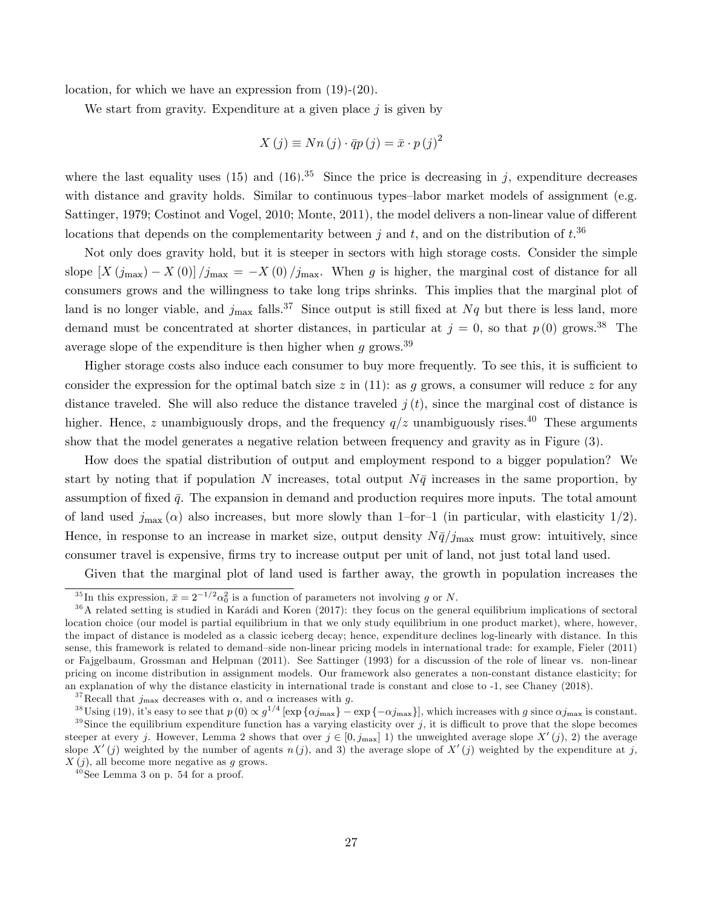location, for which we have an expression from (19)-(20).

We start from gravity. Expenditure at a given place $j$ is given by

$$X(j) \equiv Nn(j) \cdot \bar{q}p(j) = \bar{x} \cdot p(j)^2$$

where the last equality uses (15) and (16).[35] Since the price is decreasing in $j$, expenditure decreases with distance and gravity holds. Similar to continuous types–labor market models of assignment (e.g. Sattinger, 1979; Costinot and Vogel, 2010; Monte, 2011), the model delivers a non-linear value of different locations that depends on the complementarity between $j$ and $t$, and on the distribution of $t$.[36]

Not only does gravity hold, but it is steeper in sectors with high storage costs. Consider the simple slope $[X(j_{\max}) - X(0)]/j_{\max} = -X(0)/j_{\max}$. When $g$ is higher, the marginal cost of distance for all consumers grows and the willingness to take long trips shrinks. This implies that the marginal plot of land is no longer viable, and $j_{\max}$ falls.[37] Since output is still fixed at $Nq$ but there is less land, more demand must be concentrated at shorter distances, in particular at $j = 0$, so that $p(0)$ grows.[38] The average slope of the expenditure is then higher when $g$ grows.[39]

Higher storage costs also induce each consumer to buy more frequently. To see this, it is sufficient to consider the expression for the optimal batch size $z$ in (11): as $g$ grows, a consumer will reduce $z$ for any distance traveled. She will also reduce the distance traveled $j(t)$, since the marginal cost of distance is higher. Hence, $z$ unambiguously drops, and the frequency $q/z$ unambiguously rises.[40] These arguments show that the model generates a negative relation between frequency and gravity as in Figure (3).

How does the spatial distribution of output and employment respond to a bigger population? We start by noting that if population $N$ increases, total output $N\bar{q}$ increases in the same proportion, by assumption of fixed $\bar{q}$. The expansion in demand and production requires more inputs. The total amount of land used $j_{\max}(\alpha)$ also increases, but more slowly than 1–for–1 (in particular, with elasticity 1/2). Hence, in response to an increase in market size, output density $N\bar{q}/j_{\max}$ must grow: intuitively, since consumer travel is expensive, firms try to increase output per unit of land, not just total land used.

Given that the marginal plot of land used is farther away, the growth in population increases the

---

[35] In this expression, $\bar{x} = 2^{-1/2}\alpha_0^2$ is a function of parameters not involving $g$ or $N$.

[36] A related setting is studied in Karádi and Koren (2017): they focus on the general equilibrium implications of sectoral location choice (our model is partial equilibrium in that we only study equilibrium in one product market), where, however, the impact of distance is modeled as a classic iceberg decay; hence, expenditure declines log-linearly with distance. In this sense, this framework is related to demand–side non-linear pricing models in international trade: for example, Fieler (2011) or Fajgelbaum, Grossman and Helpman (2011). See Sattinger (1993) for a discussion of the role of linear vs. non-linear pricing on income distribution in assignment models. Our framework also generates a non-constant distance elasticity; for an explanation of why the distance elasticity in international trade is constant and close to -1, see Chaney (2018).

[37] Recall that $j_{\max}$ decreases with $\alpha$, and $\alpha$ increases with $g$.

[38] Using (19), it's easy to see that $p(0) \propto g^{1/4}[\exp\{\alpha j_{\max}\} - \exp\{-\alpha j_{\max}\}]$, which increases with $g$ since $\alpha j_{\max}$ is constant.

[39] Since the equilibrium expenditure function has a varying elasticity over $j$, it is difficult to prove that the slope becomes steeper at every $j$. However, Lemma 2 shows that over $j \in [0, j_{\max}]$ 1) the unweighted average slope $X'(j)$, 2) the average slope $X'(j)$ weighted by the number of agents $n(j)$, and 3) the average slope of $X'(j)$ weighted by the expenditure at $j$, $X(j)$, all become more negative as $g$ grows.

[40] See Lemma 3 on p. 54 for a proof.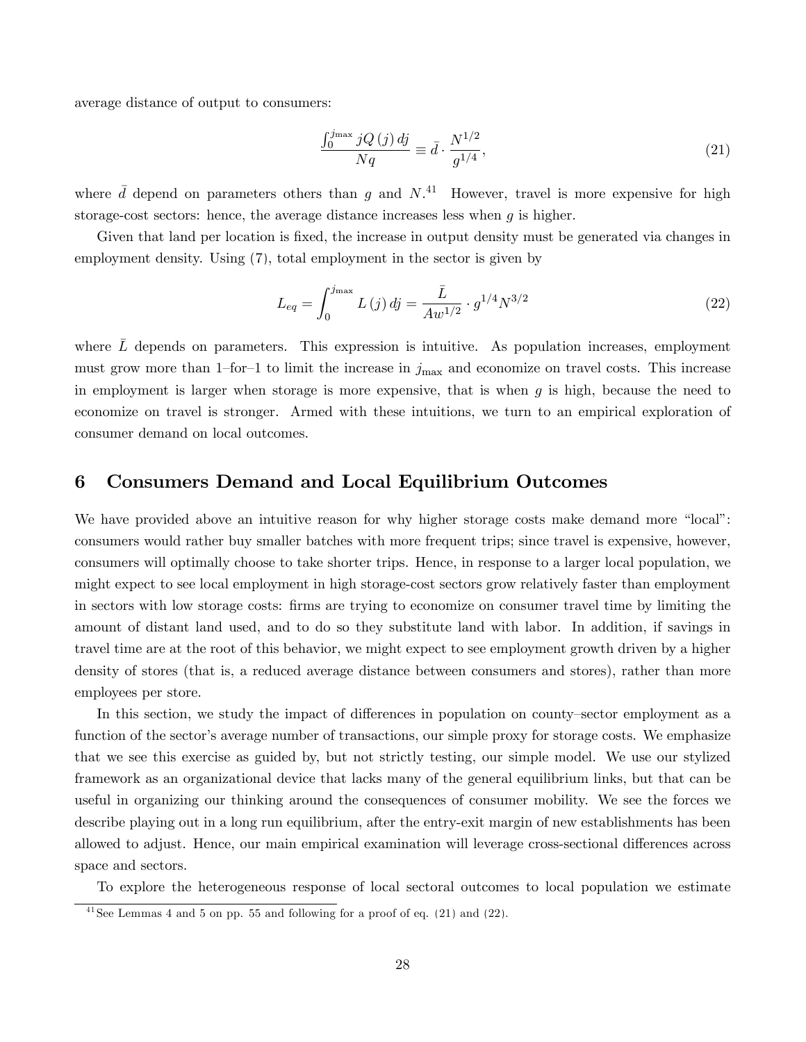average distance of output to consumers:

$$\frac{\int_0^{j_{\max}} jQ(j)\,dj}{Nq} \equiv \bar{d} \cdot \frac{N^{1/2}}{g^{1/4}}, \tag{21}$$

where $\bar{d}$ depend on parameters others than $g$ and $N$.[41] However, travel is more expensive for high storage-cost sectors: hence, the average distance increases less when $g$ is higher.

Given that land per location is fixed, the increase in output density must be generated via changes in employment density. Using (7), total employment in the sector is given by

$$L_{eq} = \int_0^{j_{\max}} L(j)\,dj = \frac{\bar{L}}{Aw^{1/2}} \cdot g^{1/4} N^{3/2} \tag{22}$$

where $\bar{L}$ depends on parameters. This expression is intuitive. As population increases, employment must grow more than 1–for–1 to limit the increase in $j_{\max}$ and economize on travel costs. This increase in employment is larger when storage is more expensive, that is when $g$ is high, because the need to economize on travel is stronger. Armed with these intuitions, we turn to an empirical exploration of consumer demand on local outcomes.

# 6 Consumers Demand and Local Equilibrium Outcomes

We have provided above an intuitive reason for why higher storage costs make demand more "local": consumers would rather buy smaller batches with more frequent trips; since travel is expensive, however, consumers will optimally choose to take shorter trips. Hence, in response to a larger local population, we might expect to see local employment in high storage-cost sectors grow relatively faster than employment in sectors with low storage costs: firms are trying to economize on consumer travel time by limiting the amount of distant land used, and to do so they substitute land with labor. In addition, if savings in travel time are at the root of this behavior, we might expect to see employment growth driven by a higher density of stores (that is, a reduced average distance between consumers and stores), rather than more employees per store.

In this section, we study the impact of differences in population on county–sector employment as a function of the sector's average number of transactions, our simple proxy for storage costs. We emphasize that we see this exercise as guided by, but not strictly testing, our simple model. We use our stylized framework as an organizational device that lacks many of the general equilibrium links, but that can be useful in organizing our thinking around the consequences of consumer mobility. We see the forces we describe playing out in a long run equilibrium, after the entry-exit margin of new establishments has been allowed to adjust. Hence, our main empirical examination will leverage cross-sectional differences across space and sectors.

To explore the heterogeneous response of local sectoral outcomes to local population we estimate

[41] See Lemmas 4 and 5 on pp. 55 and following for a proof of eq. (21) and (22).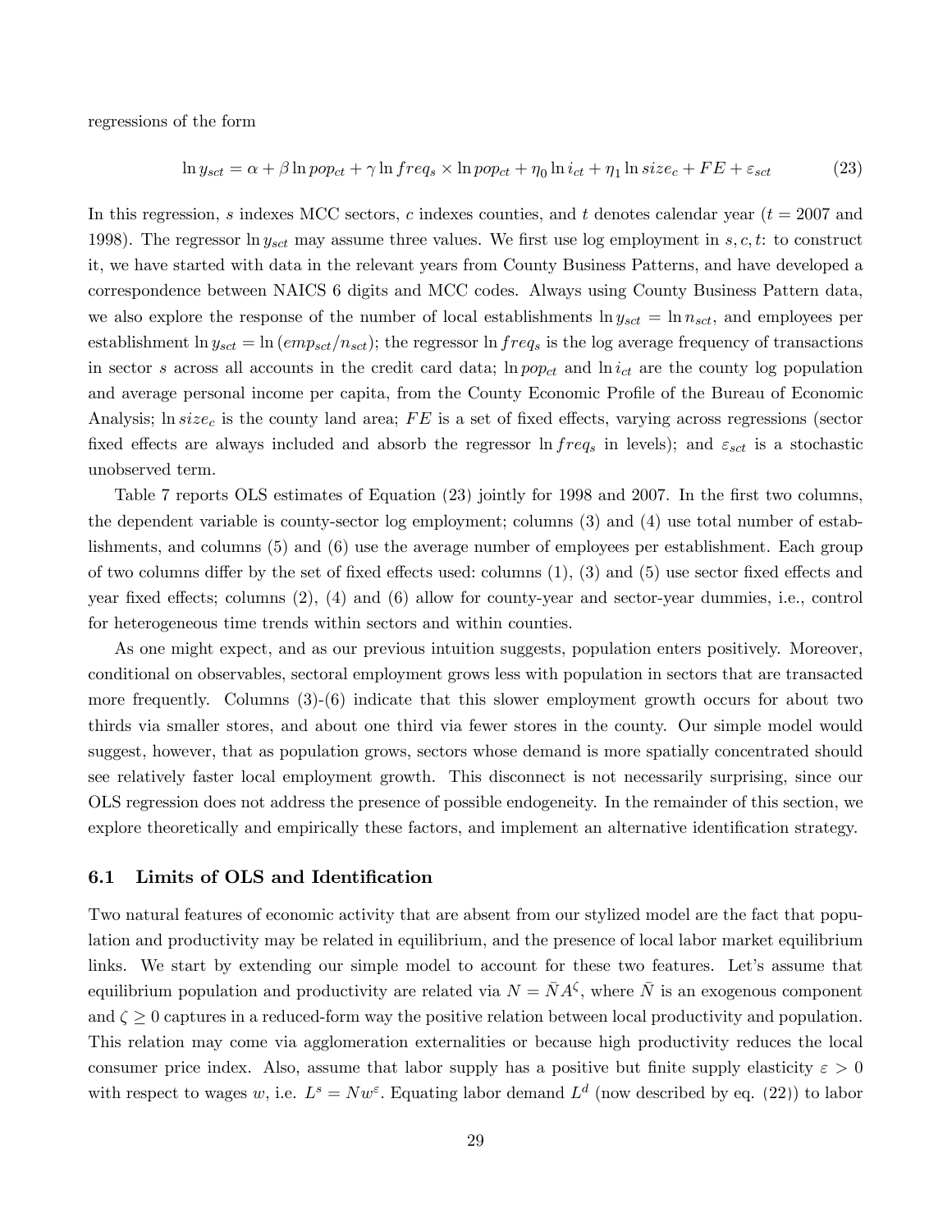regressions of the form

$$\ln y_{sct} = \alpha + \beta \ln pop_{ct} + \gamma \ln freq_s \times \ln pop_{ct} + \eta_0 \ln i_{ct} + \eta_1 \ln size_c + FE + \varepsilon_{sct} \tag{23}$$

In this regression, $s$ indexes MCC sectors, $c$ indexes counties, and $t$ denotes calendar year ($t = 2007$ and 1998). The regressor $\ln y_{sct}$ may assume three values. We first use log employment in $s, c, t$: to construct it, we have started with data in the relevant years from County Business Patterns, and have developed a correspondence between NAICS 6 digits and MCC codes. Always using County Business Pattern data, we also explore the response of the number of local establishments $\ln y_{sct} = \ln n_{sct}$, and employees per establishment $\ln y_{sct} = \ln (emp_{sct}/n_{sct})$; the regressor $\ln freq_s$ is the log average frequency of transactions in sector $s$ across all accounts in the credit card data; $\ln pop_{ct}$ and $\ln i_{ct}$ are the county log population and average personal income per capita, from the County Economic Profile of the Bureau of Economic Analysis; $\ln size_c$ is the county land area; $FE$ is a set of fixed effects, varying across regressions (sector fixed effects are always included and absorb the regressor $\ln freq_s$ in levels); and $\varepsilon_{sct}$ is a stochastic unobserved term.

Table 7 reports OLS estimates of Equation (23) jointly for 1998 and 2007. In the first two columns, the dependent variable is county-sector log employment; columns (3) and (4) use total number of establishments, and columns (5) and (6) use the average number of employees per establishment. Each group of two columns differ by the set of fixed effects used: columns (1), (3) and (5) use sector fixed effects and year fixed effects; columns (2), (4) and (6) allow for county-year and sector-year dummies, i.e., control for heterogeneous time trends within sectors and within counties.

As one might expect, and as our previous intuition suggests, population enters positively. Moreover, conditional on observables, sectoral employment grows less with population in sectors that are transacted more frequently. Columns (3)-(6) indicate that this slower employment growth occurs for about two thirds via smaller stores, and about one third via fewer stores in the county. Our simple model would suggest, however, that as population grows, sectors whose demand is more spatially concentrated should see relatively faster local employment growth. This disconnect is not necessarily surprising, since our OLS regression does not address the presence of possible endogeneity. In the remainder of this section, we explore theoretically and empirically these factors, and implement an alternative identification strategy.

### 6.1 Limits of OLS and Identification

Two natural features of economic activity that are absent from our stylized model are the fact that population and productivity may be related in equilibrium, and the presence of local labor market equilibrium links. We start by extending our simple model to account for these two features. Let's assume that equilibrium population and productivity are related via $N = \bar{N} A^{\zeta}$, where $\bar{N}$ is an exogenous component and $\zeta \geq 0$ captures in a reduced-form way the positive relation between local productivity and population. This relation may come via agglomeration externalities or because high productivity reduces the local consumer price index. Also, assume that labor supply has a positive but finite supply elasticity $\varepsilon > 0$ with respect to wages $w$, i.e. $L^s = N w^{\varepsilon}$. Equating labor demand $L^d$ (now described by eq. (22)) to labor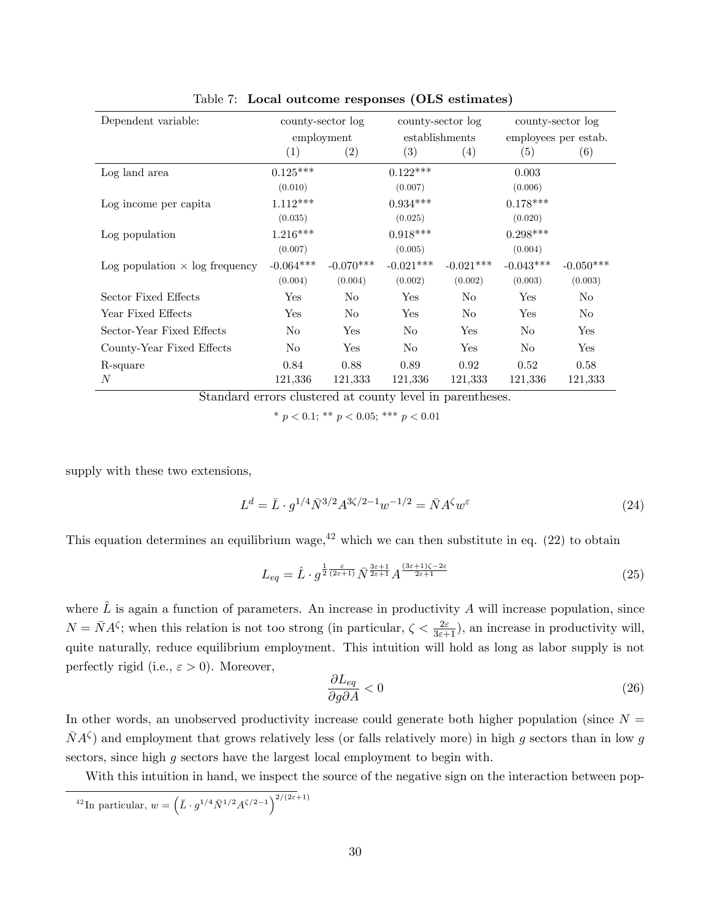Table 7: **Local outcome responses (OLS estimates)**

| Dependent variable: | county-sector log employment | | county-sector log establishments | | county-sector log employees per estab. | |
|---|---|---|---|---|---|---|
| | (1) | (2) | (3) | (4) | (5) | (6) |
| Log land area | 0.125*** | | 0.122*** | | 0.003 | |
| | (0.010) | | (0.007) | | (0.006) | |
| Log income per capita | 1.112*** | | 0.934*** | | 0.178*** | |
| | (0.035) | | (0.025) | | (0.020) | |
| Log population | 1.216*** | | 0.918*** | | 0.298*** | |
| | (0.007) | | (0.005) | | (0.004) | |
| Log population × log frequency | -0.064*** | -0.070*** | -0.021*** | -0.021*** | -0.043*** | -0.050*** |
| | (0.004) | (0.004) | (0.002) | (0.002) | (0.003) | (0.003) |
| Sector Fixed Effects | Yes | No | Yes | No | Yes | No |
| Year Fixed Effects | Yes | No | Yes | No | Yes | No |
| Sector-Year Fixed Effects | No | Yes | No | Yes | No | Yes |
| County-Year Fixed Effects | No | Yes | No | Yes | No | Yes |
| R-square | 0.84 | 0.88 | 0.89 | 0.92 | 0.52 | 0.58 |
| $N$ | 121,336 | 121,333 | 121,336 | 121,333 | 121,336 | 121,333 |

Standard errors clustered at county level in parentheses.

* $p < 0.1$; ** $p < 0.05$; *** $p < 0.01$

supply with these two extensions,

$$L^d = \bar{L} \cdot g^{1/4} \bar{N}^{3/2} A^{3\zeta/2-1} w^{-1/2} = \bar{N} A^{\zeta} w^{\varepsilon} \tag{24}$$

This equation determines an equilibrium wage,[42] which we can then substitute in eq. (22) to obtain

$$L_{eq} = \hat{L} \cdot g^{\frac{1}{2}\frac{\varepsilon}{(2\varepsilon+1)}} \bar{N}^{\frac{3\varepsilon+1}{2\varepsilon+1}} A^{\frac{(3\varepsilon+1)\zeta-2\varepsilon}{2\varepsilon+1}} \tag{25}$$

where $\hat{L}$ is again a function of parameters. An increase in productivity $A$ will increase population, since $N = \bar{N} A^{\zeta}$; when this relation is not too strong (in particular, $\zeta < \frac{2\varepsilon}{3\varepsilon+1}$), an increase in productivity will, quite naturally, reduce equilibrium employment. This intuition will hold as long as labor supply is not perfectly rigid (i.e., $\varepsilon > 0$). Moreover,

$$\frac{\partial L_{eq}}{\partial g \partial A} < 0 \tag{26}$$

In other words, an unobserved productivity increase could generate both higher population (since $N = \bar{N} A^{\zeta}$) and employment that grows relatively less (or falls relatively more) in high $g$ sectors than in low $g$ sectors, since high $g$ sectors have the largest local employment to begin with.

With this intuition in hand, we inspect the source of the negative sign on the interaction between pop-

[42] In particular, $w = \left(\bar{L} \cdot g^{1/4} \bar{N}^{1/2} A^{\zeta/2-1}\right)^{2/(2\varepsilon+1)}$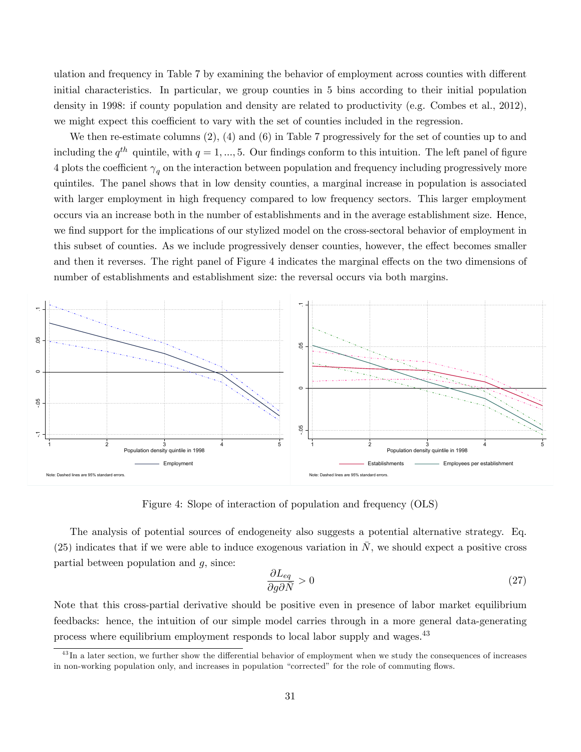ulation and frequency in Table 7 by examining the behavior of employment across counties with different initial characteristics. In particular, we group counties in 5 bins according to their initial population density in 1998: if county population and density are related to productivity (e.g. Combes et al., 2012), we might expect this coefficient to vary with the set of counties included in the regression.

We then re-estimate columns (2), (4) and (6) in Table 7 progressively for the set of counties up to and including the $q^{th}$ quintile, with $q = 1, ..., 5$. Our findings conform to this intuition. The left panel of figure 4 plots the coefficient $\gamma_q$ on the interaction between population and frequency including progressively more quintiles. The panel shows that in low density counties, a marginal increase in population is associated with larger employment in high frequency compared to low frequency sectors. This larger employment occurs via an increase both in the number of establishments and in the average establishment size. Hence, we find support for the implications of our stylized model on the cross-sectoral behavior of employment in this subset of counties. As we include progressively denser counties, however, the effect becomes smaller and then it reverses. The right panel of Figure 4 indicates the marginal effects on the two dimensions of number of establishments and establishment size: the reversal occurs via both margins.

Figure 4: Slope of interaction of population and frequency (OLS)

The analysis of potential sources of endogeneity also suggests a potential alternative strategy. Eq. (25) indicates that if we were able to induce exogenous variation in $\bar{N}$, we should expect a positive cross partial between population and $g$, since:

$$\frac{\partial L_{eq}}{\partial g \partial \bar{N}} > 0 \tag{27}$$

Note that this cross-partial derivative should be positive even in presence of labor market equilibrium feedbacks: hence, the intuition of our simple model carries through in a more general data-generating process where equilibrium employment responds to local labor supply and wages.[43]

[43] In a later section, we further show the differential behavior of employment when we study the consequences of increases in non-working population only, and increases in population "corrected" for the role of commuting flows.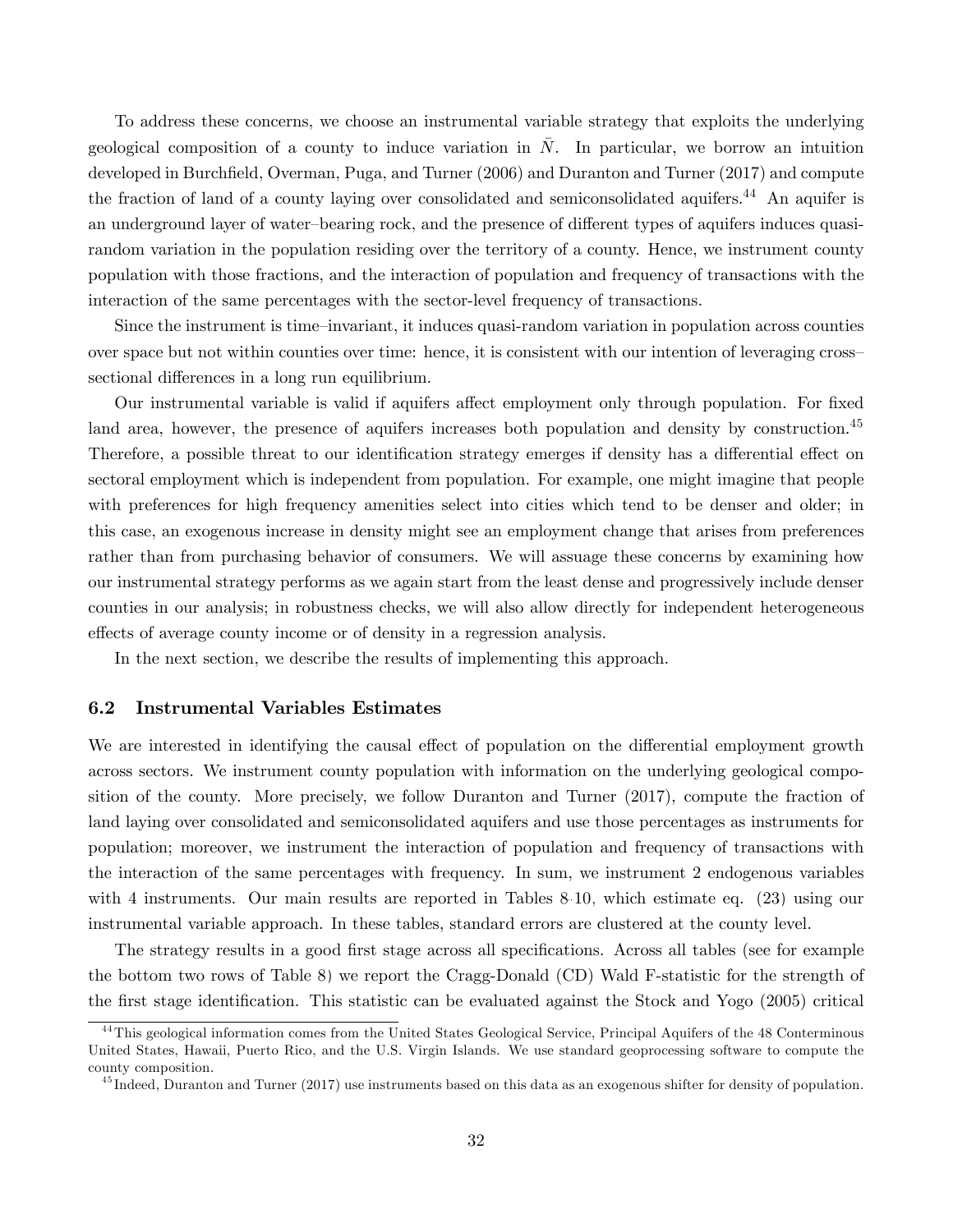To address these concerns, we choose an instrumental variable strategy that exploits the underlying geological composition of a county to induce variation in $\bar{N}$. In particular, we borrow an intuition developed in Burchfield, Overman, Puga, and Turner (2006) and Duranton and Turner (2017) and compute the fraction of land of a county laying over consolidated and semiconsolidated aquifers.[44] An aquifer is an underground layer of water–bearing rock, and the presence of different types of aquifers induces quasi-random variation in the population residing over the territory of a county. Hence, we instrument county population with those fractions, and the interaction of population and frequency of transactions with the interaction of the same percentages with the sector-level frequency of transactions.

Since the instrument is time–invariant, it induces quasi-random variation in population across counties over space but not within counties over time: hence, it is consistent with our intention of leveraging cross–sectional differences in a long run equilibrium.

Our instrumental variable is valid if aquifers affect employment only through population. For fixed land area, however, the presence of aquifers increases both population and density by construction.[45] Therefore, a possible threat to our identification strategy emerges if density has a differential effect on sectoral employment which is independent from population. For example, one might imagine that people with preferences for high frequency amenities select into cities which tend to be denser and older; in this case, an exogenous increase in density might see an employment change that arises from preferences rather than from purchasing behavior of consumers. We will assuage these concerns by examining how our instrumental strategy performs as we again start from the least dense and progressively include denser counties in our analysis; in robustness checks, we will also allow directly for independent heterogeneous effects of average county income or of density in a regression analysis.

In the next section, we describe the results of implementing this approach.

### 6.2 Instrumental Variables Estimates

We are interested in identifying the causal effect of population on the differential employment growth across sectors. We instrument county population with information on the underlying geological composition of the county. More precisely, we follow Duranton and Turner (2017), compute the fraction of land laying over consolidated and semiconsolidated aquifers and use those percentages as instruments for population; moreover, we instrument the interaction of population and frequency of transactions with the interaction of the same percentages with frequency. In sum, we instrument 2 endogenous variables with 4 instruments. Our main results are reported in Tables 8-10, which estimate eq. (23) using our instrumental variable approach. In these tables, standard errors are clustered at the county level.

The strategy results in a good first stage across all specifications. Across all tables (see for example the bottom two rows of Table 8) we report the Cragg-Donald (CD) Wald F-statistic for the strength of the first stage identification. This statistic can be evaluated against the Stock and Yogo (2005) critical

---

[44] This geological information comes from the United States Geological Service, Principal Aquifers of the 48 Conterminous United States, Hawaii, Puerto Rico, and the U.S. Virgin Islands. We use standard geoprocessing software to compute the county composition.

[45] Indeed, Duranton and Turner (2017) use instruments based on this data as an exogenous shifter for density of population.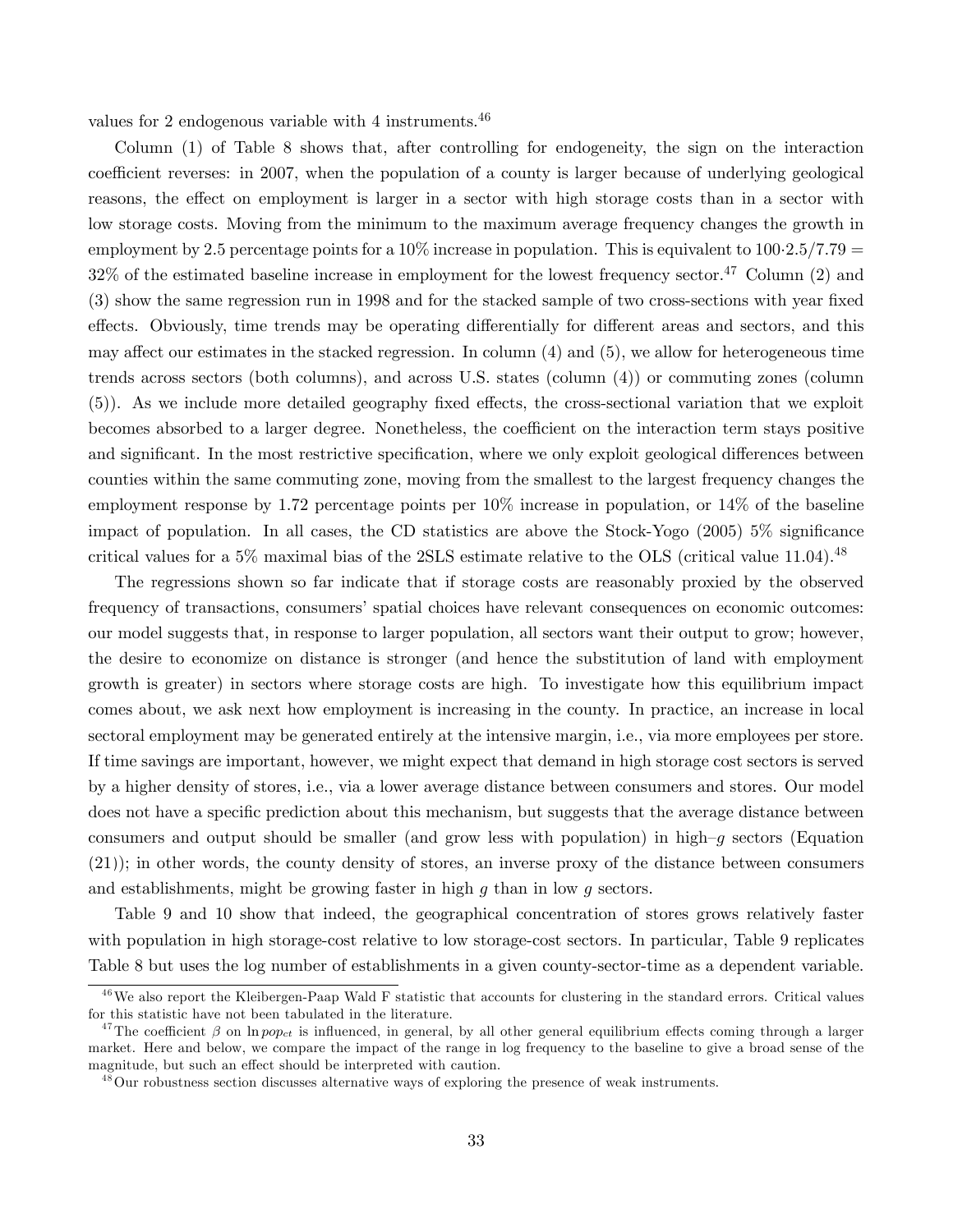values for 2 endogenous variable with 4 instruments.[46]

Column (1) of Table 8 shows that, after controlling for endogeneity, the sign on the interaction coefficient reverses: in 2007, when the population of a county is larger because of underlying geological reasons, the effect on employment is larger in a sector with high storage costs than in a sector with low storage costs. Moving from the minimum to the maximum average frequency changes the growth in employment by 2.5 percentage points for a 10% increase in population. This is equivalent to $100 \cdot 2.5/7.79 = 32\%$ of the estimated baseline increase in employment for the lowest frequency sector.[47] Column (2) and (3) show the same regression run in 1998 and for the stacked sample of two cross-sections with year fixed effects. Obviously, time trends may be operating differentially for different areas and sectors, and this may affect our estimates in the stacked regression. In column (4) and (5), we allow for heterogeneous time trends across sectors (both columns), and across U.S. states (column (4)) or commuting zones (column (5)). As we include more detailed geography fixed effects, the cross-sectional variation that we exploit becomes absorbed to a larger degree. Nonetheless, the coefficient on the interaction term stays positive and significant. In the most restrictive specification, where we only exploit geological differences between counties within the same commuting zone, moving from the smallest to the largest frequency changes the employment response by 1.72 percentage points per 10% increase in population, or 14% of the baseline impact of population. In all cases, the CD statistics are above the Stock-Yogo (2005) 5% significance critical values for a 5% maximal bias of the 2SLS estimate relative to the OLS (critical value 11.04).[48]

The regressions shown so far indicate that if storage costs are reasonably proxied by the observed frequency of transactions, consumers' spatial choices have relevant consequences on economic outcomes: our model suggests that, in response to larger population, all sectors want their output to grow; however, the desire to economize on distance is stronger (and hence the substitution of land with employment growth is greater) in sectors where storage costs are high. To investigate how this equilibrium impact comes about, we ask next how employment is increasing in the county. In practice, an increase in local sectoral employment may be generated entirely at the intensive margin, i.e., via more employees per store. If time savings are important, however, we might expect that demand in high storage cost sectors is served by a higher density of stores, i.e., via a lower average distance between consumers and stores. Our model does not have a specific prediction about this mechanism, but suggests that the average distance between consumers and output should be smaller (and grow less with population) in high–$g$ sectors (Equation (21)); in other words, the county density of stores, an inverse proxy of the distance between consumers and establishments, might be growing faster in high $g$ than in low $g$ sectors.

Table 9 and 10 show that indeed, the geographical concentration of stores grows relatively faster with population in high storage-cost relative to low storage-cost sectors. In particular, Table 9 replicates Table 8 but uses the log number of establishments in a given county-sector-time as a dependent variable.

[46] We also report the Kleibergen-Paap Wald F statistic that accounts for clustering in the standard errors. Critical values for this statistic have not been tabulated in the literature.

[47] The coefficient $\beta$ on $\ln pop_{ct}$ is influenced, in general, by all other general equilibrium effects coming through a larger market. Here and below, we compare the impact of the range in log frequency to the baseline to give a broad sense of the magnitude, but such an effect should be interpreted with caution.

[48] Our robustness section discusses alternative ways of exploring the presence of weak instruments.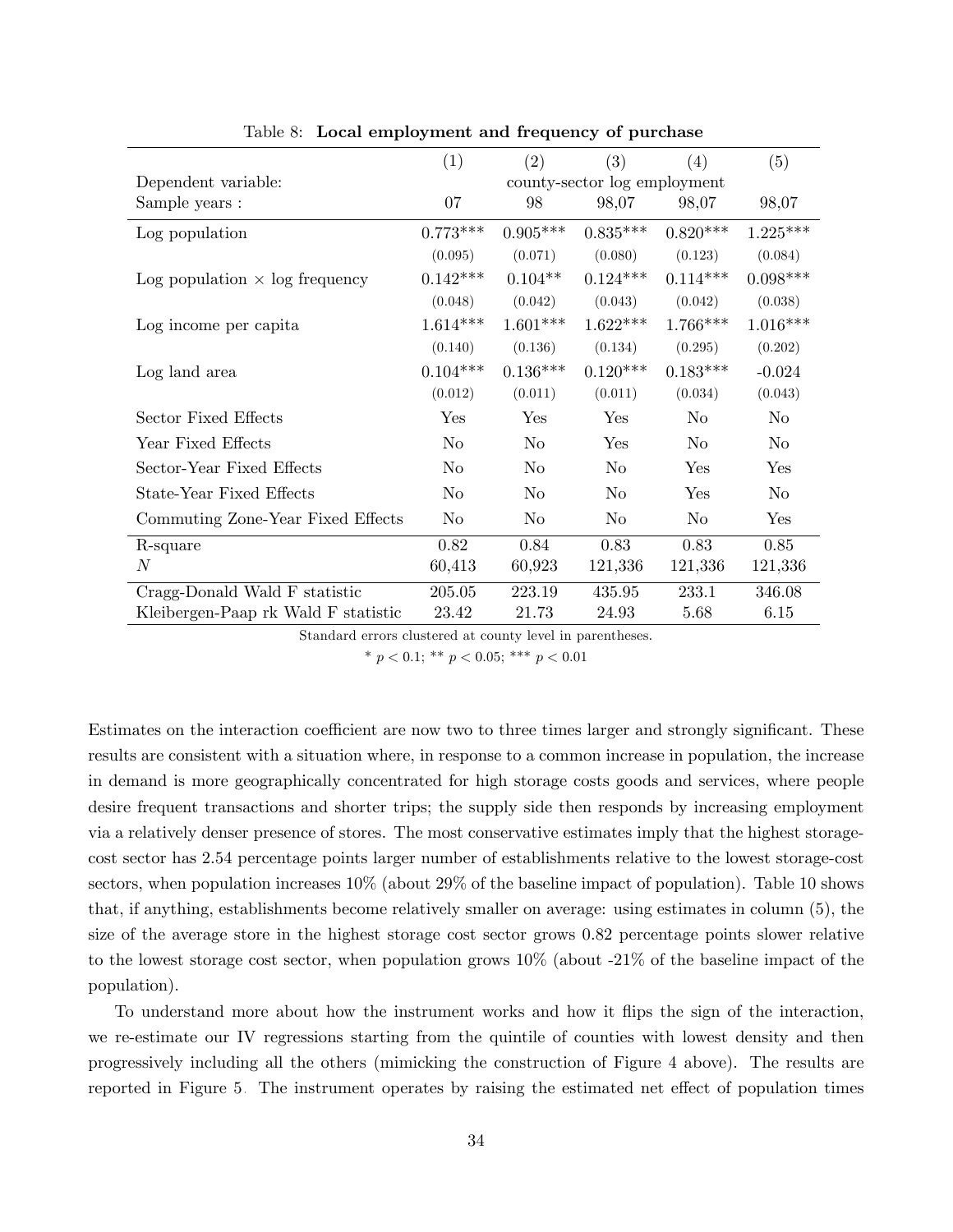Table 8: **Local employment and frequency of purchase**

| | (1) | (2) | (3) | (4) | (5) |
|---|---|---|---|---|---|
| Dependent variable: | county-sector log employment | | | | |
| Sample years : | 07 | 98 | 98,07 | 98,07 | 98,07 |
| Log population | 0.773*** | 0.905*** | 0.835*** | 0.820*** | 1.225*** |
| | (0.095) | (0.071) | (0.080) | (0.123) | (0.084) |
| Log population × log frequency | 0.142*** | 0.104** | 0.124*** | 0.114*** | 0.098*** |
| | (0.048) | (0.042) | (0.043) | (0.042) | (0.038) |
| Log income per capita | 1.614*** | 1.601*** | 1.622*** | 1.766*** | 1.016*** |
| | (0.140) | (0.136) | (0.134) | (0.295) | (0.202) |
| Log land area | 0.104*** | 0.136*** | 0.120*** | 0.183*** | -0.024 |
| | (0.012) | (0.011) | (0.011) | (0.034) | (0.043) |
| Sector Fixed Effects | Yes | Yes | Yes | No | No |
| Year Fixed Effects | No | No | Yes | No | No |
| Sector-Year Fixed Effects | No | No | No | Yes | Yes |
| State-Year Fixed Effects | No | No | No | Yes | No |
| Commuting Zone-Year Fixed Effects | No | No | No | No | Yes |
| R-square | 0.82 | 0.84 | 0.83 | 0.83 | 0.85 |
| $N$ | 60,413 | 60,923 | 121,336 | 121,336 | 121,336 |
| Cragg-Donald Wald F statistic | 205.05 | 223.19 | 435.95 | 233.1 | 346.08 |
| Kleibergen-Paap rk Wald F statistic | 23.42 | 21.73 | 24.93 | 5.68 | 6.15 |

Standard errors clustered at county level in parentheses.

* $p < 0.1$; ** $p < 0.05$; *** $p < 0.01$

Estimates on the interaction coefficient are now two to three times larger and strongly significant. These results are consistent with a situation where, in response to a common increase in population, the increase in demand is more geographically concentrated for high storage costs goods and services, where people desire frequent transactions and shorter trips; the supply side then responds by increasing employment via a relatively denser presence of stores. The most conservative estimates imply that the highest storage-cost sector has 2.54 percentage points larger number of establishments relative to the lowest storage-cost sectors, when population increases 10% (about 29% of the baseline impact of population). Table 10 shows that, if anything, establishments become relatively smaller on average: using estimates in column (5), the size of the average store in the highest storage cost sector grows 0.82 percentage points slower relative to the lowest storage cost sector, when population grows 10% (about -21% of the baseline impact of the population).

To understand more about how the instrument works and how it flips the sign of the interaction, we re-estimate our IV regressions starting from the quintile of counties with lowest density and then progressively including all the others (mimicking the construction of Figure 4 above). The results are reported in Figure 5. The instrument operates by raising the estimated net effect of population times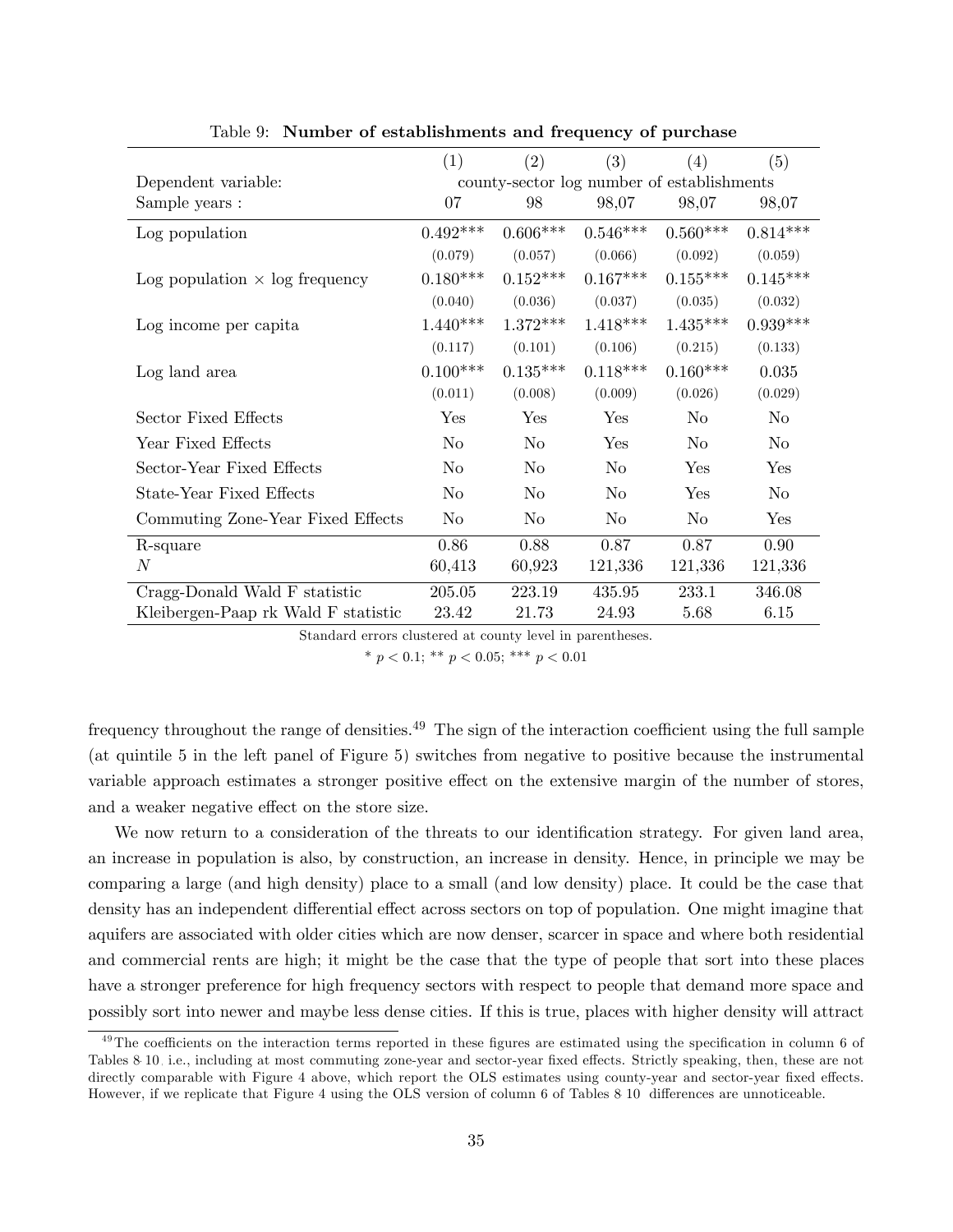Table 9: **Number of establishments and frequency of purchase**

| | (1) | (2) | (3) | (4) | (5) |
|---|---|---|---|---|---|
| Dependent variable: | county-sector log number of establishments | | | | |
| Sample years : | 07 | 98 | 98,07 | 98,07 | 98,07 |
| Log population | 0.492*** | 0.606*** | 0.546*** | 0.560*** | 0.814*** |
| | (0.079) | (0.057) | (0.066) | (0.092) | (0.059) |
| Log population × log frequency | 0.180*** | 0.152*** | 0.167*** | 0.155*** | 0.145*** |
| | (0.040) | (0.036) | (0.037) | (0.035) | (0.032) |
| Log income per capita | 1.440*** | 1.372*** | 1.418*** | 1.435*** | 0.939*** |
| | (0.117) | (0.101) | (0.106) | (0.215) | (0.133) |
| Log land area | 0.100*** | 0.135*** | 0.118*** | 0.160*** | 0.035 |
| | (0.011) | (0.008) | (0.009) | (0.026) | (0.029) |
| Sector Fixed Effects | Yes | Yes | Yes | No | No |
| Year Fixed Effects | No | No | Yes | No | No |
| Sector-Year Fixed Effects | No | No | No | Yes | Yes |
| State-Year Fixed Effects | No | No | No | Yes | No |
| Commuting Zone-Year Fixed Effects | No | No | No | No | Yes |
| R-square | 0.86 | 0.88 | 0.87 | 0.87 | 0.90 |
| $N$ | 60,413 | 60,923 | 121,336 | 121,336 | 121,336 |
| Cragg-Donald Wald F statistic | 205.05 | 223.19 | 435.95 | 233.1 | 346.08 |
| Kleibergen-Paap rk Wald F statistic | 23.42 | 21.73 | 24.93 | 5.68 | 6.15 |

Standard errors clustered at county level in parentheses.

* $p < 0.1$; ** $p < 0.05$; *** $p < 0.01$

frequency throughout the range of densities.[49] The sign of the interaction coefficient using the full sample (at quintile 5 in the left panel of Figure 5) switches from negative to positive because the instrumental variable approach estimates a stronger positive effect on the extensive margin of the number of stores, and a weaker negative effect on the store size.

We now return to a consideration of the threats to our identification strategy. For given land area, an increase in population is also, by construction, an increase in density. Hence, in principle we may be comparing a large (and high density) place to a small (and low density) place. It could be the case that density has an independent differential effect across sectors on top of population. One might imagine that aquifers are associated with older cities which are now denser, scarcer in space and where both residential and commercial rents are high; it might be the case that the type of people that sort into these places have a stronger preference for high frequency sectors with respect to people that demand more space and possibly sort into newer and maybe less dense cities. If this is true, places with higher density will attract

[49] The coefficients on the interaction terms reported in these figures are estimated using the specification in column 6 of Tables 8-10, i.e., including at most commuting zone-year and sector-year fixed effects. Strictly speaking, then, these are not directly comparable with Figure 4 above, which report the OLS estimates using county-year and sector-year fixed effects. However, if we replicate that Figure 4 using the OLS version of column 6 of Tables 8-10 differences are unnoticeable.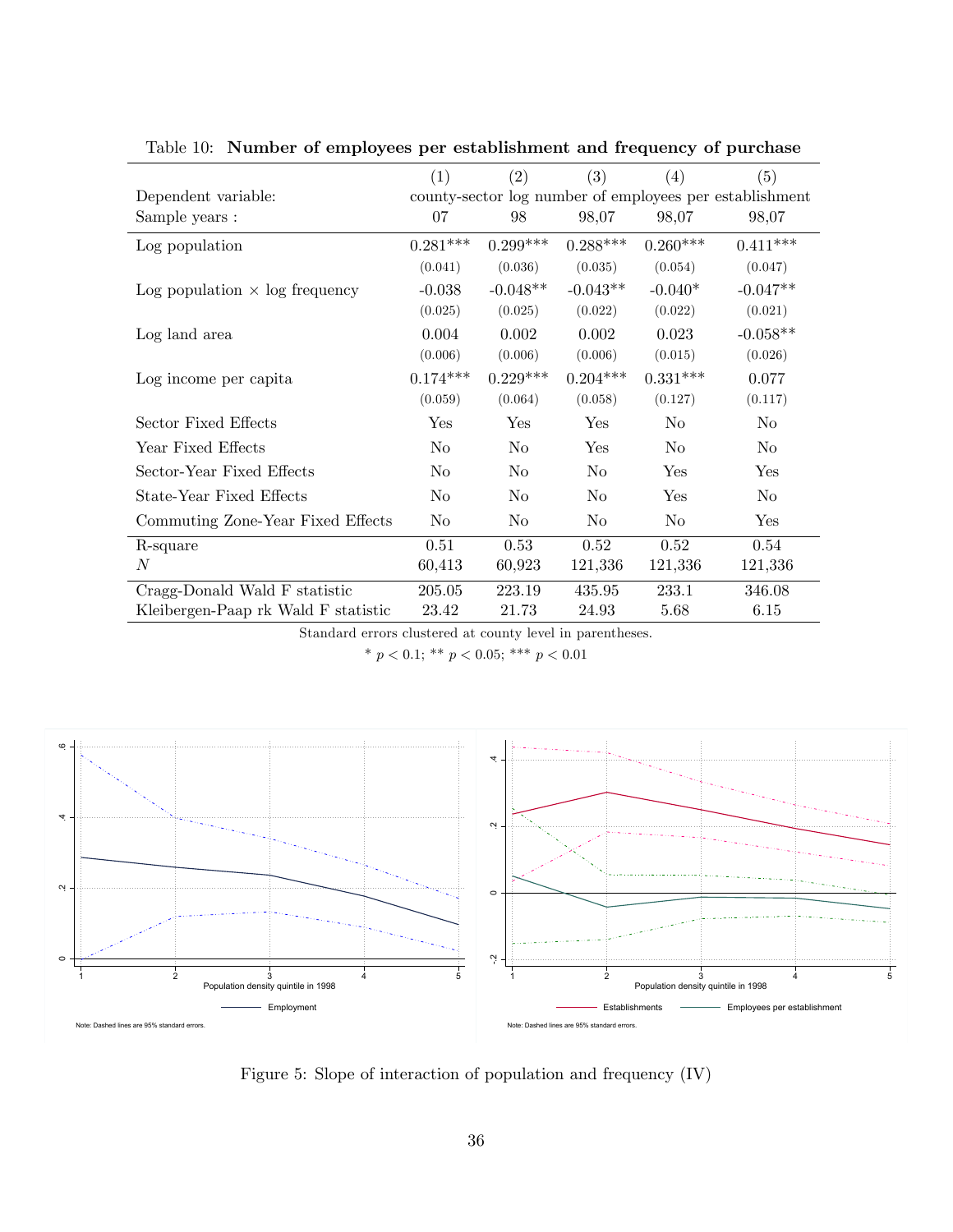Table 10: **Number of employees per establishment and frequency of purchase**

| | (1) | (2) | (3) | (4) | (5) |
|---|---|---|---|---|---|
| Dependent variable: | county-sector log number of employees per establishment | | | | |
| Sample years : | 07 | 98 | 98,07 | 98,07 | 98,07 |
| Log population | 0.281*** | 0.299*** | 0.288*** | 0.260*** | 0.411*** |
| | (0.041) | (0.036) | (0.035) | (0.054) | (0.047) |
| Log population × log frequency | -0.038 | -0.048** | -0.043** | -0.040* | -0.047** |
| | (0.025) | (0.025) | (0.022) | (0.022) | (0.021) |
| Log land area | 0.004 | 0.002 | 0.002 | 0.023 | -0.058** |
| | (0.006) | (0.006) | (0.006) | (0.015) | (0.026) |
| Log income per capita | 0.174*** | 0.229*** | 0.204*** | 0.331*** | 0.077 |
| | (0.059) | (0.064) | (0.058) | (0.127) | (0.117) |
| Sector Fixed Effects | Yes | Yes | Yes | No | No |
| Year Fixed Effects | No | No | Yes | No | No |
| Sector-Year Fixed Effects | No | No | No | Yes | Yes |
| State-Year Fixed Effects | No | No | No | Yes | No |
| Commuting Zone-Year Fixed Effects | No | No | No | No | Yes |
| R-square | 0.51 | 0.53 | 0.52 | 0.52 | 0.54 |
| $N$ | 60,413 | 60,923 | 121,336 | 121,336 | 121,336 |
| Cragg-Donald Wald F statistic | 205.05 | 223.19 | 435.95 | 233.1 | 346.08 |
| Kleibergen-Paap rk Wald F statistic | 23.42 | 21.73 | 24.93 | 5.68 | 6.15 |

Standard errors clustered at county level in parentheses.

* $p < 0.1$; ** $p < 0.05$; *** $p < 0.01$

Figure 5: Slope of interaction of population and frequency (IV)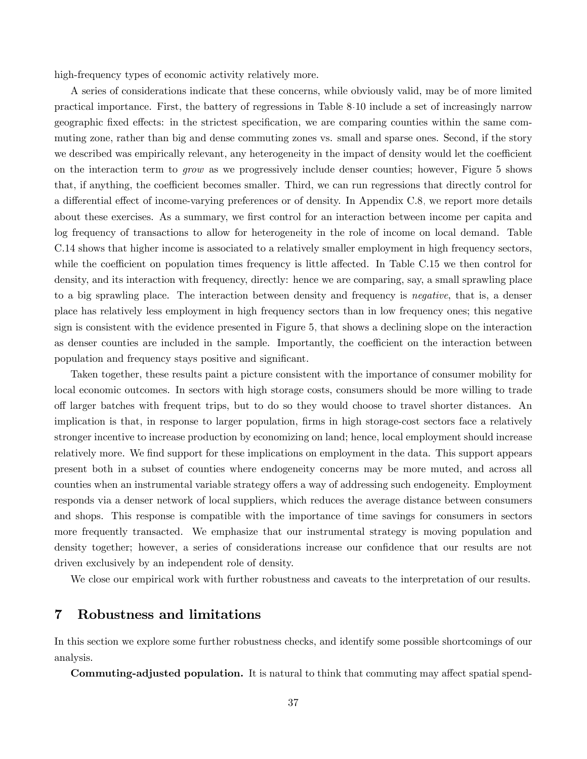high-frequency types of economic activity relatively more.

A series of considerations indicate that these concerns, while obviously valid, may be of more limited practical importance. First, the battery of regressions in Table 8-10 include a set of increasingly narrow geographic fixed effects: in the strictest specification, we are comparing counties within the same commuting zone, rather than big and dense commuting zones vs. small and sparse ones. Second, if the story we described was empirically relevant, any heterogeneity in the impact of density would let the coefficient on the interaction term to *grow* as we progressively include denser counties; however, Figure 5 shows that, if anything, the coefficient becomes smaller. Third, we can run regressions that directly control for a differential effect of income-varying preferences or of density. In Appendix C.8, we report more details about these exercises. As a summary, we first control for an interaction between income per capita and log frequency of transactions to allow for heterogeneity in the role of income on local demand. Table C.14 shows that higher income is associated to a relatively smaller employment in high frequency sectors, while the coefficient on population times frequency is little affected. In Table C.15 we then control for density, and its interaction with frequency, directly: hence we are comparing, say, a small sprawling place to a big sprawling place. The interaction between density and frequency is *negative*, that is, a denser place has relatively less employment in high frequency sectors than in low frequency ones; this negative sign is consistent with the evidence presented in Figure 5, that shows a declining slope on the interaction as denser counties are included in the sample. Importantly, the coefficient on the interaction between population and frequency stays positive and significant.

Taken together, these results paint a picture consistent with the importance of consumer mobility for local economic outcomes. In sectors with high storage costs, consumers should be more willing to trade off larger batches with frequent trips, but to do so they would choose to travel shorter distances. An implication is that, in response to larger population, firms in high storage-cost sectors face a relatively stronger incentive to increase production by economizing on land; hence, local employment should increase relatively more. We find support for these implications on employment in the data. This support appears present both in a subset of counties where endogeneity concerns may be more muted, and across all counties when an instrumental variable strategy offers a way of addressing such endogeneity. Employment responds via a denser network of local suppliers, which reduces the average distance between consumers and shops. This response is compatible with the importance of time savings for consumers in sectors more frequently transacted. We emphasize that our instrumental strategy is moving population and density together; however, a series of considerations increase our confidence that our results are not driven exclusively by an independent role of density.

We close our empirical work with further robustness and caveats to the interpretation of our results.

## 7 Robustness and limitations

In this section we explore some further robustness checks, and identify some possible shortcomings of our analysis.

**Commuting-adjusted population.** It is natural to think that commuting may affect spatial spend-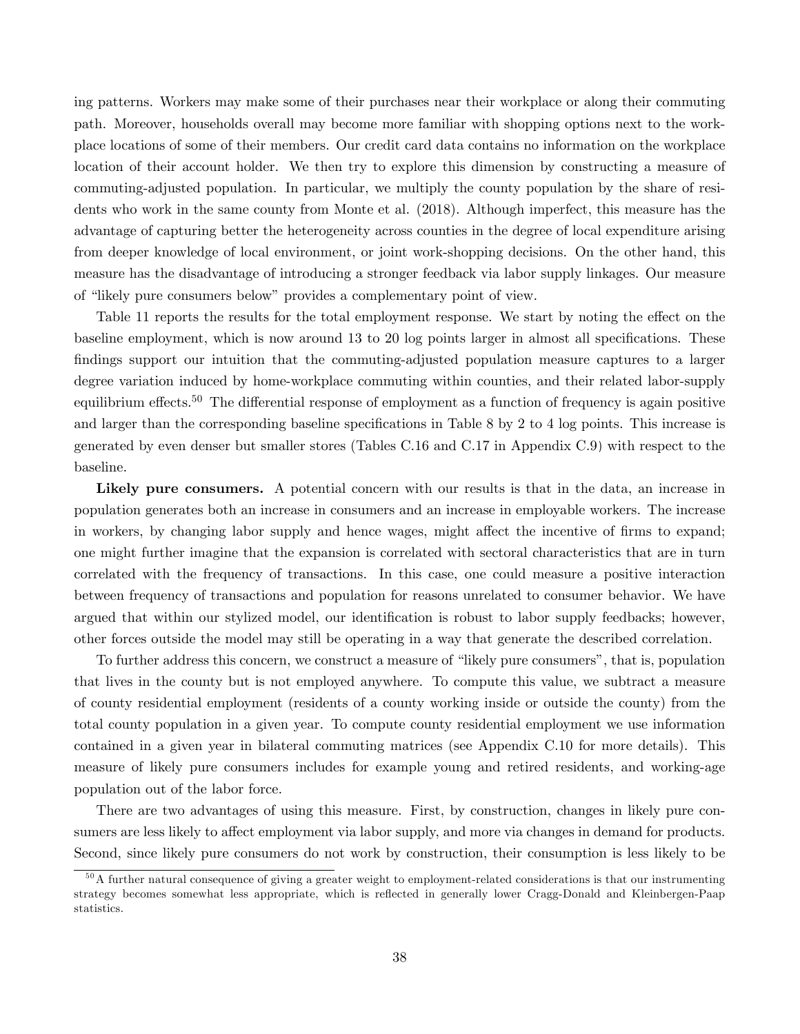ing patterns. Workers may make some of their purchases near their workplace or along their commuting path. Moreover, households overall may become more familiar with shopping options next to the workplace locations of some of their members. Our credit card data contains no information on the workplace location of their account holder. We then try to explore this dimension by constructing a measure of commuting-adjusted population. In particular, we multiply the county population by the share of residents who work in the same county from Monte et al. (2018). Although imperfect, this measure has the advantage of capturing better the heterogeneity across counties in the degree of local expenditure arising from deeper knowledge of local environment, or joint work-shopping decisions. On the other hand, this measure has the disadvantage of introducing a stronger feedback via labor supply linkages. Our measure of "likely pure consumers below" provides a complementary point of view.

Table 11 reports the results for the total employment response. We start by noting the effect on the baseline employment, which is now around 13 to 20 log points larger in almost all specifications. These findings support our intuition that the commuting-adjusted population measure captures to a larger degree variation induced by home-workplace commuting within counties, and their related labor-supply equilibrium effects.[50] The differential response of employment as a function of frequency is again positive and larger than the corresponding baseline specifications in Table 8 by 2 to 4 log points. This increase is generated by even denser but smaller stores (Tables C.16 and C.17 in Appendix C.9) with respect to the baseline.

**Likely pure consumers.** A potential concern with our results is that in the data, an increase in population generates both an increase in consumers and an increase in employable workers. The increase in workers, by changing labor supply and hence wages, might affect the incentive of firms to expand; one might further imagine that the expansion is correlated with sectoral characteristics that are in turn correlated with the frequency of transactions. In this case, one could measure a positive interaction between frequency of transactions and population for reasons unrelated to consumer behavior. We have argued that within our stylized model, our identification is robust to labor supply feedbacks; however, other forces outside the model may still be operating in a way that generate the described correlation.

To further address this concern, we construct a measure of "likely pure consumers", that is, population that lives in the county but is not employed anywhere. To compute this value, we subtract a measure of county residential employment (residents of a county working inside or outside the county) from the total county population in a given year. To compute county residential employment we use information contained in a given year in bilateral commuting matrices (see Appendix C.10 for more details). This measure of likely pure consumers includes for example young and retired residents, and working-age population out of the labor force.

There are two advantages of using this measure. First, by construction, changes in likely pure consumers are less likely to affect employment via labor supply, and more via changes in demand for products. Second, since likely pure consumers do not work by construction, their consumption is less likely to be

[50] A further natural consequence of giving a greater weight to employment-related considerations is that our instrumenting strategy becomes somewhat less appropriate, which is reflected in generally lower Cragg-Donald and Kleinbergen-Paap statistics.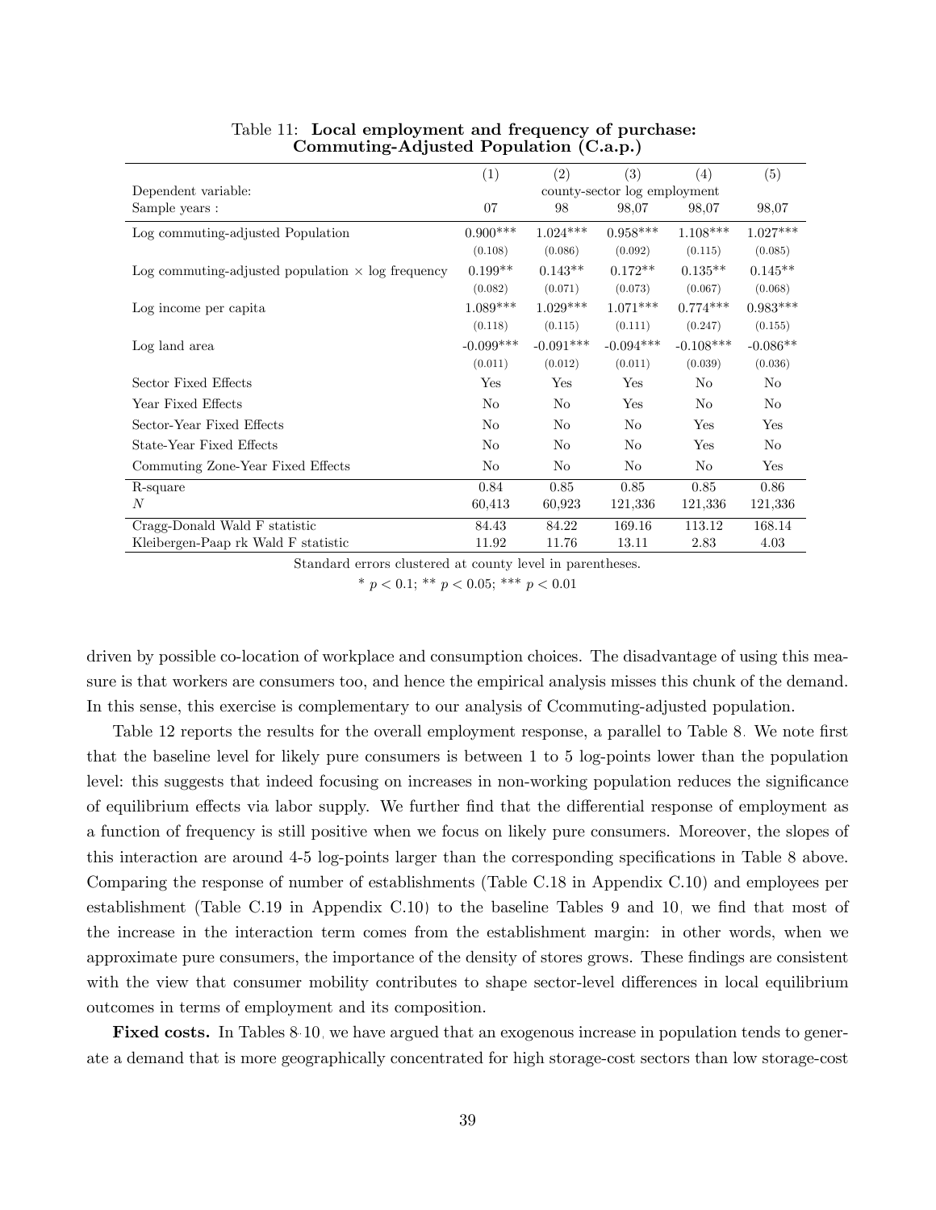Table 11: **Local employment and frequency of purchase: Commuting-Adjusted Population (C.a.p.)**

| | (1) | (2) | (3) | (4) | (5) |
|---|---|---|---|---|---|
| Dependent variable: | county-sector log employment | | | | |
| Sample years : | 07 | 98 | 98,07 | 98,07 | 98,07 |
| Log commuting-adjusted Population | 0.900*** | 1.024*** | 0.958*** | 1.108*** | 1.027*** |
| | (0.108) | (0.086) | (0.092) | (0.115) | (0.085) |
| Log commuting-adjusted population × log frequency | 0.199** | 0.143** | 0.172** | 0.135** | 0.145** |
| | (0.082) | (0.071) | (0.073) | (0.067) | (0.068) |
| Log income per capita | 1.089*** | 1.029*** | 1.071*** | 0.774*** | 0.983*** |
| | (0.118) | (0.115) | (0.111) | (0.247) | (0.155) |
| Log land area | -0.099*** | -0.091*** | -0.094*** | -0.108*** | -0.086** |
| | (0.011) | (0.012) | (0.011) | (0.039) | (0.036) |
| Sector Fixed Effects | Yes | Yes | Yes | No | No |
| Year Fixed Effects | No | No | Yes | No | No |
| Sector-Year Fixed Effects | No | No | No | Yes | Yes |
| State-Year Fixed Effects | No | No | No | Yes | No |
| Commuting Zone-Year Fixed Effects | No | No | No | No | Yes |
| R-square | 0.84 | 0.85 | 0.85 | 0.85 | 0.86 |
| $N$ | 60,413 | 60,923 | 121,336 | 121,336 | 121,336 |
| Cragg-Donald Wald F statistic | 84.43 | 84.22 | 169.16 | 113.12 | 168.14 |
| Kleibergen-Paap rk Wald F statistic | 11.92 | 11.76 | 13.11 | 2.83 | 4.03 |

Standard errors clustered at county level in parentheses.

* $p < 0.1$; ** $p < 0.05$; *** $p < 0.01$

driven by possible co-location of workplace and consumption choices. The disadvantage of using this measure is that workers are consumers too, and hence the empirical analysis misses this chunk of the demand. In this sense, this exercise is complementary to our analysis of Ccommuting-adjusted population.

Table 12 reports the results for the overall employment response, a parallel to Table 8. We note first that the baseline level for likely pure consumers is between 1 to 5 log-points lower than the population level: this suggests that indeed focusing on increases in non-working population reduces the significance of equilibrium effects via labor supply. We further find that the differential response of employment as a function of frequency is still positive when we focus on likely pure consumers. Moreover, the slopes of this interaction are around 4-5 log-points larger than the corresponding specifications in Table 8 above. Comparing the response of number of establishments (Table C.18 in Appendix C.10) and employees per establishment (Table C.19 in Appendix C.10) to the baseline Tables 9 and 10, we find that most of the increase in the interaction term comes from the establishment margin: in other words, when we approximate pure consumers, the importance of the density of stores grows. These findings are consistent with the view that consumer mobility contributes to shape sector-level differences in local equilibrium outcomes in terms of employment and its composition.

**Fixed costs.** In Tables 8-10, we have argued that an exogenous increase in population tends to generate a demand that is more geographically concentrated for high storage-cost sectors than low storage-cost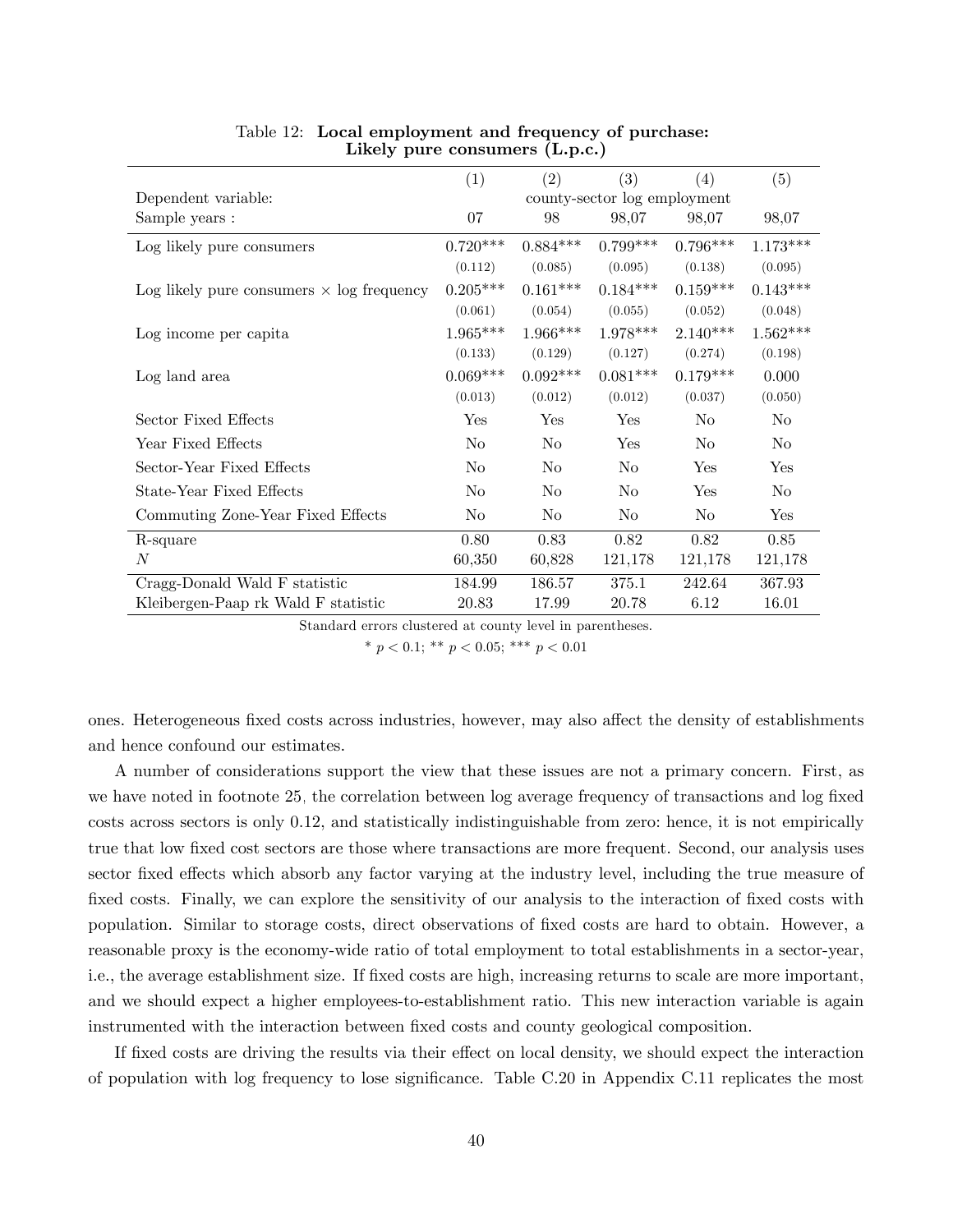Table 12: **Local employment and frequency of purchase: Likely pure consumers (L.p.c.)**

| | (1) | (2) | (3) | (4) | (5) |
|---|---|---|---|---|---|
| Dependent variable: | county-sector log employment | | | | |
| Sample years : | 07 | 98 | 98,07 | 98,07 | 98,07 |
| Log likely pure consumers | 0.720*** | 0.884*** | 0.799*** | 0.796*** | 1.173*** |
| | (0.112) | (0.085) | (0.095) | (0.138) | (0.095) |
| Log likely pure consumers × log frequency | 0.205*** | 0.161*** | 0.184*** | 0.159*** | 0.143*** |
| | (0.061) | (0.054) | (0.055) | (0.052) | (0.048) |
| Log income per capita | 1.965*** | 1.966*** | 1.978*** | 2.140*** | 1.562*** |
| | (0.133) | (0.129) | (0.127) | (0.274) | (0.198) |
| Log land area | 0.069*** | 0.092*** | 0.081*** | 0.179*** | 0.000 |
| | (0.013) | (0.012) | (0.012) | (0.037) | (0.050) |
| Sector Fixed Effects | Yes | Yes | Yes | No | No |
| Year Fixed Effects | No | No | Yes | No | No |
| Sector-Year Fixed Effects | No | No | No | Yes | Yes |
| State-Year Fixed Effects | No | No | No | Yes | No |
| Commuting Zone-Year Fixed Effects | No | No | No | No | Yes |
| R-square | 0.80 | 0.83 | 0.82 | 0.82 | 0.85 |
| $N$ | 60,350 | 60,828 | 121,178 | 121,178 | 121,178 |
| Cragg-Donald Wald F statistic | 184.99 | 186.57 | 375.1 | 242.64 | 367.93 |
| Kleibergen-Paap rk Wald F statistic | 20.83 | 17.99 | 20.78 | 6.12 | 16.01 |

Standard errors clustered at county level in parentheses.

* $p < 0.1$; ** $p < 0.05$; *** $p < 0.01$

ones. Heterogeneous fixed costs across industries, however, may also affect the density of establishments and hence confound our estimates.

A number of considerations support the view that these issues are not a primary concern. First, as we have noted in footnote 25, the correlation between log average frequency of transactions and log fixed costs across sectors is only 0.12, and statistically indistinguishable from zero: hence, it is not empirically true that low fixed cost sectors are those where transactions are more frequent. Second, our analysis uses sector fixed effects which absorb any factor varying at the industry level, including the true measure of fixed costs. Finally, we can explore the sensitivity of our analysis to the interaction of fixed costs with population. Similar to storage costs, direct observations of fixed costs are hard to obtain. However, a reasonable proxy is the economy-wide ratio of total employment to total establishments in a sector-year, i.e., the average establishment size. If fixed costs are high, increasing returns to scale are more important, and we should expect a higher employees-to-establishment ratio. This new interaction variable is again instrumented with the interaction between fixed costs and county geological composition.

If fixed costs are driving the results via their effect on local density, we should expect the interaction of population with log frequency to lose significance. Table C.20 in Appendix C.11 replicates the most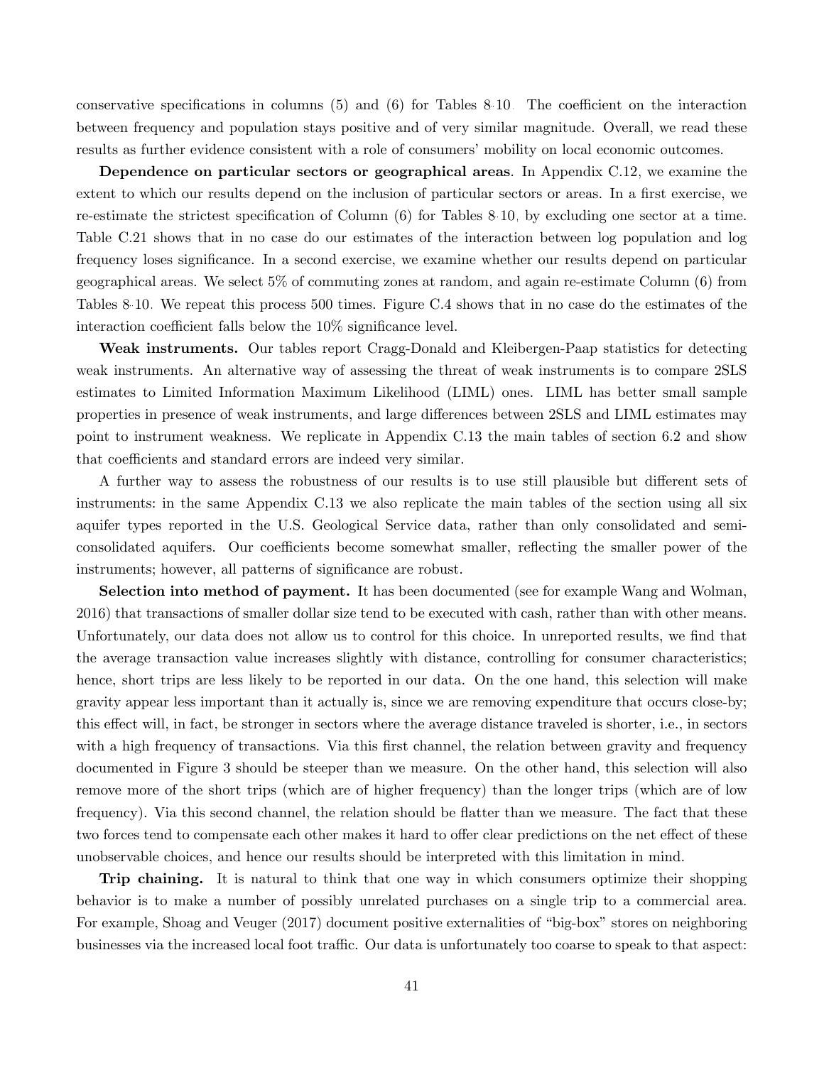conservative specifications in columns (5) and (6) for Tables 8-10. The coefficient on the interaction between frequency and population stays positive and of very similar magnitude. Overall, we read these results as further evidence consistent with a role of consumers' mobility on local economic outcomes.

**Dependence on particular sectors or geographical areas**. In Appendix C.12, we examine the extent to which our results depend on the inclusion of particular sectors or areas. In a first exercise, we re-estimate the strictest specification of Column (6) for Tables 8-10, by excluding one sector at a time. Table C.21 shows that in no case do our estimates of the interaction between log population and log frequency loses significance. In a second exercise, we examine whether our results depend on particular geographical areas. We select 5% of commuting zones at random, and again re-estimate Column (6) from Tables 8-10. We repeat this process 500 times. Figure C.4 shows that in no case do the estimates of the interaction coefficient falls below the 10% significance level.

**Weak instruments.** Our tables report Cragg-Donald and Kleibergen-Paap statistics for detecting weak instruments. An alternative way of assessing the threat of weak instruments is to compare 2SLS estimates to Limited Information Maximum Likelihood (LIML) ones. LIML has better small sample properties in presence of weak instruments, and large differences between 2SLS and LIML estimates may point to instrument weakness. We replicate in Appendix C.13 the main tables of section 6.2 and show that coefficients and standard errors are indeed very similar.

A further way to assess the robustness of our results is to use still plausible but different sets of instruments: in the same Appendix C.13 we also replicate the main tables of the section using all six aquifer types reported in the U.S. Geological Service data, rather than only consolidated and semi-consolidated aquifers. Our coefficients become somewhat smaller, reflecting the smaller power of the instruments; however, all patterns of significance are robust.

**Selection into method of payment.** It has been documented (see for example Wang and Wolman, 2016) that transactions of smaller dollar size tend to be executed with cash, rather than with other means. Unfortunately, our data does not allow us to control for this choice. In unreported results, we find that the average transaction value increases slightly with distance, controlling for consumer characteristics; hence, short trips are less likely to be reported in our data. On the one hand, this selection will make gravity appear less important than it actually is, since we are removing expenditure that occurs close-by; this effect will, in fact, be stronger in sectors where the average distance traveled is shorter, i.e., in sectors with a high frequency of transactions. Via this first channel, the relation between gravity and frequency documented in Figure 3 should be steeper than we measure. On the other hand, this selection will also remove more of the short trips (which are of higher frequency) than the longer trips (which are of low frequency). Via this second channel, the relation should be flatter than we measure. The fact that these two forces tend to compensate each other makes it hard to offer clear predictions on the net effect of these unobservable choices, and hence our results should be interpreted with this limitation in mind.

**Trip chaining.** It is natural to think that one way in which consumers optimize their shopping behavior is to make a number of possibly unrelated purchases on a single trip to a commercial area. For example, Shoag and Veuger (2017) document positive externalities of "big-box" stores on neighboring businesses via the increased local foot traffic. Our data is unfortunately too coarse to speak to that aspect: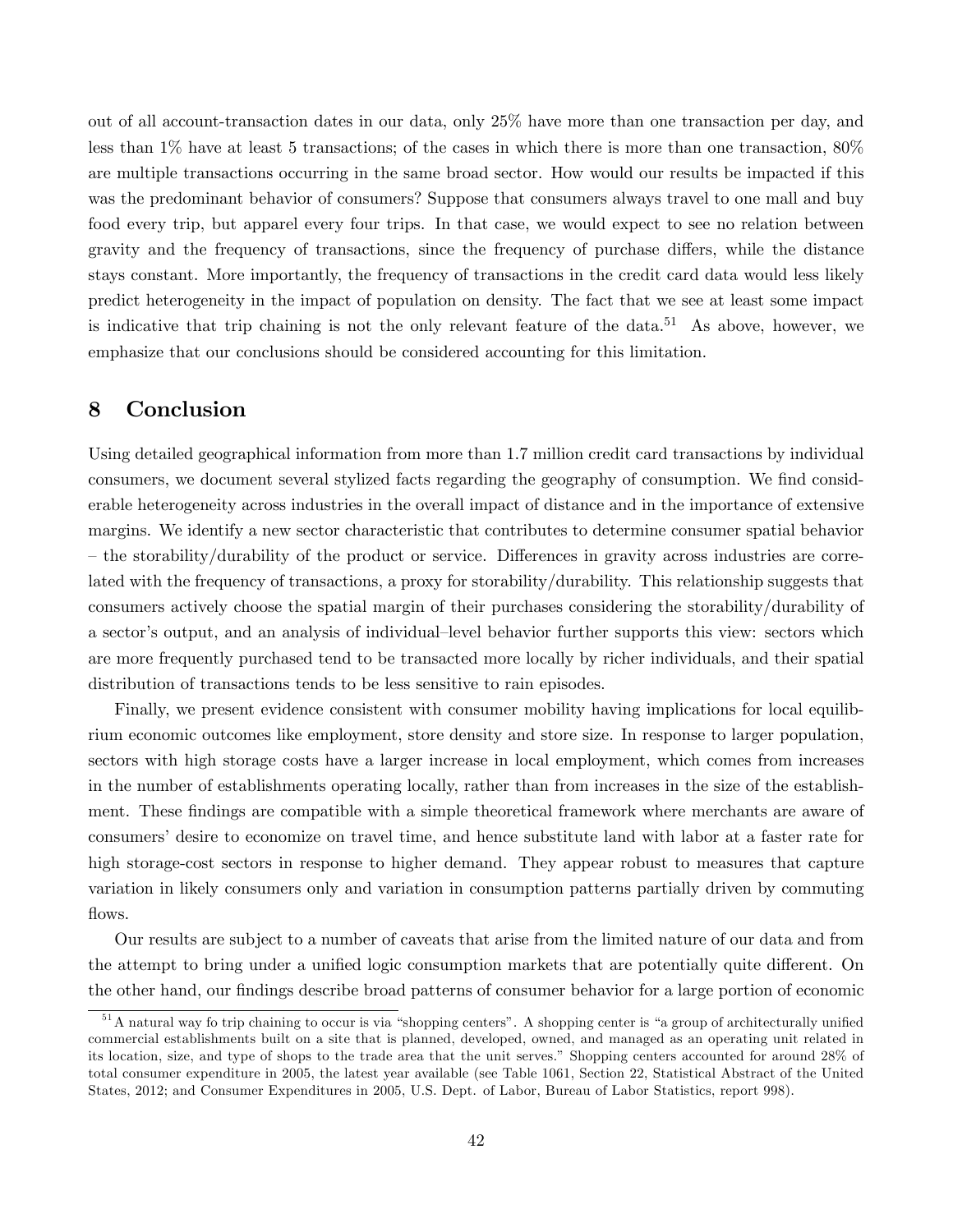out of all account-transaction dates in our data, only 25% have more than one transaction per day, and less than 1% have at least 5 transactions; of the cases in which there is more than one transaction, 80% are multiple transactions occurring in the same broad sector. How would our results be impacted if this was the predominant behavior of consumers? Suppose that consumers always travel to one mall and buy food every trip, but apparel every four trips. In that case, we would expect to see no relation between gravity and the frequency of transactions, since the frequency of purchase differs, while the distance stays constant. More importantly, the frequency of transactions in the credit card data would less likely predict heterogeneity in the impact of population on density. The fact that we see at least some impact is indicative that trip chaining is not the only relevant feature of the data.[51] As above, however, we emphasize that our conclusions should be considered accounting for this limitation.

## 8 Conclusion

Using detailed geographical information from more than 1.7 million credit card transactions by individual consumers, we document several stylized facts regarding the geography of consumption. We find considerable heterogeneity across industries in the overall impact of distance and in the importance of extensive margins. We identify a new sector characteristic that contributes to determine consumer spatial behavior – the storability/durability of the product or service. Differences in gravity across industries are correlated with the frequency of transactions, a proxy for storability/durability. This relationship suggests that consumers actively choose the spatial margin of their purchases considering the storability/durability of a sector's output, and an analysis of individual–level behavior further supports this view: sectors which are more frequently purchased tend to be transacted more locally by richer individuals, and their spatial distribution of transactions tends to be less sensitive to rain episodes.

Finally, we present evidence consistent with consumer mobility having implications for local equilibrium economic outcomes like employment, store density and store size. In response to larger population, sectors with high storage costs have a larger increase in local employment, which comes from increases in the number of establishments operating locally, rather than from increases in the size of the establishment. These findings are compatible with a simple theoretical framework where merchants are aware of consumers' desire to economize on travel time, and hence substitute land with labor at a faster rate for high storage-cost sectors in response to higher demand. They appear robust to measures that capture variation in likely consumers only and variation in consumption patterns partially driven by commuting flows.

Our results are subject to a number of caveats that arise from the limited nature of our data and from the attempt to bring under a unified logic consumption markets that are potentially quite different. On the other hand, our findings describe broad patterns of consumer behavior for a large portion of economic

[51] A natural way fo trip chaining to occur is via "shopping centers". A shopping center is "a group of architecturally unified commercial establishments built on a site that is planned, developed, owned, and managed as an operating unit related in its location, size, and type of shops to the trade area that the unit serves." Shopping centers accounted for around 28% of total consumer expenditure in 2005, the latest year available (see Table 1061, Section 22, Statistical Abstract of the United States, 2012; and Consumer Expenditures in 2005, U.S. Dept. of Labor, Bureau of Labor Statistics, report 998).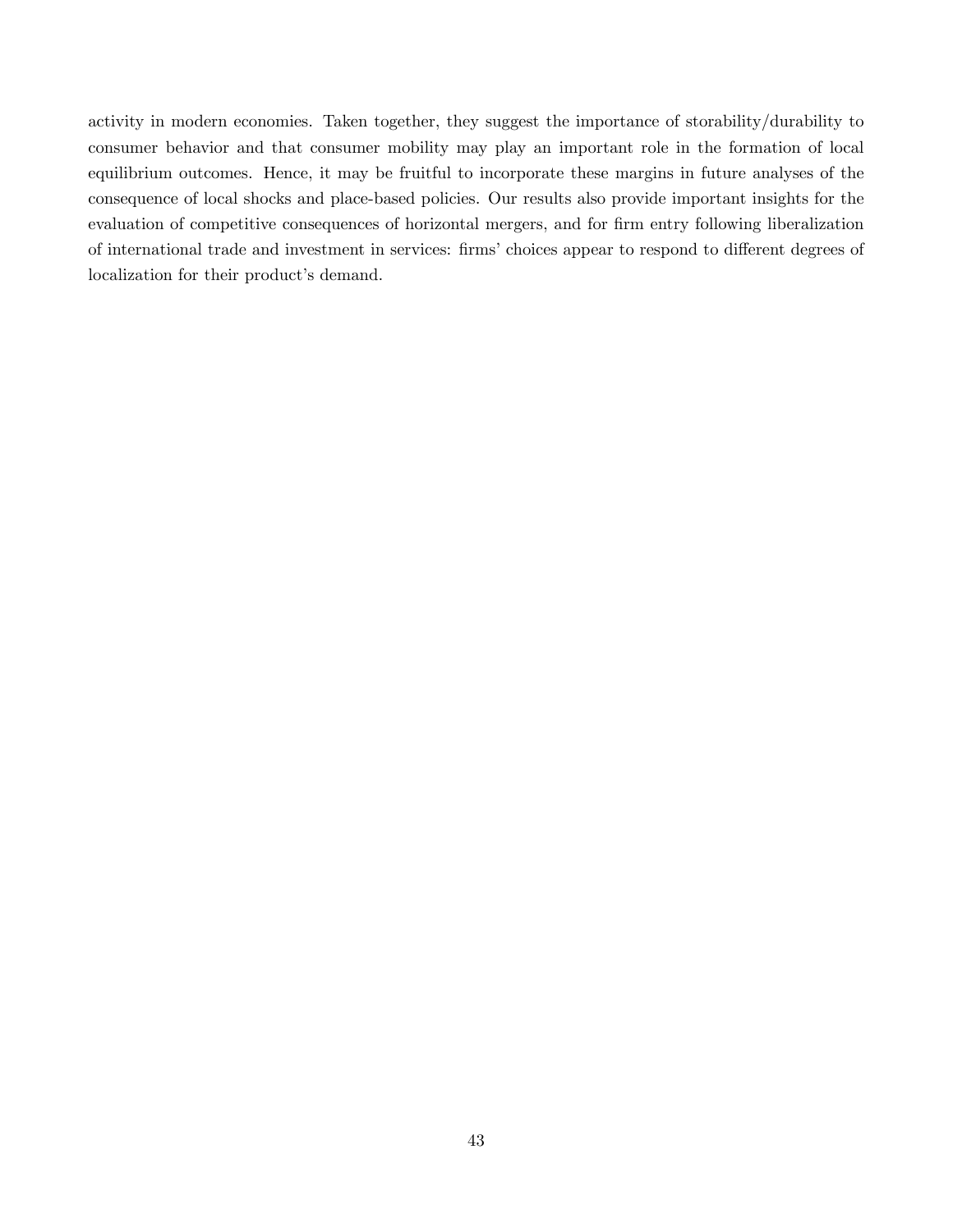activity in modern economies. Taken together, they suggest the importance of storability/durability to consumer behavior and that consumer mobility may play an important role in the formation of local equilibrium outcomes. Hence, it may be fruitful to incorporate these margins in future analyses of the consequence of local shocks and place-based policies. Our results also provide important insights for the evaluation of competitive consequences of horizontal mergers, and for firm entry following liberalization of international trade and investment in services: firms' choices appear to respond to different degrees of localization for their product's demand.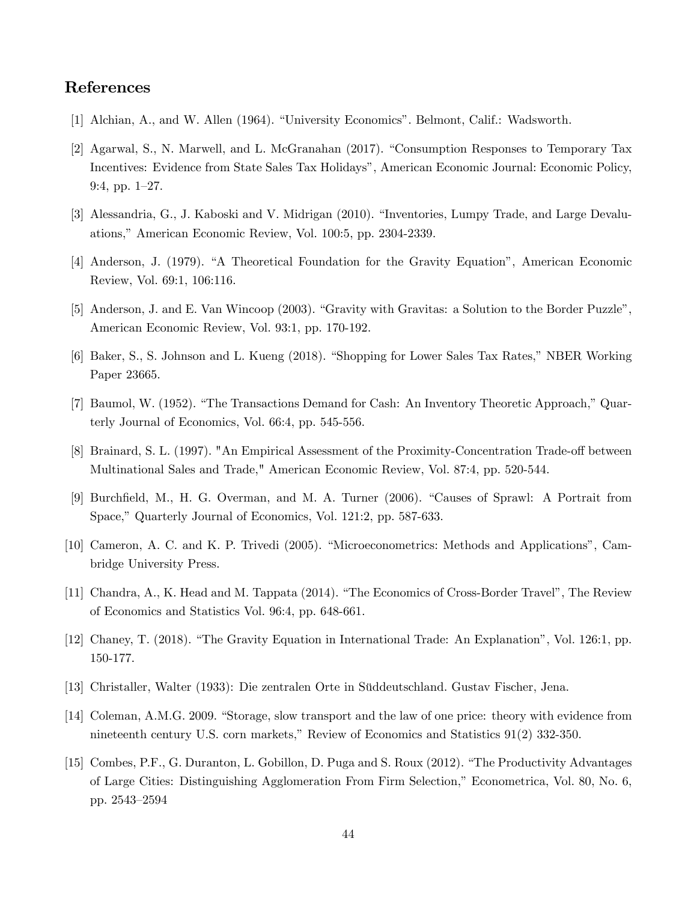## References

[1] Alchian, A., and W. Allen (1964). "University Economics". Belmont, Calif.: Wadsworth.

[2] Agarwal, S., N. Marwell, and L. McGranahan (2017). "Consumption Responses to Temporary Tax Incentives: Evidence from State Sales Tax Holidays", American Economic Journal: Economic Policy, 9:4, pp. 1–27.

[3] Alessandria, G., J. Kaboski and V. Midrigan (2010). "Inventories, Lumpy Trade, and Large Devaluations," American Economic Review, Vol. 100:5, pp. 2304-2339.

[4] Anderson, J. (1979). "A Theoretical Foundation for the Gravity Equation", American Economic Review, Vol. 69:1, 106:116.

[5] Anderson, J. and E. Van Wincoop (2003). "Gravity with Gravitas: a Solution to the Border Puzzle", American Economic Review, Vol. 93:1, pp. 170-192.

[6] Baker, S., S. Johnson and L. Kueng (2018). "Shopping for Lower Sales Tax Rates," NBER Working Paper 23665.

[7] Baumol, W. (1952). "The Transactions Demand for Cash: An Inventory Theoretic Approach," Quarterly Journal of Economics, Vol. 66:4, pp. 545-556.

[8] Brainard, S. L. (1997). "An Empirical Assessment of the Proximity-Concentration Trade-off between Multinational Sales and Trade," American Economic Review, Vol. 87:4, pp. 520-544.

[9] Burchfield, M., H. G. Overman, and M. A. Turner (2006). "Causes of Sprawl: A Portrait from Space," Quarterly Journal of Economics, Vol. 121:2, pp. 587-633.

[10] Cameron, A. C. and K. P. Trivedi (2005). "Microeconometrics: Methods and Applications", Cambridge University Press.

[11] Chandra, A., K. Head and M. Tappata (2014). "The Economics of Cross-Border Travel", The Review of Economics and Statistics Vol. 96:4, pp. 648-661.

[12] Chaney, T. (2018). "The Gravity Equation in International Trade: An Explanation", Vol. 126:1, pp. 150-177.

[13] Christaller, Walter (1933): Die zentralen Orte in Süddeutschland. Gustav Fischer, Jena.

[14] Coleman, A.M.G. 2009. "Storage, slow transport and the law of one price: theory with evidence from nineteenth century U.S. corn markets," Review of Economics and Statistics 91(2) 332-350.

[15] Combes, P.F., G. Duranton, L. Gobillon, D. Puga and S. Roux (2012). "The Productivity Advantages of Large Cities: Distinguishing Agglomeration From Firm Selection," Econometrica, Vol. 80, No. 6, pp. 2543–2594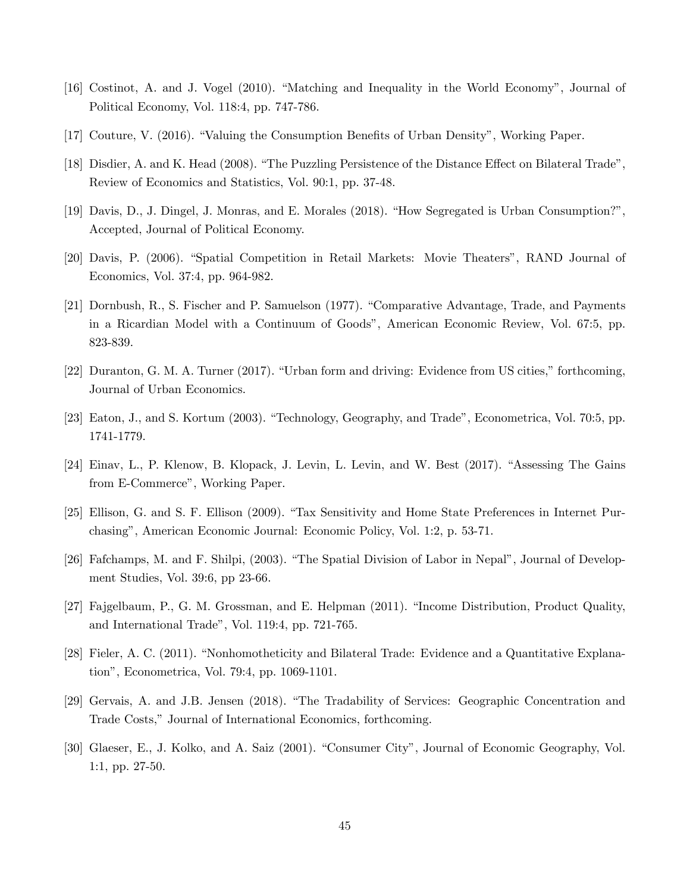[16] Costinot, A. and J. Vogel (2010). "Matching and Inequality in the World Economy", Journal of Political Economy, Vol. 118:4, pp. 747-786.

[17] Couture, V. (2016). "Valuing the Consumption Benefits of Urban Density", Working Paper.

[18] Disdier, A. and K. Head (2008). "The Puzzling Persistence of the Distance Effect on Bilateral Trade", Review of Economics and Statistics, Vol. 90:1, pp. 37-48.

[19] Davis, D., J. Dingel, J. Monras, and E. Morales (2018). "How Segregated is Urban Consumption?", Accepted, Journal of Political Economy.

[20] Davis, P. (2006). "Spatial Competition in Retail Markets: Movie Theaters", RAND Journal of Economics, Vol. 37:4, pp. 964-982.

[21] Dornbush, R., S. Fischer and P. Samuelson (1977). "Comparative Advantage, Trade, and Payments in a Ricardian Model with a Continuum of Goods", American Economic Review, Vol. 67:5, pp. 823-839.

[22] Duranton, G. M. A. Turner (2017). "Urban form and driving: Evidence from US cities," forthcoming, Journal of Urban Economics.

[23] Eaton, J., and S. Kortum (2003). "Technology, Geography, and Trade", Econometrica, Vol. 70:5, pp. 1741-1779.

[24] Einav, L., P. Klenow, B. Klopack, J. Levin, L. Levin, and W. Best (2017). "Assessing The Gains from E-Commerce", Working Paper.

[25] Ellison, G. and S. F. Ellison (2009). "Tax Sensitivity and Home State Preferences in Internet Purchasing", American Economic Journal: Economic Policy, Vol. 1:2, p. 53-71.

[26] Fafchamps, M. and F. Shilpi, (2003). "The Spatial Division of Labor in Nepal", Journal of Development Studies, Vol. 39:6, pp 23-66.

[27] Fajgelbaum, P., G. M. Grossman, and E. Helpman (2011). "Income Distribution, Product Quality, and International Trade", Vol. 119:4, pp. 721-765.

[28] Fieler, A. C. (2011). "Nonhomotheticity and Bilateral Trade: Evidence and a Quantitative Explanation", Econometrica, Vol. 79:4, pp. 1069-1101.

[29] Gervais, A. and J.B. Jensen (2018). "The Tradability of Services: Geographic Concentration and Trade Costs," Journal of International Economics, forthcoming.

[30] Glaeser, E., J. Kolko, and A. Saiz (2001). "Consumer City", Journal of Economic Geography, Vol. 1:1, pp. 27-50.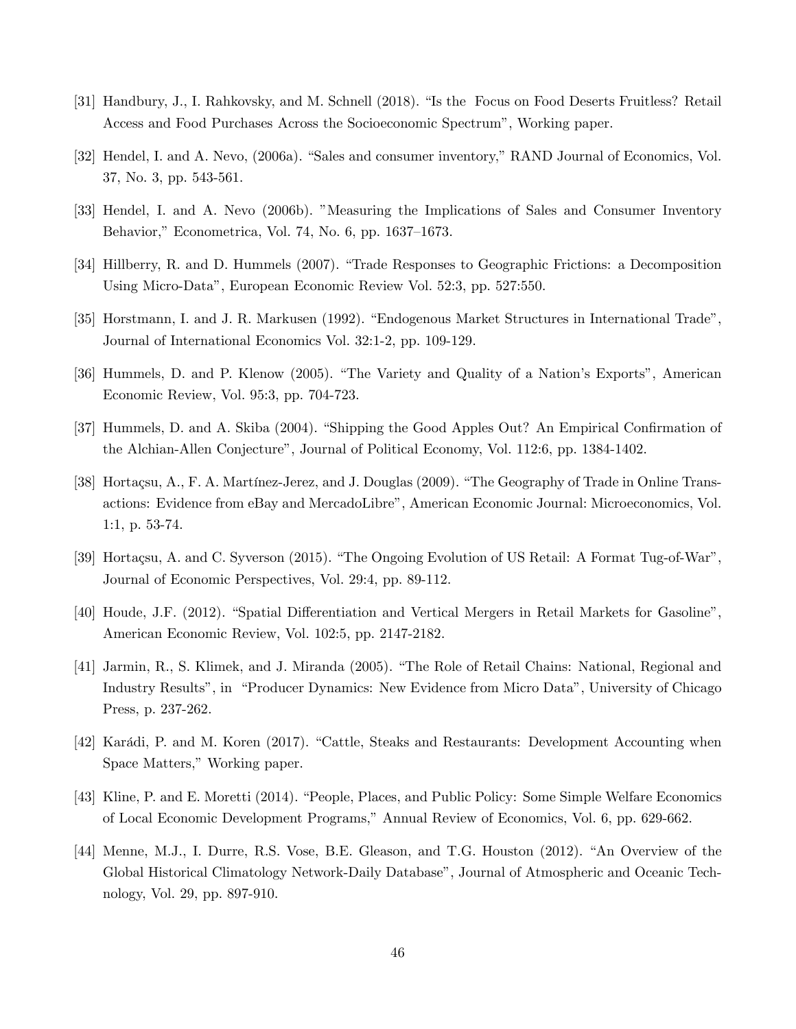[31] Handbury, J., I. Rahkovsky, and M. Schnell (2018). "Is the Focus on Food Deserts Fruitless? Retail Access and Food Purchases Across the Socioeconomic Spectrum", Working paper.

[32] Hendel, I. and A. Nevo, (2006a). "Sales and consumer inventory," RAND Journal of Economics, Vol. 37, No. 3, pp. 543-561.

[33] Hendel, I. and A. Nevo (2006b). "Measuring the Implications of Sales and Consumer Inventory Behavior," Econometrica, Vol. 74, No. 6, pp. 1637–1673.

[34] Hillberry, R. and D. Hummels (2007). "Trade Responses to Geographic Frictions: a Decomposition Using Micro-Data", European Economic Review Vol. 52:3, pp. 527:550.

[35] Horstmann, I. and J. R. Markusen (1992). "Endogenous Market Structures in International Trade", Journal of International Economics Vol. 32:1-2, pp. 109-129.

[36] Hummels, D. and P. Klenow (2005). "The Variety and Quality of a Nation's Exports", American Economic Review, Vol. 95:3, pp. 704-723.

[37] Hummels, D. and A. Skiba (2004). "Shipping the Good Apples Out? An Empirical Confirmation of the Alchian-Allen Conjecture", Journal of Political Economy, Vol. 112:6, pp. 1384-1402.

[38] Hortaçsu, A., F. A. Martínez-Jerez, and J. Douglas (2009). "The Geography of Trade in Online Transactions: Evidence from eBay and MercadoLibre", American Economic Journal: Microeconomics, Vol. 1:1, p. 53-74.

[39] Hortaçsu, A. and C. Syverson (2015). "The Ongoing Evolution of US Retail: A Format Tug-of-War", Journal of Economic Perspectives, Vol. 29:4, pp. 89-112.

[40] Houde, J.F. (2012). "Spatial Differentiation and Vertical Mergers in Retail Markets for Gasoline", American Economic Review, Vol. 102:5, pp. 2147-2182.

[41] Jarmin, R., S. Klimek, and J. Miranda (2005). "The Role of Retail Chains: National, Regional and Industry Results", in "Producer Dynamics: New Evidence from Micro Data", University of Chicago Press, p. 237-262.

[42] Karádi, P. and M. Koren (2017). "Cattle, Steaks and Restaurants: Development Accounting when Space Matters," Working paper.

[43] Kline, P. and E. Moretti (2014). "People, Places, and Public Policy: Some Simple Welfare Economics of Local Economic Development Programs," Annual Review of Economics, Vol. 6, pp. 629-662.

[44] Menne, M.J., I. Durre, R.S. Vose, B.E. Gleason, and T.G. Houston (2012). "An Overview of the Global Historical Climatology Network-Daily Database", Journal of Atmospheric and Oceanic Technology, Vol. 29, pp. 897-910.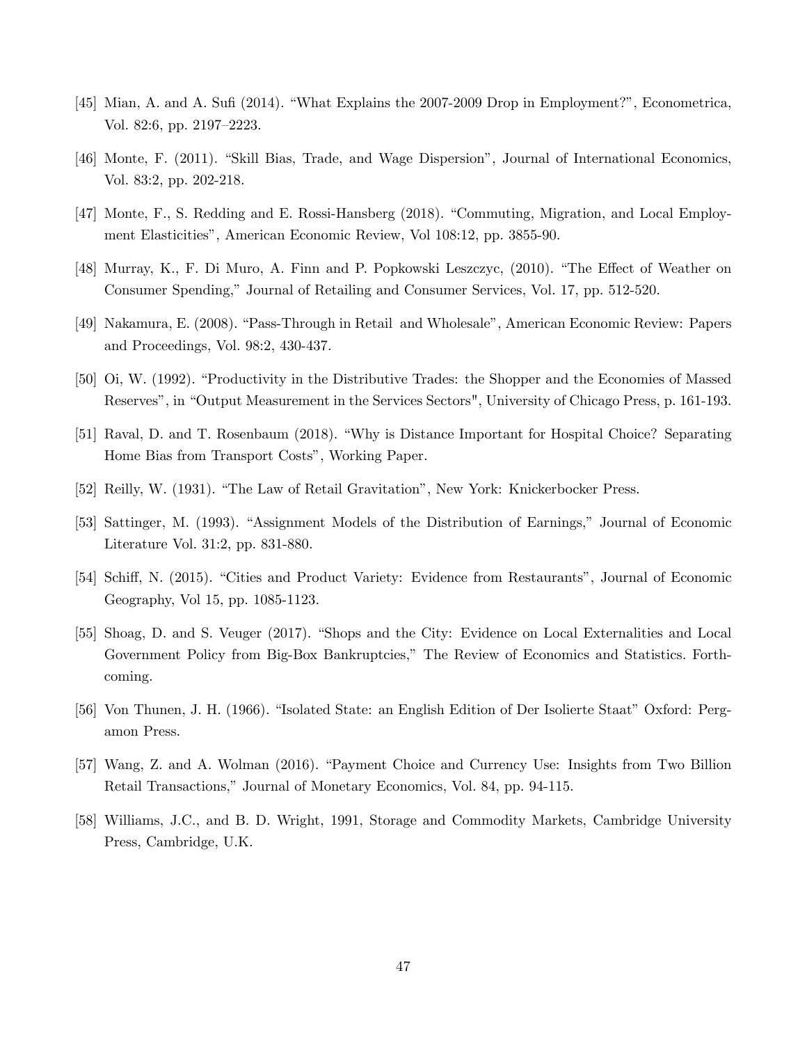[45] Mian, A. and A. Sufi (2014). "What Explains the 2007-2009 Drop in Employment?", Econometrica, Vol. 82:6, pp. 2197–2223.

[46] Monte, F. (2011). "Skill Bias, Trade, and Wage Dispersion", Journal of International Economics, Vol. 83:2, pp. 202-218.

[47] Monte, F., S. Redding and E. Rossi-Hansberg (2018). "Commuting, Migration, and Local Employment Elasticities", American Economic Review, Vol 108:12, pp. 3855-90.

[48] Murray, K., F. Di Muro, A. Finn and P. Popkowski Leszczyc, (2010). "The Effect of Weather on Consumer Spending," Journal of Retailing and Consumer Services, Vol. 17, pp. 512-520.

[49] Nakamura, E. (2008). "Pass-Through in Retail and Wholesale", American Economic Review: Papers and Proceedings, Vol. 98:2, 430-437.

[50] Oi, W. (1992). "Productivity in the Distributive Trades: the Shopper and the Economies of Massed Reserves", in "Output Measurement in the Services Sectors", University of Chicago Press, p. 161-193.

[51] Raval, D. and T. Rosenbaum (2018). "Why is Distance Important for Hospital Choice? Separating Home Bias from Transport Costs", Working Paper.

[52] Reilly, W. (1931). "The Law of Retail Gravitation", New York: Knickerbocker Press.

[53] Sattinger, M. (1993). "Assignment Models of the Distribution of Earnings," Journal of Economic Literature Vol. 31:2, pp. 831-880.

[54] Schiff, N. (2015). "Cities and Product Variety: Evidence from Restaurants", Journal of Economic Geography, Vol 15, pp. 1085-1123.

[55] Shoag, D. and S. Veuger (2017). "Shops and the City: Evidence on Local Externalities and Local Government Policy from Big-Box Bankruptcies," The Review of Economics and Statistics. Forthcoming.

[56] Von Thunen, J. H. (1966). "Isolated State: an English Edition of Der Isolierte Staat" Oxford: Pergamon Press.

[57] Wang, Z. and A. Wolman (2016). "Payment Choice and Currency Use: Insights from Two Billion Retail Transactions," Journal of Monetary Economics, Vol. 84, pp. 94-115.

[58] Williams, J.C., and B. D. Wright, 1991, Storage and Commodity Markets, Cambridge University Press, Cambridge, U.K.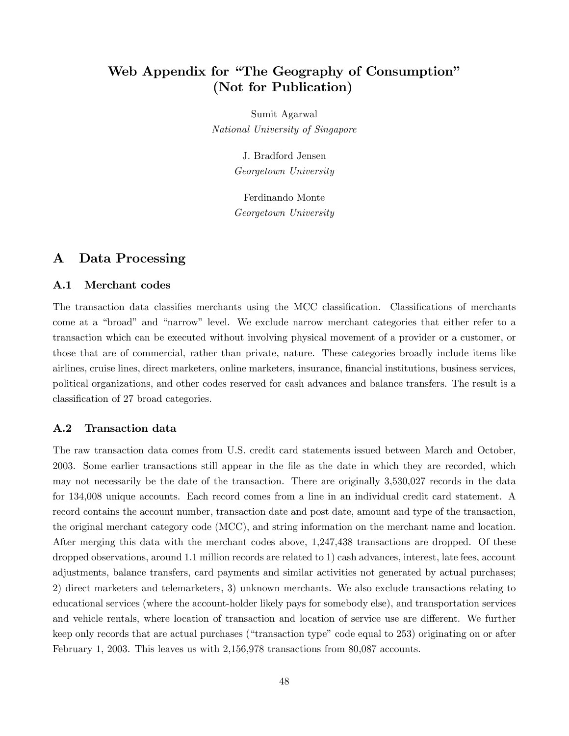# Web Appendix for "The Geography of Consumption" (Not for Publication)

Sumit Agarwal
*National University of Singapore*

J. Bradford Jensen
*Georgetown University*

Ferdinando Monte
*Georgetown University*

## A Data Processing

### A.1 Merchant codes

The transaction data classifies merchants using the MCC classification. Classifications of merchants come at a "broad" and "narrow" level. We exclude narrow merchant categories that either refer to a transaction which can be executed without involving physical movement of a provider or a customer, or those that are of commercial, rather than private, nature. These categories broadly include items like airlines, cruise lines, direct marketers, online marketers, insurance, financial institutions, business services, political organizations, and other codes reserved for cash advances and balance transfers. The result is a classification of 27 broad categories.

### A.2 Transaction data

The raw transaction data comes from U.S. credit card statements issued between March and October, 2003. Some earlier transactions still appear in the file as the date in which they are recorded, which may not necessarily be the date of the transaction. There are originally 3,530,027 records in the data for 134,008 unique accounts. Each record comes from a line in an individual credit card statement. A record contains the account number, transaction date and post date, amount and type of the transaction, the original merchant category code (MCC), and string information on the merchant name and location. After merging this data with the merchant codes above, 1,247,438 transactions are dropped. Of these dropped observations, around 1.1 million records are related to 1) cash advances, interest, late fees, account adjustments, balance transfers, card payments and similar activities not generated by actual purchases; 2) direct marketers and telemarketers, 3) unknown merchants. We also exclude transactions relating to educational services (where the account-holder likely pays for somebody else), and transportation services and vehicle rentals, where location of transaction and location of service use are different. We further keep only records that are actual purchases ("transaction type" code equal to 253) originating on or after February 1, 2003. This leaves us with 2,156,978 transactions from 80,087 accounts.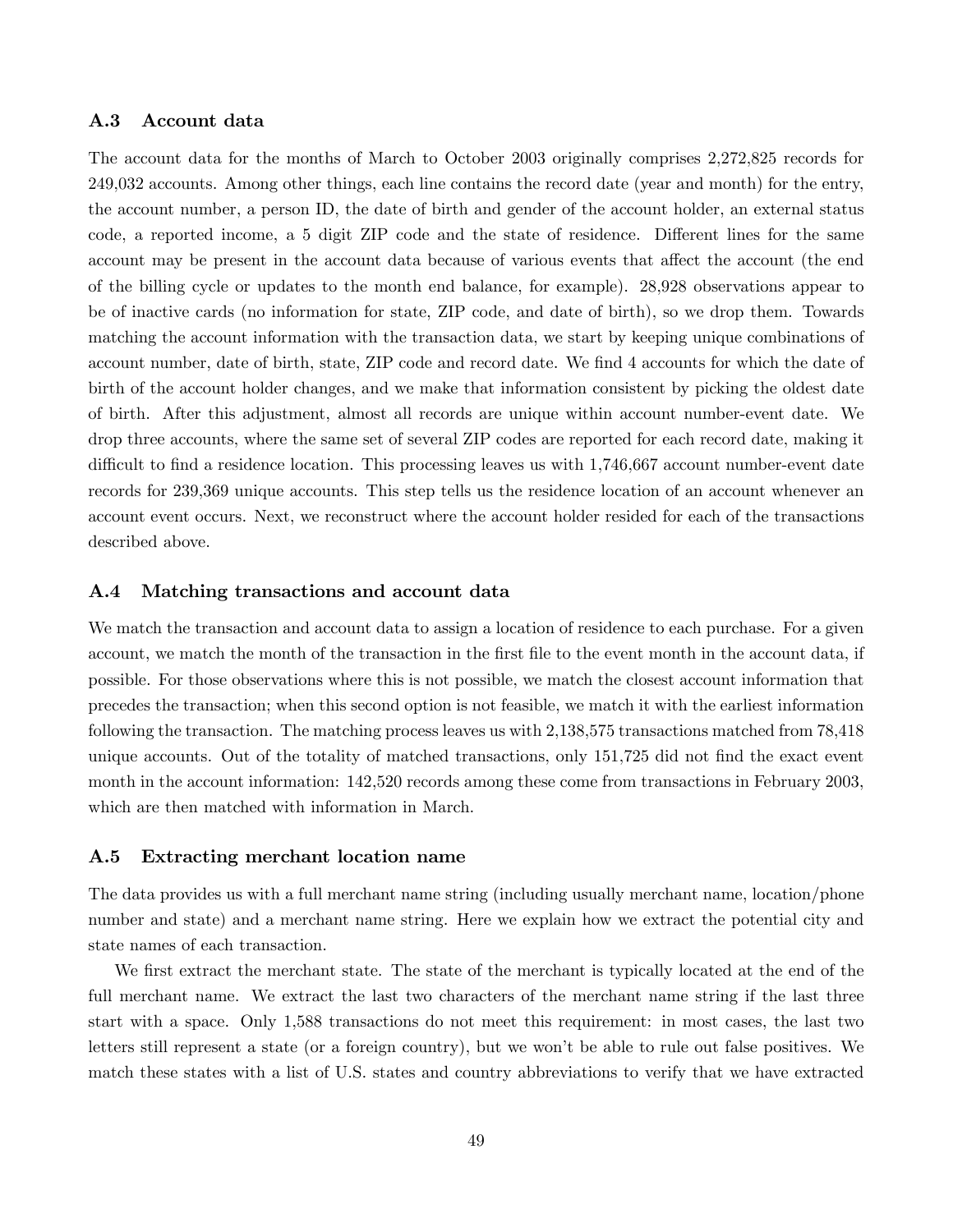### A.3 Account data

The account data for the months of March to October 2003 originally comprises 2,272,825 records for 249,032 accounts. Among other things, each line contains the record date (year and month) for the entry, the account number, a person ID, the date of birth and gender of the account holder, an external status code, a reported income, a 5 digit ZIP code and the state of residence. Different lines for the same account may be present in the account data because of various events that affect the account (the end of the billing cycle or updates to the month end balance, for example). 28,928 observations appear to be of inactive cards (no information for state, ZIP code, and date of birth), so we drop them. Towards matching the account information with the transaction data, we start by keeping unique combinations of account number, date of birth, state, ZIP code and record date. We find 4 accounts for which the date of birth of the account holder changes, and we make that information consistent by picking the oldest date of birth. After this adjustment, almost all records are unique within account number-event date. We drop three accounts, where the same set of several ZIP codes are reported for each record date, making it difficult to find a residence location. This processing leaves us with 1,746,667 account number-event date records for 239,369 unique accounts. This step tells us the residence location of an account whenever an account event occurs. Next, we reconstruct where the account holder resided for each of the transactions described above.

### A.4 Matching transactions and account data

We match the transaction and account data to assign a location of residence to each purchase. For a given account, we match the month of the transaction in the first file to the event month in the account data, if possible. For those observations where this is not possible, we match the closest account information that precedes the transaction; when this second option is not feasible, we match it with the earliest information following the transaction. The matching process leaves us with 2,138,575 transactions matched from 78,418 unique accounts. Out of the totality of matched transactions, only 151,725 did not find the exact event month in the account information: 142,520 records among these come from transactions in February 2003, which are then matched with information in March.

### A.5 Extracting merchant location name

The data provides us with a full merchant name string (including usually merchant name, location/phone number and state) and a merchant name string. Here we explain how we extract the potential city and state names of each transaction.

We first extract the merchant state. The state of the merchant is typically located at the end of the full merchant name. We extract the last two characters of the merchant name string if the last three start with a space. Only 1,588 transactions do not meet this requirement: in most cases, the last two letters still represent a state (or a foreign country), but we won't be able to rule out false positives. We match these states with a list of U.S. states and country abbreviations to verify that we have extracted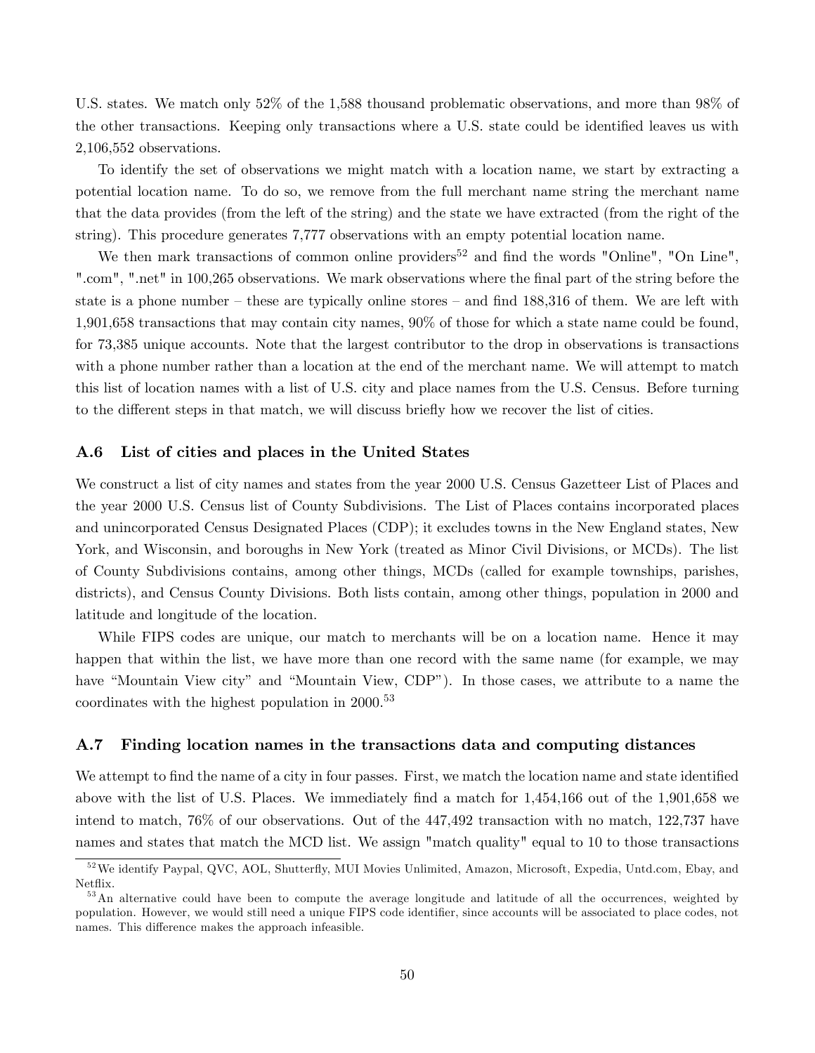U.S. states. We match only 52% of the 1,588 thousand problematic observations, and more than 98% of the other transactions. Keeping only transactions where a U.S. state could be identified leaves us with 2,106,552 observations.

To identify the set of observations we might match with a location name, we start by extracting a potential location name. To do so, we remove from the full merchant name string the merchant name that the data provides (from the left of the string) and the state we have extracted (from the right of the string). This procedure generates 7,777 observations with an empty potential location name.

We then mark transactions of common online providers[52] and find the words "Online", "On Line", ".com", ".net" in 100,265 observations. We mark observations where the final part of the string before the state is a phone number – these are typically online stores – and find 188,316 of them. We are left with 1,901,658 transactions that may contain city names, 90% of those for which a state name could be found, for 73,385 unique accounts. Note that the largest contributor to the drop in observations is transactions with a phone number rather than a location at the end of the merchant name. We will attempt to match this list of location names with a list of U.S. city and place names from the U.S. Census. Before turning to the different steps in that match, we will discuss briefly how we recover the list of cities.

### A.6 List of cities and places in the United States

We construct a list of city names and states from the year 2000 U.S. Census Gazetteer List of Places and the year 2000 U.S. Census list of County Subdivisions. The List of Places contains incorporated places and unincorporated Census Designated Places (CDP); it excludes towns in the New England states, New York, and Wisconsin, and boroughs in New York (treated as Minor Civil Divisions, or MCDs). The list of County Subdivisions contains, among other things, MCDs (called for example townships, parishes, districts), and Census County Divisions. Both lists contain, among other things, population in 2000 and latitude and longitude of the location.

While FIPS codes are unique, our match to merchants will be on a location name. Hence it may happen that within the list, we have more than one record with the same name (for example, we may have "Mountain View city" and "Mountain View, CDP"). In those cases, we attribute to a name the coordinates with the highest population in 2000.[53]

### A.7 Finding location names in the transactions data and computing distances

We attempt to find the name of a city in four passes. First, we match the location name and state identified above with the list of U.S. Places. We immediately find a match for 1,454,166 out of the 1,901,658 we intend to match, 76% of our observations. Out of the 447,492 transaction with no match, 122,737 have names and states that match the MCD list. We assign "match quality" equal to 10 to those transactions

[52] We identify Paypal, QVC, AOL, Shutterfly, MUI Movies Unlimited, Amazon, Microsoft, Expedia, Untd.com, Ebay, and Netflix.

[53] An alternative could have been to compute the average longitude and latitude of all the occurrences, weighted by population. However, we would still need a unique FIPS code identifier, since accounts will be associated to place codes, not names. This difference makes the approach infeasible.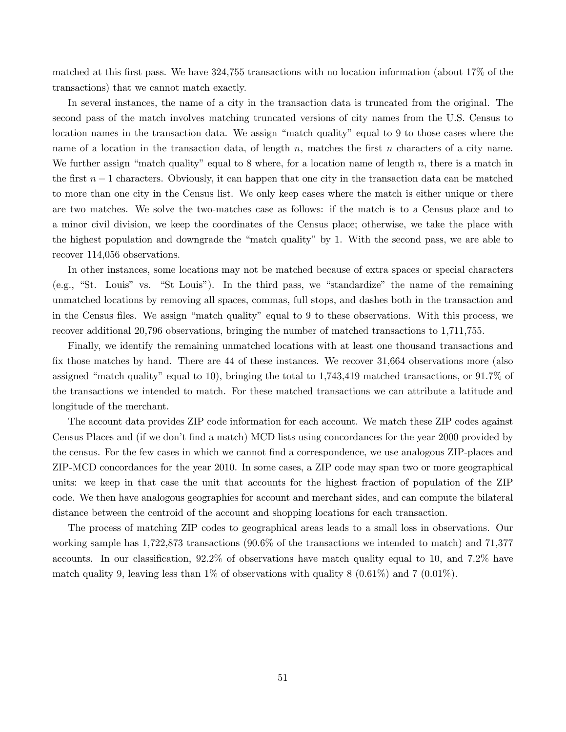matched at this first pass. We have 324,755 transactions with no location information (about 17% of the transactions) that we cannot match exactly.

In several instances, the name of a city in the transaction data is truncated from the original. The second pass of the match involves matching truncated versions of city names from the U.S. Census to location names in the transaction data. We assign "match quality" equal to 9 to those cases where the name of a location in the transaction data, of length $n$, matches the first $n$ characters of a city name. We further assign "match quality" equal to 8 where, for a location name of length $n$, there is a match in the first $n-1$ characters. Obviously, it can happen that one city in the transaction data can be matched to more than one city in the Census list. We only keep cases where the match is either unique or there are two matches. We solve the two-matches case as follows: if the match is to a Census place and to a minor civil division, we keep the coordinates of the Census place; otherwise, we take the place with the highest population and downgrade the "match quality" by 1. With the second pass, we are able to recover 114,056 observations.

In other instances, some locations may not be matched because of extra spaces or special characters (e.g., "St. Louis" vs. "St Louis"). In the third pass, we "standardize" the name of the remaining unmatched locations by removing all spaces, commas, full stops, and dashes both in the transaction and in the Census files. We assign "match quality" equal to 9 to these observations. With this process, we recover additional 20,796 observations, bringing the number of matched transactions to 1,711,755.

Finally, we identify the remaining unmatched locations with at least one thousand transactions and fix those matches by hand. There are 44 of these instances. We recover 31,664 observations more (also assigned "match quality" equal to 10), bringing the total to 1,743,419 matched transactions, or 91.7% of the transactions we intended to match. For these matched transactions we can attribute a latitude and longitude of the merchant.

The account data provides ZIP code information for each account. We match these ZIP codes against Census Places and (if we don't find a match) MCD lists using concordances for the year 2000 provided by the census. For the few cases in which we cannot find a correspondence, we use analogous ZIP-places and ZIP-MCD concordances for the year 2010. In some cases, a ZIP code may span two or more geographical units: we keep in that case the unit that accounts for the highest fraction of population of the ZIP code. We then have analogous geographies for account and merchant sides, and can compute the bilateral distance between the centroid of the account and shopping locations for each transaction.

The process of matching ZIP codes to geographical areas leads to a small loss in observations. Our working sample has 1,722,873 transactions (90.6% of the transactions we intended to match) and 71,377 accounts. In our classification, 92.2% of observations have match quality equal to 10, and 7.2% have match quality 9, leaving less than 1% of observations with quality 8 (0.61%) and 7 (0.01%).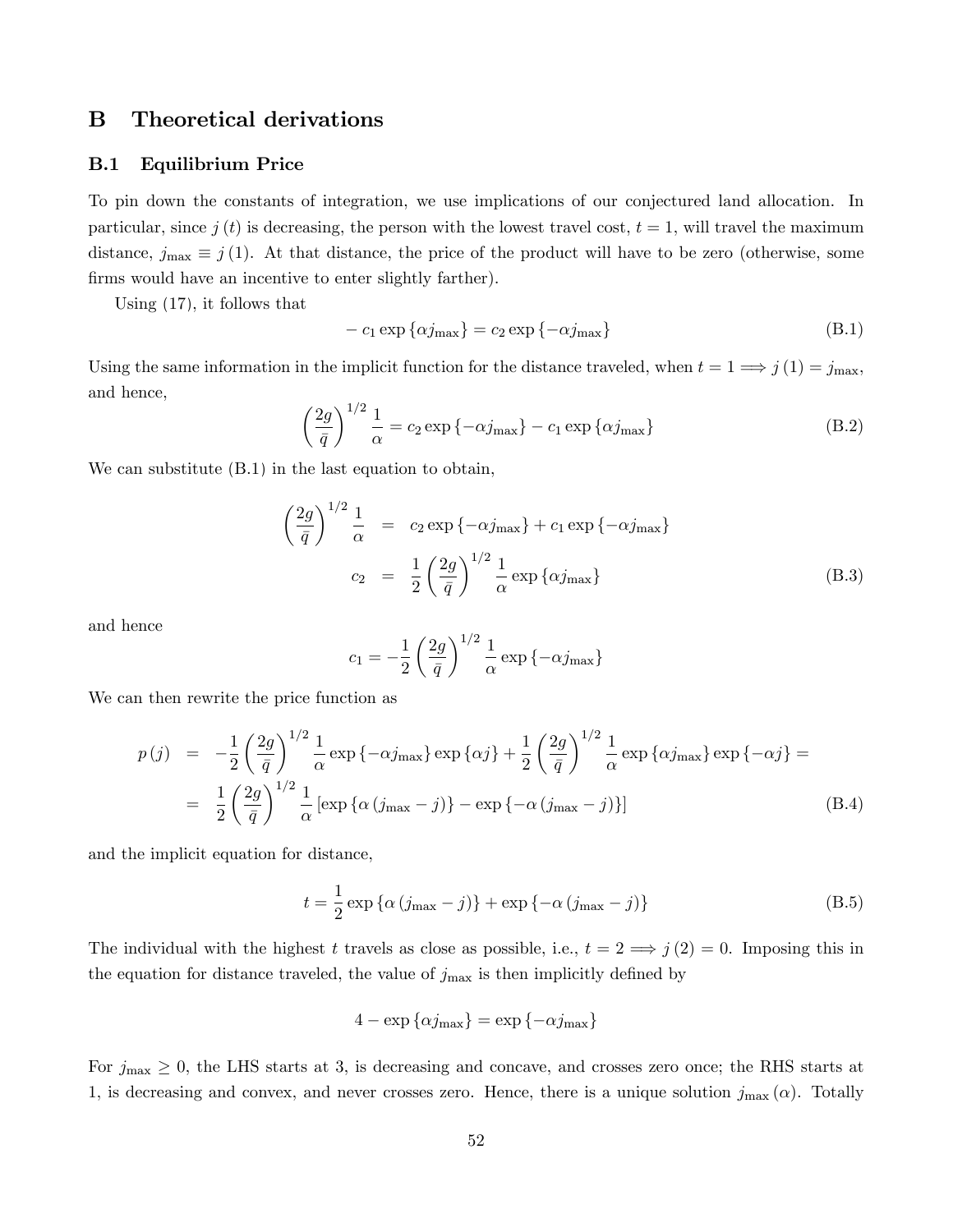# B Theoretical derivations

## B.1 Equilibrium Price

To pin down the constants of integration, we use implications of our conjectured land allocation. In particular, since $j(t)$ is decreasing, the person with the lowest travel cost, $t = 1$, will travel the maximum distance, $j_{\max} \equiv j(1)$. At that distance, the price of the product will have to be zero (otherwise, some firms would have an incentive to enter slightly farther).

Using (17), it follows that

$$-c_1 \exp\{\alpha j_{\max}\} = c_2 \exp\{-\alpha j_{\max}\} \tag{B.1}$$

Using the same information in the implicit function for the distance traveled, when $t = 1 \Longrightarrow j(1) = j_{\max}$, and hence,

$$\left(\frac{2g}{\bar{q}}\right)^{1/2} \frac{1}{\alpha} = c_2 \exp\{-\alpha j_{\max}\} - c_1 \exp\{\alpha j_{\max}\} \tag{B.2}$$

We can substitute (B.1) in the last equation to obtain,

$$\begin{aligned} \left(\frac{2g}{\bar{q}}\right)^{1/2} \frac{1}{\alpha} &= c_2 \exp\{-\alpha j_{\max}\} + c_1 \exp\{-\alpha j_{\max}\} \\ c_2 &= \frac{1}{2}\left(\frac{2g}{\bar{q}}\right)^{1/2} \frac{1}{\alpha} \exp\{\alpha j_{\max}\} \end{aligned} \tag{B.3}$$

and hence

$$c_1 = -\frac{1}{2}\left(\frac{2g}{\bar{q}}\right)^{1/2} \frac{1}{\alpha} \exp\{-\alpha j_{\max}\}$$

We can then rewrite the price function as

$$\begin{aligned} p(j) &= -\frac{1}{2}\left(\frac{2g}{\bar{q}}\right)^{1/2} \frac{1}{\alpha} \exp\{-\alpha j_{\max}\} \exp\{\alpha j\} + \frac{1}{2}\left(\frac{2g}{\bar{q}}\right)^{1/2} \frac{1}{\alpha} \exp\{\alpha j_{\max}\} \exp\{-\alpha j\} = \\ &= \frac{1}{2}\left(\frac{2g}{\bar{q}}\right)^{1/2} \frac{1}{\alpha} \left[\exp\{\alpha(j_{\max} - j)\} - \exp\{-\alpha(j_{\max} - j)\}\right] \end{aligned} \tag{B.4}$$

and the implicit equation for distance,

$$t = \frac{1}{2} \exp\{\alpha(j_{\max} - j)\} + \exp\{-\alpha(j_{\max} - j)\} \tag{B.5}$$

The individual with the highest $t$ travels as close as possible, i.e., $t = 2 \Longrightarrow j(2) = 0$. Imposing this in the equation for distance traveled, the value of $j_{\max}$ is then implicitly defined by

$$4 - \exp\{\alpha j_{\max}\} = \exp\{-\alpha j_{\max}\}$$

For $j_{\max} \geq 0$, the LHS starts at 3, is decreasing and concave, and crosses zero once; the RHS starts at 1, is decreasing and convex, and never crosses zero. Hence, there is a unique solution $j_{\max}(\alpha)$. Totally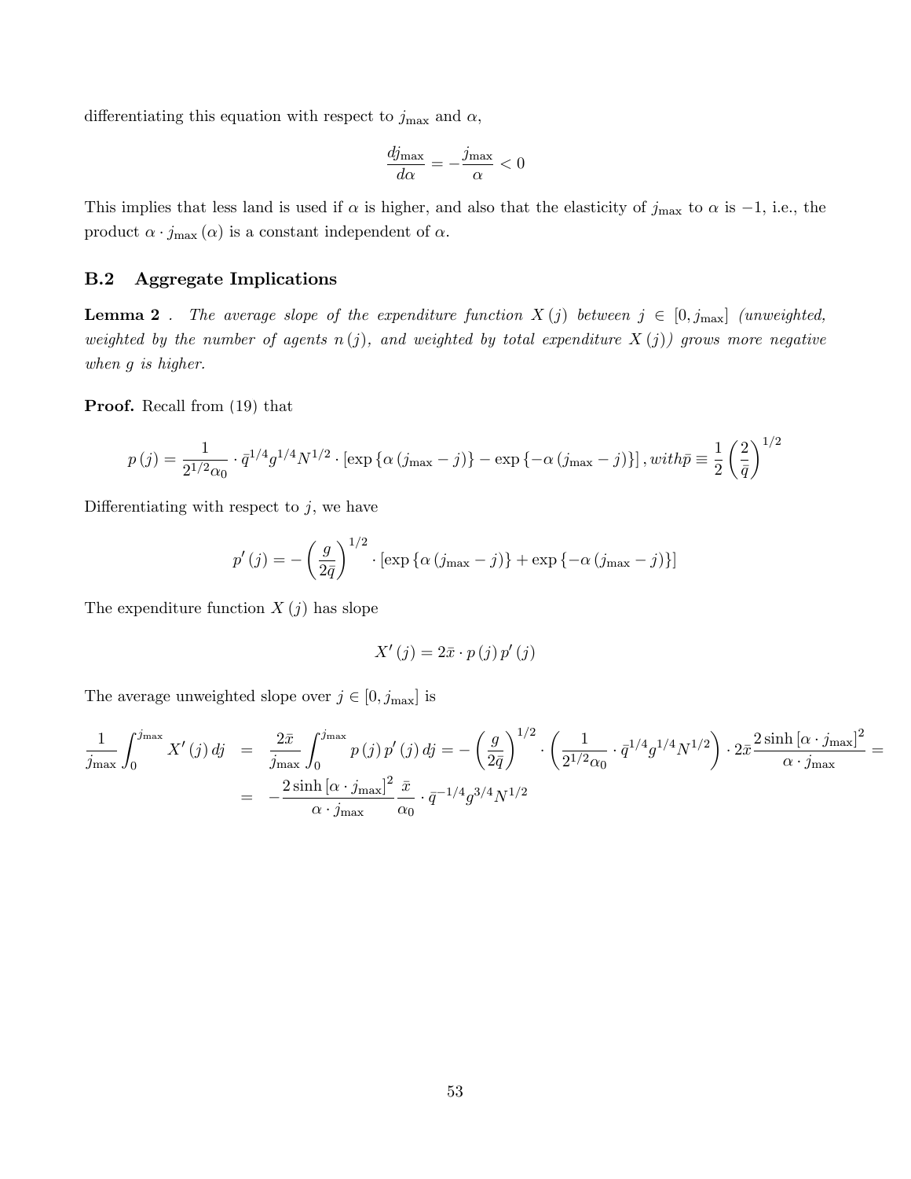differentiating this equation with respect to $j_{\max}$ and $\alpha$,

$$\frac{dj_{\max}}{d\alpha} = -\frac{j_{\max}}{\alpha} < 0$$

This implies that less land is used if $\alpha$ is higher, and also that the elasticity of $j_{\max}$ to $\alpha$ is $-1$, i.e., the product $\alpha \cdot j_{\max}(\alpha)$ is a constant independent of $\alpha$.

## B.2 Aggregate Implications

**Lemma 2** . *The average slope of the expenditure function $X(j)$ between $j \in [0, j_{\max}]$ (unweighted, weighted by the number of agents $n(j)$, and weighted by total expenditure $X(j)$) grows more negative when $g$ is higher.*

**Proof.** Recall from (19) that

$$p(j) = \frac{1}{2^{1/2}\alpha_0} \cdot \bar{q}^{1/4} g^{1/4} N^{1/2} \cdot \left[\exp\left\{\alpha\left(j_{\max} - j\right)\right\} - \exp\left\{-\alpha\left(j_{\max} - j\right)\right\}\right], with \bar{p} \equiv \frac{1}{2}\left(\frac{2}{\bar{q}}\right)^{1/2}$$

Differentiating with respect to $j$, we have

$$p'(j) = -\left(\frac{g}{2\bar{q}}\right)^{1/2} \cdot \left[\exp\left\{\alpha\left(j_{\max} - j\right)\right\} + \exp\left\{-\alpha\left(j_{\max} - j\right)\right\}\right]$$

The expenditure function $X(j)$ has slope

$$X'(j) = 2\bar{x} \cdot p(j)\, p'(j)$$

The average unweighted slope over $j \in [0, j_{\max}]$ is

$$\begin{aligned}
\frac{1}{j_{\max}} \int_0^{j_{\max}} X'(j)\, dj &= \frac{2\bar{x}}{j_{\max}} \int_0^{j_{\max}} p(j)\, p'(j)\, dj = -\left(\frac{g}{2\bar{q}}\right)^{1/2} \cdot \left(\frac{1}{2^{1/2}\alpha_0} \cdot \bar{q}^{1/4} g^{1/4} N^{1/2}\right) \cdot 2\bar{x} \frac{2\sinh\left[\alpha \cdot j_{\max}\right]^2}{\alpha \cdot j_{\max}} = \\
&= -\frac{2\sinh\left[\alpha \cdot j_{\max}\right]^2}{\alpha \cdot j_{\max}} \frac{\bar{x}}{\alpha_0} \cdot \bar{q}^{-1/4} g^{3/4} N^{1/2}
\end{aligned}$$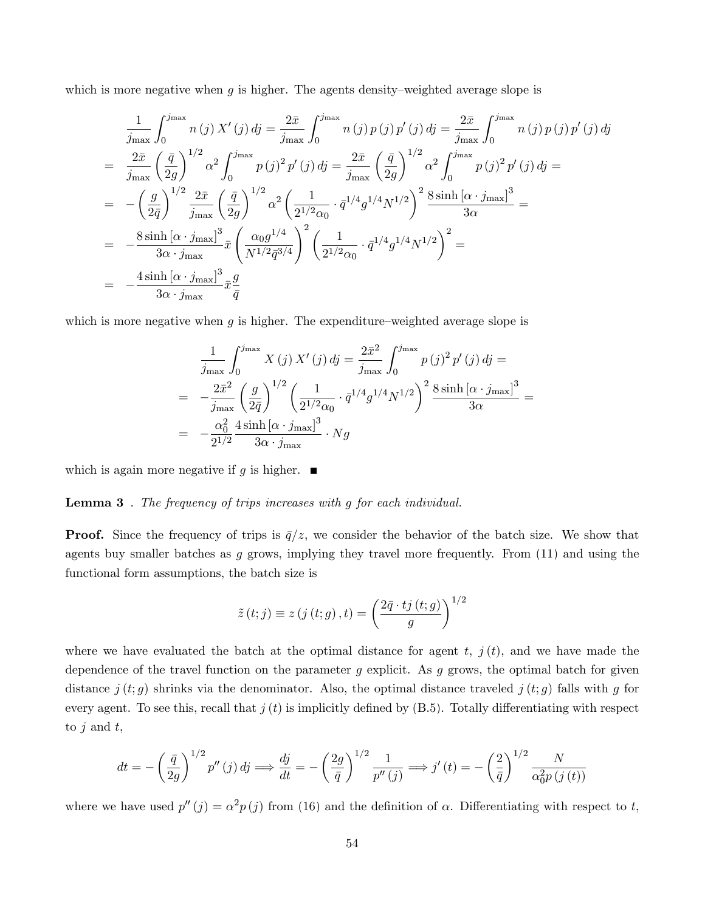which is more negative when $g$ is higher. The agents density–weighted average slope is

$$
\begin{aligned}
& \frac{1}{j_{\max}} \int_0^{j_{\max}} n(j) X'(j)\, dj = \frac{2\bar{x}}{j_{\max}} \int_0^{j_{\max}} n(j) p(j) p'(j)\, dj = \frac{2\bar{x}}{j_{\max}} \int_0^{j_{\max}} n(j) p(j) p'(j)\, dj \\
= \; & \frac{2\bar{x}}{j_{\max}} \left( \frac{\bar{q}}{2g} \right)^{1/2} \alpha^2 \int_0^{j_{\max}} p(j)^2 p'(j)\, dj = \frac{2\bar{x}}{j_{\max}} \left( \frac{\bar{q}}{2g} \right)^{1/2} \alpha^2 \int_0^{j_{\max}} p(j)^2 p'(j)\, dj = \\
= \; & -\left( \frac{g}{2\bar{q}} \right)^{1/2} \frac{2\bar{x}}{j_{\max}} \left( \frac{\bar{q}}{2g} \right)^{1/2} \alpha^2 \left( \frac{1}{2^{1/2}\alpha_0} \cdot \bar{q}^{1/4} g^{1/4} N^{1/2} \right)^2 \frac{8 \sinh\left[\alpha \cdot j_{\max}\right]^3}{3\alpha} = \\
= \; & -\frac{8 \sinh\left[\alpha \cdot j_{\max}\right]^3}{3\alpha \cdot j_{\max}} \bar{x} \left( \frac{\alpha_0 g^{1/4}}{N^{1/2} \bar{q}^{3/4}} \right)^2 \left( \frac{1}{2^{1/2}\alpha_0} \cdot \bar{q}^{1/4} g^{1/4} N^{1/2} \right)^2 = \\
= \; & -\frac{4 \sinh\left[\alpha \cdot j_{\max}\right]^3}{3\alpha \cdot j_{\max}} \bar{x} \frac{g}{\bar{q}}
\end{aligned}
$$

which is more negative when $g$ is higher. The expenditure–weighted average slope is

$$
\begin{aligned}
& \frac{1}{j_{\max}} \int_0^{j_{\max}} X(j) X'(j)\, dj = \frac{2\bar{x}^2}{j_{\max}} \int_0^{j_{\max}} p(j)^2 p'(j)\, dj = \\
= \; & -\frac{2\bar{x}^2}{j_{\max}} \left( \frac{g}{2\bar{q}} \right)^{1/2} \left( \frac{1}{2^{1/2}\alpha_0} \cdot \bar{q}^{1/4} g^{1/4} N^{1/2} \right)^2 \frac{8 \sinh\left[\alpha \cdot j_{\max}\right]^3}{3\alpha} = \\
= \; & -\frac{\alpha_0^2}{2^{1/2}} \frac{4 \sinh\left[\alpha \cdot j_{\max}\right]^3}{3\alpha \cdot j_{\max}} \cdot N g
\end{aligned}
$$

which is again more negative if $g$ is higher. ■

**Lemma 3** . *The frequency of trips increases with $g$ for each individual.*

**Proof.** Since the frequency of trips is $\bar{q}/z$, we consider the behavior of the batch size. We show that agents buy smaller batches as $g$ grows, implying they travel more frequently. From (11) and using the functional form assumptions, the batch size is

$$
\tilde{z}(t; j) \equiv z(j(t; g), t) = \left( \frac{2\bar{q} \cdot t j(t; g)}{g} \right)^{1/2}
$$

where we have evaluated the batch at the optimal distance for agent $t$, $j(t)$, and we have made the dependence of the travel function on the parameter $g$ explicit. As $g$ grows, the optimal batch for given distance $j(t; g)$ shrinks via the denominator. Also, the optimal distance traveled $j(t; g)$ falls with $g$ for every agent. To see this, recall that $j(t)$ is implicitly defined by (B.5). Totally differentiating with respect to $j$ and $t$,

$$
dt = -\left( \frac{\bar{q}}{2g} \right)^{1/2} p''(j)\, dj \Longrightarrow \frac{dj}{dt} = -\left( \frac{2g}{\bar{q}} \right)^{1/2} \frac{1}{p''(j)} \Longrightarrow j'(t) = -\left( \frac{2}{\bar{q}} \right)^{1/2} \frac{N}{\alpha_0^2 p(j(t))}
$$

where we have used $p''(j) = \alpha^2 p(j)$ from (16) and the definition of $\alpha$. Differentiating with respect to $t$,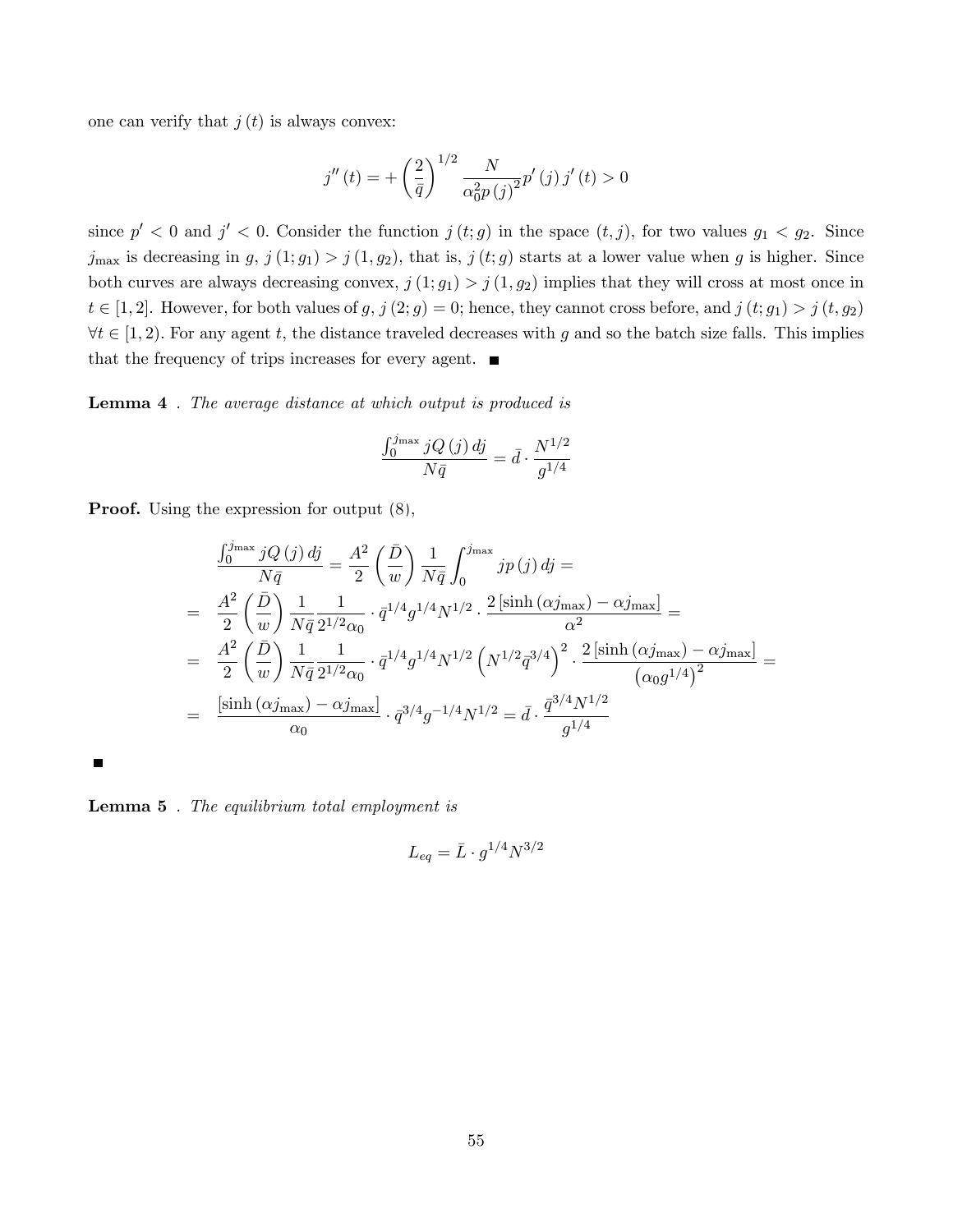one can verify that $j(t)$ is always convex:

$$j''(t) = +\left(\frac{2}{\bar{q}}\right)^{1/2} \frac{N}{\alpha_0^2 p(j)^2} p'(j)\, j'(t) > 0$$

since $p' < 0$ and $j' < 0$. Consider the function $j(t; g)$ in the space $(t, j)$, for two values $g_1 < g_2$. Since $j_{\max}$ is decreasing in $g$, $j(1; g_1) > j(1, g_2)$, that is, $j(t; g)$ starts at a lower value when $g$ is higher. Since both curves are always decreasing convex, $j(1; g_1) > j(1, g_2)$ implies that they will cross at most once in $t \in [1, 2]$. However, for both values of $g$, $j(2; g) = 0$; hence, they cannot cross before, and $j(t; g_1) > j(t, g_2)$ $\forall t \in [1, 2)$. For any agent $t$, the distance traveled decreases with $g$ and so the batch size falls. This implies that the frequency of trips increases for every agent. ■

**Lemma 4** . *The average distance at which output is produced is*

$$\frac{\int_0^{j_{\max}} jQ(j)\, dj}{N\bar{q}} = \bar{d} \cdot \frac{N^{1/2}}{g^{1/4}}$$

**Proof.** Using the expression for output (8),

$$\begin{aligned}
\frac{\int_0^{j_{\max}} jQ(j)\, dj}{N\bar{q}} &= \frac{A^2}{2}\left(\frac{\bar{D}}{w}\right)\frac{1}{N\bar{q}}\int_0^{j_{\max}} jp(j)\, dj = \\
&= \frac{A^2}{2}\left(\frac{\bar{D}}{w}\right)\frac{1}{N\bar{q}}\frac{1}{2^{1/2}\alpha_0} \cdot \bar{q}^{1/4} g^{1/4} N^{1/2} \cdot \frac{2\left[\sinh(\alpha j_{\max}) - \alpha j_{\max}\right]}{\alpha^2} = \\
&= \frac{A^2}{2}\left(\frac{\bar{D}}{w}\right)\frac{1}{N\bar{q}}\frac{1}{2^{1/2}\alpha_0} \cdot \bar{q}^{1/4} g^{1/4} N^{1/2}\left(N^{1/2}\bar{q}^{3/4}\right)^2 \cdot \frac{2\left[\sinh(\alpha j_{\max}) - \alpha j_{\max}\right]}{\left(\alpha_0 g^{1/4}\right)^2} = \\
&= \frac{\left[\sinh(\alpha j_{\max}) - \alpha j_{\max}\right]}{\alpha_0} \cdot \bar{q}^{3/4} g^{-1/4} N^{1/2} = \bar{d} \cdot \frac{\bar{q}^{3/4} N^{1/2}}{g^{1/4}}
\end{aligned}$$

■

**Lemma 5** . *The equilibrium total employment is*

$$L_{eq} = \bar{L} \cdot g^{1/4} N^{3/2}$$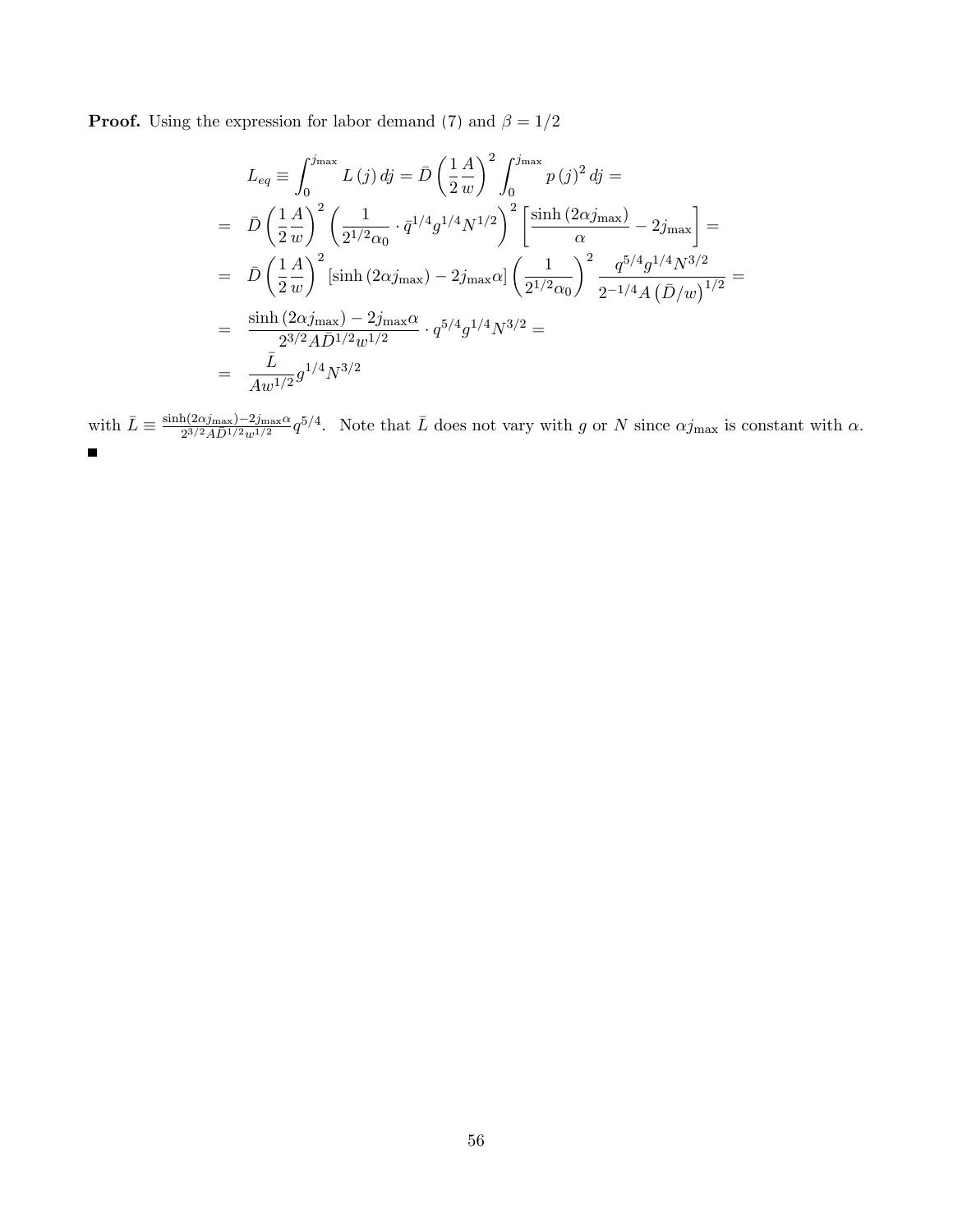**Proof.** Using the expression for labor demand (7) and $\beta = 1/2$

$$
\begin{aligned}
L_{eq} \equiv \int_0^{j_{\max}} L(j)\, dj &= \bar{D} \left( \frac{1}{2} \frac{A}{w} \right)^2 \int_0^{j_{\max}} p(j)^2\, dj = \\
&= \bar{D} \left( \frac{1}{2} \frac{A}{w} \right)^2 \left( \frac{1}{2^{1/2}\alpha_0} \cdot \bar{q}^{1/4} g^{1/4} N^{1/2} \right)^2 \left[ \frac{\sinh(2\alpha j_{\max})}{\alpha} - 2 j_{\max} \right] = \\
&= \bar{D} \left( \frac{1}{2} \frac{A}{w} \right)^2 \left[ \sinh(2\alpha j_{\max}) - 2 j_{\max} \alpha \right] \left( \frac{1}{2^{1/2}\alpha_0} \right)^2 \frac{q^{5/4} g^{1/4} N^{3/2}}{2^{-1/4} A \left( \bar{D}/w \right)^{1/2}} = \\
&= \frac{\sinh(2\alpha j_{\max}) - 2 j_{\max} \alpha}{2^{3/2} A \bar{D}^{1/2} w^{1/2}} \cdot q^{5/4} g^{1/4} N^{3/2} = \\
&= \frac{\bar{L}}{A w^{1/2}} g^{1/4} N^{3/2}
\end{aligned}
$$

with $\bar{L} \equiv \frac{\sinh(2\alpha j_{\max}) - 2 j_{\max}\alpha}{2^{3/2} A \bar{D}^{1/2} w^{1/2}} q^{5/4}$. Note that $\bar{L}$ does not vary with $g$ or $N$ since $\alpha j_{\max}$ is constant with $\alpha$.

■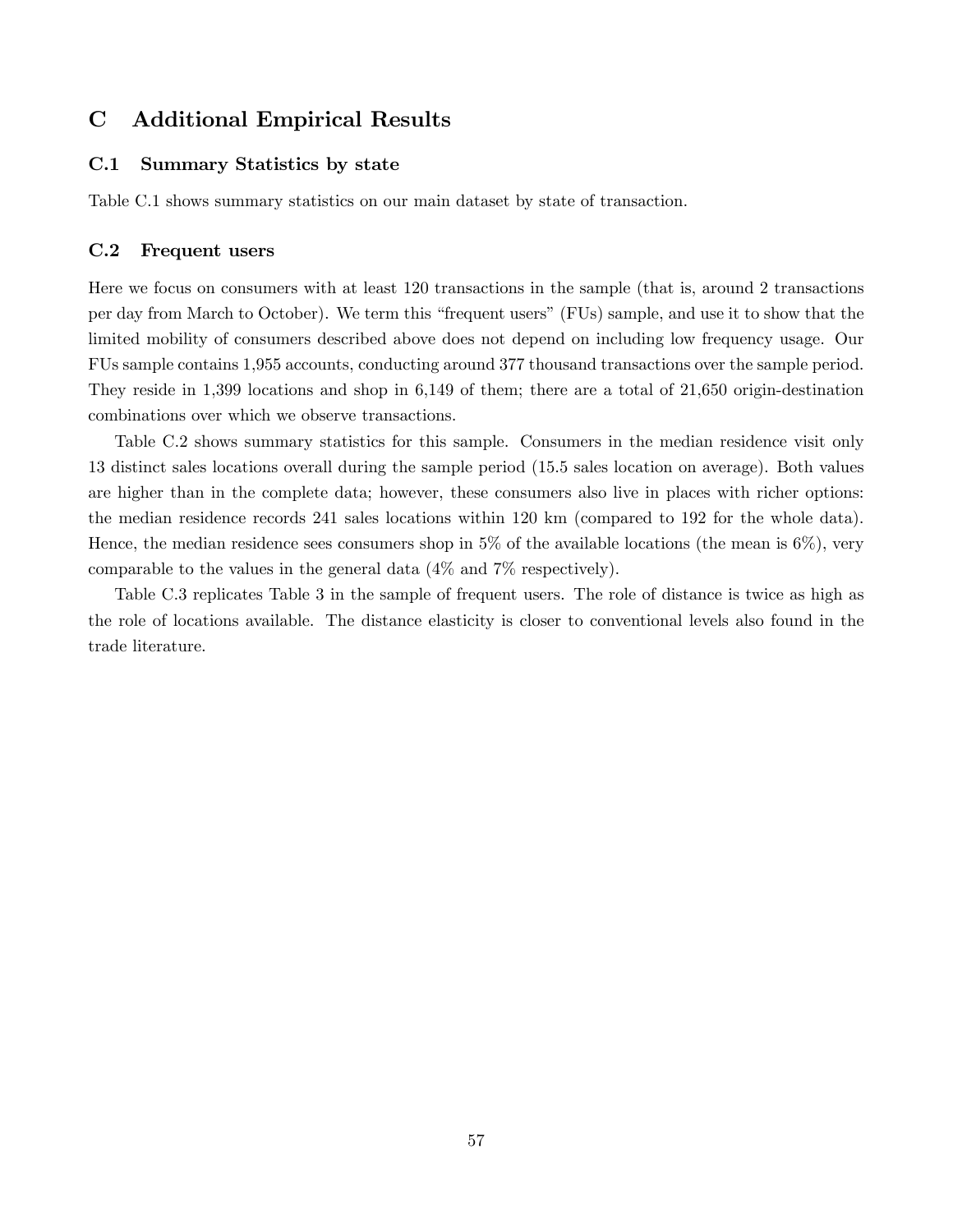# C Additional Empirical Results

## C.1 Summary Statistics by state

Table C.1 shows summary statistics on our main dataset by state of transaction.

## C.2 Frequent users

Here we focus on consumers with at least 120 transactions in the sample (that is, around 2 transactions per day from March to October). We term this "frequent users" (FUs) sample, and use it to show that the limited mobility of consumers described above does not depend on including low frequency usage. Our FUs sample contains 1,955 accounts, conducting around 377 thousand transactions over the sample period. They reside in 1,399 locations and shop in 6,149 of them; there are a total of 21,650 origin-destination combinations over which we observe transactions.

Table C.2 shows summary statistics for this sample. Consumers in the median residence visit only 13 distinct sales locations overall during the sample period (15.5 sales location on average). Both values are higher than in the complete data; however, these consumers also live in places with richer options: the median residence records 241 sales locations within 120 km (compared to 192 for the whole data). Hence, the median residence sees consumers shop in 5% of the available locations (the mean is 6%), very comparable to the values in the general data (4% and 7% respectively).

Table C.3 replicates Table 3 in the sample of frequent users. The role of distance is twice as high as the role of locations available. The distance elasticity is closer to conventional levels also found in the trade literature.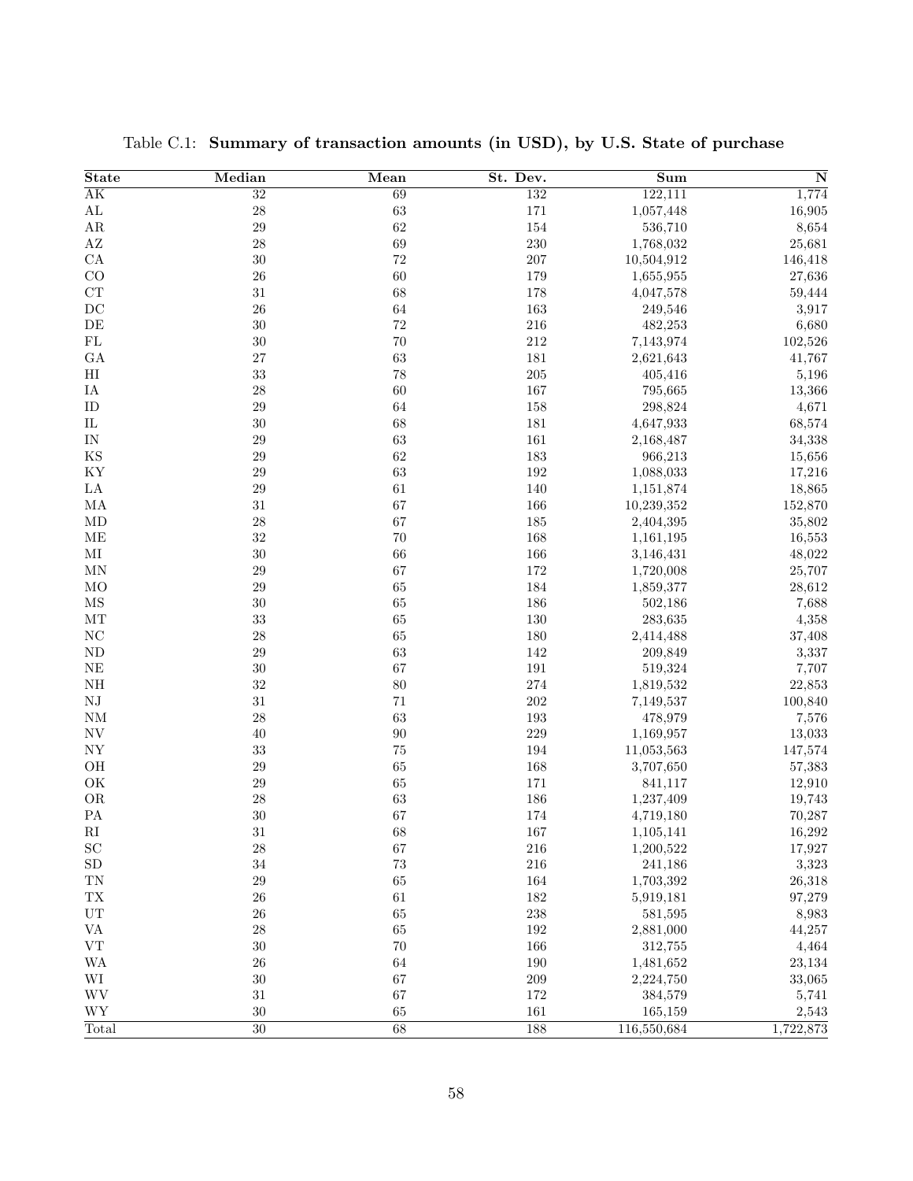Table C.1: **Summary of transaction amounts (in USD), by U.S. State of purchase**

| State | Median | Mean | St. Dev. | Sum | N |
|---|---|---|---|---|---|
| AK | 32 | 69 | 132 | 122,111 | 1,774 |
| AL | 28 | 63 | 171 | 1,057,448 | 16,905 |
| AR | 29 | 62 | 154 | 536,710 | 8,654 |
| AZ | 28 | 69 | 230 | 1,768,032 | 25,681 |
| CA | 30 | 72 | 207 | 10,504,912 | 146,418 |
| CO | 26 | 60 | 179 | 1,655,955 | 27,636 |
| CT | 31 | 68 | 178 | 4,047,578 | 59,444 |
| DC | 26 | 64 | 163 | 249,546 | 3,917 |
| DE | 30 | 72 | 216 | 482,253 | 6,680 |
| FL | 30 | 70 | 212 | 7,143,974 | 102,526 |
| GA | 27 | 63 | 181 | 2,621,643 | 41,767 |
| HI | 33 | 78 | 205 | 405,416 | 5,196 |
| IA | 28 | 60 | 167 | 795,665 | 13,366 |
| ID | 29 | 64 | 158 | 298,824 | 4,671 |
| IL | 30 | 68 | 181 | 4,647,933 | 68,574 |
| IN | 29 | 63 | 161 | 2,168,487 | 34,338 |
| KS | 29 | 62 | 183 | 966,213 | 15,656 |
| KY | 29 | 63 | 192 | 1,088,033 | 17,216 |
| LA | 29 | 61 | 140 | 1,151,874 | 18,865 |
| MA | 31 | 67 | 166 | 10,239,352 | 152,870 |
| MD | 28 | 67 | 185 | 2,404,395 | 35,802 |
| ME | 32 | 70 | 168 | 1,161,195 | 16,553 |
| MI | 30 | 66 | 166 | 3,146,431 | 48,022 |
| MN | 29 | 67 | 172 | 1,720,008 | 25,707 |
| MO | 29 | 65 | 184 | 1,859,377 | 28,612 |
| MS | 30 | 65 | 186 | 502,186 | 7,688 |
| MT | 33 | 65 | 130 | 283,635 | 4,358 |
| NC | 28 | 65 | 180 | 2,414,488 | 37,408 |
| ND | 29 | 63 | 142 | 209,849 | 3,337 |
| NE | 30 | 67 | 191 | 519,324 | 7,707 |
| NH | 32 | 80 | 274 | 1,819,532 | 22,853 |
| NJ | 31 | 71 | 202 | 7,149,537 | 100,840 |
| NM | 28 | 63 | 193 | 478,979 | 7,576 |
| NV | 40 | 90 | 229 | 1,169,957 | 13,033 |
| NY | 33 | 75 | 194 | 11,053,563 | 147,574 |
| OH | 29 | 65 | 168 | 3,707,650 | 57,383 |
| OK | 29 | 65 | 171 | 841,117 | 12,910 |
| OR | 28 | 63 | 186 | 1,237,409 | 19,743 |
| PA | 30 | 67 | 174 | 4,719,180 | 70,287 |
| RI | 31 | 68 | 167 | 1,105,141 | 16,292 |
| SC | 28 | 67 | 216 | 1,200,522 | 17,927 |
| SD | 34 | 73 | 216 | 241,186 | 3,323 |
| TN | 29 | 65 | 164 | 1,703,392 | 26,318 |
| TX | 26 | 61 | 182 | 5,919,181 | 97,279 |
| UT | 26 | 65 | 238 | 581,595 | 8,983 |
| VA | 28 | 65 | 192 | 2,881,000 | 44,257 |
| VT | 30 | 70 | 166 | 312,755 | 4,464 |
| WA | 26 | 64 | 190 | 1,481,652 | 23,134 |
| WI | 30 | 67 | 209 | 2,224,750 | 33,065 |
| WV | 31 | 67 | 172 | 384,579 | 5,741 |
| WY | 30 | 65 | 161 | 165,159 | 2,543 |
| Total | 30 | 68 | 188 | 116,550,684 | 1,722,873 |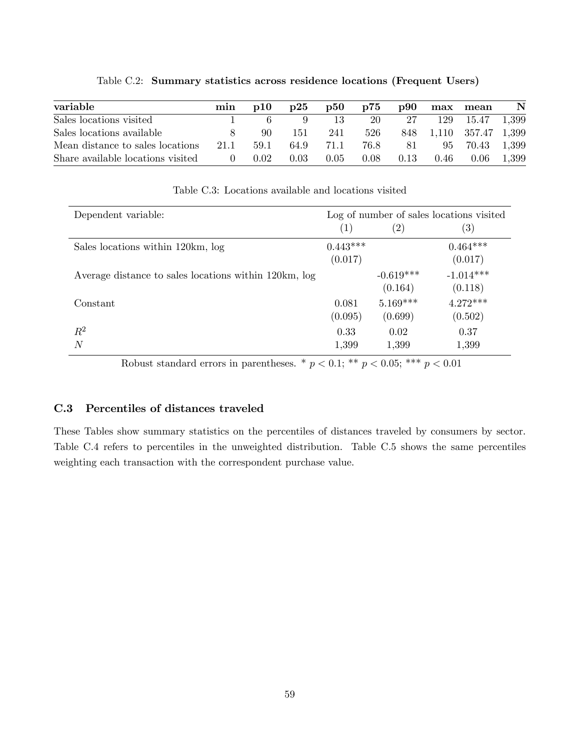Table C.2: **Summary statistics across residence locations (Frequent Users)**

| variable | min | p10 | p25 | p50 | p75 | p90 | max | mean | N |
|---|---|---|---|---|---|---|---|---|---|
| Sales locations visited | 1 | 6 | 9 | 13 | 20 | 27 | 129 | 15.47 | 1,399 |
| Sales locations available | 8 | 90 | 151 | 241 | 526 | 848 | 1,110 | 357.47 | 1,399 |
| Mean distance to sales locations | 21.1 | 59.1 | 64.9 | 71.1 | 76.8 | 81 | 95 | 70.43 | 1,399 |
| Share available locations visited | 0 | 0.02 | 0.03 | 0.05 | 0.08 | 0.13 | 0.46 | 0.06 | 1,399 |

Table C.3: Locations available and locations visited

| Dependent variable: | Log of number of sales locations visited | | |
|---|---|---|---|
| | (1) | (2) | (3) |
| Sales locations within 120km, log | 0.443*** | | 0.464*** |
| | (0.017) | | (0.017) |
| Average distance to sales locations within 120km, log | | -0.619*** | -1.014*** |
| | | (0.164) | (0.118) |
| Constant | 0.081 | 5.169*** | 4.272*** |
| | (0.095) | (0.699) | (0.502) |
| $R^2$ | 0.33 | 0.02 | 0.37 |
| $N$ | 1,399 | 1,399 | 1,399 |

Robust standard errors in parentheses. * $p < 0.1$; ** $p < 0.05$; *** $p < 0.01$

### C.3 Percentiles of distances traveled

These Tables show summary statistics on the percentiles of distances traveled by consumers by sector. Table C.4 refers to percentiles in the unweighted distribution. Table C.5 shows the same percentiles weighting each transaction with the correspondent purchase value.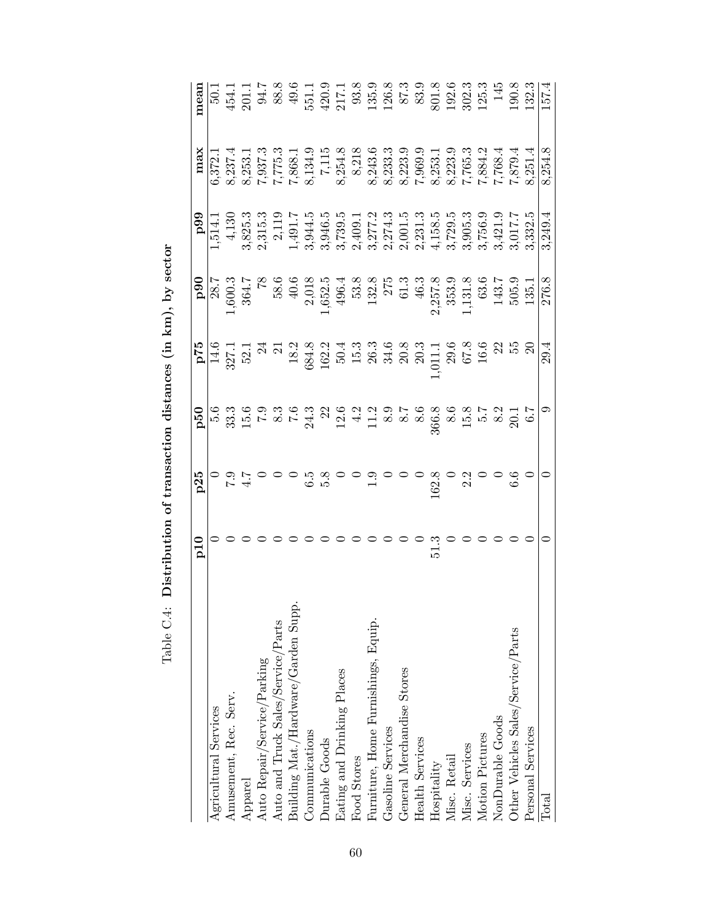Table C.4: **Distribution of transaction distances (in km), by sector**

| | p10 | p25 | p50 | p75 | p90 | p99 | max | mean |
|---|---|---|---|---|---|---|---|---|
| Agricultural Services | 0 | 0 | 5.6 | 14.6 | 28.7 | 1,514.1 | 6,372.1 | 50.1 |
| Amusement, Rec. Serv. | 0 | 7.9 | 33.3 | 327.1 | 1,600.3 | 4,130 | 8,237.4 | 454.1 |
| Apparel | 0 | 4.7 | 15.6 | 52.1 | 364.7 | 3,825.3 | 8,253.1 | 201.1 |
| Auto Repair/Service/Parking | 0 | 0 | 7.9 | 24 | 78 | 2,315.3 | 7,937.3 | 94.7 |
| Auto and Truck Sales/Service/Parts | 0 | 0 | 8.3 | 21 | 58.6 | 2,119 | 7,775.3 | 88.8 |
| Building Mat./Hardware/Garden Supp. | 0 | 0 | 7.6 | 18.2 | 40.6 | 1,491.7 | 7,868.1 | 49.6 |
| Communications | 0 | 6.5 | 24.3 | 684.8 | 2,018 | 3,944.5 | 8,134.9 | 551.1 |
| Durable Goods | 0 | 5.8 | 22 | 162.2 | 1,652.5 | 3,946.5 | 7,115 | 420.9 |
| Eating and Drinking Places | 0 | 0 | 12.6 | 50.4 | 496.4 | 3,739.5 | 8,254.8 | 217.1 |
| Food Stores | 0 | 0 | 4.2 | 15.3 | 53.8 | 2,409.1 | 8,218 | 93.8 |
| Furniture, Home Furnishings, Equip. | 0 | 1.9 | 11.2 | 26.3 | 132.8 | 3,277.2 | 8,243.6 | 135.9 |
| Gasoline Services | 0 | 0 | 8.9 | 34.6 | 275 | 2,274.3 | 8,233.3 | 126.8 |
| General Merchandise Stores | 0 | 0 | 8.7 | 20.8 | 61.3 | 2,001.5 | 8,223.9 | 87.3 |
| Health Services | 0 | 0 | 8.6 | 20.3 | 46.3 | 2,231.3 | 7,969.9 | 83.9 |
| Hospitality | 51.3 | 162.8 | 366.8 | 1,011.1 | 2,257.8 | 4,158.5 | 8,253.1 | 801.8 |
| Misc. Retail | 0 | 0 | 8.6 | 29.6 | 353.9 | 3,729.5 | 8,223.9 | 192.6 |
| Misc. Services | 0 | 2.2 | 15.8 | 67.8 | 1,131.8 | 3,905.3 | 7,765.3 | 302.3 |
| Motion Pictures | 0 | 0 | 5.7 | 16.6 | 63.6 | 3,756.9 | 7,884.2 | 125.3 |
| NonDurable Goods | 0 | 0 | 8.2 | 22 | 143.7 | 3,421.9 | 7,768.4 | 145 |
| Other Vehicles Sales/Service/Parts | 0 | 6.6 | 20.1 | 55 | 505.9 | 3,017.7 | 7,879.4 | 190.8 |
| Personal Services | 0 | 0 | 6.7 | 20 | 135.1 | 3,332.5 | 8,251.4 | 132.3 |
| Total | 0 | 0 | 9 | 29.4 | 276.8 | 3,249.4 | 8,254.8 | 157.4 |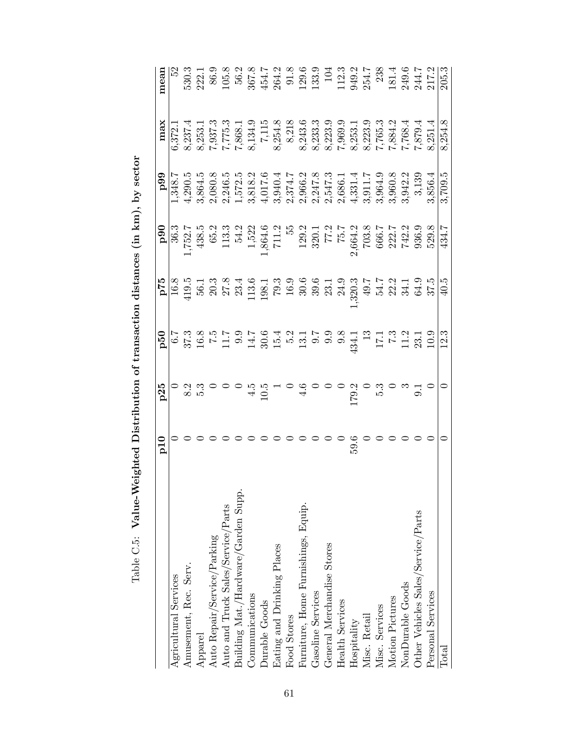Table C.5: **Value-Weighted Distribution of transaction distances (in km), by sector**

|  | **p10** | **p25** | **p50** | **p75** | **p90** | **p99** | **max** | **mean** |
|---|---|---|---|---|---|---|---|---|
| Agricultural Services | 0 | 0 | 6.7 | 16.8 | 36.3 | 1,348.7 | 6,372.1 | 52 |
| Amusement, Rec. Serv. | 0 | 8.2 | 37.3 | 419.5 | 1,752.7 | 4,290.5 | 8,237.4 | 530.3 |
| Apparel | 0 | 5.3 | 16.8 | 56.1 | 438.5 | 3,864.5 | 8,253.1 | 222.1 |
| Auto Repair/Service/Parking | 0 | 0 | 7.5 | 20.3 | 65.2 | 2,080.8 | 7,937.3 | 86.9 |
| Auto and Truck Sales/Service/Parts | 0 | 0 | 11.7 | 27.8 | 113.3 | 2,246.5 | 7,775.3 | 105.8 |
| Building Mat./Hardware/Garden Supp. | 0 | 0 | 9.9 | 23.4 | 54.2 | 1,572.5 | 7,868.1 | 56.2 |
| Communications | 0 | 4.5 | 14.7 | 113.6 | 1,522 | 3,818.2 | 8,134.9 | 367.8 |
| Durable Goods | 0 | 10.5 | 30.6 | 198.1 | 1,864.6 | 4,017.6 | 7,115 | 454.7 |
| Eating and Drinking Places | 0 | 1 | 15.4 | 79.3 | 711.2 | 3,940.4 | 8,254.8 | 264.2 |
| Food Stores | 0 | 0 | 5.2 | 16.9 | 55 | 2,374.7 | 8,218 | 91.8 |
| Furniture, Home Furnishings, Equip. | 0 | 4.6 | 13.1 | 30.6 | 129.2 | 2,966.2 | 8,243.6 | 129.6 |
| Gasoline Services | 0 | 0 | 9.7 | 39.6 | 320.1 | 2,247.8 | 8,233.3 | 133.9 |
| General Merchandise Stores | 0 | 0 | 9.9 | 23.1 | 77.2 | 2,547.3 | 8,223.9 | 104 |
| Health Services | 0 | 0 | 9.8 | 24.9 | 75.7 | 2,686.1 | 7,969.9 | 112.3 |
| Hospitality | 59.6 | 179.2 | 434.1 | 1,320.3 | 2,664.2 | 4,331.4 | 8,253.1 | 949.2 |
| Misc. Retail | 0 | 0 | 13 | 49.7 | 703.8 | 3,911.7 | 8,223.9 | 254.7 |
| Misc. Services | 0 | 5.3 | 17.1 | 54.7 | 666.7 | 3,964.9 | 7,765.3 | 238 |
| Motion Pictures | 0 | 0 | 7.3 | 22.2 | 222.7 | 3,960.8 | 7,884.2 | 181.4 |
| NonDurable Goods | 0 | 3 | 11.2 | 34.1 | 742.2 | 3,942.2 | 7,768.4 | 249.6 |
| Other Vehicles Sales/Service/Parts | 0 | 9.1 | 23.1 | 64.9 | 936.9 | 3,139 | 7,879.4 | 244.7 |
| Personal Services | 0 | 0 | 10.9 | 37.5 | 529.8 | 3,856.4 | 8,251.4 | 217.2 |
| Total | 0 | 0 | 12.3 | 40.5 | 434.7 | 3,709.5 | 8,254.8 | 205.3 |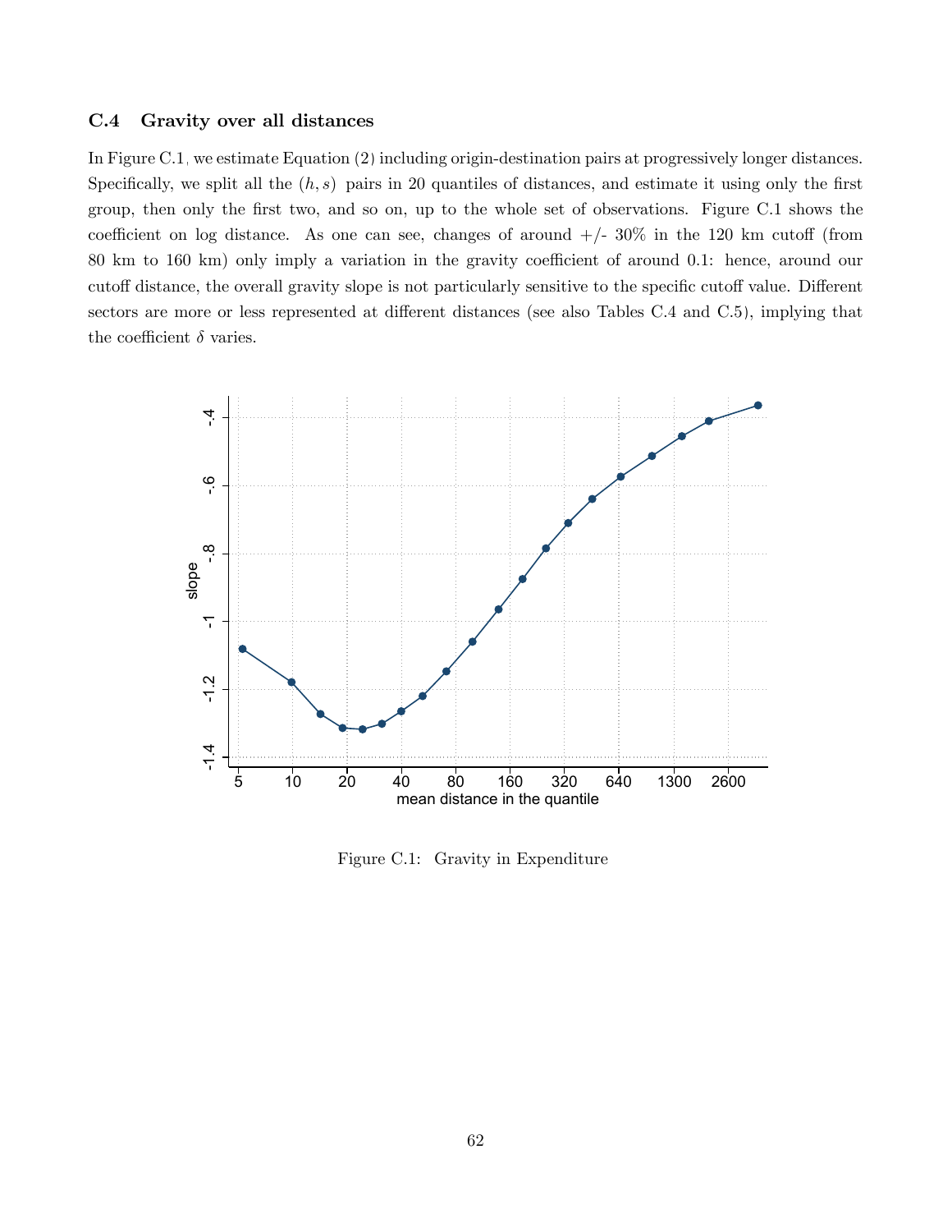### C.4 Gravity over all distances

In Figure C.1, we estimate Equation (2) including origin-destination pairs at progressively longer distances. Specifically, we split all the $(h, s)$ pairs in 20 quantiles of distances, and estimate it using only the first group, then only the first two, and so on, up to the whole set of observations. Figure C.1 shows the coefficient on log distance. As one can see, changes of around +/- 30% in the 120 km cutoff (from 80 km to 160 km) only imply a variation in the gravity coefficient of around 0.1: hence, around our cutoff distance, the overall gravity slope is not particularly sensitive to the specific cutoff value. Different sectors are more or less represented at different distances (see also Tables C.4 and C.5), implying that the coefficient $\delta$ varies.

Figure C.1: Gravity in Expenditure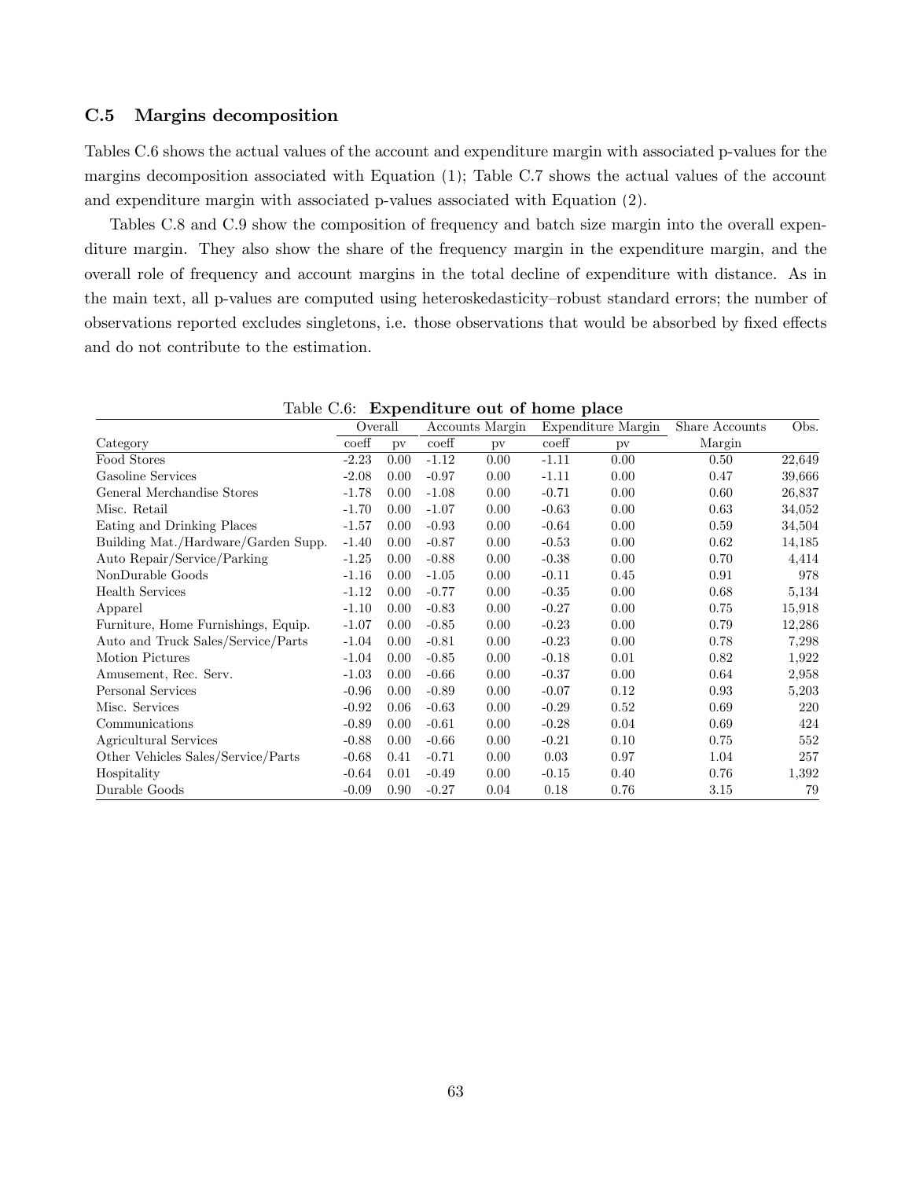### C.5 Margins decomposition

Tables C.6 shows the actual values of the account and expenditure margin with associated p-values for the margins decomposition associated with Equation (1); Table C.7 shows the actual values of the account and expenditure margin with associated p-values associated with Equation (2).

Tables C.8 and C.9 show the composition of frequency and batch size margin into the overall expenditure margin. They also show the share of the frequency margin in the expenditure margin, and the overall role of frequency and account margins in the total decline of expenditure with distance. As in the main text, all p-values are computed using heteroskedasticity–robust standard errors; the number of observations reported excludes singletons, i.e. those observations that would be absorbed by fixed effects and do not contribute to the estimation.

Table C.6: **Expenditure out of home place**

| | Overall | | Accounts Margin | | Expenditure Margin | | Share Accounts | Obs. |
|---|---|---|---|---|---|---|---|---|
| Category | coeff | pv | coeff | pv | coeff | pv | Margin | |
| Food Stores | -2.23 | 0.00 | -1.12 | 0.00 | -1.11 | 0.00 | 0.50 | 22,649 |
| Gasoline Services | -2.08 | 0.00 | -0.97 | 0.00 | -1.11 | 0.00 | 0.47 | 39,666 |
| General Merchandise Stores | -1.78 | 0.00 | -1.08 | 0.00 | -0.71 | 0.00 | 0.60 | 26,837 |
| Misc. Retail | -1.70 | 0.00 | -1.07 | 0.00 | -0.63 | 0.00 | 0.63 | 34,052 |
| Eating and Drinking Places | -1.57 | 0.00 | -0.93 | 0.00 | -0.64 | 0.00 | 0.59 | 34,504 |
| Building Mat./Hardware/Garden Supp. | -1.40 | 0.00 | -0.87 | 0.00 | -0.53 | 0.00 | 0.62 | 14,185 |
| Auto Repair/Service/Parking | -1.25 | 0.00 | -0.88 | 0.00 | -0.38 | 0.00 | 0.70 | 4,414 |
| NonDurable Goods | -1.16 | 0.00 | -1.05 | 0.00 | -0.11 | 0.45 | 0.91 | 978 |
| Health Services | -1.12 | 0.00 | -0.77 | 0.00 | -0.35 | 0.00 | 0.68 | 5,134 |
| Apparel | -1.10 | 0.00 | -0.83 | 0.00 | -0.27 | 0.00 | 0.75 | 15,918 |
| Furniture, Home Furnishings, Equip. | -1.07 | 0.00 | -0.85 | 0.00 | -0.23 | 0.00 | 0.79 | 12,286 |
| Auto and Truck Sales/Service/Parts | -1.04 | 0.00 | -0.81 | 0.00 | -0.23 | 0.00 | 0.78 | 7,298 |
| Motion Pictures | -1.04 | 0.00 | -0.85 | 0.00 | -0.18 | 0.01 | 0.82 | 1,922 |
| Amusement, Rec. Serv. | -1.03 | 0.00 | -0.66 | 0.00 | -0.37 | 0.00 | 0.64 | 2,958 |
| Personal Services | -0.96 | 0.00 | -0.89 | 0.00 | -0.07 | 0.12 | 0.93 | 5,203 |
| Misc. Services | -0.92 | 0.06 | -0.63 | 0.00 | -0.29 | 0.52 | 0.69 | 220 |
| Communications | -0.89 | 0.00 | -0.61 | 0.00 | -0.28 | 0.04 | 0.69 | 424 |
| Agricultural Services | -0.88 | 0.00 | -0.66 | 0.00 | -0.21 | 0.10 | 0.75 | 552 |
| Other Vehicles Sales/Service/Parts | -0.68 | 0.41 | -0.71 | 0.00 | 0.03 | 0.97 | 1.04 | 257 |
| Hospitality | -0.64 | 0.01 | -0.49 | 0.00 | -0.15 | 0.40 | 0.76 | 1,392 |
| Durable Goods | -0.09 | 0.90 | -0.27 | 0.04 | 0.18 | 0.76 | 3.15 | 79 |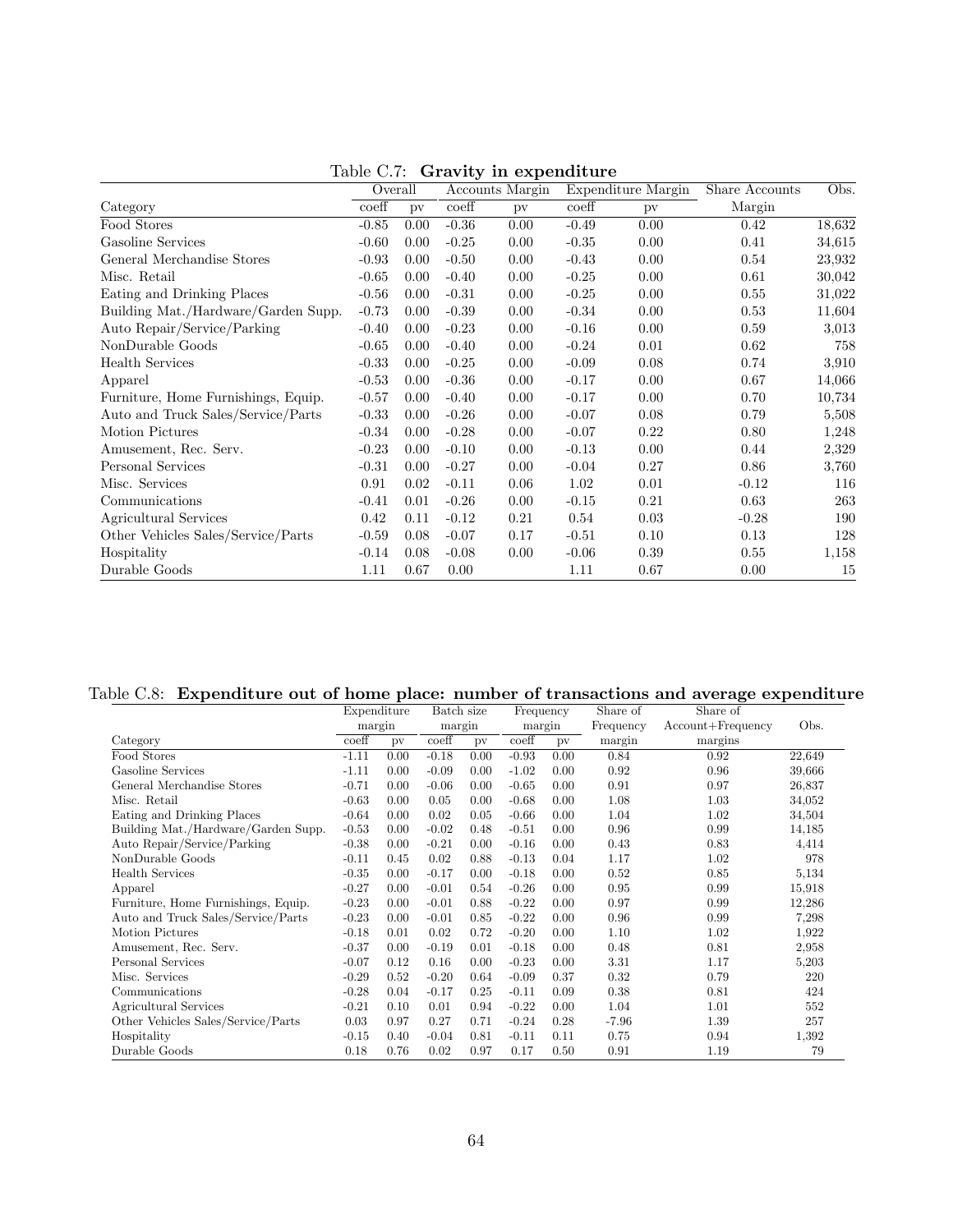Table C.7: **Gravity in expenditure**

| | Overall | | Accounts Margin | | Expenditure Margin | | Share Accounts | Obs. |
|---|---|---|---|---|---|---|---|---|
| Category | coeff | pv | coeff | pv | coeff | pv | Margin | |
| Food Stores | -0.85 | 0.00 | -0.36 | 0.00 | -0.49 | 0.00 | 0.42 | 18,632 |
| Gasoline Services | -0.60 | 0.00 | -0.25 | 0.00 | -0.35 | 0.00 | 0.41 | 34,615 |
| General Merchandise Stores | -0.93 | 0.00 | -0.50 | 0.00 | -0.43 | 0.00 | 0.54 | 23,932 |
| Misc. Retail | -0.65 | 0.00 | -0.40 | 0.00 | -0.25 | 0.00 | 0.61 | 30,042 |
| Eating and Drinking Places | -0.56 | 0.00 | -0.31 | 0.00 | -0.25 | 0.00 | 0.55 | 31,022 |
| Building Mat./Hardware/Garden Supp. | -0.73 | 0.00 | -0.39 | 0.00 | -0.34 | 0.00 | 0.53 | 11,604 |
| Auto Repair/Service/Parking | -0.40 | 0.00 | -0.23 | 0.00 | -0.16 | 0.00 | 0.59 | 3,013 |
| NonDurable Goods | -0.65 | 0.00 | -0.40 | 0.00 | -0.24 | 0.01 | 0.62 | 758 |
| Health Services | -0.33 | 0.00 | -0.25 | 0.00 | -0.09 | 0.08 | 0.74 | 3,910 |
| Apparel | -0.53 | 0.00 | -0.36 | 0.00 | -0.17 | 0.00 | 0.67 | 14,066 |
| Furniture, Home Furnishings, Equip. | -0.57 | 0.00 | -0.40 | 0.00 | -0.17 | 0.00 | 0.70 | 10,734 |
| Auto and Truck Sales/Service/Parts | -0.33 | 0.00 | -0.26 | 0.00 | -0.07 | 0.08 | 0.79 | 5,508 |
| Motion Pictures | -0.34 | 0.00 | -0.28 | 0.00 | -0.07 | 0.22 | 0.80 | 1,248 |
| Amusement, Rec. Serv. | -0.23 | 0.00 | -0.10 | 0.00 | -0.13 | 0.00 | 0.44 | 2,329 |
| Personal Services | -0.31 | 0.00 | -0.27 | 0.00 | -0.04 | 0.27 | 0.86 | 3,760 |
| Misc. Services | 0.91 | 0.02 | -0.11 | 0.06 | 1.02 | 0.01 | -0.12 | 116 |
| Communications | -0.41 | 0.01 | -0.26 | 0.00 | -0.15 | 0.21 | 0.63 | 263 |
| Agricultural Services | 0.42 | 0.11 | -0.12 | 0.21 | 0.54 | 0.03 | -0.28 | 190 |
| Other Vehicles Sales/Service/Parts | -0.59 | 0.08 | -0.07 | 0.17 | -0.51 | 0.10 | 0.13 | 128 |
| Hospitality | -0.14 | 0.08 | -0.08 | 0.00 | -0.06 | 0.39 | 0.55 | 1,158 |
| Durable Goods | 1.11 | 0.67 | 0.00 | | 1.11 | 0.67 | 0.00 | 15 |

Table C.8: **Expenditure out of home place: number of transactions and average expenditure**

| | Expenditure margin | | Batch size margin | | Frequency margin | | Share of Frequency | Share of Account+Frequency | Obs. |
|---|---|---|---|---|---|---|---|---|---|
| Category | coeff | pv | coeff | pv | coeff | pv | margin | margins | |
| Food Stores | -1.11 | 0.00 | -0.18 | 0.00 | -0.93 | 0.00 | 0.84 | 0.92 | 22,649 |
| Gasoline Services | -1.11 | 0.00 | -0.09 | 0.00 | -1.02 | 0.00 | 0.92 | 0.96 | 39,666 |
| General Merchandise Stores | -0.71 | 0.00 | -0.06 | 0.00 | -0.65 | 0.00 | 0.91 | 0.97 | 26,837 |
| Misc. Retail | -0.63 | 0.00 | 0.05 | 0.00 | -0.68 | 0.00 | 1.08 | 1.03 | 34,052 |
| Eating and Drinking Places | -0.64 | 0.00 | 0.02 | 0.05 | -0.66 | 0.00 | 1.04 | 1.02 | 34,504 |
| Building Mat./Hardware/Garden Supp. | -0.53 | 0.00 | -0.02 | 0.48 | -0.51 | 0.00 | 0.96 | 0.99 | 14,185 |
| Auto Repair/Service/Parking | -0.38 | 0.00 | -0.21 | 0.00 | -0.16 | 0.00 | 0.43 | 0.83 | 4,414 |
| NonDurable Goods | -0.11 | 0.45 | 0.02 | 0.88 | -0.13 | 0.04 | 1.17 | 1.02 | 978 |
| Health Services | -0.35 | 0.00 | -0.17 | 0.00 | -0.18 | 0.00 | 0.52 | 0.85 | 5,134 |
| Apparel | -0.27 | 0.00 | -0.01 | 0.54 | -0.26 | 0.00 | 0.95 | 0.99 | 15,918 |
| Furniture, Home Furnishings, Equip. | -0.23 | 0.00 | -0.01 | 0.88 | -0.22 | 0.00 | 0.97 | 0.99 | 12,286 |
| Auto and Truck Sales/Service/Parts | -0.23 | 0.00 | -0.01 | 0.85 | -0.22 | 0.00 | 0.96 | 0.99 | 7,298 |
| Motion Pictures | -0.18 | 0.01 | 0.02 | 0.72 | -0.20 | 0.00 | 1.10 | 1.02 | 1,922 |
| Amusement, Rec. Serv. | -0.37 | 0.00 | -0.19 | 0.01 | -0.18 | 0.00 | 0.48 | 0.81 | 2,958 |
| Personal Services | -0.07 | 0.12 | 0.16 | 0.00 | -0.23 | 0.00 | 3.31 | 1.17 | 5,203 |
| Misc. Services | -0.29 | 0.52 | -0.20 | 0.64 | -0.09 | 0.37 | 0.32 | 0.79 | 220 |
| Communications | -0.28 | 0.04 | -0.17 | 0.25 | -0.11 | 0.09 | 0.38 | 0.81 | 424 |
| Agricultural Services | -0.21 | 0.10 | 0.01 | 0.94 | -0.22 | 0.00 | 1.04 | 1.01 | 552 |
| Other Vehicles Sales/Service/Parts | 0.03 | 0.97 | 0.27 | 0.71 | -0.24 | 0.28 | -7.96 | 1.39 | 257 |
| Hospitality | -0.15 | 0.40 | -0.04 | 0.81 | -0.11 | 0.11 | 0.75 | 0.94 | 1,392 |
| Durable Goods | 0.18 | 0.76 | 0.02 | 0.97 | 0.17 | 0.50 | 0.91 | 1.19 | 79 |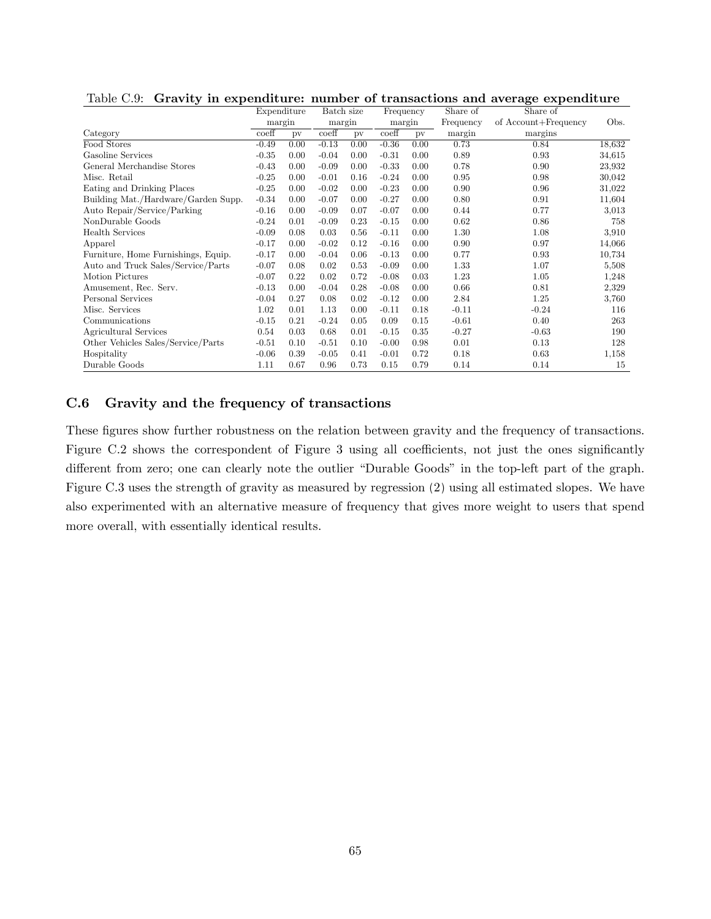Table C.9: **Gravity in expenditure: number of transactions and average expenditure**

| | Expenditure margin | | Batch size margin | | Frequency margin | | Share of Frequency | Share of of Account+Frequency | Obs. |
|---|---|---|---|---|---|---|---|---|---|
| Category | coeff | pv | coeff | pv | coeff | pv | margin | margins | |
| Food Stores | -0.49 | 0.00 | -0.13 | 0.00 | -0.36 | 0.00 | 0.73 | 0.84 | 18,632 |
| Gasoline Services | -0.35 | 0.00 | -0.04 | 0.00 | -0.31 | 0.00 | 0.89 | 0.93 | 34,615 |
| General Merchandise Stores | -0.43 | 0.00 | -0.09 | 0.00 | -0.33 | 0.00 | 0.78 | 0.90 | 23,932 |
| Misc. Retail | -0.25 | 0.00 | -0.01 | 0.16 | -0.24 | 0.00 | 0.95 | 0.98 | 30,042 |
| Eating and Drinking Places | -0.25 | 0.00 | -0.02 | 0.00 | -0.23 | 0.00 | 0.90 | 0.96 | 31,022 |
| Building Mat./Hardware/Garden Supp. | -0.34 | 0.00 | -0.07 | 0.00 | -0.27 | 0.00 | 0.80 | 0.91 | 11,604 |
| Auto Repair/Service/Parking | -0.16 | 0.00 | -0.09 | 0.07 | -0.07 | 0.00 | 0.44 | 0.77 | 3,013 |
| NonDurable Goods | -0.24 | 0.01 | -0.09 | 0.23 | -0.15 | 0.00 | 0.62 | 0.86 | 758 |
| Health Services | -0.09 | 0.08 | 0.03 | 0.56 | -0.11 | 0.00 | 1.30 | 1.08 | 3,910 |
| Apparel | -0.17 | 0.00 | -0.02 | 0.12 | -0.16 | 0.00 | 0.90 | 0.97 | 14,066 |
| Furniture, Home Furnishings, Equip. | -0.17 | 0.00 | -0.04 | 0.06 | -0.13 | 0.00 | 0.77 | 0.93 | 10,734 |
| Auto and Truck Sales/Service/Parts | -0.07 | 0.08 | 0.02 | 0.53 | -0.09 | 0.00 | 1.33 | 1.07 | 5,508 |
| Motion Pictures | -0.07 | 0.22 | 0.02 | 0.72 | -0.08 | 0.03 | 1.23 | 1.05 | 1,248 |
| Amusement, Rec. Serv. | -0.13 | 0.00 | -0.04 | 0.28 | -0.08 | 0.00 | 0.66 | 0.81 | 2,329 |
| Personal Services | -0.04 | 0.27 | 0.08 | 0.02 | -0.12 | 0.00 | 2.84 | 1.25 | 3,760 |
| Misc. Services | 1.02 | 0.01 | 1.13 | 0.00 | -0.11 | 0.18 | -0.11 | -0.24 | 116 |
| Communications | -0.15 | 0.21 | -0.24 | 0.05 | 0.09 | 0.15 | -0.61 | 0.40 | 263 |
| Agricultural Services | 0.54 | 0.03 | 0.68 | 0.01 | -0.15 | 0.35 | -0.27 | -0.63 | 190 |
| Other Vehicles Sales/Service/Parts | -0.51 | 0.10 | -0.51 | 0.10 | -0.00 | 0.98 | 0.01 | 0.13 | 128 |
| Hospitality | -0.06 | 0.39 | -0.05 | 0.41 | -0.01 | 0.72 | 0.18 | 0.63 | 1,158 |
| Durable Goods | 1.11 | 0.67 | 0.96 | 0.73 | 0.15 | 0.79 | 0.14 | 0.14 | 15 |

## C.6 Gravity and the frequency of transactions

These figures show further robustness on the relation between gravity and the frequency of transactions. Figure C.2 shows the correspondent of Figure 3 using all coefficients, not just the ones significantly different from zero; one can clearly note the outlier "Durable Goods" in the top-left part of the graph. Figure C.3 uses the strength of gravity as measured by regression (2) using all estimated slopes. We have also experimented with an alternative measure of frequency that gives more weight to users that spend more overall, with essentially identical results.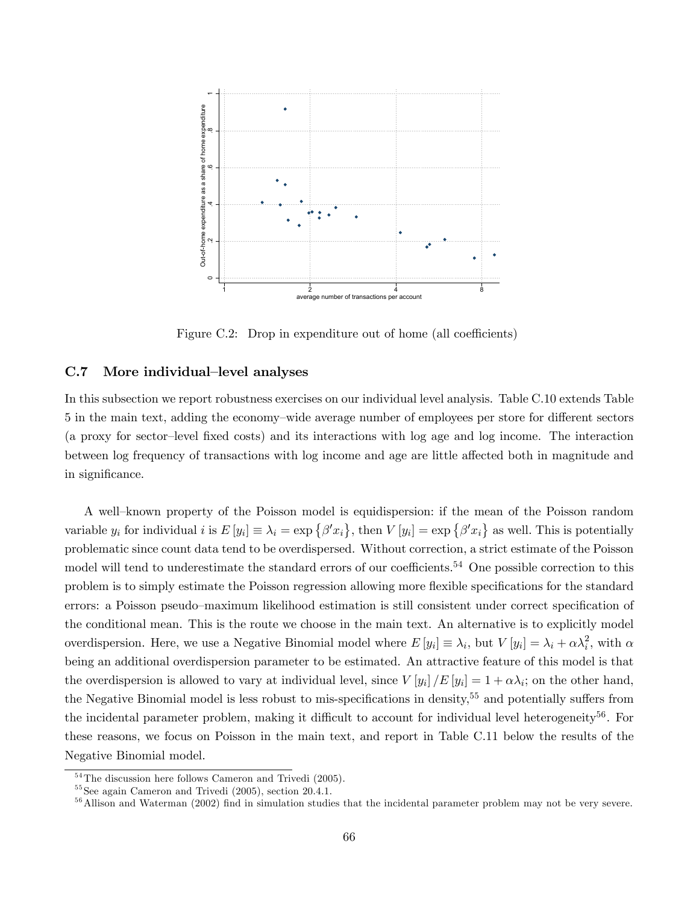Figure C.2: Drop in expenditure out of home (all coefficients)

### C.7 More individual–level analyses

In this subsection we report robustness exercises on our individual level analysis. Table C.10 extends Table 5 in the main text, adding the economy–wide average number of employees per store for different sectors (a proxy for sector–level fixed costs) and its interactions with log age and log income. The interaction between log frequency of transactions with log income and age are little affected both in magnitude and in significance.

A well–known property of the Poisson model is equidispersion: if the mean of the Poisson random variable $y_i$ for individual $i$ is $E[y_i] \equiv \lambda_i = \exp\{\beta' x_i\}$, then $V[y_i] = \exp\{\beta' x_i\}$ as well. This is potentially problematic since count data tend to be overdispersed. Without correction, a strict estimate of the Poisson model will tend to underestimate the standard errors of our coefficients.[54] One possible correction to this problem is to simply estimate the Poisson regression allowing more flexible specifications for the standard errors: a Poisson pseudo–maximum likelihood estimation is still consistent under correct specification of the conditional mean. This is the route we choose in the main text. An alternative is to explicitly model overdispersion. Here, we use a Negative Binomial model where $E[y_i] \equiv \lambda_i$, but $V[y_i] = \lambda_i + \alpha\lambda_i^2$, with $\alpha$ being an additional overdispersion parameter to be estimated. An attractive feature of this model is that the overdispersion is allowed to vary at individual level, since $V[y_i]/E[y_i] = 1 + \alpha\lambda_i$; on the other hand, the Negative Binomial model is less robust to mis-specifications in density,[55] and potentially suffers from the incidental parameter problem, making it difficult to account for individual level heterogeneity[56]. For these reasons, we focus on Poisson in the main text, and report in Table C.11 below the results of the Negative Binomial model.

[54] The discussion here follows Cameron and Trivedi (2005).

[55] See again Cameron and Trivedi (2005), section 20.4.1.

[56] Allison and Waterman (2002) find in simulation studies that the incidental parameter problem may not be very severe.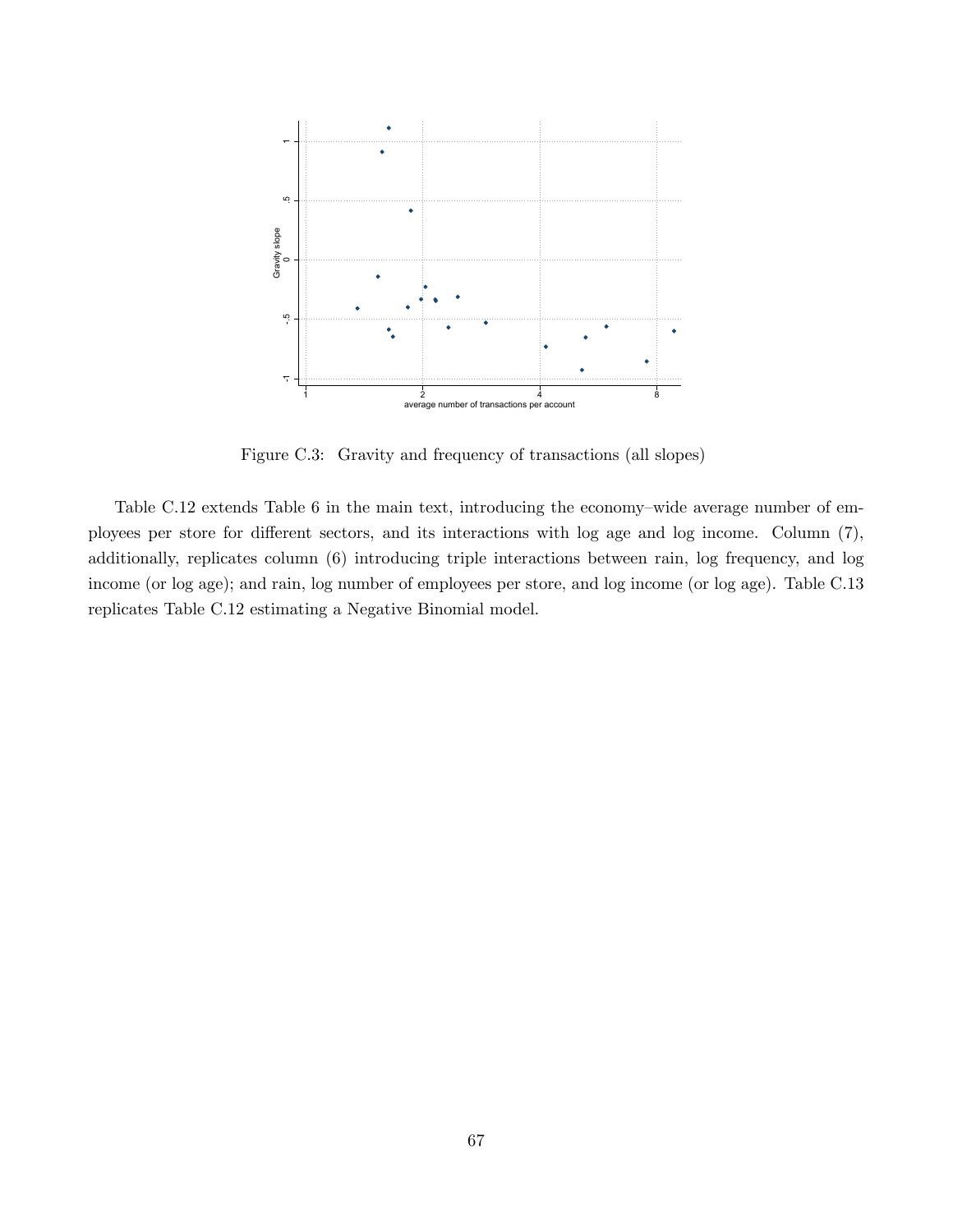Figure C.3: Gravity and frequency of transactions (all slopes)

Table C.12 extends Table 6 in the main text, introducing the economy–wide average number of employees per store for different sectors, and its interactions with log age and log income. Column (7), additionally, replicates column (6) introducing triple interactions between rain, log frequency, and log income (or log age); and rain, log number of employees per store, and log income (or log age). Table C.13 replicates Table C.12 estimating a Negative Binomial model.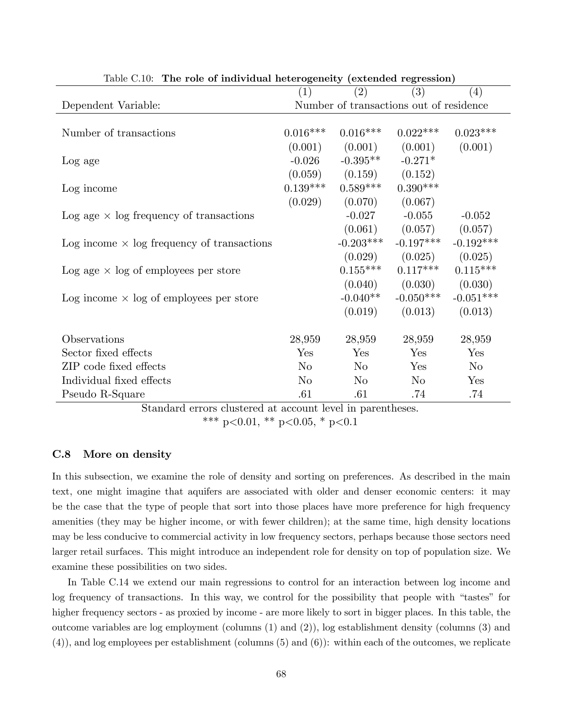Table C.10: **The role of individual heterogeneity (extended regression)**

| | (1) | (2) | (3) | (4) |
|---|---|---|---|---|
| Dependent Variable: | Number of transactions out of residence | | | |
| Number of transactions | 0.016*** | 0.016*** | 0.022*** | 0.023*** |
| | (0.001) | (0.001) | (0.001) | (0.001) |
| Log age | -0.026 | -0.395** | -0.271* | |
| | (0.059) | (0.159) | (0.152) | |
| Log income | 0.139*** | 0.589*** | 0.390*** | |
| | (0.029) | (0.070) | (0.067) | |
| Log age × log frequency of transactions | | -0.027 | -0.055 | -0.052 |
| | | (0.061) | (0.057) | (0.057) |
| Log income × log frequency of transactions | | -0.203*** | -0.197*** | -0.192*** |
| | | (0.029) | (0.025) | (0.025) |
| Log age × log of employees per store | | 0.155*** | 0.117*** | 0.115*** |
| | | (0.040) | (0.030) | (0.030) |
| Log income × log of employees per store | | -0.040** | -0.050*** | -0.051*** |
| | | (0.019) | (0.013) | (0.013) |
| Observations | 28,959 | 28,959 | 28,959 | 28,959 |
| Sector fixed effects | Yes | Yes | Yes | Yes |
| ZIP code fixed effects | No | No | Yes | No |
| Individual fixed effects | No | No | No | Yes |
| Pseudo R-Square | .61 | .61 | .74 | .74 |

Standard errors clustered at account level in parentheses.
*** p<0.01, ** p<0.05, * p<0.1

### C.8 More on density

In this subsection, we examine the role of density and sorting on preferences. As described in the main text, one might imagine that aquifers are associated with older and denser economic centers: it may be the case that the type of people that sort into those places have more preference for high frequency amenities (they may be higher income, or with fewer children); at the same time, high density locations may be less conducive to commercial activity in low frequency sectors, perhaps because those sectors need larger retail surfaces. This might introduce an independent role for density on top of population size. We examine these possibilities on two sides.

In Table C.14 we extend our main regressions to control for an interaction between log income and log frequency of transactions. In this way, we control for the possibility that people with "tastes" for higher frequency sectors - as proxied by income - are more likely to sort in bigger places. In this table, the outcome variables are log employment (columns (1) and (2)), log establishment density (columns (3) and (4)), and log employees per establishment (columns (5) and (6)): within each of the outcomes, we replicate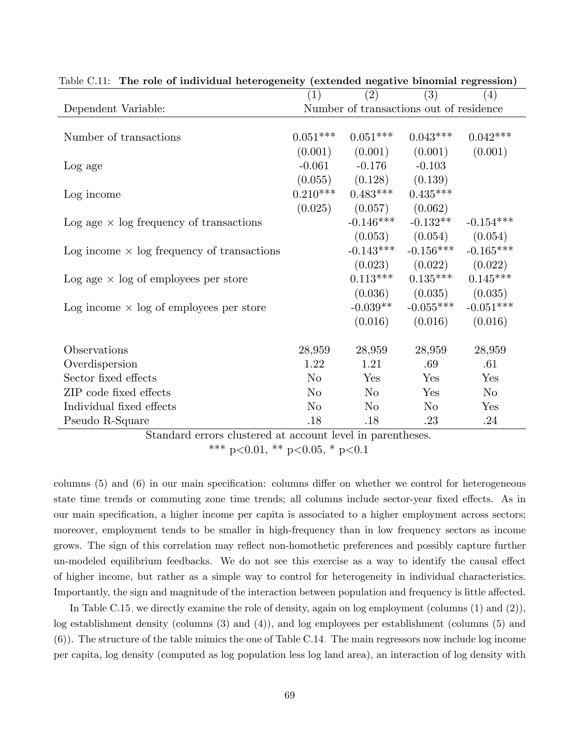Table C.11: **The role of individual heterogeneity (extended negative binomial regression)**

| | (1) | (2) | (3) | (4) |
|---|---|---|---|---|
| Dependent Variable: | Number of transactions out of residence | | | |
| Number of transactions | 0.051*** | 0.051*** | 0.043*** | 0.042*** |
| | (0.001) | (0.001) | (0.001) | (0.001) |
| Log age | -0.061 | -0.176 | -0.103 | |
| | (0.055) | (0.128) | (0.139) | |
| Log income | 0.210*** | 0.483*** | 0.435*** | |
| | (0.025) | (0.057) | (0.062) | |
| Log age × log frequency of transactions | | -0.146*** | -0.132** | -0.154*** |
| | | (0.053) | (0.054) | (0.054) |
| Log income × log frequency of transactions | | -0.143*** | -0.156*** | -0.165*** |
| | | (0.023) | (0.022) | (0.022) |
| Log age × log of employees per store | | 0.113*** | 0.135*** | 0.145*** |
| | | (0.036) | (0.035) | (0.035) |
| Log income × log of employees per store | | -0.039** | -0.055*** | -0.051*** |
| | | (0.016) | (0.016) | (0.016) |
| Observations | 28,959 | 28,959 | 28,959 | 28,959 |
| Overdispersion | 1.22 | 1.21 | .69 | .61 |
| Sector fixed effects | No | Yes | Yes | Yes |
| ZIP code fixed effects | No | No | Yes | No |
| Individual fixed effects | No | No | No | Yes |
| Pseudo R-Square | .18 | .18 | .23 | .24 |

Standard errors clustered at account level in parentheses.
*** p<0.01, ** p<0.05, * p<0.1

columns (5) and (6) in our main specification: columns differ on whether we control for heterogeneous state time trends or commuting zone time trends; all columns include sector-year fixed effects. As in our main specification, a higher income per capita is associated to a higher employment across sectors; moreover, employment tends to be smaller in high-frequency than in low frequency sectors as income grows. The sign of this correlation may reflect non-homothetic preferences and possibly capture further un-modeled equilibrium feedbacks. We do not see this exercise as a way to identify the causal effect of higher income, but rather as a simple way to control for heterogeneity in individual characteristics. Importantly, the sign and magnitude of the interaction between population and frequency is little affected.

In Table C.15, we directly examine the role of density, again on log employment (columns (1) and (2)), log establishment density (columns (3) and (4)), and log employees per establishment (columns (5) and (6)). The structure of the table mimics the one of Table C.14. The main regressors now include log income per capita, log density (computed as log population less log land area), an interaction of log density with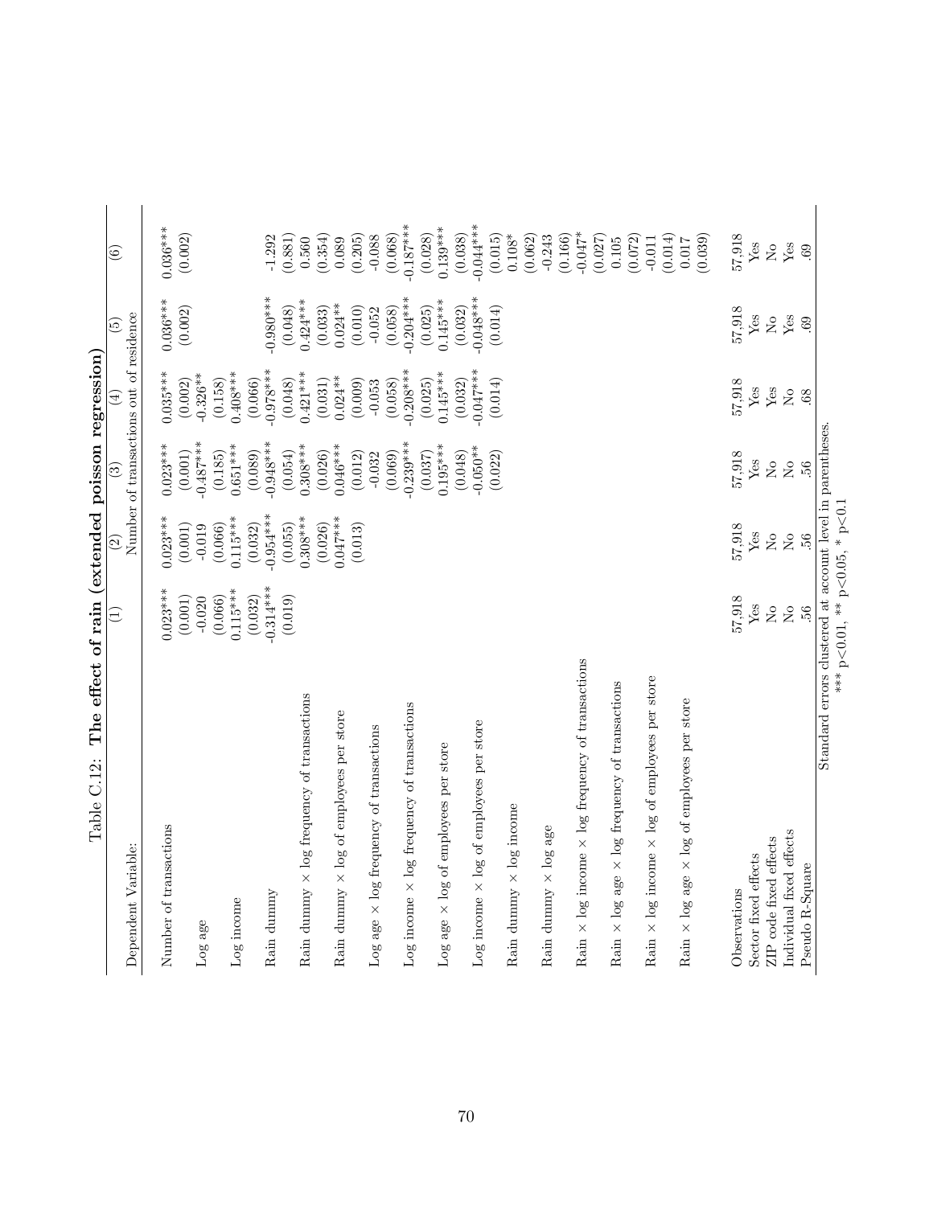Table C.12: **The effect of rain (extended poisson regression)**

| Dependent Variable: | (1) | (2) | (3) | (4) | (5) | (6) |
|---|---|---|---|---|---|---|
| | Number of transactions out of residence | | | | | |
| Number of transactions | 0.023*** | 0.023*** | 0.023*** | 0.035*** | 0.036*** | 0.036*** |
| | (0.001) | (0.001) | (0.001) | (0.002) | (0.002) | (0.002) |
| Log age | -0.020 | -0.019 | -0.487*** | -0.326** | | |
| | (0.066) | (0.066) | (0.185) | (0.158) | | |
| Log income | 0.115*** | 0.115*** | 0.651*** | 0.408*** | | |
| | (0.032) | (0.032) | (0.089) | (0.066) | | |
| Rain dummy | -0.314*** | -0.954*** | -0.948*** | -0.978*** | -0.980*** | -1.292 |
| | (0.019) | (0.055) | (0.054) | (0.048) | (0.048) | (0.881) |
| Rain dummy × log frequency of transactions | | 0.308*** | 0.308*** | 0.421*** | 0.424*** | 0.560 |
| | | (0.026) | (0.026) | (0.031) | (0.033) | (0.354) |
| Rain dummy × log of employees per store | | 0.047*** | 0.046*** | 0.024** | 0.024** | 0.089 |
| | | (0.013) | (0.012) | (0.009) | (0.010) | (0.205) |
| Log age × log frequency of transactions | | | -0.032 | -0.053 | -0.052 | -0.088 |
| | | | (0.069) | (0.058) | (0.058) | (0.068) |
| Log income × log frequency of transactions | | | -0.239*** | -0.208*** | -0.204*** | -0.187*** |
| | | | (0.037) | (0.025) | (0.025) | (0.028) |
| Log age × log of employees per store | | | 0.195*** | 0.145*** | 0.145*** | 0.139*** |
| | | | (0.048) | (0.032) | (0.032) | (0.038) |
| Log income × log of employees per store | | | -0.050** | -0.047*** | -0.048*** | -0.044*** |
| | | | (0.022) | (0.014) | (0.014) | (0.015) |
| Rain dummy × log income | | | | | | 0.108* |
| | | | | | | (0.062) |
| Rain dummy × log age | | | | | | -0.243 |
| | | | | | | (0.166) |
| Rain × log income × log frequency of transactions | | | | | | -0.047* |
| | | | | | | (0.027) |
| Rain × log age × log frequency of transactions | | | | | | 0.105 |
| | | | | | | (0.072) |
| Rain × log income × log of employees per store | | | | | | -0.011 |
| | | | | | | (0.014) |
| Rain × log age × log of employees per store | | | | | | 0.017 |
| | | | | | | (0.039) |
| Observations | 57,918 | 57,918 | 57,918 | 57,918 | 57,918 | 57,918 |
| Sector fixed effects | Yes | Yes | Yes | Yes | Yes | Yes |
| ZIP code fixed effects | No | No | No | Yes | No | No |
| Individual fixed effects | No | No | No | No | Yes | Yes |
| Pseudo R-Square | .56 | .56 | .56 | .68 | .69 | .69 |

Standard errors clustered at account level in parentheses.
*** p<0.01, ** p<0.05, * p<0.1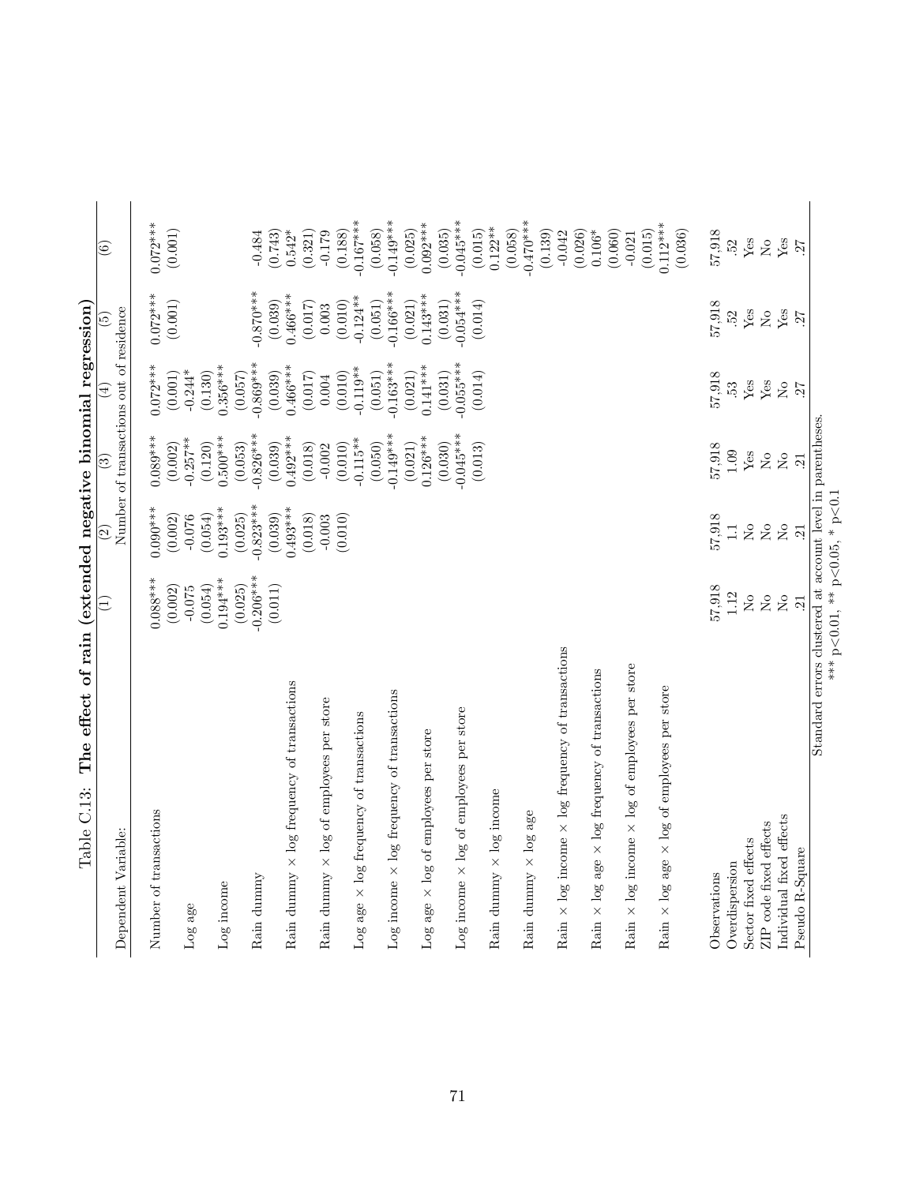Table C.13: **The effect of rain (extended negative binomial regression)**

| Dependent Variable: | (1) | (2) | (3) | (4) | (5) | (6) |
|---|---|---|---|---|---|---|
| | Number of transactions out of residence | | | | | |
| Number of transactions | 0.088*** | 0.090*** | 0.089*** | 0.072*** | 0.072*** | 0.072*** |
| | (0.002) | (0.002) | (0.002) | (0.001) | (0.001) | (0.001) |
| Log age | -0.075 | -0.076 | -0.257** | -0.244* | | |
| | (0.054) | (0.054) | (0.120) | (0.130) | | |
| Log income | 0.194*** | 0.193*** | 0.500*** | 0.356*** | | |
| | (0.025) | (0.025) | (0.053) | (0.057) | | |
| Rain dummy | -0.206*** | -0.823*** | -0.826*** | -0.869*** | -0.870*** | -0.484 |
| | (0.011) | (0.039) | (0.039) | (0.039) | (0.039) | (0.743) |
| Rain dummy × log frequency of transactions | | 0.493*** | 0.492*** | 0.466*** | 0.466*** | 0.542* |
| | | (0.018) | (0.018) | (0.017) | (0.017) | (0.321) |
| Rain dummy × log of employees per store | | -0.003 | -0.002 | 0.004 | 0.003 | -0.179 |
| | | (0.010) | (0.010) | (0.010) | (0.010) | (0.188) |
| Log age × log frequency of transactions | | | -0.115** | -0.119** | -0.124** | -0.167*** |
| | | | (0.050) | (0.051) | (0.051) | (0.058) |
| Log income × log frequency of transactions | | | -0.149*** | -0.163*** | -0.166*** | -0.149*** |
| | | | (0.021) | (0.021) | (0.021) | (0.025) |
| Log age × log of employees per store | | | 0.126*** | 0.141*** | 0.143*** | 0.092*** |
| | | | (0.030) | (0.031) | (0.031) | (0.035) |
| Log income × log of employees per store | | | -0.045*** | -0.055*** | -0.054*** | -0.045*** |
| | | | (0.013) | (0.014) | (0.014) | (0.015) |
| Rain dummy × log income | | | | | | 0.122** |
| | | | | | | (0.058) |
| Rain dummy × log age | | | | | | -0.470*** |
| | | | | | | (0.139) |
| Rain × log income × log frequency of transactions | | | | | | -0.042 |
| | | | | | | (0.026) |
| Rain × log age × log frequency of transactions | | | | | | 0.106* |
| | | | | | | (0.060) |
| Rain × log income × log of employees per store | | | | | | -0.021 |
| | | | | | | (0.015) |
| Rain × log age × log of employees per store | | | | | | 0.112*** |
| | | | | | | (0.036) |
| Observations | 57,918 | 57,918 | 57,918 | 57,918 | 57,918 | 57,918 |
| Overdispersion | 1.12 | 1.1 | 1.09 | .53 | .52 | .52 |
| Sector fixed effects | No | No | Yes | Yes | Yes | Yes |
| ZIP code fixed effects | No | No | No | Yes | No | No |
| Individual fixed effects | No | No | No | No | Yes | Yes |
| Pseudo R-Square | .21 | .21 | .21 | .27 | .27 | .27 |

Standard errors clustered at account level in parentheses.
*** p<0.01, ** p<0.05, * p<0.1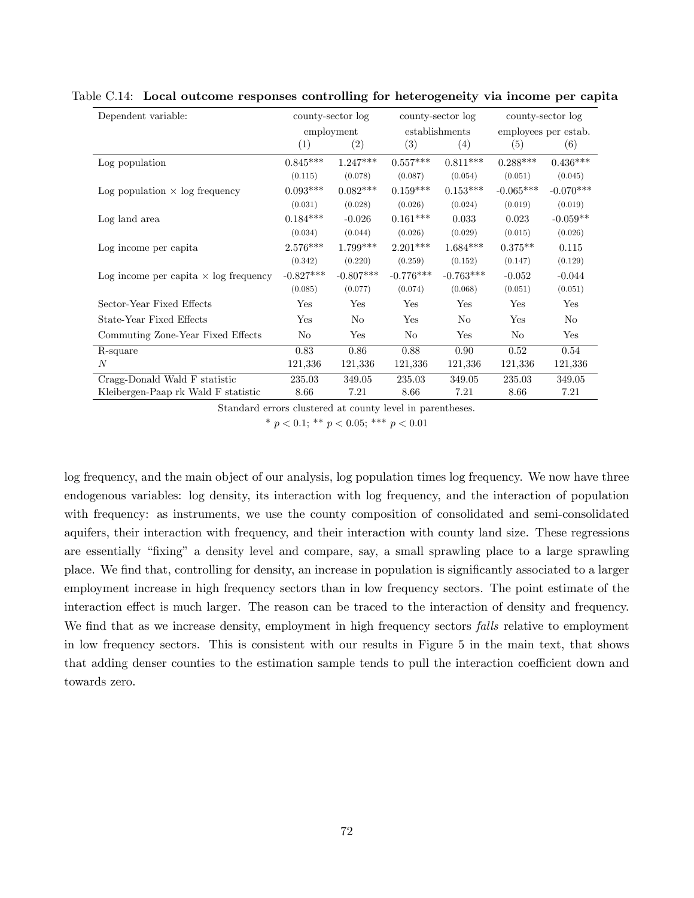Table C.14: **Local outcome responses controlling for heterogeneity via income per capita**

| Dependent variable: | county-sector log employment | | county-sector log establishments | | county-sector log employees per estab. | |
|---|---|---|---|---|---|---|
| | (1) | (2) | (3) | (4) | (5) | (6) |
| Log population | 0.845*** | 1.247*** | 0.557*** | 0.811*** | 0.288*** | 0.436*** |
| | (0.115) | (0.078) | (0.087) | (0.054) | (0.051) | (0.045) |
| Log population × log frequency | 0.093*** | 0.082*** | 0.159*** | 0.153*** | -0.065*** | -0.070*** |
| | (0.031) | (0.028) | (0.026) | (0.024) | (0.019) | (0.019) |
| Log land area | 0.184*** | -0.026 | 0.161*** | 0.033 | 0.023 | -0.059** |
| | (0.034) | (0.044) | (0.026) | (0.029) | (0.015) | (0.026) |
| Log income per capita | 2.576*** | 1.799*** | 2.201*** | 1.684*** | 0.375** | 0.115 |
| | (0.342) | (0.220) | (0.259) | (0.152) | (0.147) | (0.129) |
| Log income per capita × log frequency | -0.827*** | -0.807*** | -0.776*** | -0.763*** | -0.052 | -0.044 |
| | (0.085) | (0.077) | (0.074) | (0.068) | (0.051) | (0.051) |
| Sector-Year Fixed Effects | Yes | Yes | Yes | Yes | Yes | Yes |
| State-Year Fixed Effects | Yes | No | Yes | No | Yes | No |
| Commuting Zone-Year Fixed Effects | No | Yes | No | Yes | No | Yes |
| R-square | 0.83 | 0.86 | 0.88 | 0.90 | 0.52 | 0.54 |
| $N$ | 121,336 | 121,336 | 121,336 | 121,336 | 121,336 | 121,336 |
| Cragg-Donald Wald F statistic | 235.03 | 349.05 | 235.03 | 349.05 | 235.03 | 349.05 |
| Kleibergen-Paap rk Wald F statistic | 8.66 | 7.21 | 8.66 | 7.21 | 8.66 | 7.21 |

Standard errors clustered at county level in parentheses.

* $p < 0.1$; ** $p < 0.05$; *** $p < 0.01$

log frequency, and the main object of our analysis, log population times log frequency. We now have three endogenous variables: log density, its interaction with log frequency, and the interaction of population with frequency: as instruments, we use the county composition of consolidated and semi-consolidated aquifers, their interaction with frequency, and their interaction with county land size. These regressions are essentially "fixing" a density level and compare, say, a small sprawling place to a large sprawling place. We find that, controlling for density, an increase in population is significantly associated to a larger employment increase in high frequency sectors than in low frequency sectors. The point estimate of the interaction effect is much larger. The reason can be traced to the interaction of density and frequency. We find that as we increase density, employment in high frequency sectors *falls* relative to employment in low frequency sectors. This is consistent with our results in Figure 5 in the main text, that shows that adding denser counties to the estimation sample tends to pull the interaction coefficient down and towards zero.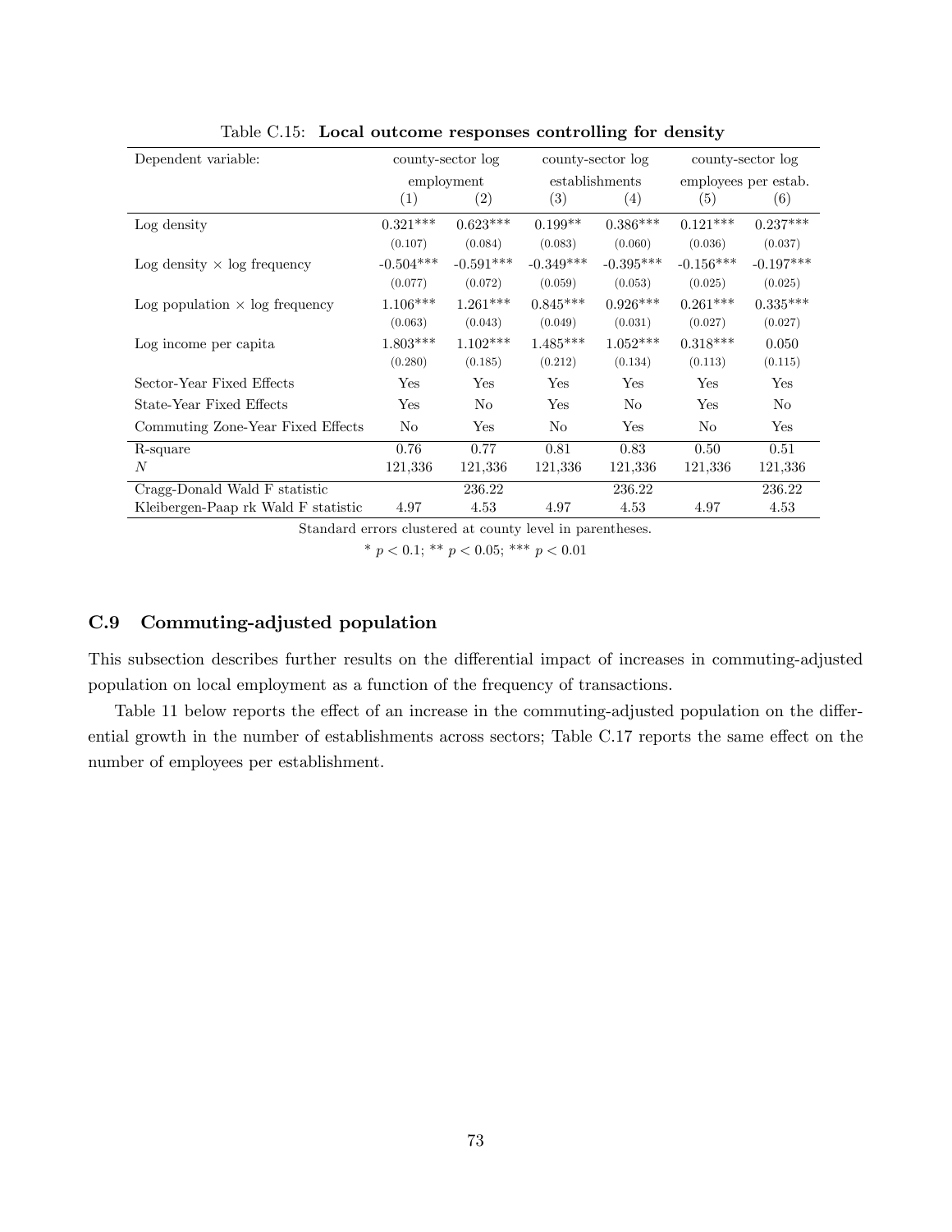Table C.15: **Local outcome responses controlling for density**

| Dependent variable: | county-sector log employment | | county-sector log establishments | | county-sector log employees per estab. | |
|---|---|---|---|---|---|---|
| | (1) | (2) | (3) | (4) | (5) | (6) |
| Log density | 0.321*** | 0.623*** | 0.199** | 0.386*** | 0.121*** | 0.237*** |
| | (0.107) | (0.084) | (0.083) | (0.060) | (0.036) | (0.037) |
| Log density × log frequency | -0.504*** | -0.591*** | -0.349*** | -0.395*** | -0.156*** | -0.197*** |
| | (0.077) | (0.072) | (0.059) | (0.053) | (0.025) | (0.025) |
| Log population × log frequency | 1.106*** | 1.261*** | 0.845*** | 0.926*** | 0.261*** | 0.335*** |
| | (0.063) | (0.043) | (0.049) | (0.031) | (0.027) | (0.027) |
| Log income per capita | 1.803*** | 1.102*** | 1.485*** | 1.052*** | 0.318*** | 0.050 |
| | (0.280) | (0.185) | (0.212) | (0.134) | (0.113) | (0.115) |
| Sector-Year Fixed Effects | Yes | Yes | Yes | Yes | Yes | Yes |
| State-Year Fixed Effects | Yes | No | Yes | No | Yes | No |
| Commuting Zone-Year Fixed Effects | No | Yes | No | Yes | No | Yes |
| R-square | 0.76 | 0.77 | 0.81 | 0.83 | 0.50 | 0.51 |
| $N$ | 121,336 | 121,336 | 121,336 | 121,336 | 121,336 | 121,336 |
| Cragg-Donald Wald F statistic | | 236.22 | | 236.22 | | 236.22 |
| Kleibergen-Paap rk Wald F statistic | 4.97 | 4.53 | 4.97 | 4.53 | 4.97 | 4.53 |

Standard errors clustered at county level in parentheses.

* $p < 0.1$; ** $p < 0.05$; *** $p < 0.01$

## C.9 Commuting-adjusted population

This subsection describes further results on the differential impact of increases in commuting-adjusted population on local employment as a function of the frequency of transactions.

Table 11 below reports the effect of an increase in the commuting-adjusted population on the differential growth in the number of establishments across sectors; Table C.17 reports the same effect on the number of employees per establishment.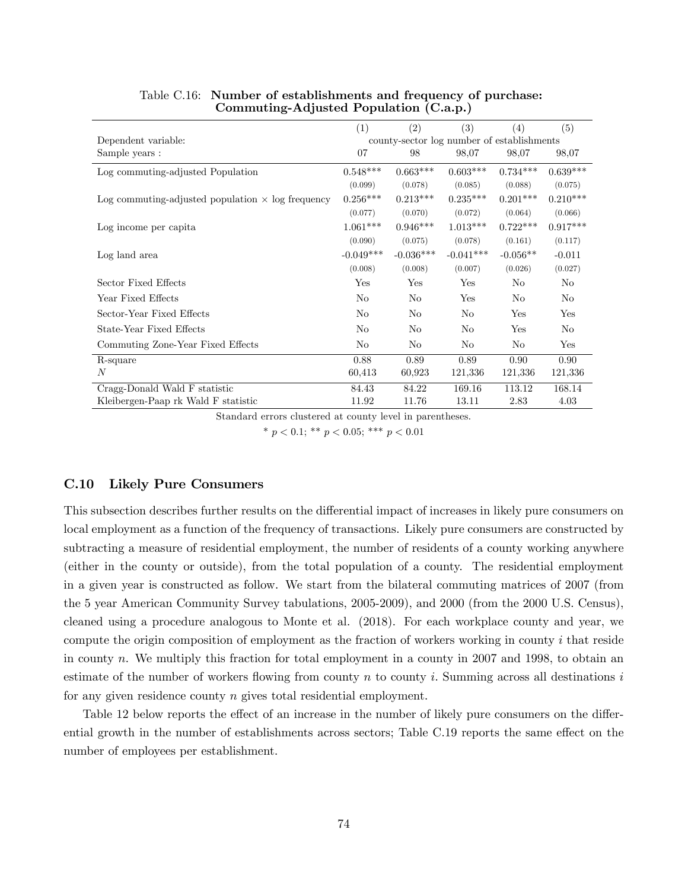Table C.16: **Number of establishments and frequency of purchase: Commuting-Adjusted Population (C.a.p.)**

| | (1) | (2) | (3) | (4) | (5) |
|---|---|---|---|---|---|
| Dependent variable: | county-sector log number of establishments | | | | |
| Sample years : | 07 | 98 | 98,07 | 98,07 | 98,07 |
| Log commuting-adjusted Population | 0.548*** | 0.663*** | 0.603*** | 0.734*** | 0.639*** |
| | (0.099) | (0.078) | (0.085) | (0.088) | (0.075) |
| Log commuting-adjusted population × log frequency | 0.256*** | 0.213*** | 0.235*** | 0.201*** | 0.210*** |
| | (0.077) | (0.070) | (0.072) | (0.064) | (0.066) |
| Log income per capita | 1.061*** | 0.946*** | 1.013*** | 0.722*** | 0.917*** |
| | (0.090) | (0.075) | (0.078) | (0.161) | (0.117) |
| Log land area | -0.049*** | -0.036*** | -0.041*** | -0.056** | -0.011 |
| | (0.008) | (0.008) | (0.007) | (0.026) | (0.027) |
| Sector Fixed Effects | Yes | Yes | Yes | No | No |
| Year Fixed Effects | No | No | Yes | No | No |
| Sector-Year Fixed Effects | No | No | No | Yes | Yes |
| State-Year Fixed Effects | No | No | No | Yes | No |
| Commuting Zone-Year Fixed Effects | No | No | No | No | Yes |
| R-square | 0.88 | 0.89 | 0.89 | 0.90 | 0.90 |
| $N$ | 60,413 | 60,923 | 121,336 | 121,336 | 121,336 |
| Cragg-Donald Wald F statistic | 84.43 | 84.22 | 169.16 | 113.12 | 168.14 |
| Kleibergen-Paap rk Wald F statistic | 11.92 | 11.76 | 13.11 | 2.83 | 4.03 |

Standard errors clustered at county level in parentheses.

* $p < 0.1$; ** $p < 0.05$; *** $p < 0.01$

### C.10 Likely Pure Consumers

This subsection describes further results on the differential impact of increases in likely pure consumers on local employment as a function of the frequency of transactions. Likely pure consumers are constructed by subtracting a measure of residential employment, the number of residents of a county working anywhere (either in the county or outside), from the total population of a county. The residential employment in a given year is constructed as follow. We start from the bilateral commuting matrices of 2007 (from the 5 year American Community Survey tabulations, 2005-2009), and 2000 (from the 2000 U.S. Census), cleaned using a procedure analogous to Monte et al. (2018). For each workplace county and year, we compute the origin composition of employment as the fraction of workers working in county $i$ that reside in county $n$. We multiply this fraction for total employment in a county in 2007 and 1998, to obtain an estimate of the number of workers flowing from county $n$ to county $i$. Summing across all destinations $i$ for any given residence county $n$ gives total residential employment.

Table 12 below reports the effect of an increase in the number of likely pure consumers on the differential growth in the number of establishments across sectors; Table C.19 reports the same effect on the number of employees per establishment.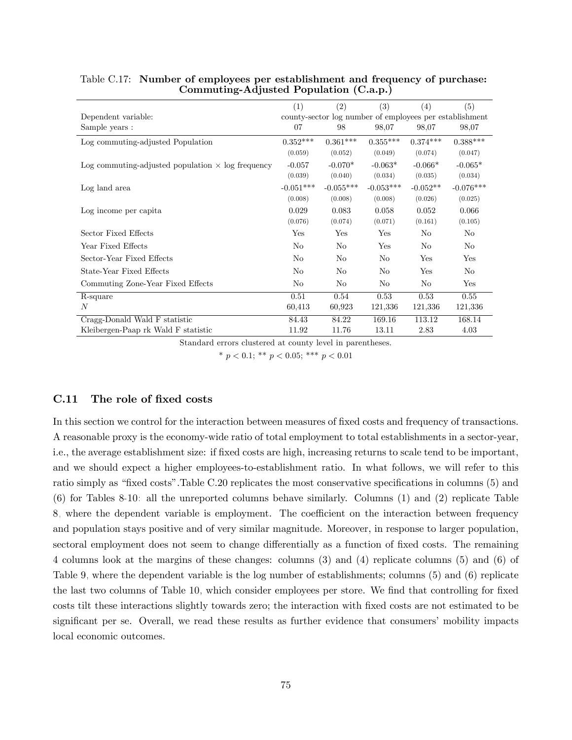Table C.17: **Number of employees per establishment and frequency of purchase: Commuting-Adjusted Population (C.a.p.)**

| | (1) | (2) | (3) | (4) | (5) |
|---|---|---|---|---|---|
| Dependent variable: | county-sector log number of employees per establishment | | | | |
| Sample years : | 07 | 98 | 98,07 | 98,07 | 98,07 |
| Log commuting-adjusted Population | 0.352*** | 0.361*** | 0.355*** | 0.374*** | 0.388*** |
| | (0.059) | (0.052) | (0.049) | (0.074) | (0.047) |
| Log commuting-adjusted population × log frequency | -0.057 | -0.070* | -0.063* | -0.066* | -0.065* |
| | (0.039) | (0.040) | (0.034) | (0.035) | (0.034) |
| Log land area | -0.051*** | -0.055*** | -0.053*** | -0.052** | -0.076*** |
| | (0.008) | (0.008) | (0.008) | (0.026) | (0.025) |
| Log income per capita | 0.029 | 0.083 | 0.058 | 0.052 | 0.066 |
| | (0.076) | (0.074) | (0.071) | (0.161) | (0.105) |
| Sector Fixed Effects | Yes | Yes | Yes | No | No |
| Year Fixed Effects | No | No | Yes | No | No |
| Sector-Year Fixed Effects | No | No | No | Yes | Yes |
| State-Year Fixed Effects | No | No | No | Yes | No |
| Commuting Zone-Year Fixed Effects | No | No | No | No | Yes |
| R-square | 0.51 | 0.54 | 0.53 | 0.53 | 0.55 |
| $N$ | 60,413 | 60,923 | 121,336 | 121,336 | 121,336 |
| Cragg-Donald Wald F statistic | 84.43 | 84.22 | 169.16 | 113.12 | 168.14 |
| Kleibergen-Paap rk Wald F statistic | 11.92 | 11.76 | 13.11 | 2.83 | 4.03 |

Standard errors clustered at county level in parentheses.

* $p < 0.1$; ** $p < 0.05$; *** $p < 0.01$

### C.11 The role of fixed costs

In this section we control for the interaction between measures of fixed costs and frequency of transactions. A reasonable proxy is the economy-wide ratio of total employment to total establishments in a sector-year, i.e., the average establishment size: if fixed costs are high, increasing returns to scale tend to be important, and we should expect a higher employees-to-establishment ratio. In what follows, we will refer to this ratio simply as "fixed costs".Table C.20 replicates the most conservative specifications in columns (5) and (6) for Tables 8-10: all the unreported columns behave similarly. Columns (1) and (2) replicate Table 8, where the dependent variable is employment. The coefficient on the interaction between frequency and population stays positive and of very similar magnitude. Moreover, in response to larger population, sectoral employment does not seem to change differentially as a function of fixed costs. The remaining 4 columns look at the margins of these changes: columns (3) and (4) replicate columns (5) and (6) of Table 9, where the dependent variable is the log number of establishments; columns (5) and (6) replicate the last two columns of Table 10, which consider employees per store. We find that controlling for fixed costs tilt these interactions slightly towards zero; the interaction with fixed costs are not estimated to be significant per se. Overall, we read these results as further evidence that consumers' mobility impacts local economic outcomes.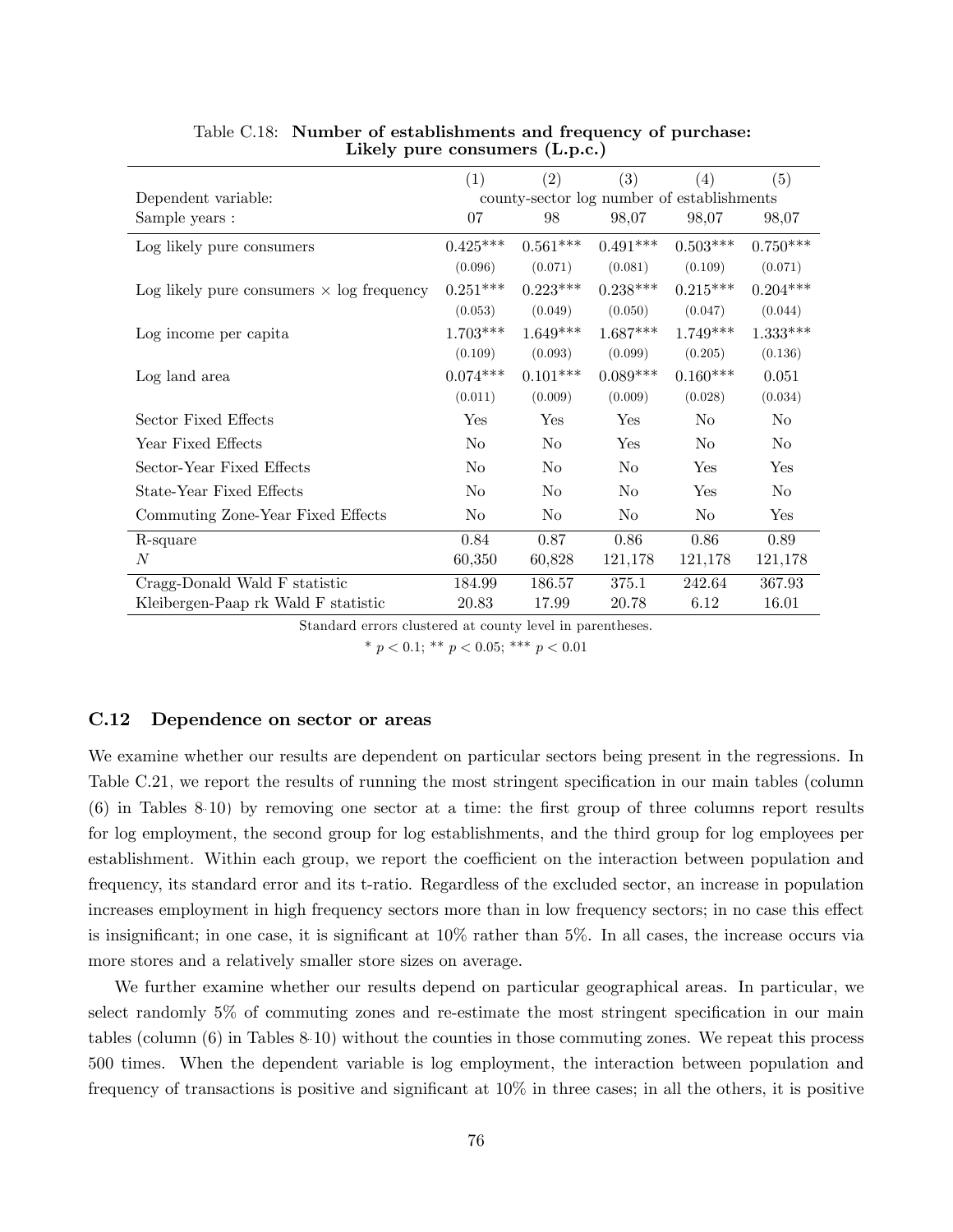Table C.18: **Number of establishments and frequency of purchase: Likely pure consumers (L.p.c.)**

| | (1) | (2) | (3) | (4) | (5) |
|---|---|---|---|---|---|
| Dependent variable: | county-sector log number of establishments | | | | |
| Sample years : | 07 | 98 | 98,07 | 98,07 | 98,07 |
| Log likely pure consumers | 0.425*** | 0.561*** | 0.491*** | 0.503*** | 0.750*** |
| | (0.096) | (0.071) | (0.081) | (0.109) | (0.071) |
| Log likely pure consumers × log frequency | 0.251*** | 0.223*** | 0.238*** | 0.215*** | 0.204*** |
| | (0.053) | (0.049) | (0.050) | (0.047) | (0.044) |
| Log income per capita | 1.703*** | 1.649*** | 1.687*** | 1.749*** | 1.333*** |
| | (0.109) | (0.093) | (0.099) | (0.205) | (0.136) |
| Log land area | 0.074*** | 0.101*** | 0.089*** | 0.160*** | 0.051 |
| | (0.011) | (0.009) | (0.009) | (0.028) | (0.034) |
| Sector Fixed Effects | Yes | Yes | Yes | No | No |
| Year Fixed Effects | No | No | Yes | No | No |
| Sector-Year Fixed Effects | No | No | No | Yes | Yes |
| State-Year Fixed Effects | No | No | No | Yes | No |
| Commuting Zone-Year Fixed Effects | No | No | No | No | Yes |
| R-square | 0.84 | 0.87 | 0.86 | 0.86 | 0.89 |
| $N$ | 60,350 | 60,828 | 121,178 | 121,178 | 121,178 |
| Cragg-Donald Wald F statistic | 184.99 | 186.57 | 375.1 | 242.64 | 367.93 |
| Kleibergen-Paap rk Wald F statistic | 20.83 | 17.99 | 20.78 | 6.12 | 16.01 |

Standard errors clustered at county level in parentheses.

* $p < 0.1$; ** $p < 0.05$; *** $p < 0.01$

### C.12 Dependence on sector or areas

We examine whether our results are dependent on particular sectors being present in the regressions. In Table C.21, we report the results of running the most stringent specification in our main tables (column (6) in Tables 8-10) by removing one sector at a time: the first group of three columns report results for log employment, the second group for log establishments, and the third group for log employees per establishment. Within each group, we report the coefficient on the interaction between population and frequency, its standard error and its t-ratio. Regardless of the excluded sector, an increase in population increases employment in high frequency sectors more than in low frequency sectors; in no case this effect is insignificant; in one case, it is significant at 10% rather than 5%. In all cases, the increase occurs via more stores and a relatively smaller store sizes on average.

We further examine whether our results depend on particular geographical areas. In particular, we select randomly 5% of commuting zones and re-estimate the most stringent specification in our main tables (column (6) in Tables 8-10) without the counties in those commuting zones. We repeat this process 500 times. When the dependent variable is log employment, the interaction between population and frequency of transactions is positive and significant at 10% in three cases; in all the others, it is positive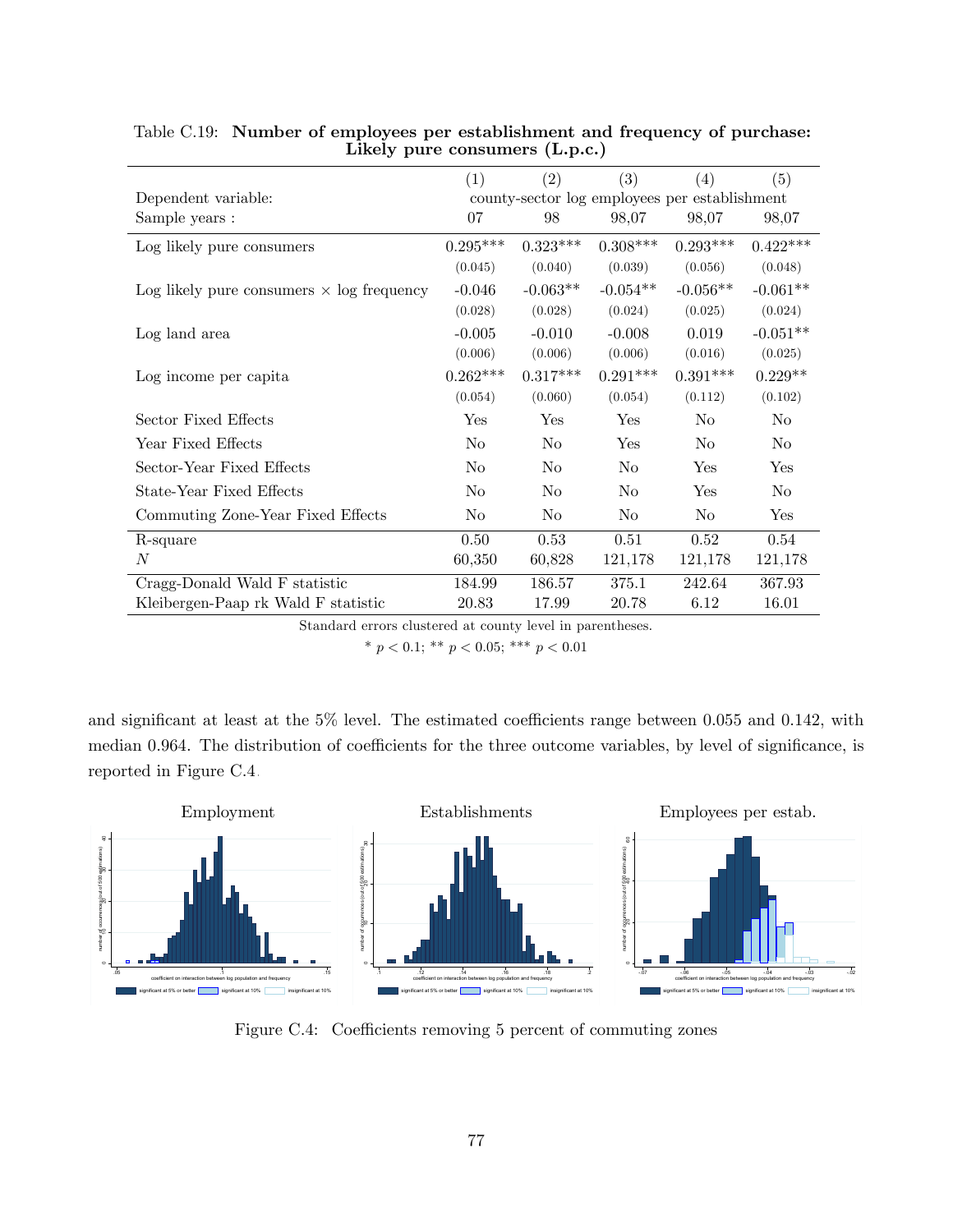Table C.19: **Number of employees per establishment and frequency of purchase: Likely pure consumers (L.p.c.)**

| | (1) | (2) | (3) | (4) | (5) |
|---|---|---|---|---|---|
| Dependent variable: | county-sector log employees per establishment | | | | |
| Sample years : | 07 | 98 | 98,07 | 98,07 | 98,07 |
| Log likely pure consumers | 0.295*** | 0.323*** | 0.308*** | 0.293*** | 0.422*** |
| | (0.045) | (0.040) | (0.039) | (0.056) | (0.048) |
| Log likely pure consumers × log frequency | -0.046 | -0.063** | -0.054** | -0.056** | -0.061** |
| | (0.028) | (0.028) | (0.024) | (0.025) | (0.024) |
| Log land area | -0.005 | -0.010 | -0.008 | 0.019 | -0.051** |
| | (0.006) | (0.006) | (0.006) | (0.016) | (0.025) |
| Log income per capita | 0.262*** | 0.317*** | 0.291*** | 0.391*** | 0.229** |
| | (0.054) | (0.060) | (0.054) | (0.112) | (0.102) |
| Sector Fixed Effects | Yes | Yes | Yes | No | No |
| Year Fixed Effects | No | No | Yes | No | No |
| Sector-Year Fixed Effects | No | No | No | Yes | Yes |
| State-Year Fixed Effects | No | No | No | Yes | No |
| Commuting Zone-Year Fixed Effects | No | No | No | No | Yes |
| R-square | 0.50 | 0.53 | 0.51 | 0.52 | 0.54 |
| $N$ | 60,350 | 60,828 | 121,178 | 121,178 | 121,178 |
| Cragg-Donald Wald F statistic | 184.99 | 186.57 | 375.1 | 242.64 | 367.93 |
| Kleibergen-Paap rk Wald F statistic | 20.83 | 17.99 | 20.78 | 6.12 | 16.01 |

Standard errors clustered at county level in parentheses.

* $p < 0.1$; ** $p < 0.05$; *** $p < 0.01$

and significant at least at the 5% level. The estimated coefficients range between 0.055 and 0.142, with median 0.964. The distribution of coefficients for the three outcome variables, by level of significance, is reported in Figure C.4.

Figure C.4: Coefficients removing 5 percent of commuting zones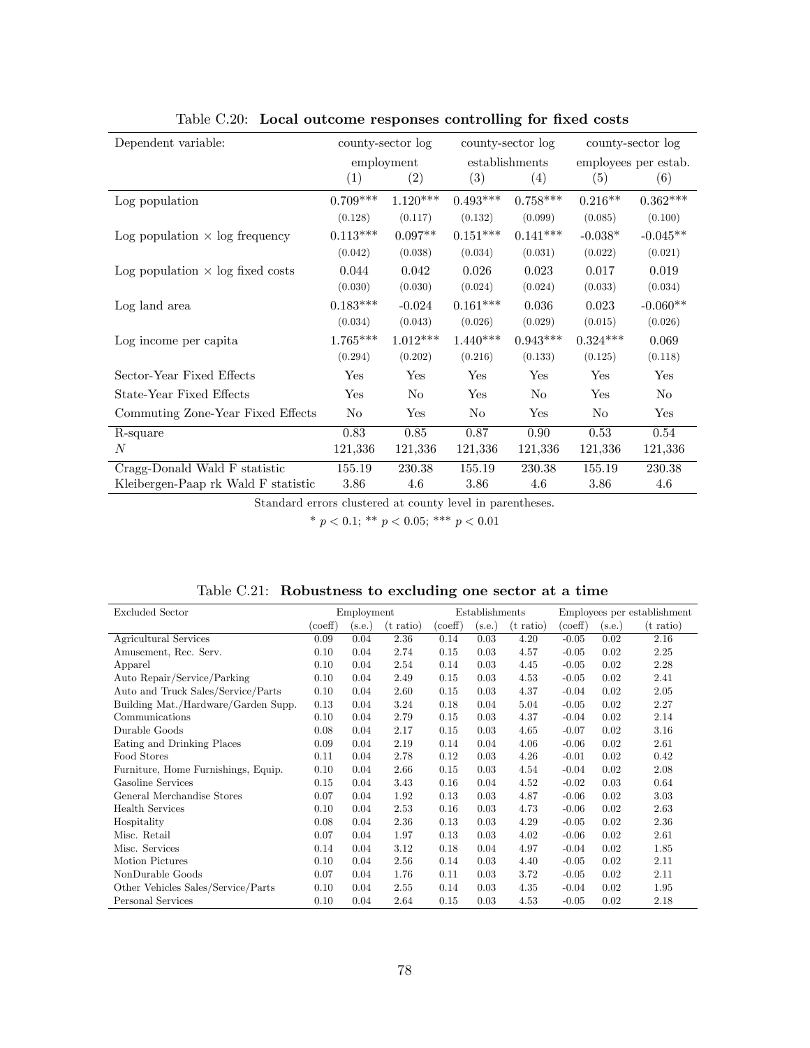Table C.20: **Local outcome responses controlling for fixed costs**

| Dependent variable: | county-sector log employment | | county-sector log establishments | | county-sector log employees per estab. | |
|---|---|---|---|---|---|---|
| | (1) | (2) | (3) | (4) | (5) | (6) |
| Log population | 0.709*** | 1.120*** | 0.493*** | 0.758*** | 0.216** | 0.362*** |
| | (0.128) | (0.117) | (0.132) | (0.099) | (0.085) | (0.100) |
| Log population × log frequency | 0.113*** | 0.097** | 0.151*** | 0.141*** | -0.038* | -0.045** |
| | (0.042) | (0.038) | (0.034) | (0.031) | (0.022) | (0.021) |
| Log population × log fixed costs | 0.044 | 0.042 | 0.026 | 0.023 | 0.017 | 0.019 |
| | (0.030) | (0.030) | (0.024) | (0.024) | (0.033) | (0.034) |
| Log land area | 0.183*** | -0.024 | 0.161*** | 0.036 | 0.023 | -0.060** |
| | (0.034) | (0.043) | (0.026) | (0.029) | (0.015) | (0.026) |
| Log income per capita | 1.765*** | 1.012*** | 1.440*** | 0.943*** | 0.324*** | 0.069 |
| | (0.294) | (0.202) | (0.216) | (0.133) | (0.125) | (0.118) |
| Sector-Year Fixed Effects | Yes | Yes | Yes | Yes | Yes | Yes |
| State-Year Fixed Effects | Yes | No | Yes | No | Yes | No |
| Commuting Zone-Year Fixed Effects | No | Yes | No | Yes | No | Yes |
| R-square | 0.83 | 0.85 | 0.87 | 0.90 | 0.53 | 0.54 |
| $N$ | 121,336 | 121,336 | 121,336 | 121,336 | 121,336 | 121,336 |
| Cragg-Donald Wald F statistic | 155.19 | 230.38 | 155.19 | 230.38 | 155.19 | 230.38 |
| Kleibergen-Paap rk Wald F statistic | 3.86 | 4.6 | 3.86 | 4.6 | 3.86 | 4.6 |

Standard errors clustered at county level in parentheses.

* $p < 0.1$; ** $p < 0.05$; *** $p < 0.01$

Table C.21: **Robustness to excluding one sector at a time**

| Excluded Sector | Employment | | | Establishments | | | Employees per establishment | | |
|---|---|---|---|---|---|---|---|---|---|
| | (coeff) | (s.e.) | (t ratio) | (coeff) | (s.e.) | (t ratio) | (coeff) | (s.e.) | (t ratio) |
| Agricultural Services | 0.09 | 0.04 | 2.36 | 0.14 | 0.03 | 4.20 | -0.05 | 0.02 | 2.16 |
| Amusement, Rec. Serv. | 0.10 | 0.04 | 2.74 | 0.15 | 0.03 | 4.57 | -0.05 | 0.02 | 2.25 |
| Apparel | 0.10 | 0.04 | 2.54 | 0.14 | 0.03 | 4.45 | -0.05 | 0.02 | 2.28 |
| Auto Repair/Service/Parking | 0.10 | 0.04 | 2.49 | 0.15 | 0.03 | 4.53 | -0.05 | 0.02 | 2.41 |
| Auto and Truck Sales/Service/Parts | 0.10 | 0.04 | 2.60 | 0.15 | 0.03 | 4.37 | -0.04 | 0.02 | 2.05 |
| Building Mat./Hardware/Garden Supp. | 0.13 | 0.04 | 3.24 | 0.18 | 0.04 | 5.04 | -0.05 | 0.02 | 2.27 |
| Communications | 0.10 | 0.04 | 2.79 | 0.15 | 0.03 | 4.37 | -0.04 | 0.02 | 2.14 |
| Durable Goods | 0.08 | 0.04 | 2.17 | 0.15 | 0.03 | 4.65 | -0.07 | 0.02 | 3.16 |
| Eating and Drinking Places | 0.09 | 0.04 | 2.19 | 0.14 | 0.04 | 4.06 | -0.06 | 0.02 | 2.61 |
| Food Stores | 0.11 | 0.04 | 2.78 | 0.12 | 0.03 | 4.26 | -0.01 | 0.02 | 0.42 |
| Furniture, Home Furnishings, Equip. | 0.10 | 0.04 | 2.66 | 0.15 | 0.03 | 4.54 | -0.04 | 0.02 | 2.08 |
| Gasoline Services | 0.15 | 0.04 | 3.43 | 0.16 | 0.04 | 4.52 | -0.02 | 0.03 | 0.64 |
| General Merchandise Stores | 0.07 | 0.04 | 1.92 | 0.13 | 0.03 | 4.87 | -0.06 | 0.02 | 3.03 |
| Health Services | 0.10 | 0.04 | 2.53 | 0.16 | 0.03 | 4.73 | -0.06 | 0.02 | 2.63 |
| Hospitality | 0.08 | 0.04 | 2.36 | 0.13 | 0.03 | 4.29 | -0.05 | 0.02 | 2.36 |
| Misc. Retail | 0.07 | 0.04 | 1.97 | 0.13 | 0.03 | 4.02 | -0.06 | 0.02 | 2.61 |
| Misc. Services | 0.14 | 0.04 | 3.12 | 0.18 | 0.04 | 4.97 | -0.04 | 0.02 | 1.85 |
| Motion Pictures | 0.10 | 0.04 | 2.56 | 0.14 | 0.03 | 4.40 | -0.05 | 0.02 | 2.11 |
| NonDurable Goods | 0.07 | 0.04 | 1.76 | 0.11 | 0.03 | 3.72 | -0.05 | 0.02 | 2.11 |
| Other Vehicles Sales/Service/Parts | 0.10 | 0.04 | 2.55 | 0.14 | 0.03 | 4.35 | -0.04 | 0.02 | 1.95 |
| Personal Services | 0.10 | 0.04 | 2.64 | 0.15 | 0.03 | 4.53 | -0.05 | 0.02 | 2.18 |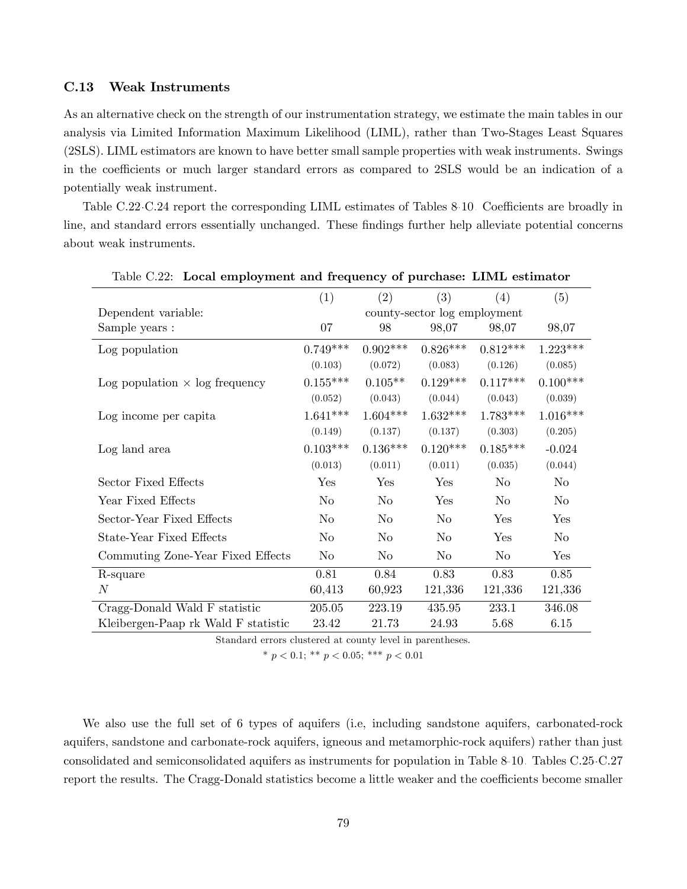### C.13 Weak Instruments

As an alternative check on the strength of our instrumentation strategy, we estimate the main tables in our analysis via Limited Information Maximum Likelihood (LIML), rather than Two-Stages Least Squares (2SLS). LIML estimators are known to have better small sample properties with weak instruments. Swings in the coefficients or much larger standard errors as compared to 2SLS would be an indication of a potentially weak instrument.

Table C.22-C.24 report the corresponding LIML estimates of Tables 8-10. Coefficients are broadly in line, and standard errors essentially unchanged. These findings further help alleviate potential concerns about weak instruments.

Table C.22: **Local employment and frequency of purchase: LIML estimator**

| | (1) | (2) | (3) | (4) | (5) |
|---|---|---|---|---|---|
| Dependent variable: | county-sector log employment | | | | |
| Sample years : | 07 | 98 | 98,07 | 98,07 | 98,07 |
| Log population | 0.749*** | 0.902*** | 0.826*** | 0.812*** | 1.223*** |
| | (0.103) | (0.072) | (0.083) | (0.126) | (0.085) |
| Log population × log frequency | 0.155*** | 0.105** | 0.129*** | 0.117*** | 0.100*** |
| | (0.052) | (0.043) | (0.044) | (0.043) | (0.039) |
| Log income per capita | 1.641*** | 1.604*** | 1.632*** | 1.783*** | 1.016*** |
| | (0.149) | (0.137) | (0.137) | (0.303) | (0.205) |
| Log land area | 0.103*** | 0.136*** | 0.120*** | 0.185*** | -0.024 |
| | (0.013) | (0.011) | (0.011) | (0.035) | (0.044) |
| Sector Fixed Effects | Yes | Yes | Yes | No | No |
| Year Fixed Effects | No | No | Yes | No | No |
| Sector-Year Fixed Effects | No | No | No | Yes | Yes |
| State-Year Fixed Effects | No | No | No | Yes | No |
| Commuting Zone-Year Fixed Effects | No | No | No | No | Yes |
| R-square | 0.81 | 0.84 | 0.83 | 0.83 | 0.85 |
| $N$ | 60,413 | 60,923 | 121,336 | 121,336 | 121,336 |
| Cragg-Donald Wald F statistic | 205.05 | 223.19 | 435.95 | 233.1 | 346.08 |
| Kleibergen-Paap rk Wald F statistic | 23.42 | 21.73 | 24.93 | 5.68 | 6.15 |

Standard errors clustered at county level in parentheses.

* $p < 0.1$; ** $p < 0.05$; *** $p < 0.01$

We also use the full set of 6 types of aquifers (i.e, including sandstone aquifers, carbonated-rock aquifers, sandstone and carbonate-rock aquifers, igneous and metamorphic-rock aquifers) rather than just consolidated and semiconsolidated aquifers as instruments for population in Table 8-10. Tables C.25-C.27 report the results. The Cragg-Donald statistics become a little weaker and the coefficients become smaller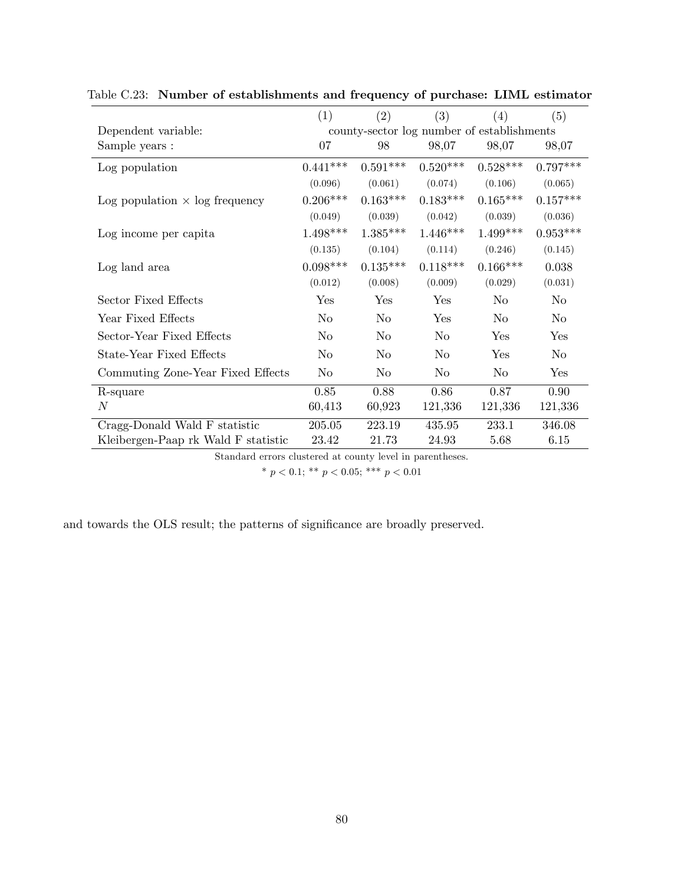Table C.23: **Number of establishments and frequency of purchase: LIML estimator**

| | (1) | (2) | (3) | (4) | (5) |
|---|---|---|---|---|---|
| Dependent variable: | county-sector log number of establishments | | | | |
| Sample years : | 07 | 98 | 98,07 | 98,07 | 98,07 |
| Log population | 0.441*** | 0.591*** | 0.520*** | 0.528*** | 0.797*** |
| | (0.096) | (0.061) | (0.074) | (0.106) | (0.065) |
| Log population × log frequency | 0.206*** | 0.163*** | 0.183*** | 0.165*** | 0.157*** |
| | (0.049) | (0.039) | (0.042) | (0.039) | (0.036) |
| Log income per capita | 1.498*** | 1.385*** | 1.446*** | 1.499*** | 0.953*** |
| | (0.135) | (0.104) | (0.114) | (0.246) | (0.145) |
| Log land area | 0.098*** | 0.135*** | 0.118*** | 0.166*** | 0.038 |
| | (0.012) | (0.008) | (0.009) | (0.029) | (0.031) |
| Sector Fixed Effects | Yes | Yes | Yes | No | No |
| Year Fixed Effects | No | No | Yes | No | No |
| Sector-Year Fixed Effects | No | No | No | Yes | Yes |
| State-Year Fixed Effects | No | No | No | Yes | No |
| Commuting Zone-Year Fixed Effects | No | No | No | No | Yes |
| R-square | 0.85 | 0.88 | 0.86 | 0.87 | 0.90 |
| $N$ | 60,413 | 60,923 | 121,336 | 121,336 | 121,336 |
| Cragg-Donald Wald F statistic | 205.05 | 223.19 | 435.95 | 233.1 | 346.08 |
| Kleibergen-Paap rk Wald F statistic | 23.42 | 21.73 | 24.93 | 5.68 | 6.15 |

Standard errors clustered at county level in parentheses.

* $p < 0.1$; ** $p < 0.05$; *** $p < 0.01$

and towards the OLS result; the patterns of significance are broadly preserved.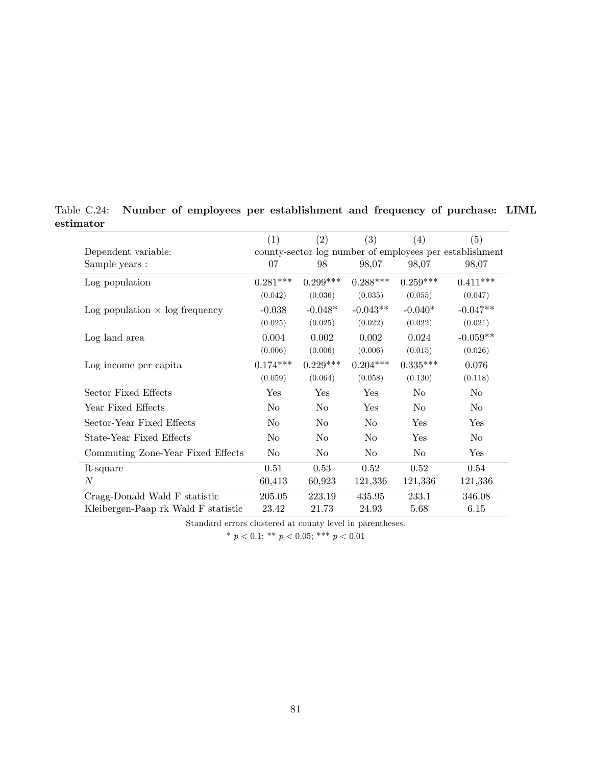Table C.24: **Number of employees per establishment and frequency of purchase: LIML estimator**

| | (1) | (2) | (3) | (4) | (5) |
|---|---|---|---|---|---|
| Dependent variable: | county-sector log number of employees per establishment | | | | |
| Sample years : | 07 | 98 | 98,07 | 98,07 | 98,07 |
| Log population | 0.281*** | 0.299*** | 0.288*** | 0.259*** | 0.411*** |
| | (0.042) | (0.036) | (0.035) | (0.055) | (0.047) |
| Log population × log frequency | -0.038 | -0.048* | -0.043** | -0.040* | -0.047** |
| | (0.025) | (0.025) | (0.022) | (0.022) | (0.021) |
| Log land area | 0.004 | 0.002 | 0.002 | 0.024 | -0.059** |
| | (0.006) | (0.006) | (0.006) | (0.015) | (0.026) |
| Log income per capita | 0.174*** | 0.229*** | 0.204*** | 0.335*** | 0.076 |
| | (0.059) | (0.064) | (0.058) | (0.130) | (0.118) |
| Sector Fixed Effects | Yes | Yes | Yes | No | No |
| Year Fixed Effects | No | No | Yes | No | No |
| Sector-Year Fixed Effects | No | No | No | Yes | Yes |
| State-Year Fixed Effects | No | No | No | Yes | No |
| Commuting Zone-Year Fixed Effects | No | No | No | No | Yes |
| R-square | 0.51 | 0.53 | 0.52 | 0.52 | 0.54 |
| $N$ | 60,413 | 60,923 | 121,336 | 121,336 | 121,336 |
| Cragg-Donald Wald F statistic | 205.05 | 223.19 | 435.95 | 233.1 | 346.08 |
| Kleibergen-Paap rk Wald F statistic | 23.42 | 21.73 | 24.93 | 5.68 | 6.15 |

Standard errors clustered at county level in parentheses.

* $p < 0.1$; ** $p < 0.05$; *** $p < 0.01$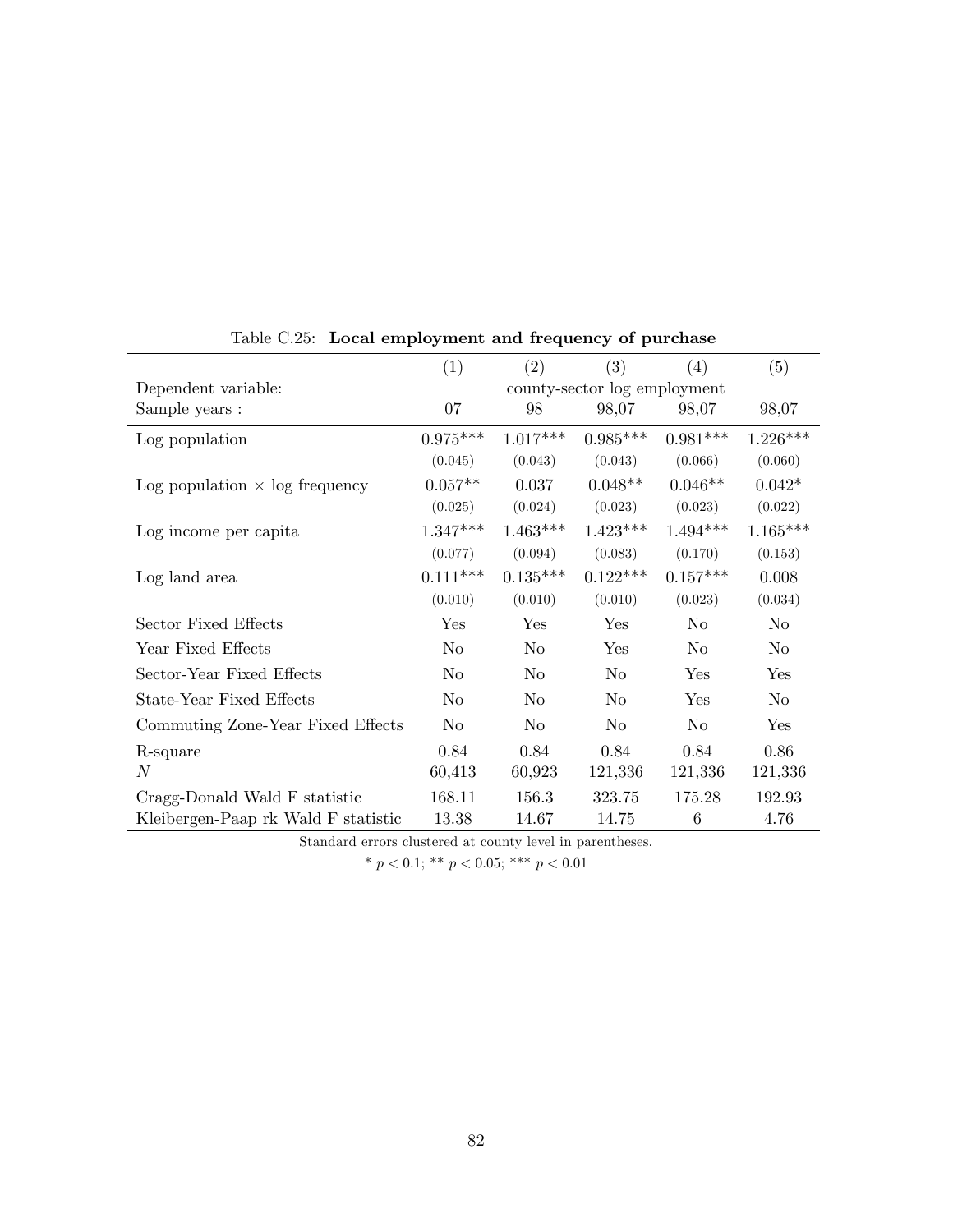Table C.25: **Local employment and frequency of purchase**

| | (1) | (2) | (3) | (4) | (5) |
|---|---|---|---|---|---|
| Dependent variable: | county-sector log employment | | | | |
| Sample years : | 07 | 98 | 98,07 | 98,07 | 98,07 |
| Log population | 0.975*** | 1.017*** | 0.985*** | 0.981*** | 1.226*** |
| | (0.045) | (0.043) | (0.043) | (0.066) | (0.060) |
| Log population × log frequency | 0.057** | 0.037 | 0.048** | 0.046** | 0.042* |
| | (0.025) | (0.024) | (0.023) | (0.023) | (0.022) |
| Log income per capita | 1.347*** | 1.463*** | 1.423*** | 1.494*** | 1.165*** |
| | (0.077) | (0.094) | (0.083) | (0.170) | (0.153) |
| Log land area | 0.111*** | 0.135*** | 0.122*** | 0.157*** | 0.008 |
| | (0.010) | (0.010) | (0.010) | (0.023) | (0.034) |
| Sector Fixed Effects | Yes | Yes | Yes | No | No |
| Year Fixed Effects | No | No | Yes | No | No |
| Sector-Year Fixed Effects | No | No | No | Yes | Yes |
| State-Year Fixed Effects | No | No | No | Yes | No |
| Commuting Zone-Year Fixed Effects | No | No | No | No | Yes |
| R-square | 0.84 | 0.84 | 0.84 | 0.84 | 0.86 |
| $N$ | 60,413 | 60,923 | 121,336 | 121,336 | 121,336 |
| Cragg-Donald Wald F statistic | 168.11 | 156.3 | 323.75 | 175.28 | 192.93 |
| Kleibergen-Paap rk Wald F statistic | 13.38 | 14.67 | 14.75 | 6 | 4.76 |

Standard errors clustered at county level in parentheses.

* $p < 0.1$; ** $p < 0.05$; *** $p < 0.01$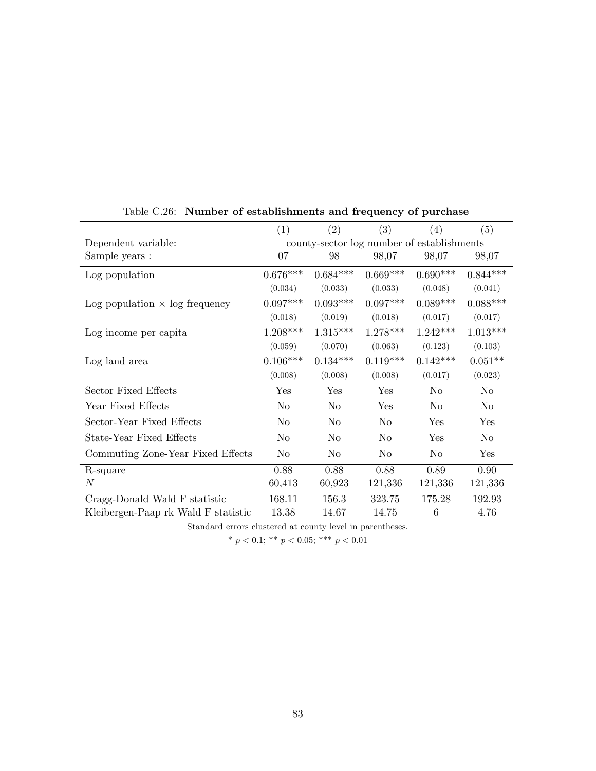Table C.26: **Number of establishments and frequency of purchase**

| | (1) | (2) | (3) | (4) | (5) |
|---|---|---|---|---|---|
| Dependent variable: | county-sector log number of establishments | | | | |
| Sample years : | 07 | 98 | 98,07 | 98,07 | 98,07 |
| Log population | 0.676*** | 0.684*** | 0.669*** | 0.690*** | 0.844*** |
| | (0.034) | (0.033) | (0.033) | (0.048) | (0.041) |
| Log population × log frequency | 0.097*** | 0.093*** | 0.097*** | 0.089*** | 0.088*** |
| | (0.018) | (0.019) | (0.018) | (0.017) | (0.017) |
| Log income per capita | 1.208*** | 1.315*** | 1.278*** | 1.242*** | 1.013*** |
| | (0.059) | (0.070) | (0.063) | (0.123) | (0.103) |
| Log land area | 0.106*** | 0.134*** | 0.119*** | 0.142*** | 0.051** |
| | (0.008) | (0.008) | (0.008) | (0.017) | (0.023) |
| Sector Fixed Effects | Yes | Yes | Yes | No | No |
| Year Fixed Effects | No | No | Yes | No | No |
| Sector-Year Fixed Effects | No | No | No | Yes | Yes |
| State-Year Fixed Effects | No | No | No | Yes | No |
| Commuting Zone-Year Fixed Effects | No | No | No | No | Yes |
| R-square | 0.88 | 0.88 | 0.88 | 0.89 | 0.90 |
| $N$ | 60,413 | 60,923 | 121,336 | 121,336 | 121,336 |
| Cragg-Donald Wald F statistic | 168.11 | 156.3 | 323.75 | 175.28 | 192.93 |
| Kleibergen-Paap rk Wald F statistic | 13.38 | 14.67 | 14.75 | 6 | 4.76 |

Standard errors clustered at county level in parentheses.

* $p < 0.1$; ** $p < 0.05$; *** $p < 0.01$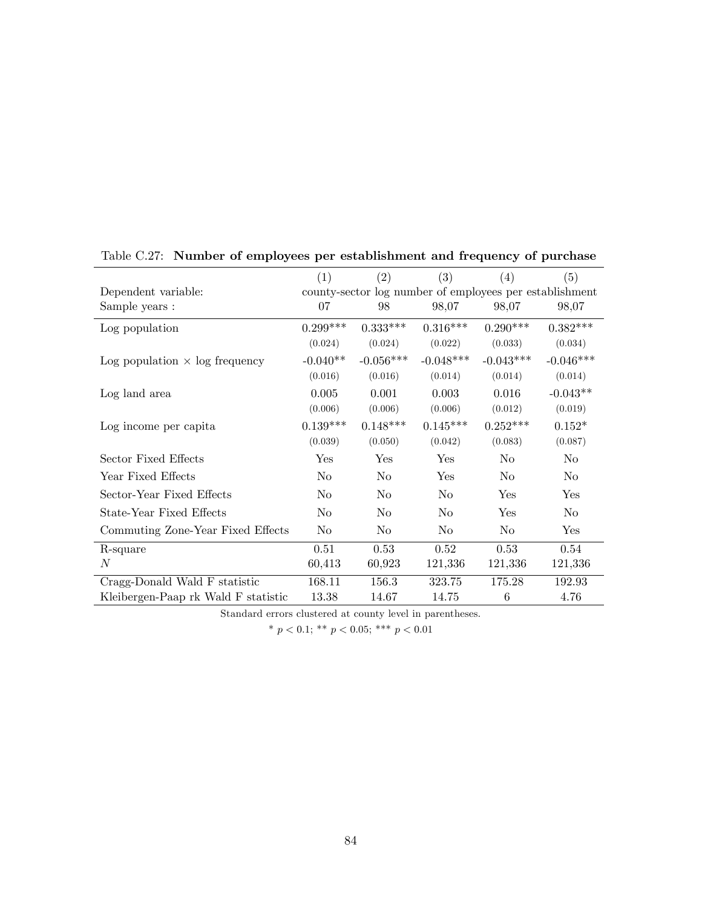Table C.27: **Number of employees per establishment and frequency of purchase**

| | (1) | (2) | (3) | (4) | (5) |
|---|---|---|---|---|---|
| Dependent variable: | county-sector log number of employees per establishment | | | | |
| Sample years : | 07 | 98 | 98,07 | 98,07 | 98,07 |
| Log population | 0.299*** | 0.333*** | 0.316*** | 0.290*** | 0.382*** |
| | (0.024) | (0.024) | (0.022) | (0.033) | (0.034) |
| Log population × log frequency | -0.040** | -0.056*** | -0.048*** | -0.043*** | -0.046*** |
| | (0.016) | (0.016) | (0.014) | (0.014) | (0.014) |
| Log land area | 0.005 | 0.001 | 0.003 | 0.016 | -0.043** |
| | (0.006) | (0.006) | (0.006) | (0.012) | (0.019) |
| Log income per capita | 0.139*** | 0.148*** | 0.145*** | 0.252*** | 0.152* |
| | (0.039) | (0.050) | (0.042) | (0.083) | (0.087) |
| Sector Fixed Effects | Yes | Yes | Yes | No | No |
| Year Fixed Effects | No | No | Yes | No | No |
| Sector-Year Fixed Effects | No | No | No | Yes | Yes |
| State-Year Fixed Effects | No | No | No | Yes | No |
| Commuting Zone-Year Fixed Effects | No | No | No | No | Yes |
| R-square | 0.51 | 0.53 | 0.52 | 0.53 | 0.54 |
| $N$ | 60,413 | 60,923 | 121,336 | 121,336 | 121,336 |
| Cragg-Donald Wald F statistic | 168.11 | 156.3 | 323.75 | 175.28 | 192.93 |
| Kleibergen-Paap rk Wald F statistic | 13.38 | 14.67 | 14.75 | 6 | 4.76 |

Standard errors clustered at county level in parentheses.

* $p < 0.1$; ** $p < 0.05$; *** $p < 0.01$